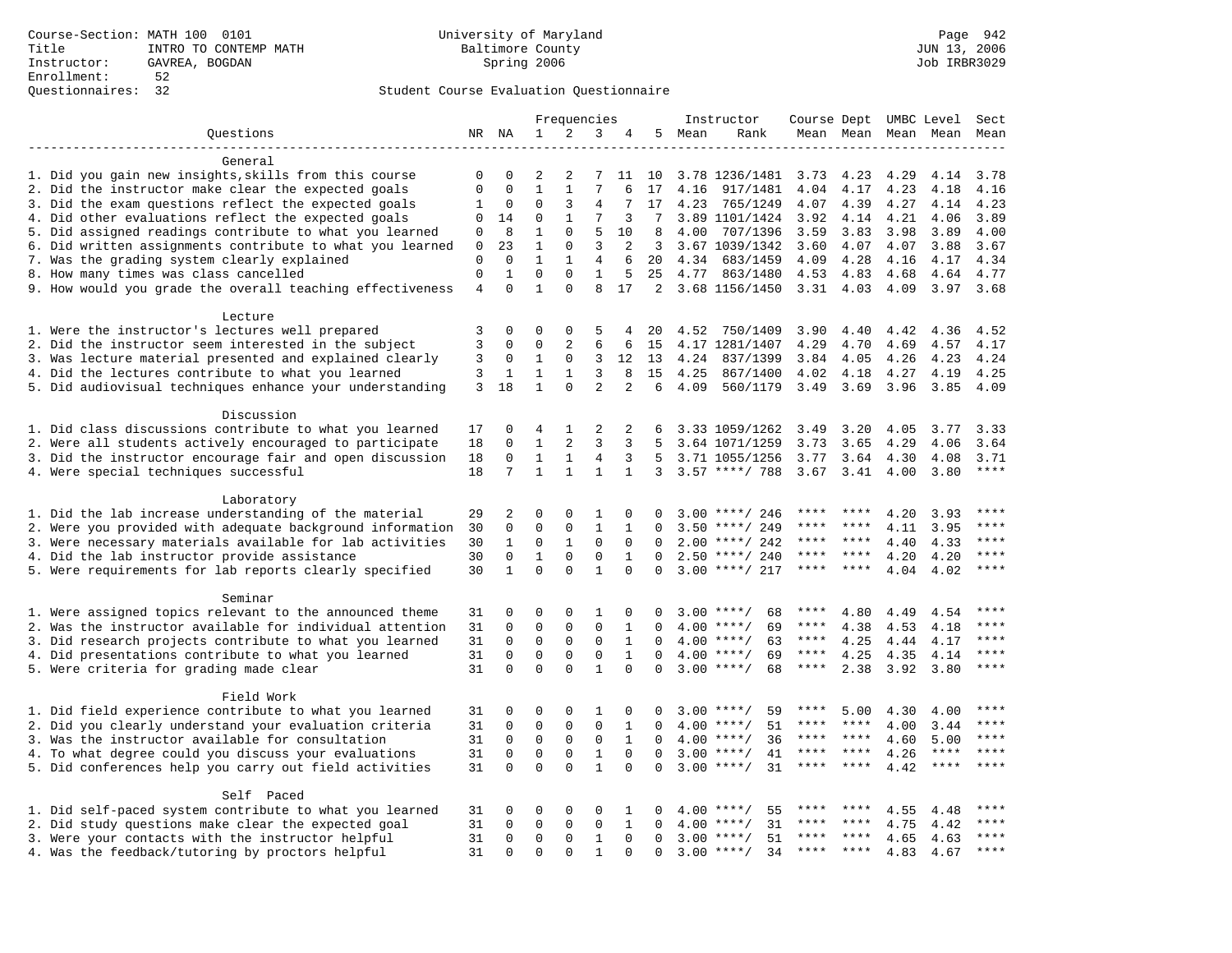Course-Section: MATH 100 0101
Title: INTRO TO CONTEMP MATH
Instructor: GAVREA, BOGDAN
Enrollment: 52
Questionnaires: 32

University of Maryland
Baltimore County
Spring 2006

JUN 13, 2006
Job IRBR3029

Student Course Evaluation Questionnaire

| Questions | NR | NA | 1 | 2 | 3 | 4 | 5 | Instructor Mean | Instructor Rank | Course Mean | Dept Mean | UMBC Level Mean | Level Mean | Sect Mean |
|---|---|---|---|---|---|---|---|---|---|---|---|---|---|---|
| **General** | | | | | | | | | | | | | | |
| 1. Did you gain new insights,skills from this course | 0 | 0 | 2 | 2 | 7 | 11 | 10 | 3.78 | 1236/1481 | 3.73 | 4.23 | 4.29 | 4.14 | 3.78 |
| 2. Did the instructor make clear the expected goals | 0 | 0 | 1 | 1 | 7 | 6 | 17 | 4.16 | 917/1481 | 4.04 | 4.17 | 4.23 | 4.18 | 4.16 |
| 3. Did the exam questions reflect the expected goals | 1 | 0 | 0 | 3 | 4 | 7 | 17 | 4.23 | 765/1249 | 4.07 | 4.39 | 4.27 | 4.14 | 4.23 |
| 4. Did other evaluations reflect the expected goals | 0 | 14 | 0 | 1 | 7 | 3 | 7 | 3.89 | 1101/1424 | 3.92 | 4.14 | 4.21 | 4.06 | 3.89 |
| 5. Did assigned readings contribute to what you learned | 0 | 8 | 1 | 0 | 5 | 10 | 8 | 4.00 | 707/1396 | 3.59 | 3.83 | 3.98 | 3.89 | 4.00 |
| 6. Did written assignments contribute to what you learned | 0 | 23 | 1 | 0 | 3 | 2 | 3 | 3.67 | 1039/1342 | 3.60 | 4.07 | 4.07 | 3.88 | 3.67 |
| 7. Was the grading system clearly explained | 0 | 0 | 1 | 1 | 4 | 6 | 20 | 4.34 | 683/1459 | 4.09 | 4.28 | 4.16 | 4.17 | 4.34 |
| 8. How many times was class cancelled | 0 | 1 | 0 | 0 | 1 | 5 | 25 | 4.77 | 863/1480 | 4.53 | 4.83 | 4.68 | 4.64 | 4.77 |
| 9. How would you grade the overall teaching effectiveness | 4 | 0 | 1 | 0 | 8 | 17 | 2 | 3.68 | 1156/1450 | 3.31 | 4.03 | 4.09 | 3.97 | 3.68 |
| **Lecture** | | | | | | | | | | | | | | |
| 1. Were the instructor's lectures well prepared | 3 | 0 | 0 | 0 | 5 | 4 | 20 | 4.52 | 750/1409 | 3.90 | 4.40 | 4.42 | 4.36 | 4.52 |
| 2. Did the instructor seem interested in the subject | 3 | 0 | 0 | 2 | 6 | 6 | 15 | 4.17 | 1281/1407 | 4.29 | 4.70 | 4.69 | 4.57 | 4.17 |
| 3. Was lecture material presented and explained clearly | 3 | 0 | 1 | 0 | 3 | 12 | 13 | 4.24 | 837/1399 | 3.84 | 4.05 | 4.26 | 4.23 | 4.24 |
| 4. Did the lectures contribute to what you learned | 3 | 1 | 1 | 1 | 3 | 8 | 15 | 4.25 | 867/1400 | 4.02 | 4.18 | 4.27 | 4.19 | 4.25 |
| 5. Did audiovisual techniques enhance your understanding | 3 | 18 | 1 | 0 | 2 | 2 | 6 | 4.09 | 560/1179 | 3.49 | 3.69 | 3.96 | 3.85 | 4.09 |
| **Discussion** | | | | | | | | | | | | | | |
| 1. Did class discussions contribute to what you learned | 17 | 0 | 4 | 1 | 2 | 2 | 6 | 3.33 | 1059/1262 | 3.49 | 3.20 | 4.05 | 3.77 | 3.33 |
| 2. Were all students actively encouraged to participate | 18 | 0 | 1 | 2 | 3 | 3 | 5 | 3.64 | 1071/1259 | 3.73 | 3.65 | 4.29 | 4.06 | 3.64 |
| 3. Did the instructor encourage fair and open discussion | 18 | 0 | 1 | 1 | 4 | 3 | 5 | 3.71 | 1055/1256 | 3.77 | 3.64 | 4.30 | 4.08 | 3.71 |
| 4. Were special techniques successful | 18 | 7 | 1 | 1 | 1 | 1 | 3 | 3.57 | ****/ 788 | 3.67 | 3.41 | 4.00 | 3.80 | **** |
| **Laboratory** | | | | | | | | | | | | | | |
| 1. Did the lab increase understanding of the material | 29 | 2 | 0 | 0 | 1 | 0 | 0 | 3.00 | ****/ 246 | **** | **** | 4.20 | 3.93 | **** |
| 2. Were you provided with adequate background information | 30 | 0 | 0 | 0 | 1 | 1 | 0 | 3.50 | ****/ 249 | **** | **** | 4.11 | 3.95 | **** |
| 3. Were necessary materials available for lab activities | 30 | 1 | 0 | 1 | 0 | 0 | 0 | 2.00 | ****/ 242 | **** | **** | 4.40 | 4.33 | **** |
| 4. Did the lab instructor provide assistance | 30 | 0 | 1 | 0 | 0 | 1 | 0 | 2.50 | ****/ 240 | **** | **** | 4.20 | 4.20 | **** |
| 5. Were requirements for lab reports clearly specified | 30 | 1 | 0 | 0 | 1 | 0 | 0 | 3.00 | ****/ 217 | **** | **** | 4.04 | 4.02 | **** |
| **Seminar** | | | | | | | | | | | | | | |
| 1. Were assigned topics relevant to the announced theme | 31 | 0 | 0 | 0 | 1 | 0 | 0 | 3.00 | ****/ 68 | **** | 4.80 | 4.49 | 4.54 | **** |
| 2. Was the instructor available for individual attention | 31 | 0 | 0 | 0 | 0 | 1 | 0 | 4.00 | ****/ 69 | **** | 4.38 | 4.53 | 4.18 | **** |
| 3. Did research projects contribute to what you learned | 31 | 0 | 0 | 0 | 0 | 1 | 0 | 4.00 | ****/ 63 | **** | 4.25 | 4.44 | 4.17 | **** |
| 4. Did presentations contribute to what you learned | 31 | 0 | 0 | 0 | 0 | 1 | 0 | 4.00 | ****/ 69 | **** | 4.25 | 4.35 | 4.14 | **** |
| 5. Were criteria for grading made clear | 31 | 0 | 0 | 0 | 1 | 0 | 0 | 3.00 | ****/ 68 | **** | 2.38 | 3.92 | 3.80 | **** |
| **Field Work** | | | | | | | | | | | | | | |
| 1. Did field experience contribute to what you learned | 31 | 0 | 0 | 0 | 1 | 0 | 0 | 3.00 | ****/ 59 | **** | 5.00 | 4.30 | 4.00 | **** |
| 2. Did you clearly understand your evaluation criteria | 31 | 0 | 0 | 0 | 0 | 1 | 0 | 4.00 | ****/ 51 | **** | **** | 4.00 | 3.44 | **** |
| 3. Was the instructor available for consultation | 31 | 0 | 0 | 0 | 0 | 1 | 0 | 4.00 | ****/ 36 | **** | **** | 4.60 | 5.00 | **** |
| 4. To what degree could you discuss your evaluations | 31 | 0 | 0 | 0 | 1 | 0 | 0 | 3.00 | ****/ 41 | **** | **** | 4.26 | **** | **** |
| 5. Did conferences help you carry out field activities | 31 | 0 | 0 | 0 | 1 | 0 | 0 | 3.00 | ****/ 31 | **** | **** | 4.42 | **** | **** |
| **Self Paced** | | | | | | | | | | | | | | |
| 1. Did self-paced system contribute to what you learned | 31 | 0 | 0 | 0 | 0 | 1 | 0 | 4.00 | ****/ 55 | **** | **** | 4.55 | 4.48 | **** |
| 2. Did study questions make clear the expected goal | 31 | 0 | 0 | 0 | 0 | 1 | 0 | 4.00 | ****/ 31 | **** | **** | 4.75 | 4.42 | **** |
| 3. Were your contacts with the instructor helpful | 31 | 0 | 0 | 0 | 1 | 0 | 0 | 3.00 | ****/ 51 | **** | **** | 4.65 | 4.63 | **** |
| 4. Was the feedback/tutoring by proctors helpful | 31 | 0 | 0 | 0 | 1 | 0 | 0 | 3.00 | ****/ 34 | **** | **** | 4.83 | 4.67 | **** |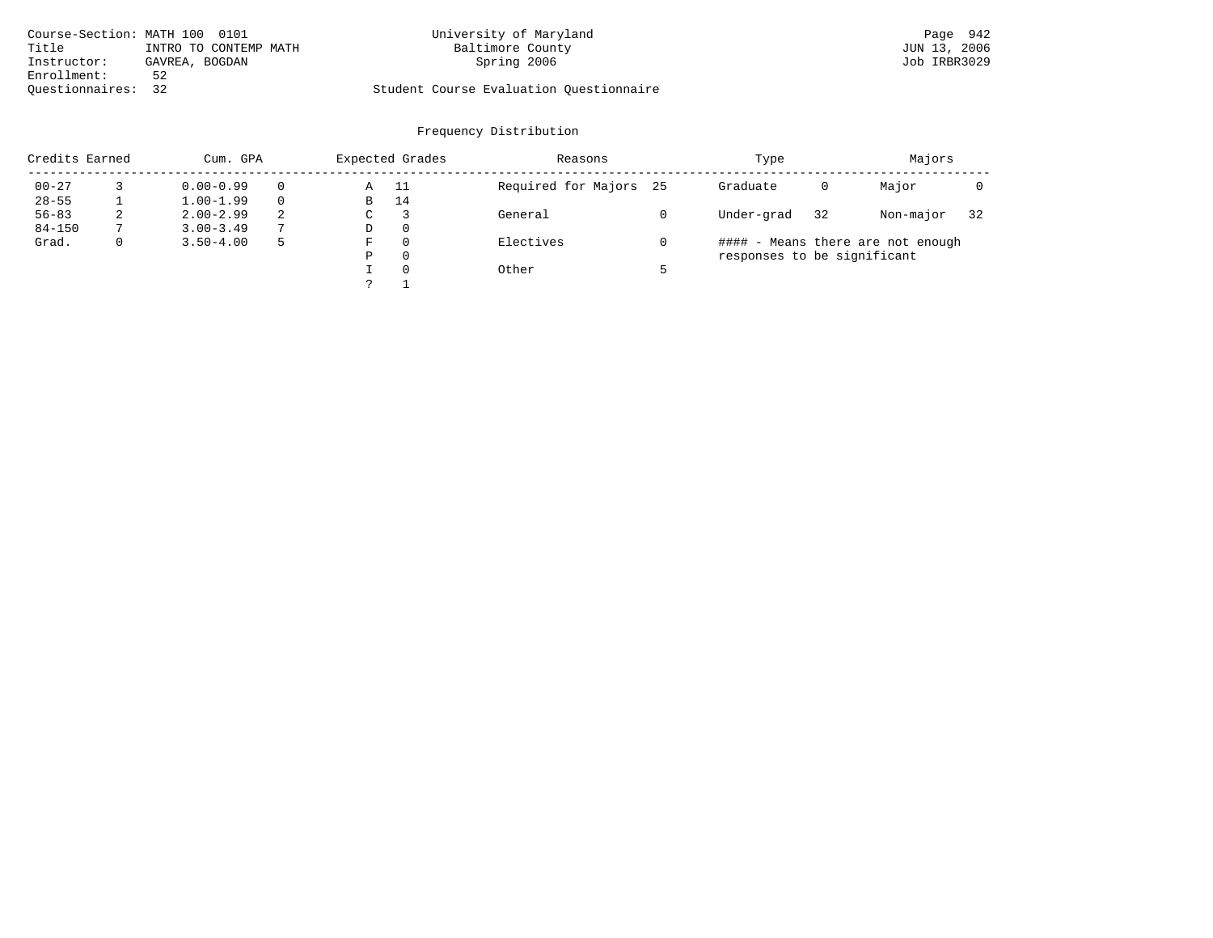Course-Section: MATH 100 0101
Title: INTRO TO CONTEMP MATH
Instructor: GAVREA, BOGDAN
Enrollment: 52
Questionnaires: 32

University of Maryland
Baltimore County
Spring 2006

Student Course Evaluation Questionnaire

JUN 13, 2006
Job IRBR3029

## Frequency Distribution

| Credits Earned | | Cum. GPA | | Expected Grades | | Reasons | | Type | | Majors | |
|---|---|---|---|---|---|---|---|---|---|---|---|
| 00-27 | 3 | 0.00-0.99 | 0 | A | 11 | Required for Majors | 25 | Graduate | 0 | Major | 0 |
| 28-55 | 1 | 1.00-1.99 | 0 | B | 14 | | | | | | |
| 56-83 | 2 | 2.00-2.99 | 2 | C | 3 | General | 0 | Under-grad | 32 | Non-major | 32 |
| 84-150 | 7 | 3.00-3.49 | 7 | D | 0 | | | | | | |
| Grad. | 0 | 3.50-4.00 | 5 | F | 0 | Electives | 0 | | | | |
| | | | | P | 0 | | | | | | |
| | | | | I | 0 | Other | 5 | | | | |
| | | | | ? | 1 | | | | | | |

#### - Means there are not enough responses to be significant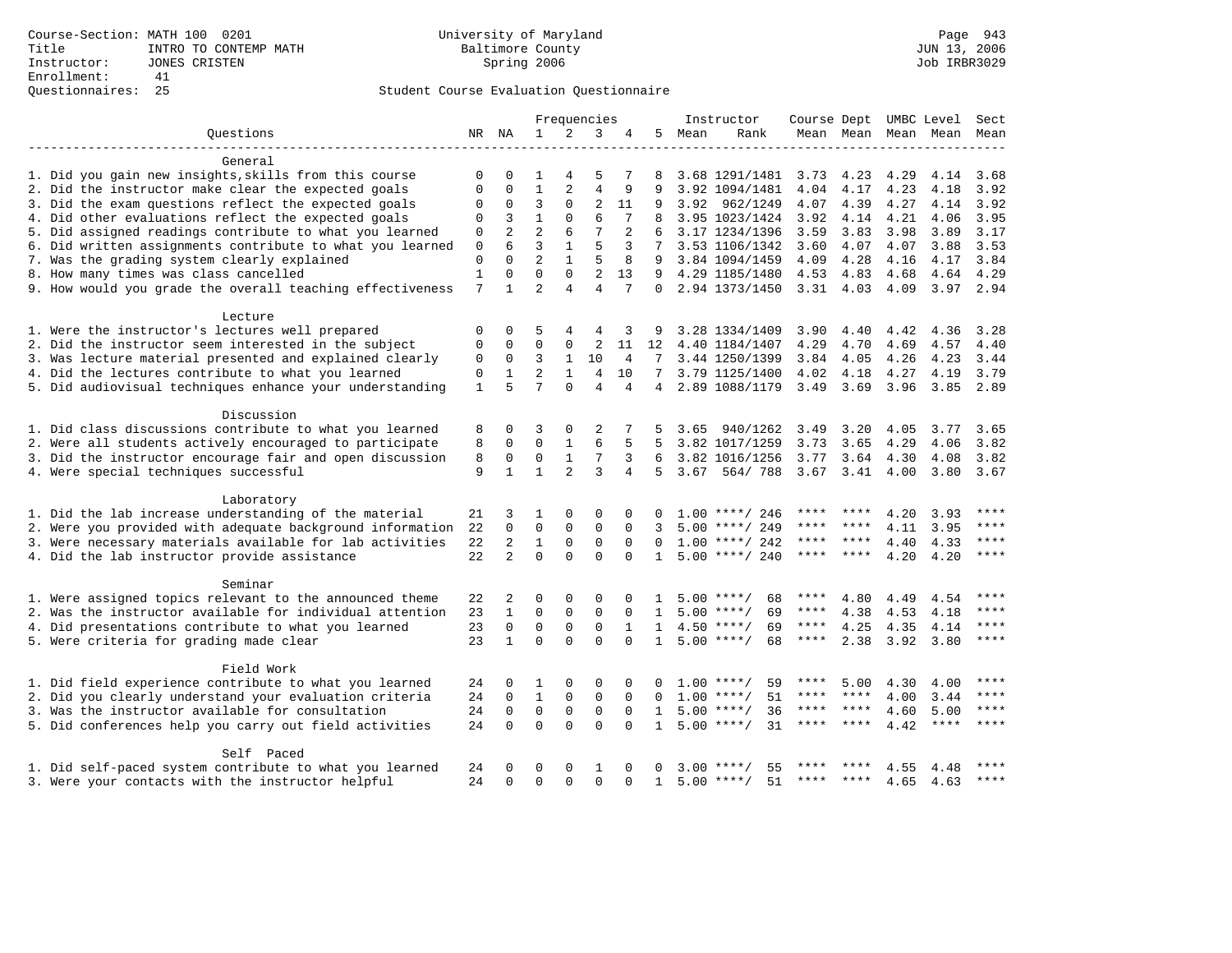Course-Section: MATH 100 0201
Title: INTRO TO CONTEMP MATH
Instructor: JONES CRISTEN
Enrollment: 41
Questionnaires: 25

University of Maryland
Baltimore County
Spring 2006

JUN 13, 2006
Job IRBR3029

## Student Course Evaluation Questionnaire

| Questions | NR | NA | 1 | 2 | 3 | 4 | 5 | Instructor Mean | Instructor Rank | Course Mean | Dept Mean | UMBC Mean | Level Mean | Sect Mean |
|---|---|---|---|---|---|---|---|---|---|---|---|---|---|---|
| **General** | | | | | | | | | | | | | | |
| 1. Did you gain new insights,skills from this course | 0 | 0 | 1 | 4 | 5 | 7 | 8 | 3.68 | 1291/1481 | 3.73 | 4.23 | 4.29 | 4.14 | 3.68 |
| 2. Did the instructor make clear the expected goals | 0 | 0 | 1 | 2 | 4 | 9 | 9 | 3.92 | 1094/1481 | 4.04 | 4.17 | 4.23 | 4.18 | 3.92 |
| 3. Did the exam questions reflect the expected goals | 0 | 0 | 3 | 0 | 2 | 11 | 9 | 3.92 | 962/1249 | 4.07 | 4.39 | 4.27 | 4.14 | 3.92 |
| 4. Did other evaluations reflect the expected goals | 0 | 3 | 1 | 0 | 6 | 7 | 8 | 3.95 | 1023/1424 | 3.92 | 4.14 | 4.21 | 4.06 | 3.95 |
| 5. Did assigned readings contribute to what you learned | 0 | 2 | 2 | 6 | 7 | 2 | 6 | 3.17 | 1234/1396 | 3.59 | 3.83 | 3.98 | 3.89 | 3.17 |
| 6. Did written assignments contribute to what you learned | 0 | 6 | 3 | 1 | 5 | 3 | 7 | 3.53 | 1106/1342 | 3.60 | 4.07 | 4.07 | 3.88 | 3.53 |
| 7. Was the grading system clearly explained | 0 | 0 | 2 | 1 | 5 | 8 | 9 | 3.84 | 1094/1459 | 4.09 | 4.28 | 4.16 | 4.17 | 3.84 |
| 8. How many times was class cancelled | 1 | 0 | 0 | 0 | 2 | 13 | 9 | 4.29 | 1185/1480 | 4.53 | 4.83 | 4.68 | 4.64 | 4.29 |
| 9. How would you grade the overall teaching effectiveness | 7 | 1 | 2 | 4 | 4 | 7 | 0 | 2.94 | 1373/1450 | 3.31 | 4.03 | 4.09 | 3.97 | 2.94 |
| **Lecture** | | | | | | | | | | | | | | |
| 1. Were the instructor's lectures well prepared | 0 | 0 | 5 | 4 | 4 | 3 | 9 | 3.28 | 1334/1409 | 3.90 | 4.40 | 4.42 | 4.36 | 3.28 |
| 2. Did the instructor seem interested in the subject | 0 | 0 | 0 | 0 | 2 | 11 | 12 | 4.40 | 1184/1407 | 4.29 | 4.70 | 4.69 | 4.57 | 4.40 |
| 3. Was lecture material presented and explained clearly | 0 | 0 | 3 | 1 | 10 | 4 | 7 | 3.44 | 1250/1399 | 3.84 | 4.05 | 4.26 | 4.23 | 3.44 |
| 4. Did the lectures contribute to what you learned | 0 | 1 | 2 | 1 | 4 | 10 | 7 | 3.79 | 1125/1400 | 4.02 | 4.18 | 4.27 | 4.19 | 3.79 |
| 5. Did audiovisual techniques enhance your understanding | 1 | 5 | 7 | 0 | 4 | 4 | 4 | 2.89 | 1088/1179 | 3.49 | 3.69 | 3.96 | 3.85 | 2.89 |
| **Discussion** | | | | | | | | | | | | | | |
| 1. Did class discussions contribute to what you learned | 8 | 0 | 3 | 0 | 2 | 7 | 5 | 3.65 | 940/1262 | 3.49 | 3.20 | 4.05 | 3.77 | 3.65 |
| 2. Were all students actively encouraged to participate | 8 | 0 | 0 | 1 | 6 | 5 | 5 | 3.82 | 1017/1259 | 3.73 | 3.65 | 4.29 | 4.06 | 3.82 |
| 3. Did the instructor encourage fair and open discussion | 8 | 0 | 0 | 1 | 7 | 3 | 6 | 3.82 | 1016/1256 | 3.77 | 3.64 | 4.30 | 4.08 | 3.82 |
| 4. Were special techniques successful | 9 | 1 | 1 | 2 | 3 | 4 | 5 | 3.67 | 564/ 788 | 3.67 | 3.41 | 4.00 | 3.80 | 3.67 |
| **Laboratory** | | | | | | | | | | | | | | |
| 1. Did the lab increase understanding of the material | 21 | 3 | 1 | 0 | 0 | 0 | 0 | 1.00 | ****/ 246 | **** | **** | 4.20 | 3.93 | **** |
| 2. Were you provided with adequate background information | 22 | 0 | 0 | 0 | 0 | 0 | 3 | 5.00 | ****/ 249 | **** | **** | 4.11 | 3.95 | **** |
| 3. Were necessary materials available for lab activities | 22 | 2 | 1 | 0 | 0 | 0 | 0 | 1.00 | ****/ 242 | **** | **** | 4.40 | 4.33 | **** |
| 4. Did the lab instructor provide assistance | 22 | 2 | 0 | 0 | 0 | 0 | 1 | 5.00 | ****/ 240 | **** | **** | 4.20 | 4.20 | **** |
| **Seminar** | | | | | | | | | | | | | | |
| 1. Were assigned topics relevant to the announced theme | 22 | 2 | 0 | 0 | 0 | 0 | 1 | 5.00 | ****/ 68 | **** | 4.80 | 4.49 | 4.54 | **** |
| 2. Was the instructor available for individual attention | 23 | 1 | 0 | 0 | 0 | 0 | 1 | 5.00 | ****/ 69 | **** | 4.38 | 4.53 | 4.18 | **** |
| 4. Did presentations contribute to what you learned | 23 | 0 | 0 | 0 | 0 | 1 | 1 | 4.50 | ****/ 69 | **** | 4.25 | 4.35 | 4.14 | **** |
| 5. Were criteria for grading made clear | 23 | 1 | 0 | 0 | 0 | 0 | 1 | 5.00 | ****/ 68 | **** | 2.38 | 3.92 | 3.80 | **** |
| **Field Work** | | | | | | | | | | | | | | |
| 1. Did field experience contribute to what you learned | 24 | 0 | 1 | 0 | 0 | 0 | 0 | 1.00 | ****/ 59 | **** | 5.00 | 4.30 | 4.00 | **** |
| 2. Did you clearly understand your evaluation criteria | 24 | 0 | 1 | 0 | 0 | 0 | 0 | 1.00 | ****/ 51 | **** | **** | 4.00 | 3.44 | **** |
| 3. Was the instructor available for consultation | 24 | 0 | 0 | 0 | 0 | 0 | 1 | 5.00 | ****/ 36 | **** | **** | 4.60 | 5.00 | **** |
| 5. Did conferences help you carry out field activities | 24 | 0 | 0 | 0 | 0 | 0 | 1 | 5.00 | ****/ 31 | **** | **** | 4.42 | **** | **** |
| **Self Paced** | | | | | | | | | | | | | | |
| 1. Did self-paced system contribute to what you learned | 24 | 0 | 0 | 0 | 1 | 0 | 0 | 3.00 | ****/ 55 | **** | **** | 4.55 | 4.48 | **** |
| 3. Were your contacts with the instructor helpful | 24 | 0 | 0 | 0 | 0 | 0 | 1 | 5.00 | ****/ 51 | **** | **** | 4.65 | 4.63 | **** |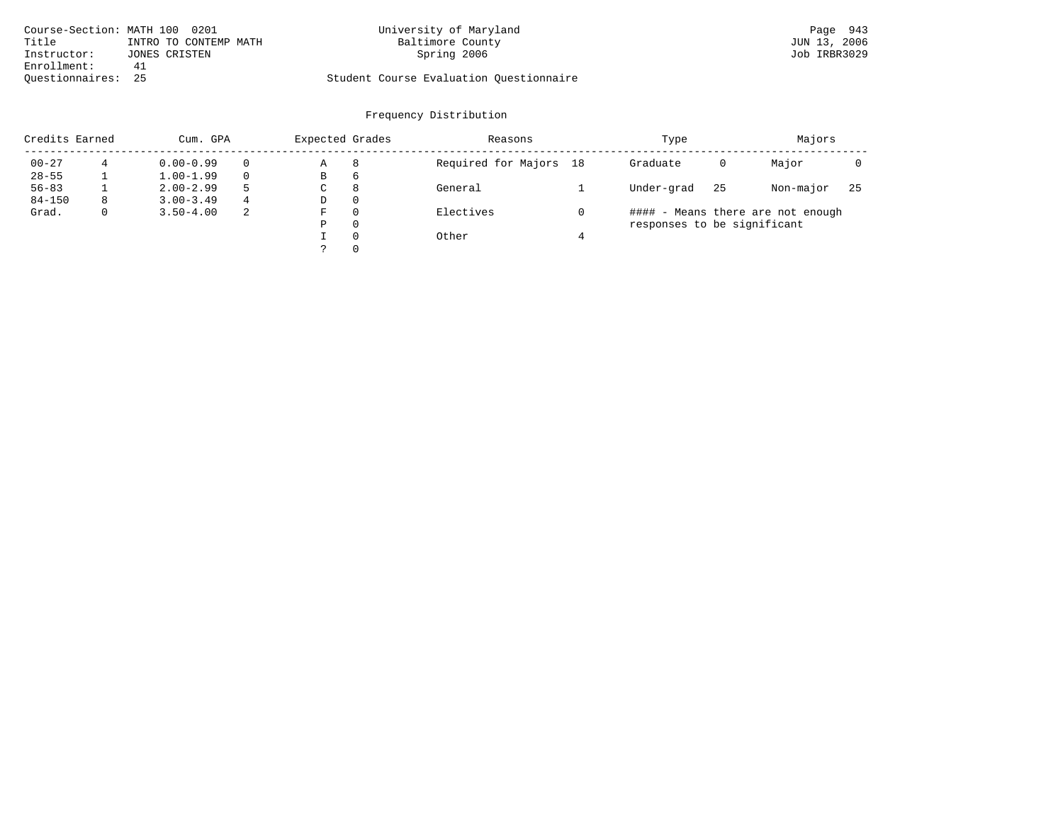Course-Section: MATH 100 0201
Title: INTRO TO CONTEMP MATH
Instructor: JONES CRISTEN
Enrollment: 41
Questionnaires: 25

University of Maryland
Baltimore County
Spring 2006

Student Course Evaluation Questionnaire

## Frequency Distribution

| Credits Earned | | Cum. GPA | | Expected Grades | | Reasons | | Type | | Majors | |
|---|---|---|---|---|---|---|---|---|---|---|---|
| 00-27 | 4 | 0.00-0.99 | 0 | A | 8 | Required for Majors | 18 | Graduate | 0 | Major | 0 |
| 28-55 | 1 | 1.00-1.99 | 0 | B | 6 | | | | | | |
| 56-83 | 1 | 2.00-2.99 | 5 | C | 8 | General | 1 | Under-grad | 25 | Non-major | 25 |
| 84-150 | 8 | 3.00-3.49 | 4 | D | 0 | | | | | | |
| Grad. | 0 | 3.50-4.00 | 2 | F | 0 | Electives | 0 | | | | |
| | | | | P | 0 | | | | | | |
| | | | | I | 0 | Other | 4 | | | | |
| | | | | ? | 0 | | | | | | |

#### - Means there are not enough responses to be significant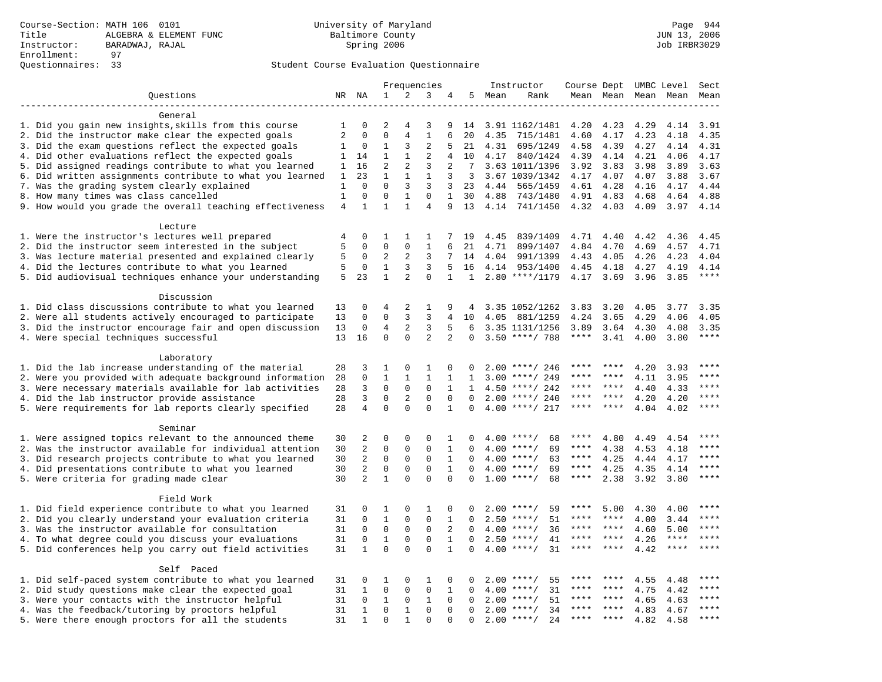Course-Section: MATH 106 0101
Title: ALGEBRA & ELEMENT FUNC
Instructor: BARADWAJ, RAJAL
Enrollment: 97
Questionnaires: 33

University of Maryland
Baltimore County
Spring 2006

Student Course Evaluation Questionnaire

| Questions | NR | NA | 1 | 2 | 3 | 4 | 5 | Instructor Mean | Instructor Rank | Course Mean | Dept Mean | UMBC Level Mean | Level Mean | Sect Mean |
|---|---|---|---|---|---|---|---|---|---|---|---|---|---|---|
| **General** | | | | | | | | | | | | | | |
| 1. Did you gain new insights,skills from this course | 1 | 0 | 2 | 4 | 3 | 9 | 14 | 3.91 | 1162/1481 | 4.20 | 4.23 | 4.29 | 4.14 | 3.91 |
| 2. Did the instructor make clear the expected goals | 2 | 0 | 0 | 4 | 1 | 6 | 20 | 4.35 | 715/1481 | 4.60 | 4.17 | 4.23 | 4.18 | 4.35 |
| 3. Did the exam questions reflect the expected goals | 1 | 0 | 1 | 3 | 2 | 5 | 21 | 4.31 | 695/1249 | 4.58 | 4.39 | 4.27 | 4.14 | 4.31 |
| 4. Did other evaluations reflect the expected goals | 1 | 14 | 1 | 1 | 2 | 4 | 10 | 4.17 | 840/1424 | 4.39 | 4.14 | 4.21 | 4.06 | 4.17 |
| 5. Did assigned readings contribute to what you learned | 1 | 16 | 2 | 2 | 3 | 2 | 7 | 3.63 | 1011/1396 | 3.92 | 3.83 | 3.98 | 3.89 | 3.63 |
| 6. Did written assignments contribute to what you learned | 1 | 23 | 1 | 1 | 1 | 3 | 3 | 3.67 | 1039/1342 | 4.17 | 4.07 | 4.07 | 3.88 | 3.67 |
| 7. Was the grading system clearly explained | 1 | 0 | 0 | 3 | 3 | 3 | 23 | 4.44 | 565/1459 | 4.61 | 4.28 | 4.16 | 4.17 | 4.44 |
| 8. How many times was class cancelled | 1 | 0 | 0 | 1 | 0 | 1 | 30 | 4.88 | 743/1480 | 4.91 | 4.83 | 4.68 | 4.64 | 4.88 |
| 9. How would you grade the overall teaching effectiveness | 4 | 1 | 1 | 1 | 4 | 9 | 13 | 4.14 | 741/1450 | 4.32 | 4.03 | 4.09 | 3.97 | 4.14 |
| **Lecture** | | | | | | | | | | | | | | |
| 1. Were the instructor's lectures well prepared | 4 | 0 | 1 | 1 | 1 | 7 | 19 | 4.45 | 839/1409 | 4.71 | 4.40 | 4.42 | 4.36 | 4.45 |
| 2. Did the instructor seem interested in the subject | 5 | 0 | 0 | 0 | 1 | 6 | 21 | 4.71 | 899/1407 | 4.84 | 4.70 | 4.69 | 4.57 | 4.71 |
| 3. Was lecture material presented and explained clearly | 5 | 0 | 2 | 2 | 3 | 7 | 14 | 4.04 | 991/1399 | 4.43 | 4.05 | 4.26 | 4.23 | 4.04 |
| 4. Did the lectures contribute to what you learned | 5 | 0 | 1 | 3 | 3 | 5 | 16 | 4.14 | 953/1400 | 4.45 | 4.18 | 4.27 | 4.19 | 4.14 |
| 5. Did audiovisual techniques enhance your understanding | 5 | 23 | 1 | 2 | 0 | 1 | 1 | 2.80 | ****/1179 | 4.17 | 3.69 | 3.96 | 3.85 | **** |
| **Discussion** | | | | | | | | | | | | | | |
| 1. Did class discussions contribute to what you learned | 13 | 0 | 4 | 2 | 1 | 9 | 4 | 3.35 | 1052/1262 | 3.83 | 3.20 | 4.05 | 3.77 | 3.35 |
| 2. Were all students actively encouraged to participate | 13 | 0 | 0 | 3 | 3 | 4 | 10 | 4.05 | 881/1259 | 4.24 | 3.65 | 4.29 | 4.06 | 4.05 |
| 3. Did the instructor encourage fair and open discussion | 13 | 0 | 4 | 2 | 3 | 5 | 6 | 3.35 | 1131/1256 | 3.89 | 3.64 | 4.30 | 4.08 | 3.35 |
| 4. Were special techniques successful | 13 | 16 | 0 | 0 | 2 | 2 | 0 | 3.50 | ****/ 788 | **** | 3.41 | 4.00 | 3.80 | **** |
| **Laboratory** | | | | | | | | | | | | | | |
| 1. Did the lab increase understanding of the material | 28 | 3 | 1 | 0 | 1 | 0 | 0 | 2.00 | ****/ 246 | **** | **** | 4.20 | 3.93 | **** |
| 2. Were you provided with adequate background information | 28 | 0 | 1 | 1 | 1 | 1 | 1 | 3.00 | ****/ 249 | **** | **** | 4.11 | 3.95 | **** |
| 3. Were necessary materials available for lab activities | 28 | 3 | 0 | 0 | 0 | 1 | 1 | 4.50 | ****/ 242 | **** | **** | 4.40 | 4.33 | **** |
| 4. Did the lab instructor provide assistance | 28 | 3 | 0 | 2 | 0 | 0 | 0 | 2.00 | ****/ 240 | **** | **** | 4.20 | 4.20 | **** |
| 5. Were requirements for lab reports clearly specified | 28 | 4 | 0 | 0 | 0 | 1 | 0 | 4.00 | ****/ 217 | **** | **** | 4.04 | 4.02 | **** |
| **Seminar** | | | | | | | | | | | | | | |
| 1. Were assigned topics relevant to the announced theme | 30 | 2 | 0 | 0 | 0 | 1 | 0 | 4.00 | ****/ 68 | **** | 4.80 | 4.49 | 4.54 | **** |
| 2. Was the instructor available for individual attention | 30 | 2 | 0 | 0 | 0 | 1 | 0 | 4.00 | ****/ 69 | **** | 4.38 | 4.53 | 4.18 | **** |
| 3. Did research projects contribute to what you learned | 30 | 2 | 0 | 0 | 0 | 1 | 0 | 4.00 | ****/ 63 | **** | 4.25 | 4.44 | 4.17 | **** |
| 4. Did presentations contribute to what you learned | 30 | 2 | 0 | 0 | 0 | 1 | 0 | 4.00 | ****/ 69 | **** | 4.25 | 4.35 | 4.14 | **** |
| 5. Were criteria for grading made clear | 30 | 2 | 1 | 0 | 0 | 0 | 0 | 1.00 | ****/ 68 | **** | 2.38 | 3.92 | 3.80 | **** |
| **Field Work** | | | | | | | | | | | | | | |
| 1. Did field experience contribute to what you learned | 31 | 0 | 1 | 0 | 1 | 0 | 0 | 2.00 | ****/ 59 | **** | 5.00 | 4.30 | 4.00 | **** |
| 2. Did you clearly understand your evaluation criteria | 31 | 0 | 1 | 0 | 0 | 1 | 0 | 2.50 | ****/ 51 | **** | **** | 4.00 | 3.44 | **** |
| 3. Was the instructor available for consultation | 31 | 0 | 0 | 0 | 0 | 2 | 0 | 4.00 | ****/ 36 | **** | **** | 4.60 | 5.00 | **** |
| 4. To what degree could you discuss your evaluations | 31 | 0 | 1 | 0 | 0 | 1 | 0 | 2.50 | ****/ 41 | **** | **** | 4.26 | **** | **** |
| 5. Did conferences help you carry out field activities | 31 | 1 | 0 | 0 | 0 | 1 | 0 | 4.00 | ****/ 31 | **** | **** | 4.42 | **** | **** |
| **Self Paced** | | | | | | | | | | | | | | |
| 1. Did self-paced system contribute to what you learned | 31 | 0 | 1 | 0 | 1 | 0 | 0 | 2.00 | ****/ 55 | **** | **** | 4.55 | 4.48 | **** |
| 2. Did study questions make clear the expected goal | 31 | 1 | 0 | 0 | 0 | 1 | 0 | 4.00 | ****/ 31 | **** | **** | 4.75 | 4.42 | **** |
| 3. Were your contacts with the instructor helpful | 31 | 0 | 1 | 0 | 1 | 0 | 0 | 2.00 | ****/ 51 | **** | **** | 4.65 | 4.63 | **** |
| 4. Was the feedback/tutoring by proctors helpful | 31 | 1 | 0 | 1 | 0 | 0 | 0 | 2.00 | ****/ 34 | **** | **** | 4.83 | 4.67 | **** |
| 5. Were there enough proctors for all the students | 31 | 1 | 0 | 1 | 0 | 0 | 0 | 2.00 | ****/ 24 | **** | **** | 4.82 | 4.58 | **** |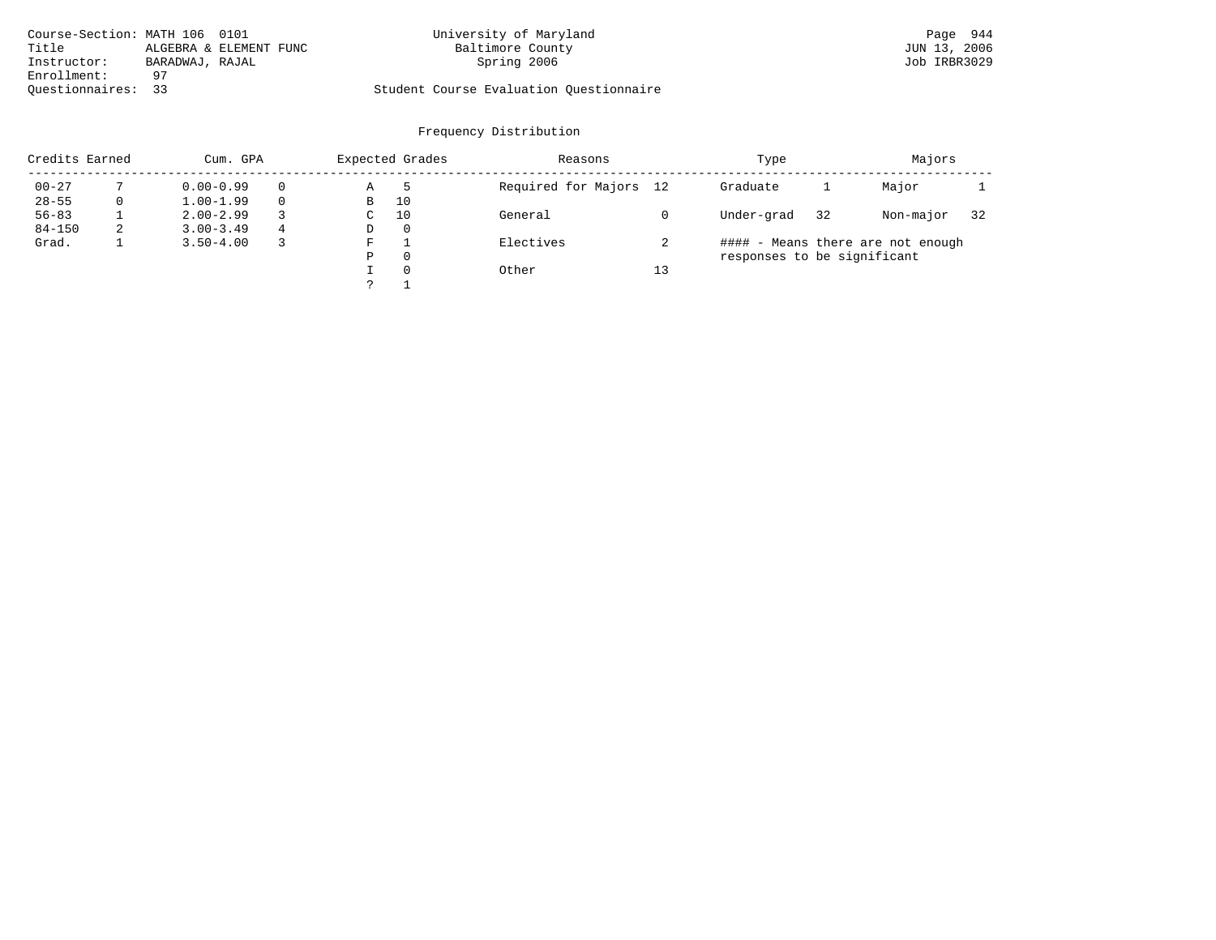Course-Section: MATH 106 0101
Title: ALGEBRA & ELEMENT FUNC
Instructor: BARADWAJ, RAJAL
Enrollment: 97
Questionnaires: 33

University of Maryland
Baltimore County
Spring 2006

Student Course Evaluation Questionnaire

## Frequency Distribution

| Credits Earned | | Cum. GPA | | Expected Grades | | Reasons | | Type | | Majors | |
|---|---|---|---|---|---|---|---|---|---|---|---|
| 00-27 | 7 | 0.00-0.99 | 0 | A | 5 | Required for Majors | 12 | Graduate | 1 | Major | 1 |
| 28-55 | 0 | 1.00-1.99 | 0 | B | 10 | | | | | | |
| 56-83 | 1 | 2.00-2.99 | 3 | C | 10 | General | 0 | Under-grad | 32 | Non-major | 32 |
| 84-150 | 2 | 3.00-3.49 | 4 | D | 0 | | | | | | |
| Grad. | 1 | 3.50-4.00 | 3 | F | 1 | Electives | 2 | | | | |
| | | | | P | 0 | | | | | | |
| | | | | I | 0 | Other | 13 | | | | |
| | | | | ? | 1 | | | | | | |

#### - Means there are not enough responses to be significant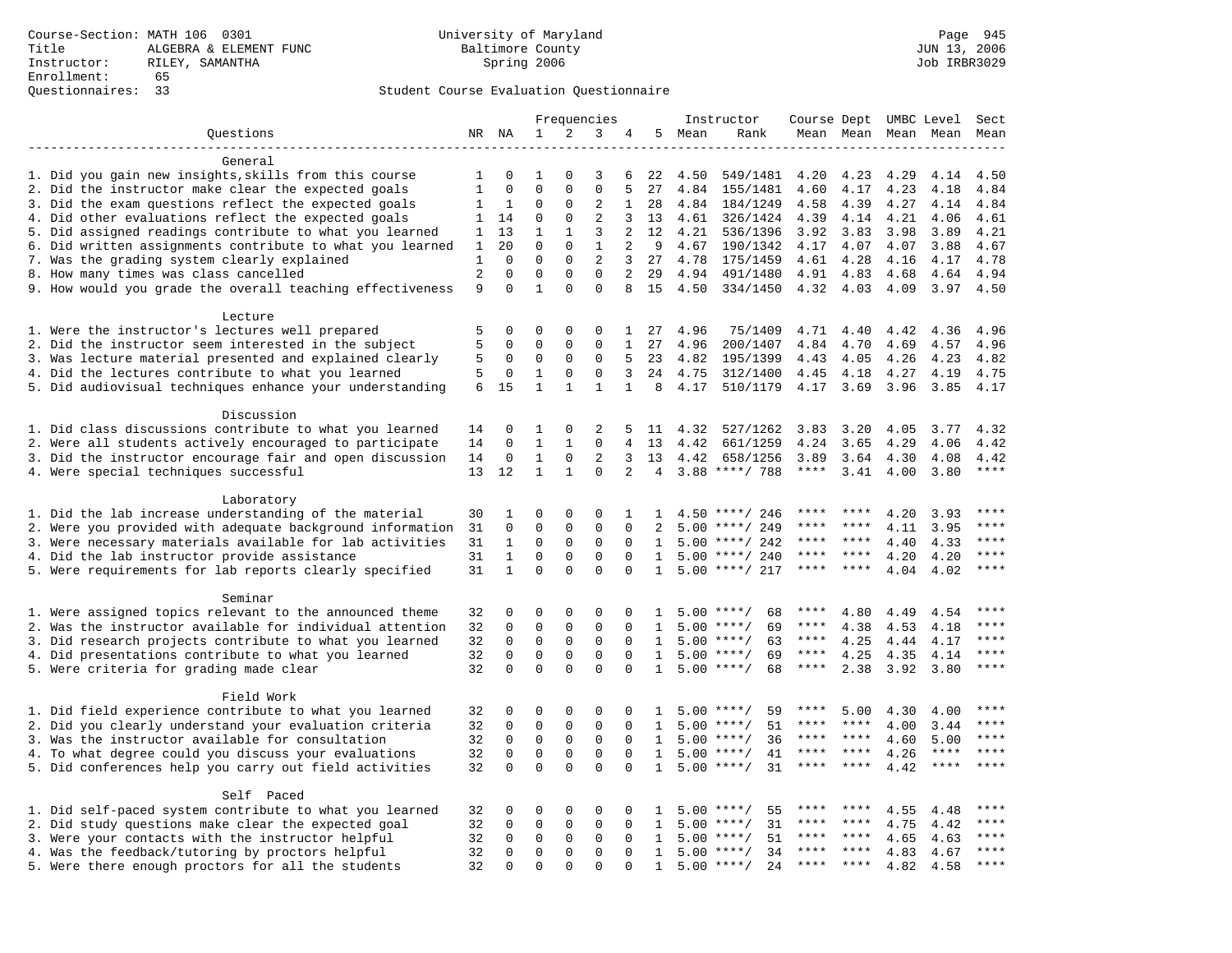Course-Section: MATH 106 0301
Title: ALGEBRA & ELEMENT FUNC
Instructor: RILEY, SAMANTHA
Enrollment: 65
Questionnaires: 33

University of Maryland
Baltimore County
Spring 2006

JUN 13, 2006
Job IRBR3029

Student Course Evaluation Questionnaire

| Questions | NR | NA | 1 | 2 | 3 | 4 | 5 | Instructor Mean | Instructor Rank | Course Mean | Dept Mean | UMBC Mean | Level Mean | Sect Mean |
|---|---|---|---|---|---|---|---|---|---|---|---|---|---|---|
| **General** | | | | | | | | | | | | | | |
| 1. Did you gain new insights,skills from this course | 1 | 0 | 1 | 0 | 3 | 6 | 22 | 4.50 | 549/1481 | 4.20 | 4.23 | 4.29 | 4.14 | 4.50 |
| 2. Did the instructor make clear the expected goals | 1 | 0 | 0 | 0 | 0 | 5 | 27 | 4.84 | 155/1481 | 4.60 | 4.17 | 4.23 | 4.18 | 4.84 |
| 3. Did the exam questions reflect the expected goals | 1 | 1 | 0 | 0 | 2 | 1 | 28 | 4.84 | 184/1249 | 4.58 | 4.39 | 4.27 | 4.14 | 4.84 |
| 4. Did other evaluations reflect the expected goals | 1 | 14 | 0 | 0 | 2 | 3 | 13 | 4.61 | 326/1424 | 4.39 | 4.14 | 4.21 | 4.06 | 4.61 |
| 5. Did assigned readings contribute to what you learned | 1 | 13 | 1 | 1 | 3 | 2 | 12 | 4.21 | 536/1396 | 3.92 | 3.83 | 3.98 | 3.89 | 4.21 |
| 6. Did written assignments contribute to what you learned | 1 | 20 | 0 | 0 | 1 | 2 | 9 | 4.67 | 190/1342 | 4.17 | 4.07 | 4.07 | 3.88 | 4.67 |
| 7. Was the grading system clearly explained | 1 | 0 | 0 | 0 | 2 | 3 | 27 | 4.78 | 175/1459 | 4.61 | 4.28 | 4.16 | 4.17 | 4.78 |
| 8. How many times was class cancelled | 2 | 0 | 0 | 0 | 0 | 2 | 29 | 4.94 | 491/1480 | 4.91 | 4.83 | 4.68 | 4.64 | 4.94 |
| 9. How would you grade the overall teaching effectiveness | 9 | 0 | 1 | 0 | 0 | 8 | 15 | 4.50 | 334/1450 | 4.32 | 4.03 | 4.09 | 3.97 | 4.50 |
| **Lecture** | | | | | | | | | | | | | | |
| 1. Were the instructor's lectures well prepared | 5 | 0 | 0 | 0 | 0 | 1 | 27 | 4.96 | 75/1409 | 4.71 | 4.40 | 4.42 | 4.36 | 4.96 |
| 2. Did the instructor seem interested in the subject | 5 | 0 | 0 | 0 | 0 | 1 | 27 | 4.96 | 200/1407 | 4.84 | 4.70 | 4.69 | 4.57 | 4.96 |
| 3. Was lecture material presented and explained clearly | 5 | 0 | 0 | 0 | 0 | 5 | 23 | 4.82 | 195/1399 | 4.43 | 4.05 | 4.26 | 4.23 | 4.82 |
| 4. Did the lectures contribute to what you learned | 5 | 0 | 1 | 0 | 0 | 3 | 24 | 4.75 | 312/1400 | 4.45 | 4.18 | 4.27 | 4.19 | 4.75 |
| 5. Did audiovisual techniques enhance your understanding | 6 | 15 | 1 | 1 | 1 | 1 | 8 | 4.17 | 510/1179 | 4.17 | 3.69 | 3.96 | 3.85 | 4.17 |
| **Discussion** | | | | | | | | | | | | | | |
| 1. Did class discussions contribute to what you learned | 14 | 0 | 1 | 0 | 2 | 5 | 11 | 4.32 | 527/1262 | 3.83 | 3.20 | 4.05 | 3.77 | 4.32 |
| 2. Were all students actively encouraged to participate | 14 | 0 | 1 | 1 | 0 | 4 | 13 | 4.42 | 661/1259 | 4.24 | 3.65 | 4.29 | 4.06 | 4.42 |
| 3. Did the instructor encourage fair and open discussion | 14 | 0 | 1 | 0 | 2 | 3 | 13 | 4.42 | 658/1256 | 3.89 | 3.64 | 4.30 | 4.08 | 4.42 |
| 4. Were special techniques successful | 13 | 12 | 1 | 1 | 0 | 2 | 4 | 3.88 | ****/ 788 | **** | 3.41 | 4.00 | 3.80 | **** |
| **Laboratory** | | | | | | | | | | | | | | |
| 1. Did the lab increase understanding of the material | 30 | 1 | 0 | 0 | 0 | 1 | 1 | 4.50 | ****/ 246 | **** | **** | 4.20 | 3.93 | **** |
| 2. Were you provided with adequate background information | 31 | 0 | 0 | 0 | 0 | 0 | 2 | 5.00 | ****/ 249 | **** | **** | 4.11 | 3.95 | **** |
| 3. Were necessary materials available for lab activities | 31 | 1 | 0 | 0 | 0 | 0 | 1 | 5.00 | ****/ 242 | **** | **** | 4.40 | 4.33 | **** |
| 4. Did the lab instructor provide assistance | 31 | 1 | 0 | 0 | 0 | 0 | 1 | 5.00 | ****/ 240 | **** | **** | 4.20 | 4.20 | **** |
| 5. Were requirements for lab reports clearly specified | 31 | 1 | 0 | 0 | 0 | 0 | 1 | 5.00 | ****/ 217 | **** | **** | 4.04 | 4.02 | **** |
| **Seminar** | | | | | | | | | | | | | | |
| 1. Were assigned topics relevant to the announced theme | 32 | 0 | 0 | 0 | 0 | 0 | 1 | 5.00 | ****/ 68 | **** | 4.80 | 4.49 | 4.54 | **** |
| 2. Was the instructor available for individual attention | 32 | 0 | 0 | 0 | 0 | 0 | 1 | 5.00 | ****/ 69 | **** | 4.38 | 4.53 | 4.18 | **** |
| 3. Did research projects contribute to what you learned | 32 | 0 | 0 | 0 | 0 | 0 | 1 | 5.00 | ****/ 63 | **** | 4.25 | 4.44 | 4.17 | **** |
| 4. Did presentations contribute to what you learned | 32 | 0 | 0 | 0 | 0 | 0 | 1 | 5.00 | ****/ 69 | **** | 4.25 | 4.35 | 4.14 | **** |
| 5. Were criteria for grading made clear | 32 | 0 | 0 | 0 | 0 | 0 | 1 | 5.00 | ****/ 68 | **** | 2.38 | 3.92 | 3.80 | **** |
| **Field Work** | | | | | | | | | | | | | | |
| 1. Did field experience contribute to what you learned | 32 | 0 | 0 | 0 | 0 | 0 | 1 | 5.00 | ****/ 59 | **** | 5.00 | 4.30 | 4.00 | **** |
| 2. Did you clearly understand your evaluation criteria | 32 | 0 | 0 | 0 | 0 | 0 | 1 | 5.00 | ****/ 51 | **** | **** | 4.00 | 3.44 | **** |
| 3. Was the instructor available for consultation | 32 | 0 | 0 | 0 | 0 | 0 | 1 | 5.00 | ****/ 36 | **** | **** | 4.60 | 5.00 | **** |
| 4. To what degree could you discuss your evaluations | 32 | 0 | 0 | 0 | 0 | 0 | 1 | 5.00 | ****/ 41 | **** | **** | 4.26 | **** | **** |
| 5. Did conferences help you carry out field activities | 32 | 0 | 0 | 0 | 0 | 0 | 1 | 5.00 | ****/ 31 | **** | **** | 4.42 | **** | **** |
| **Self Paced** | | | | | | | | | | | | | | |
| 1. Did self-paced system contribute to what you learned | 32 | 0 | 0 | 0 | 0 | 0 | 1 | 5.00 | ****/ 55 | **** | **** | 4.55 | 4.48 | **** |
| 2. Did study questions make clear the expected goal | 32 | 0 | 0 | 0 | 0 | 0 | 1 | 5.00 | ****/ 31 | **** | **** | 4.75 | 4.42 | **** |
| 3. Were your contacts with the instructor helpful | 32 | 0 | 0 | 0 | 0 | 0 | 1 | 5.00 | ****/ 51 | **** | **** | 4.65 | 4.63 | **** |
| 4. Was the feedback/tutoring by proctors helpful | 32 | 0 | 0 | 0 | 0 | 0 | 1 | 5.00 | ****/ 34 | **** | **** | 4.83 | 4.67 | **** |
| 5. Were there enough proctors for all the students | 32 | 0 | 0 | 0 | 0 | 0 | 1 | 5.00 | ****/ 24 | **** | **** | 4.82 | 4.58 | **** |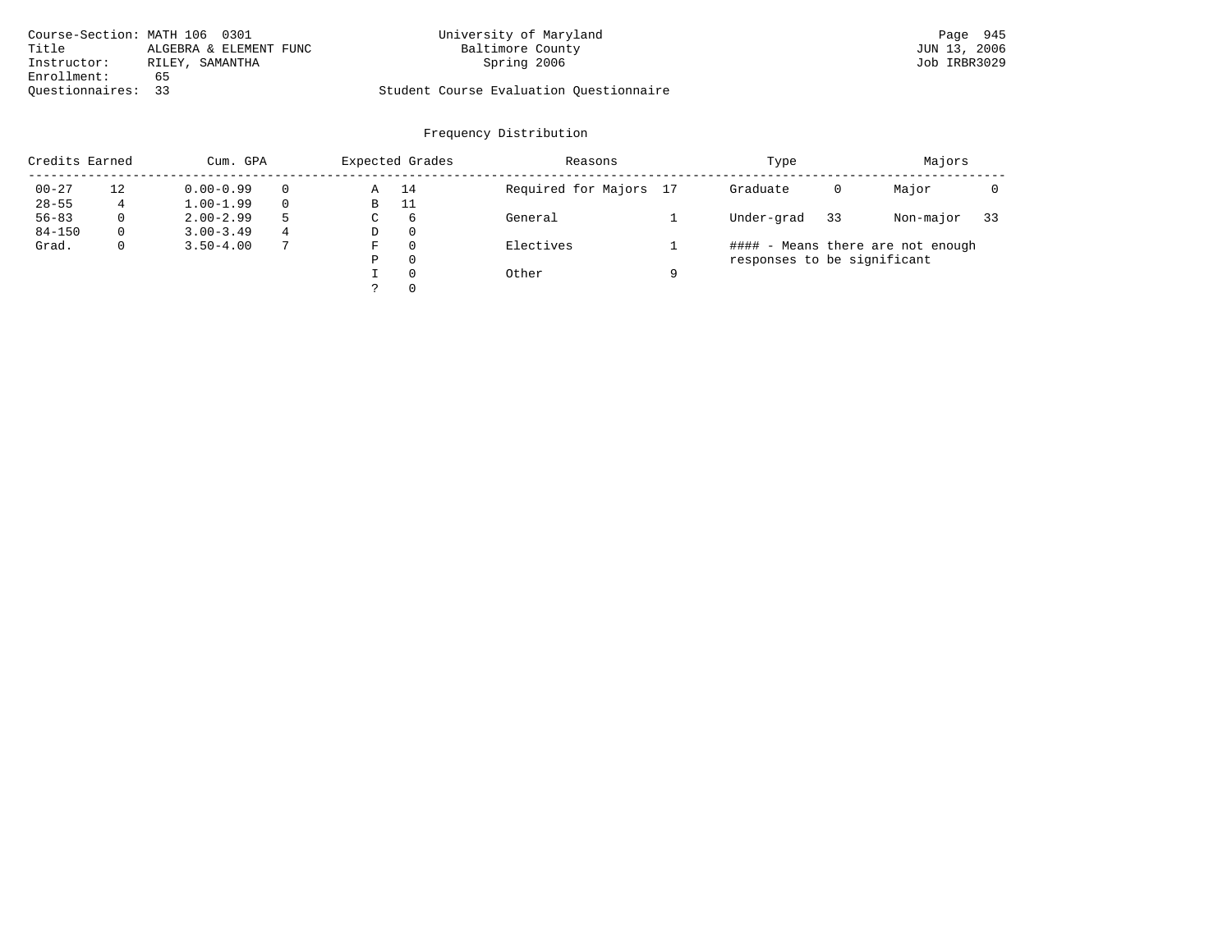Course-Section: MATH 106 0301
Title: ALGEBRA & ELEMENT FUNC
Instructor: RILEY, SAMANTHA
Enrollment: 65
Questionnaires: 33

University of Maryland
Baltimore County
Spring 2006

Student Course Evaluation Questionnaire

## Frequency Distribution

| Credits Earned | | Cum. GPA | | Expected Grades | | Reasons | | Type | | Majors | |
|---|---|---|---|---|---|---|---|---|---|---|---|
| 00-27 | 12 | 0.00-0.99 | 0 | A | 14 | Required for Majors | 17 | Graduate | 0 | Major | 0 |
| 28-55 | 4 | 1.00-1.99 | 0 | B | 11 | | | | | | |
| 56-83 | 0 | 2.00-2.99 | 5 | C | 6 | General | 1 | Under-grad | 33 | Non-major | 33 |
| 84-150 | 0 | 3.00-3.49 | 4 | D | 0 | | | | | | |
| Grad. | 0 | 3.50-4.00 | 7 | F | 0 | Electives | 1 | | | | |
| | | | | P | 0 | | | | | | |
| | | | | I | 0 | Other | 9 | | | | |
| | | | | ? | 0 | | | | | | |

#### - Means there are not enough responses to be significant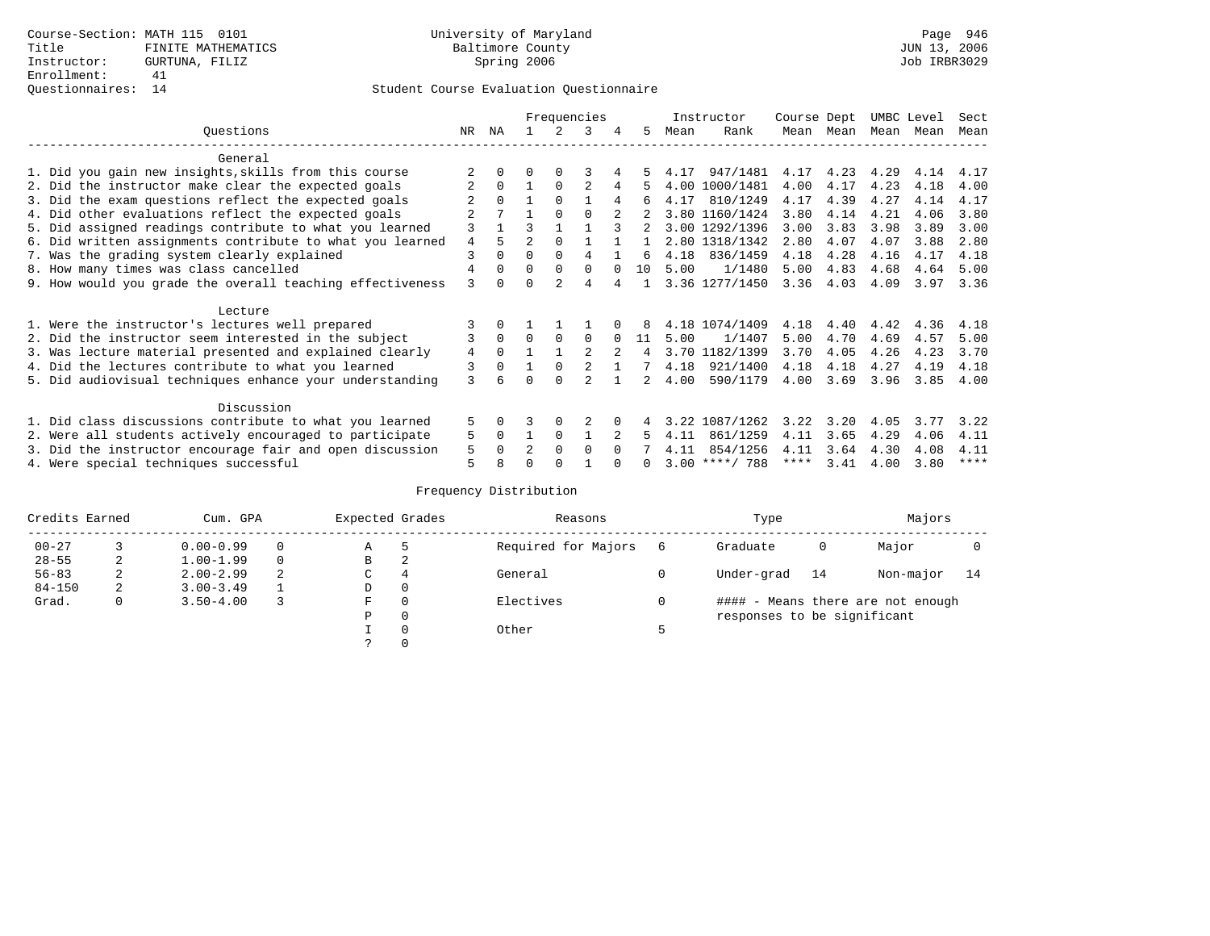Course-Section: MATH 115 0101
Title: FINITE MATHEMATICS
Instructor: GURTUNA, FILIZ
Enrollment: 41
Questionnaires: 14

University of Maryland
Baltimore County
Spring 2006

JUN 13, 2006
Job IRBR3029

## Student Course Evaluation Questionnaire

| Questions | NR | NA | 1 | 2 | 3 | 4 | 5 | Instructor Mean | Instructor Rank | Course Mean | Dept Mean | UMBC Mean | Level Mean | Sect Mean |
|---|---|---|---|---|---|---|---|---|---|---|---|---|---|---|
| **General** | | | | | | | | | | | | | | |
| 1. Did you gain new insights,skills from this course | 2 | 0 | 0 | 0 | 3 | 4 | 5 | 4.17 | 947/1481 | 4.17 | 4.23 | 4.29 | 4.14 | 4.17 |
| 2. Did the instructor make clear the expected goals | 2 | 0 | 1 | 0 | 2 | 4 | 5 | 4.00 | 1000/1481 | 4.00 | 4.17 | 4.23 | 4.18 | 4.00 |
| 3. Did the exam questions reflect the expected goals | 2 | 0 | 1 | 0 | 1 | 4 | 6 | 4.17 | 810/1249 | 4.17 | 4.39 | 4.27 | 4.14 | 4.17 |
| 4. Did other evaluations reflect the expected goals | 2 | 7 | 1 | 0 | 0 | 2 | 2 | 3.80 | 1160/1424 | 3.80 | 4.14 | 4.21 | 4.06 | 3.80 |
| 5. Did assigned readings contribute to what you learned | 3 | 1 | 3 | 1 | 1 | 3 | 2 | 3.00 | 1292/1396 | 3.00 | 3.83 | 3.98 | 3.89 | 3.00 |
| 6. Did written assignments contribute to what you learned | 4 | 5 | 2 | 0 | 1 | 1 | 1 | 2.80 | 1318/1342 | 2.80 | 4.07 | 4.07 | 3.88 | 2.80 |
| 7. Was the grading system clearly explained | 3 | 0 | 0 | 0 | 4 | 1 | 6 | 4.18 | 836/1459 | 4.18 | 4.28 | 4.16 | 4.17 | 4.18 |
| 8. How many times was class cancelled | 4 | 0 | 0 | 0 | 0 | 0 | 10 | 5.00 | 1/1480 | 5.00 | 4.83 | 4.68 | 4.64 | 5.00 |
| 9. How would you grade the overall teaching effectiveness | 3 | 0 | 0 | 2 | 4 | 4 | 1 | 3.36 | 1277/1450 | 3.36 | 4.03 | 4.09 | 3.97 | 3.36 |
| **Lecture** | | | | | | | | | | | | | | |
| 1. Were the instructor's lectures well prepared | 3 | 0 | 1 | 1 | 1 | 0 | 8 | 4.18 | 1074/1409 | 4.18 | 4.40 | 4.42 | 4.36 | 4.18 |
| 2. Did the instructor seem interested in the subject | 3 | 0 | 0 | 0 | 0 | 0 | 11 | 5.00 | 1/1407 | 5.00 | 4.70 | 4.69 | 4.57 | 5.00 |
| 3. Was lecture material presented and explained clearly | 4 | 0 | 1 | 1 | 2 | 2 | 4 | 3.70 | 1182/1399 | 3.70 | 4.05 | 4.26 | 4.23 | 3.70 |
| 4. Did the lectures contribute to what you learned | 3 | 0 | 1 | 0 | 2 | 1 | 7 | 4.18 | 921/1400 | 4.18 | 4.18 | 4.27 | 4.19 | 4.18 |
| 5. Did audiovisual techniques enhance your understanding | 3 | 6 | 0 | 0 | 2 | 1 | 2 | 4.00 | 590/1179 | 4.00 | 3.69 | 3.96 | 3.85 | 4.00 |
| **Discussion** | | | | | | | | | | | | | | |
| 1. Did class discussions contribute to what you learned | 5 | 0 | 3 | 0 | 2 | 0 | 4 | 3.22 | 1087/1262 | 3.22 | 3.20 | 4.05 | 3.77 | 3.22 |
| 2. Were all students actively encouraged to participate | 5 | 0 | 1 | 0 | 1 | 2 | 5 | 4.11 | 861/1259 | 4.11 | 3.65 | 4.29 | 4.06 | 4.11 |
| 3. Did the instructor encourage fair and open discussion | 5 | 0 | 2 | 0 | 0 | 0 | 7 | 4.11 | 854/1256 | 4.11 | 3.64 | 4.30 | 4.08 | 4.11 |
| 4. Were special techniques successful | 5 | 8 | 0 | 0 | 1 | 0 | 0 | 3.00 | ****/ 788 | **** | 3.41 | 4.00 | 3.80 | **** |

## Frequency Distribution

| Credits Earned | | Cum. GPA | | Expected Grades | | Reasons | | Type | | Majors | |
|---|---|---|---|---|---|---|---|---|---|---|---|
| 00-27 | 3 | 0.00-0.99 | 0 | A | 5 | Required for Majors | 6 | Graduate | 0 | Major | 0 |
| 28-55 | 2 | 1.00-1.99 | 0 | B | 2 | | | | | | |
| 56-83 | 2 | 2.00-2.99 | 2 | C | 4 | General | 0 | Under-grad | 14 | Non-major | 14 |
| 84-150 | 2 | 3.00-3.49 | 1 | D | 0 | | | | | | |
| Grad. | 0 | 3.50-4.00 | 3 | F | 0 | Electives | 0 | #### - Means there are not enough responses to be significant | | | |
| | | | | P | 0 | | | | | | |
| | | | | I | 0 | Other | 5 | | | | |
| | | | | ? | 0 | | | | | | |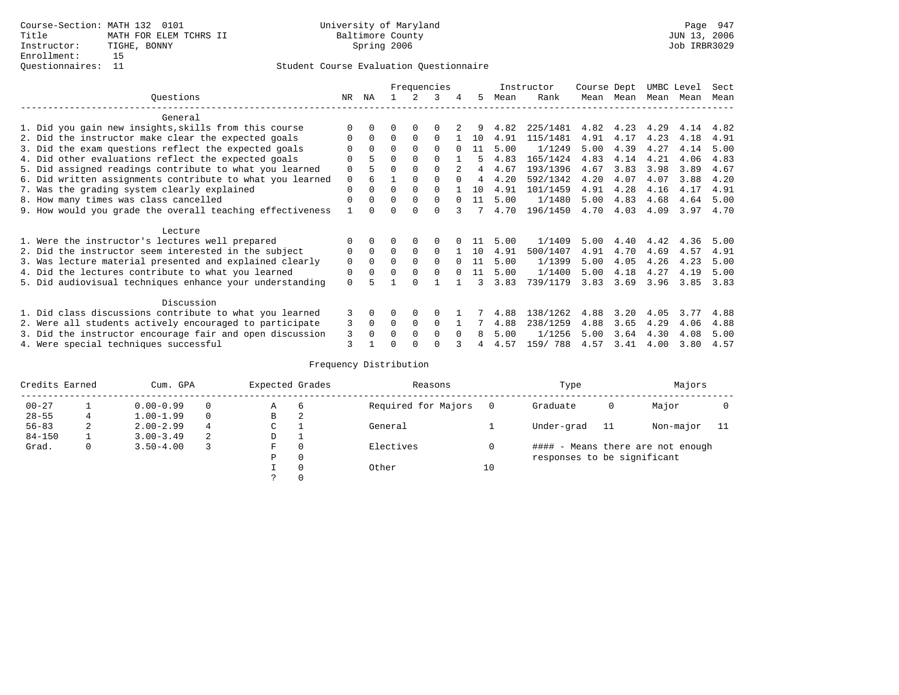Course-Section: MATH 132 0101
Title: MATH FOR ELEM TCHRS II
Instructor: TIGHE, BONNY
Enrollment: 15
Questionnaires: 11

University of Maryland
Baltimore County
Spring 2006

JUN 13, 2006
Job IRBR3029

## Student Course Evaluation Questionnaire

| Questions | NR | NA | 1 | 2 | 3 | 4 | 5 | Instructor Mean | Instructor Rank | Course Mean | Dept Mean | UMBC Mean | Level Mean | Sect Mean |
|---|---|---|---|---|---|---|---|---|---|---|---|---|---|---|
| **General** | | | | | | | | | | | | | | |
| 1. Did you gain new insights,skills from this course | 0 | 0 | 0 | 0 | 0 | 2 | 9 | 4.82 | 225/1481 | 4.82 | 4.23 | 4.29 | 4.14 | 4.82 |
| 2. Did the instructor make clear the expected goals | 0 | 0 | 0 | 0 | 0 | 1 | 10 | 4.91 | 115/1481 | 4.91 | 4.17 | 4.23 | 4.18 | 4.91 |
| 3. Did the exam questions reflect the expected goals | 0 | 0 | 0 | 0 | 0 | 0 | 11 | 5.00 | 1/1249 | 5.00 | 4.39 | 4.27 | 4.14 | 5.00 |
| 4. Did other evaluations reflect the expected goals | 0 | 5 | 0 | 0 | 0 | 1 | 5 | 4.83 | 165/1424 | 4.83 | 4.14 | 4.21 | 4.06 | 4.83 |
| 5. Did assigned readings contribute to what you learned | 0 | 5 | 0 | 0 | 0 | 2 | 4 | 4.67 | 193/1396 | 4.67 | 3.83 | 3.98 | 3.89 | 4.67 |
| 6. Did written assignments contribute to what you learned | 0 | 6 | 1 | 0 | 0 | 0 | 4 | 4.20 | 592/1342 | 4.20 | 4.07 | 4.07 | 3.88 | 4.20 |
| 7. Was the grading system clearly explained | 0 | 0 | 0 | 0 | 0 | 1 | 10 | 4.91 | 101/1459 | 4.91 | 4.28 | 4.16 | 4.17 | 4.91 |
| 8. How many times was class cancelled | 0 | 0 | 0 | 0 | 0 | 0 | 11 | 5.00 | 1/1480 | 5.00 | 4.83 | 4.68 | 4.64 | 5.00 |
| 9. How would you grade the overall teaching effectiveness | 1 | 0 | 0 | 0 | 0 | 3 | 7 | 4.70 | 196/1450 | 4.70 | 4.03 | 4.09 | 3.97 | 4.70 |
| **Lecture** | | | | | | | | | | | | | | |
| 1. Were the instructor's lectures well prepared | 0 | 0 | 0 | 0 | 0 | 0 | 11 | 5.00 | 1/1409 | 5.00 | 4.40 | 4.42 | 4.36 | 5.00 |
| 2. Did the instructor seem interested in the subject | 0 | 0 | 0 | 0 | 0 | 1 | 10 | 4.91 | 500/1407 | 4.91 | 4.70 | 4.69 | 4.57 | 4.91 |
| 3. Was lecture material presented and explained clearly | 0 | 0 | 0 | 0 | 0 | 0 | 11 | 5.00 | 1/1399 | 5.00 | 4.05 | 4.26 | 4.23 | 5.00 |
| 4. Did the lectures contribute to what you learned | 0 | 0 | 0 | 0 | 0 | 0 | 11 | 5.00 | 1/1400 | 5.00 | 4.18 | 4.27 | 4.19 | 5.00 |
| 5. Did audiovisual techniques enhance your understanding | 0 | 5 | 1 | 0 | 1 | 1 | 3 | 3.83 | 739/1179 | 3.83 | 3.69 | 3.96 | 3.85 | 3.83 |
| **Discussion** | | | | | | | | | | | | | | |
| 1. Did class discussions contribute to what you learned | 3 | 0 | 0 | 0 | 0 | 1 | 7 | 4.88 | 138/1262 | 4.88 | 3.20 | 4.05 | 3.77 | 4.88 |
| 2. Were all students actively encouraged to participate | 3 | 0 | 0 | 0 | 0 | 1 | 7 | 4.88 | 238/1259 | 4.88 | 3.65 | 4.29 | 4.06 | 4.88 |
| 3. Did the instructor encourage fair and open discussion | 3 | 0 | 0 | 0 | 0 | 0 | 8 | 5.00 | 1/1256 | 5.00 | 3.64 | 4.30 | 4.08 | 5.00 |
| 4. Were special techniques successful | 3 | 1 | 0 | 0 | 0 | 3 | 4 | 4.57 | 159/ 788 | 4.57 | 3.41 | 4.00 | 3.80 | 4.57 |

## Frequency Distribution

| Credits Earned | | Cum. GPA | | Expected Grades | | Reasons | | Type | | Majors | |
|---|---|---|---|---|---|---|---|---|---|---|---|
| 00-27 | 1 | 0.00-0.99 | 0 | A | 6 | Required for Majors | 0 | Graduate | 0 | Major | 0 |
| 28-55 | 4 | 1.00-1.99 | 0 | B | 2 | | | | | | |
| 56-83 | 2 | 2.00-2.99 | 4 | C | 1 | General | 1 | Under-grad | 11 | Non-major | 11 |
| 84-150 | 1 | 3.00-3.49 | 2 | D | 1 | | | | | | |
| Grad. | 0 | 3.50-4.00 | 3 | F | 0 | Electives | 0 | | | | |
| | | | | P | 0 | | | | | | |
| | | | | I | 0 | Other | 10 | | | | |
| | | | | ? | 0 | | | | | | |

#### - Means there are not enough responses to be significant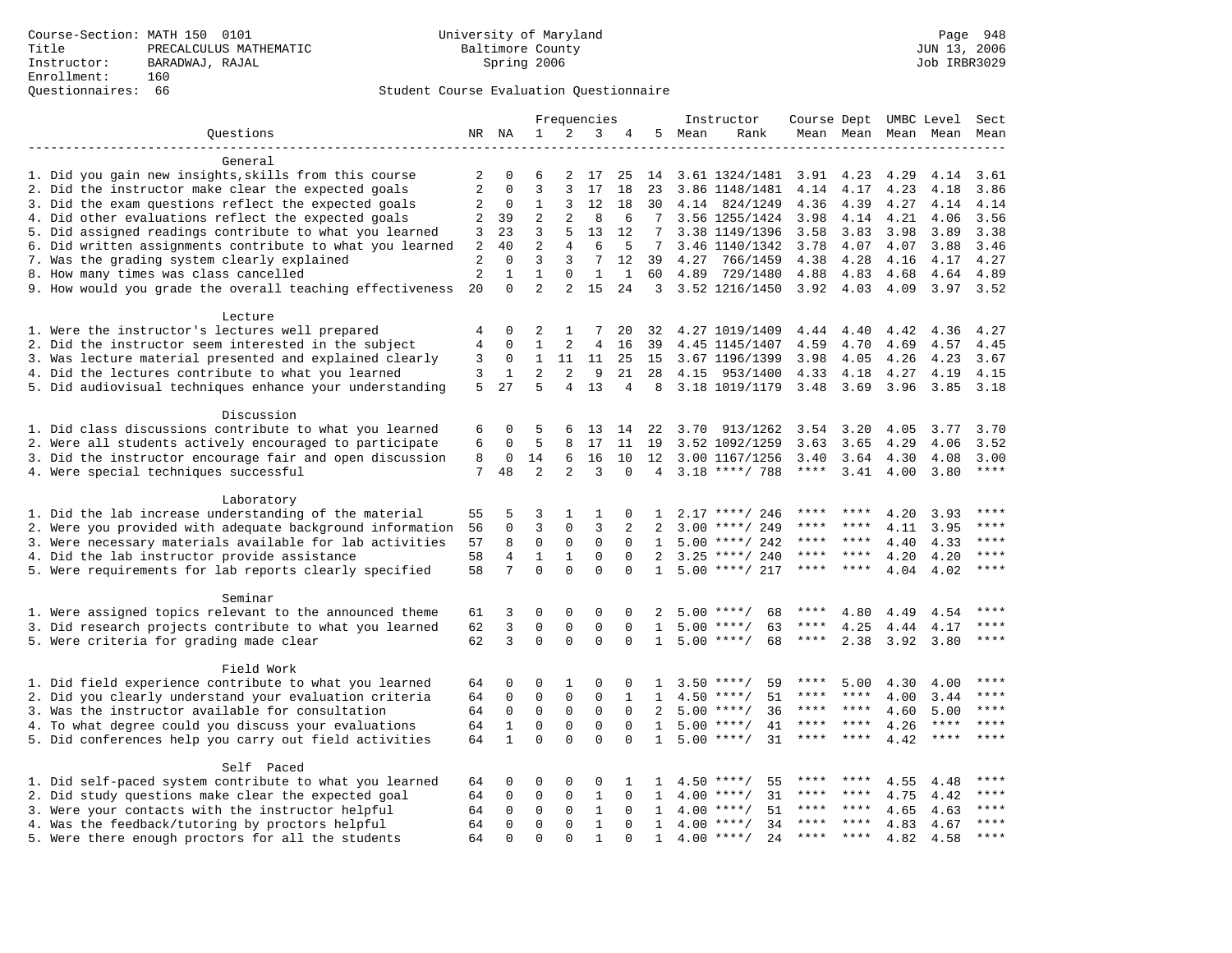Course-Section: MATH 150 0101
Title: PRECALCULUS MATHEMATIC
Instructor: BARADWAJ, RAJAL
Enrollment: 160
Questionnaires: 66

University of Maryland
Baltimore County
Spring 2006

JUN 13, 2006
Job IRBR3029

## Student Course Evaluation Questionnaire

| Questions | NR | NA | 1 | 2 | 3 | 4 | 5 | Instructor Mean | Instructor Rank | Course Mean | Dept Mean | UMBC Mean | Level Mean | Sect Mean |
|---|---|---|---|---|---|---|---|---|---|---|---|---|---|---|
| **General** | | | | | | | | | | | | | | |
| 1. Did you gain new insights,skills from this course | 2 | 0 | 6 | 2 | 17 | 25 | 14 | 3.61 | 1324/1481 | 3.91 | 4.23 | 4.29 | 4.14 | 3.61 |
| 2. Did the instructor make clear the expected goals | 2 | 0 | 3 | 3 | 17 | 18 | 23 | 3.86 | 1148/1481 | 4.14 | 4.17 | 4.23 | 4.18 | 3.86 |
| 3. Did the exam questions reflect the expected goals | 2 | 0 | 1 | 3 | 12 | 18 | 30 | 4.14 | 824/1249 | 4.36 | 4.39 | 4.27 | 4.14 | 4.14 |
| 4. Did other evaluations reflect the expected goals | 2 | 39 | 2 | 2 | 8 | 6 | 7 | 3.56 | 1255/1424 | 3.98 | 4.14 | 4.21 | 4.06 | 3.56 |
| 5. Did assigned readings contribute to what you learned | 3 | 23 | 3 | 5 | 13 | 12 | 7 | 3.38 | 1149/1396 | 3.58 | 3.83 | 3.98 | 3.89 | 3.38 |
| 6. Did written assignments contribute to what you learned | 2 | 40 | 2 | 4 | 6 | 5 | 7 | 3.46 | 1140/1342 | 3.78 | 4.07 | 4.07 | 3.88 | 3.46 |
| 7. Was the grading system clearly explained | 2 | 0 | 3 | 3 | 7 | 12 | 39 | 4.27 | 766/1459 | 4.38 | 4.28 | 4.16 | 4.17 | 4.27 |
| 8. How many times was class cancelled | 2 | 1 | 1 | 0 | 1 | 1 | 60 | 4.89 | 729/1480 | 4.88 | 4.83 | 4.68 | 4.64 | 4.89 |
| 9. How would you grade the overall teaching effectiveness | 20 | 0 | 2 | 2 | 15 | 24 | 3 | 3.52 | 1216/1450 | 3.92 | 4.03 | 4.09 | 3.97 | 3.52 |
| **Lecture** | | | | | | | | | | | | | | |
| 1. Were the instructor's lectures well prepared | 4 | 0 | 2 | 1 | 7 | 20 | 32 | 4.27 | 1019/1409 | 4.44 | 4.40 | 4.42 | 4.36 | 4.27 |
| 2. Did the instructor seem interested in the subject | 4 | 0 | 1 | 2 | 4 | 16 | 39 | 4.45 | 1145/1407 | 4.59 | 4.70 | 4.69 | 4.57 | 4.45 |
| 3. Was lecture material presented and explained clearly | 3 | 0 | 1 | 11 | 11 | 25 | 15 | 3.67 | 1196/1399 | 3.98 | 4.05 | 4.26 | 4.23 | 3.67 |
| 4. Did the lectures contribute to what you learned | 3 | 1 | 2 | 2 | 9 | 21 | 28 | 4.15 | 953/1400 | 4.33 | 4.18 | 4.27 | 4.19 | 4.15 |
| 5. Did audiovisual techniques enhance your understanding | 5 | 27 | 5 | 4 | 13 | 4 | 8 | 3.18 | 1019/1179 | 3.48 | 3.69 | 3.96 | 3.85 | 3.18 |
| **Discussion** | | | | | | | | | | | | | | |
| 1. Did class discussions contribute to what you learned | 6 | 0 | 5 | 6 | 13 | 14 | 22 | 3.70 | 913/1262 | 3.54 | 3.20 | 4.05 | 3.77 | 3.70 |
| 2. Were all students actively encouraged to participate | 6 | 0 | 5 | 8 | 17 | 11 | 19 | 3.52 | 1092/1259 | 3.63 | 3.65 | 4.29 | 4.06 | 3.52 |
| 3. Did the instructor encourage fair and open discussion | 8 | 0 | 14 | 6 | 16 | 10 | 12 | 3.00 | 1167/1256 | 3.40 | 3.64 | 4.30 | 4.08 | 3.00 |
| 4. Were special techniques successful | 7 | 48 | 2 | 2 | 3 | 0 | 4 | 3.18 | ****/ 788 | **** | 3.41 | 4.00 | 3.80 | **** |
| **Laboratory** | | | | | | | | | | | | | | |
| 1. Did the lab increase understanding of the material | 55 | 5 | 3 | 1 | 1 | 0 | 1 | 2.17 | ****/ 246 | **** | **** | 4.20 | 3.93 | **** |
| 2. Were you provided with adequate background information | 56 | 0 | 3 | 0 | 3 | 2 | 2 | 3.00 | ****/ 249 | **** | **** | 4.11 | 3.95 | **** |
| 3. Were necessary materials available for lab activities | 57 | 8 | 0 | 0 | 0 | 0 | 1 | 5.00 | ****/ 242 | **** | **** | 4.40 | 4.33 | **** |
| 4. Did the lab instructor provide assistance | 58 | 4 | 1 | 1 | 0 | 0 | 2 | 3.25 | ****/ 240 | **** | **** | 4.20 | 4.20 | **** |
| 5. Were requirements for lab reports clearly specified | 58 | 7 | 0 | 0 | 0 | 0 | 1 | 5.00 | ****/ 217 | **** | **** | 4.04 | 4.02 | **** |
| **Seminar** | | | | | | | | | | | | | | |
| 1. Were assigned topics relevant to the announced theme | 61 | 3 | 0 | 0 | 0 | 0 | 2 | 5.00 | ****/ 68 | **** | 4.80 | 4.49 | 4.54 | **** |
| 3. Did research projects contribute to what you learned | 62 | 3 | 0 | 0 | 0 | 0 | 1 | 5.00 | ****/ 63 | **** | 4.25 | 4.44 | 4.17 | **** |
| 5. Were criteria for grading made clear | 62 | 3 | 0 | 0 | 0 | 0 | 1 | 5.00 | ****/ 68 | **** | 2.38 | 3.92 | 3.80 | **** |
| **Field Work** | | | | | | | | | | | | | | |
| 1. Did field experience contribute to what you learned | 64 | 0 | 0 | 1 | 0 | 0 | 1 | 3.50 | ****/ 59 | **** | 5.00 | 4.30 | 4.00 | **** |
| 2. Did you clearly understand your evaluation criteria | 64 | 0 | 0 | 0 | 0 | 1 | 1 | 4.50 | ****/ 51 | **** | **** | 4.00 | 3.44 | **** |
| 3. Was the instructor available for consultation | 64 | 0 | 0 | 0 | 0 | 0 | 2 | 5.00 | ****/ 36 | **** | **** | 4.60 | 5.00 | **** |
| 4. To what degree could you discuss your evaluations | 64 | 1 | 0 | 0 | 0 | 0 | 1 | 5.00 | ****/ 41 | **** | **** | 4.26 | **** | **** |
| 5. Did conferences help you carry out field activities | 64 | 1 | 0 | 0 | 0 | 0 | 1 | 5.00 | ****/ 31 | **** | **** | 4.42 | **** | **** |
| **Self Paced** | | | | | | | | | | | | | | |
| 1. Did self-paced system contribute to what you learned | 64 | 0 | 0 | 0 | 0 | 1 | 1 | 4.50 | ****/ 55 | **** | **** | 4.55 | 4.48 | **** |
| 2. Did study questions make clear the expected goal | 64 | 0 | 0 | 0 | 1 | 0 | 1 | 4.00 | ****/ 31 | **** | **** | 4.75 | 4.42 | **** |
| 3. Were your contacts with the instructor helpful | 64 | 0 | 0 | 0 | 1 | 0 | 1 | 4.00 | ****/ 51 | **** | **** | 4.65 | 4.63 | **** |
| 4. Was the feedback/tutoring by proctors helpful | 64 | 0 | 0 | 0 | 1 | 0 | 1 | 4.00 | ****/ 34 | **** | **** | 4.83 | 4.67 | **** |
| 5. Were there enough proctors for all the students | 64 | 0 | 0 | 0 | 1 | 0 | 1 | 4.00 | ****/ 24 | **** | **** | 4.82 | 4.58 | **** |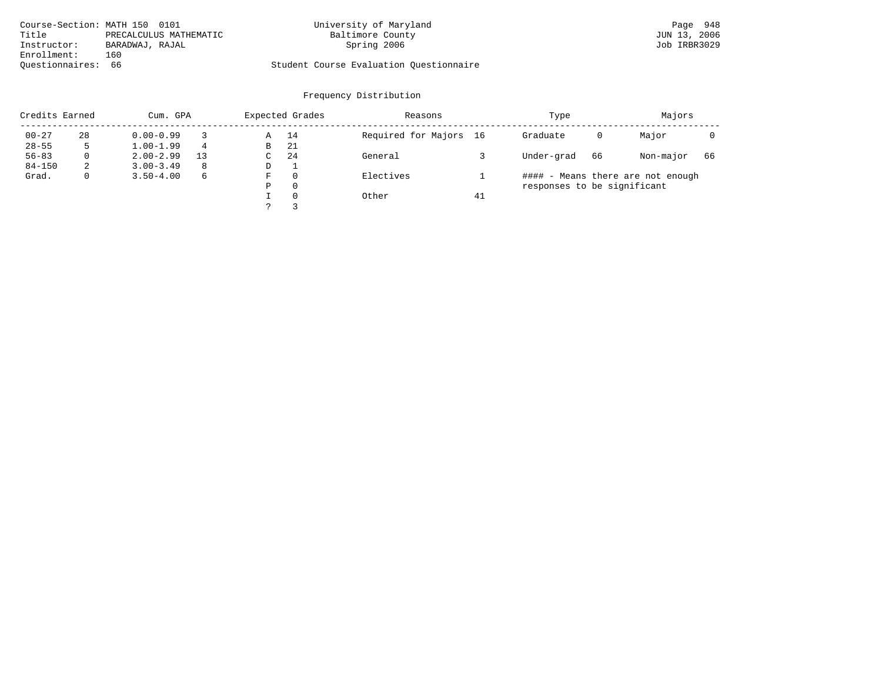Course-Section: MATH 150 0101
Title: PRECALCULUS MATHEMATIC
Instructor: BARADWAJ, RAJAL
Enrollment: 160
Questionnaires: 66

University of Maryland
Baltimore County
Spring 2006

Student Course Evaluation Questionnaire

JUN 13, 2006
Job IRBR3029

## Frequency Distribution

| Credits Earned | | Cum. GPA | | Expected Grades | | Reasons | | Type | | Majors | |
|---|---|---|---|---|---|---|---|---|---|---|---|
| 00-27 | 28 | 0.00-0.99 | 3 | A | 14 | Required for Majors | 16 | Graduate | 0 | Major | 0 |
| 28-55 | 5 | 1.00-1.99 | 4 | B | 21 | | | | | | |
| 56-83 | 0 | 2.00-2.99 | 13 | C | 24 | General | 3 | Under-grad | 66 | Non-major | 66 |
| 84-150 | 2 | 3.00-3.49 | 8 | D | 1 | | | | | | |
| Grad. | 0 | 3.50-4.00 | 6 | F | 0 | Electives | 1 | | | | |
| | | | | P | 0 | | | | | | |
| | | | | I | 0 | Other | 41 | | | | |
| | | | | ? | 3 | | | | | | |

#### - Means there are not enough responses to be significant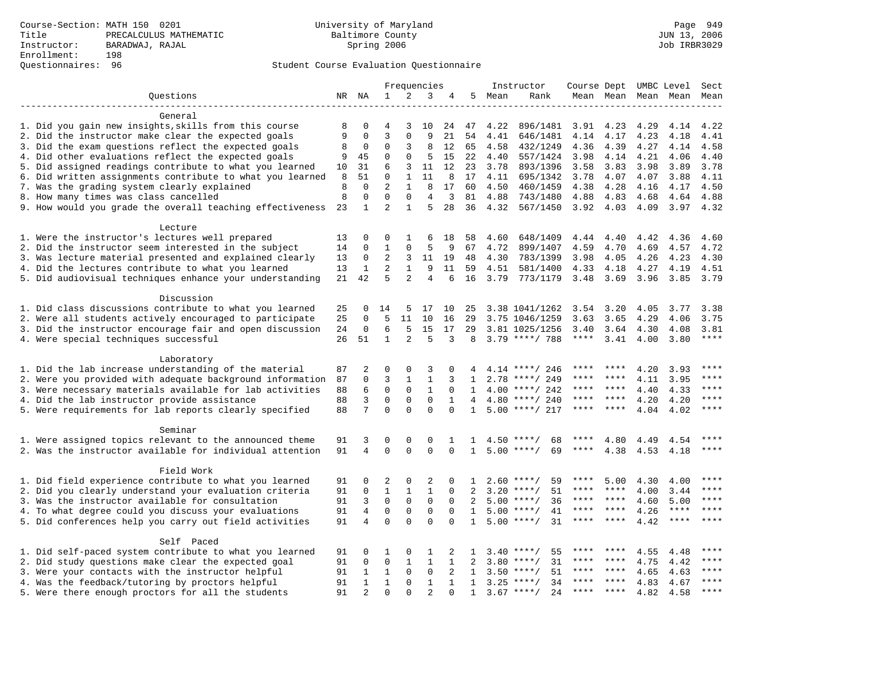Course-Section: MATH 150 0201
Title: PRECALCULUS MATHEMATIC
Instructor: BARADWAJ, RAJAL
Enrollment: 198
Questionnaires: 96

University of Maryland
Baltimore County
Spring 2006

JUN 13, 2006
Job IRBR3029

Student Course Evaluation Questionnaire

| Questions | NR | NA | 1 | 2 | 3 | 4 | 5 | Instructor Mean | Instructor Rank | Course Mean | Dept Mean | UMBC Mean | Level Mean | Sect Mean |
|---|---|---|---|---|---|---|---|---|---|---|---|---|---|---|
| **General** | | | | | | | | | | | | | | |
| 1. Did you gain new insights,skills from this course | 8 | 0 | 4 | 3 | 10 | 24 | 47 | 4.22 | 896/1481 | 3.91 | 4.23 | 4.29 | 4.14 | 4.22 |
| 2. Did the instructor make clear the expected goals | 9 | 0 | 3 | 0 | 9 | 21 | 54 | 4.41 | 646/1481 | 4.14 | 4.17 | 4.23 | 4.18 | 4.41 |
| 3. Did the exam questions reflect the expected goals | 8 | 0 | 0 | 3 | 8 | 12 | 65 | 4.58 | 432/1249 | 4.36 | 4.39 | 4.27 | 4.14 | 4.58 |
| 4. Did other evaluations reflect the expected goals | 9 | 45 | 0 | 0 | 5 | 15 | 22 | 4.40 | 557/1424 | 3.98 | 4.14 | 4.21 | 4.06 | 4.40 |
| 5. Did assigned readings contribute to what you learned | 10 | 31 | 6 | 3 | 11 | 12 | 23 | 3.78 | 893/1396 | 3.58 | 3.83 | 3.98 | 3.89 | 3.78 |
| 6. Did written assignments contribute to what you learned | 8 | 51 | 0 | 1 | 11 | 8 | 17 | 4.11 | 695/1342 | 3.78 | 4.07 | 4.07 | 3.88 | 4.11 |
| 7. Was the grading system clearly explained | 8 | 0 | 2 | 1 | 8 | 17 | 60 | 4.50 | 460/1459 | 4.38 | 4.28 | 4.16 | 4.17 | 4.50 |
| 8. How many times was class cancelled | 8 | 0 | 0 | 0 | 4 | 3 | 81 | 4.88 | 743/1480 | 4.88 | 4.83 | 4.68 | 4.64 | 4.88 |
| 9. How would you grade the overall teaching effectiveness | 23 | 1 | 2 | 1 | 5 | 28 | 36 | 4.32 | 567/1450 | 3.92 | 4.03 | 4.09 | 3.97 | 4.32 |
| **Lecture** | | | | | | | | | | | | | | |
| 1. Were the instructor's lectures well prepared | 13 | 0 | 0 | 1 | 6 | 18 | 58 | 4.60 | 648/1409 | 4.44 | 4.40 | 4.42 | 4.36 | 4.60 |
| 2. Did the instructor seem interested in the subject | 14 | 0 | 1 | 0 | 5 | 9 | 67 | 4.72 | 899/1407 | 4.59 | 4.70 | 4.69 | 4.57 | 4.72 |
| 3. Was lecture material presented and explained clearly | 13 | 0 | 2 | 3 | 11 | 19 | 48 | 4.30 | 783/1399 | 3.98 | 4.05 | 4.26 | 4.23 | 4.30 |
| 4. Did the lectures contribute to what you learned | 13 | 1 | 2 | 1 | 9 | 11 | 59 | 4.51 | 581/1400 | 4.33 | 4.18 | 4.27 | 4.19 | 4.51 |
| 5. Did audiovisual techniques enhance your understanding | 21 | 42 | 5 | 2 | 4 | 6 | 16 | 3.79 | 773/1179 | 3.48 | 3.69 | 3.96 | 3.85 | 3.79 |
| **Discussion** | | | | | | | | | | | | | | |
| 1. Did class discussions contribute to what you learned | 25 | 0 | 14 | 5 | 17 | 10 | 25 | 3.38 | 1041/1262 | 3.54 | 3.20 | 4.05 | 3.77 | 3.38 |
| 2. Were all students actively encouraged to participate | 25 | 0 | 5 | 11 | 10 | 16 | 29 | 3.75 | 1046/1259 | 3.63 | 3.65 | 4.29 | 4.06 | 3.75 |
| 3. Did the instructor encourage fair and open discussion | 24 | 0 | 6 | 5 | 15 | 17 | 29 | 3.81 | 1025/1256 | 3.40 | 3.64 | 4.30 | 4.08 | 3.81 |
| 4. Were special techniques successful | 26 | 51 | 1 | 2 | 5 | 3 | 8 | 3.79 | ****/ 788 | **** | 3.41 | 4.00 | 3.80 | **** |
| **Laboratory** | | | | | | | | | | | | | | |
| 1. Did the lab increase understanding of the material | 87 | 2 | 0 | 0 | 3 | 0 | 4 | 4.14 | ****/ 246 | **** | **** | 4.20 | 3.93 | **** |
| 2. Were you provided with adequate background information | 87 | 0 | 3 | 1 | 1 | 3 | 1 | 2.78 | ****/ 249 | **** | **** | 4.11 | 3.95 | **** |
| 3. Were necessary materials available for lab activities | 88 | 6 | 0 | 0 | 1 | 0 | 1 | 4.00 | ****/ 242 | **** | **** | 4.40 | 4.33 | **** |
| 4. Did the lab instructor provide assistance | 88 | 3 | 0 | 0 | 0 | 1 | 4 | 4.80 | ****/ 240 | **** | **** | 4.20 | 4.20 | **** |
| 5. Were requirements for lab reports clearly specified | 88 | 7 | 0 | 0 | 0 | 0 | 1 | 5.00 | ****/ 217 | **** | **** | 4.04 | 4.02 | **** |
| **Seminar** | | | | | | | | | | | | | | |
| 1. Were assigned topics relevant to the announced theme | 91 | 3 | 0 | 0 | 0 | 1 | 1 | 4.50 | ****/ 68 | **** | 4.80 | 4.49 | 4.54 | **** |
| 2. Was the instructor available for individual attention | 91 | 4 | 0 | 0 | 0 | 0 | 1 | 5.00 | ****/ 69 | **** | 4.38 | 4.53 | 4.18 | **** |
| **Field Work** | | | | | | | | | | | | | | |
| 1. Did field experience contribute to what you learned | 91 | 0 | 2 | 0 | 2 | 0 | 1 | 2.60 | ****/ 59 | **** | 5.00 | 4.30 | 4.00 | **** |
| 2. Did you clearly understand your evaluation criteria | 91 | 0 | 1 | 1 | 1 | 0 | 2 | 3.20 | ****/ 51 | **** | **** | 4.00 | 3.44 | **** |
| 3. Was the instructor available for consultation | 91 | 3 | 0 | 0 | 0 | 0 | 2 | 5.00 | ****/ 36 | **** | **** | 4.60 | 5.00 | **** |
| 4. To what degree could you discuss your evaluations | 91 | 4 | 0 | 0 | 0 | 0 | 1 | 5.00 | ****/ 41 | **** | **** | 4.26 | **** | **** |
| 5. Did conferences help you carry out field activities | 91 | 4 | 0 | 0 | 0 | 0 | 1 | 5.00 | ****/ 31 | **** | **** | 4.42 | **** | **** |
| **Self Paced** | | | | | | | | | | | | | | |
| 1. Did self-paced system contribute to what you learned | 91 | 0 | 1 | 0 | 1 | 2 | 1 | 3.40 | ****/ 55 | **** | **** | 4.55 | 4.48 | **** |
| 2. Did study questions make clear the expected goal | 91 | 0 | 0 | 1 | 1 | 1 | 2 | 3.80 | ****/ 31 | **** | **** | 4.75 | 4.42 | **** |
| 3. Were your contacts with the instructor helpful | 91 | 1 | 1 | 0 | 0 | 2 | 1 | 3.50 | ****/ 51 | **** | **** | 4.65 | 4.63 | **** |
| 4. Was the feedback/tutoring by proctors helpful | 91 | 1 | 1 | 0 | 1 | 1 | 1 | 3.25 | ****/ 34 | **** | **** | 4.83 | 4.67 | **** |
| 5. Were there enough proctors for all the students | 91 | 2 | 0 | 0 | 2 | 0 | 1 | 3.67 | ****/ 24 | **** | **** | 4.82 | 4.58 | **** |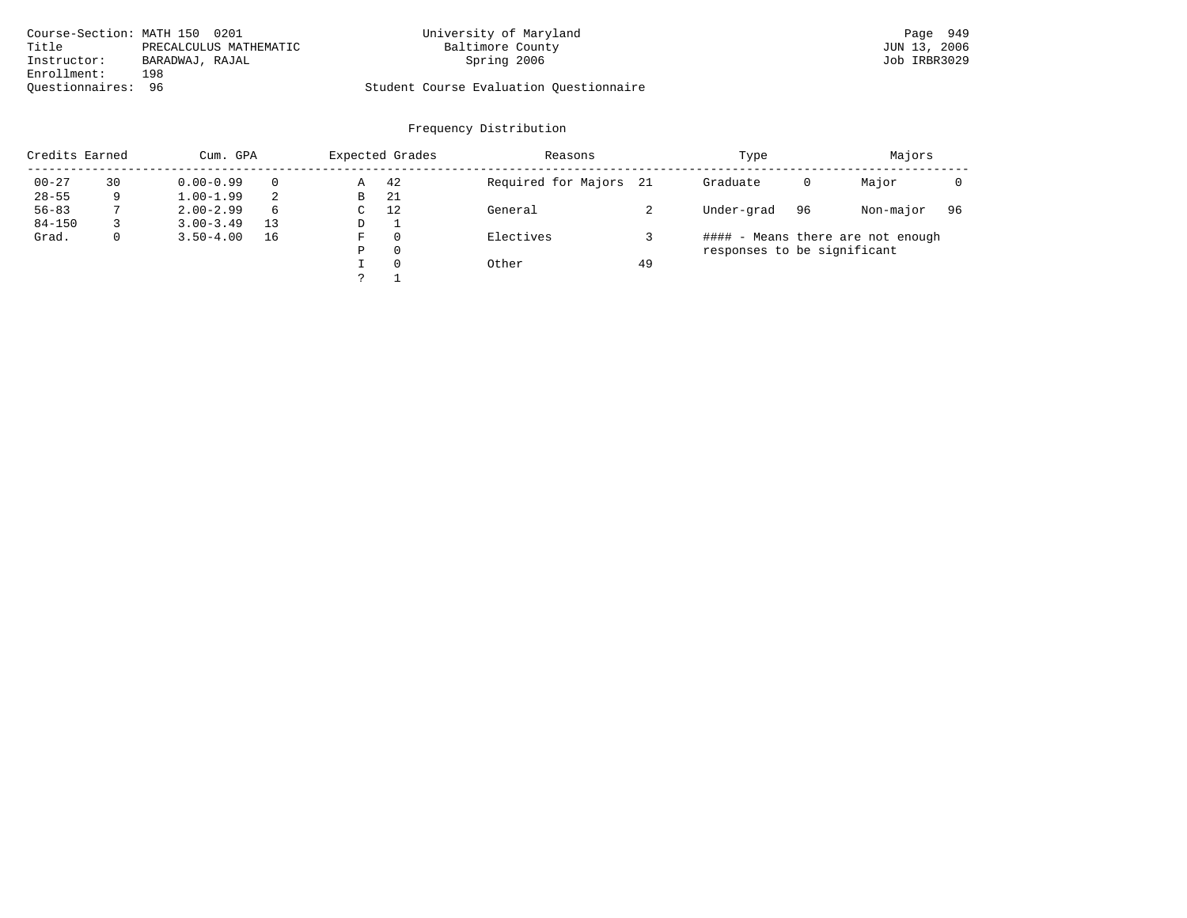Course-Section: MATH 150 0201
Title: PRECALCULUS MATHEMATIC
Instructor: BARADWAJ, RAJAL
Enrollment: 198
Questionnaires: 96

University of Maryland
Baltimore County
Spring 2006

Student Course Evaluation Questionnaire

JUN 13, 2006
Job IRBR3029

## Frequency Distribution

| Credits Earned | | Cum. GPA | | Expected Grades | | Reasons | | Type | | Majors | |
|---|---|---|---|---|---|---|---|---|---|---|---|
| 00-27 | 30 | 0.00-0.99 | 0 | A | 42 | Required for Majors | 21 | Graduate | 0 | Major | 0 |
| 28-55 | 9 | 1.00-1.99 | 2 | B | 21 | | | | | | |
| 56-83 | 7 | 2.00-2.99 | 6 | C | 12 | General | 2 | Under-grad | 96 | Non-major | 96 |
| 84-150 | 3 | 3.00-3.49 | 13 | D | 1 | | | | | | |
| Grad. | 0 | 3.50-4.00 | 16 | F | 0 | Electives | 3 | | | | |
| | | | | P | 0 | | | | | | |
| | | | | I | 0 | Other | 49 | | | | |
| | | | | ? | 1 | | | | | | |

#### - Means there are not enough responses to be significant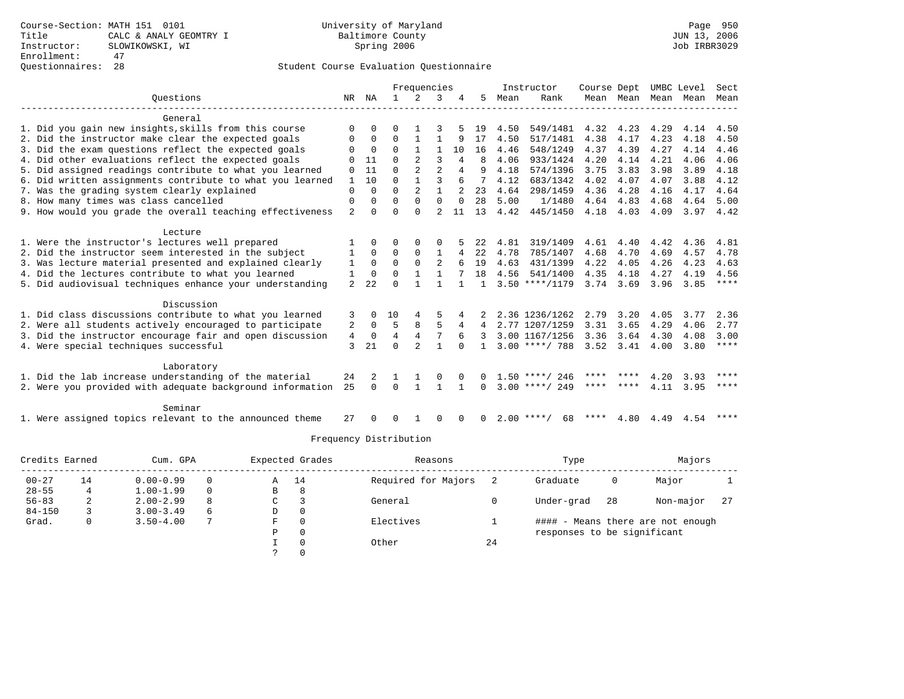Course-Section: MATH 151 0101
Title: CALC & ANALY GEOMTRY I
Instructor: SLOWIKOWSKI, WI
Enrollment: 47
Questionnaires: 28

University of Maryland
Baltimore County
Spring 2006

JUN 13, 2006
Job IRBR3029

## Student Course Evaluation Questionnaire

| Questions | NR | NA | 1 | 2 | 3 | 4 | 5 | Instructor Mean | Instructor Rank | Course Mean | Dept Mean | UMBC Mean | Level Mean | Sect Mean |
|---|---|---|---|---|---|---|---|---|---|---|---|---|---|---|
| **General** | | | | | | | | | | | | | | |
| 1. Did you gain new insights,skills from this course | 0 | 0 | 0 | 1 | 3 | 5 | 19 | 4.50 | 549/1481 | 4.32 | 4.23 | 4.29 | 4.14 | 4.50 |
| 2. Did the instructor make clear the expected goals | 0 | 0 | 0 | 1 | 1 | 9 | 17 | 4.50 | 517/1481 | 4.38 | 4.17 | 4.23 | 4.18 | 4.50 |
| 3. Did the exam questions reflect the expected goals | 0 | 0 | 0 | 1 | 1 | 10 | 16 | 4.46 | 548/1249 | 4.37 | 4.39 | 4.27 | 4.14 | 4.46 |
| 4. Did other evaluations reflect the expected goals | 0 | 11 | 0 | 2 | 3 | 4 | 8 | 4.06 | 933/1424 | 4.20 | 4.14 | 4.21 | 4.06 | 4.06 |
| 5. Did assigned readings contribute to what you learned | 0 | 11 | 0 | 2 | 2 | 4 | 9 | 4.18 | 574/1396 | 3.75 | 3.83 | 3.98 | 3.89 | 4.18 |
| 6. Did written assignments contribute to what you learned | 1 | 10 | 0 | 1 | 3 | 6 | 7 | 4.12 | 683/1342 | 4.02 | 4.07 | 4.07 | 3.88 | 4.12 |
| 7. Was the grading system clearly explained | 0 | 0 | 0 | 2 | 1 | 2 | 23 | 4.64 | 298/1459 | 4.36 | 4.28 | 4.16 | 4.17 | 4.64 |
| 8. How many times was class cancelled | 0 | 0 | 0 | 0 | 0 | 0 | 28 | 5.00 | 1/1480 | 4.64 | 4.83 | 4.68 | 4.64 | 5.00 |
| 9. How would you grade the overall teaching effectiveness | 2 | 0 | 0 | 0 | 2 | 11 | 13 | 4.42 | 445/1450 | 4.18 | 4.03 | 4.09 | 3.97 | 4.42 |
| **Lecture** | | | | | | | | | | | | | | |
| 1. Were the instructor's lectures well prepared | 1 | 0 | 0 | 0 | 0 | 5 | 22 | 4.81 | 319/1409 | 4.61 | 4.40 | 4.42 | 4.36 | 4.81 |
| 2. Did the instructor seem interested in the subject | 1 | 0 | 0 | 0 | 1 | 4 | 22 | 4.78 | 785/1407 | 4.68 | 4.70 | 4.69 | 4.57 | 4.78 |
| 3. Was lecture material presented and explained clearly | 1 | 0 | 0 | 0 | 2 | 6 | 19 | 4.63 | 431/1399 | 4.22 | 4.05 | 4.26 | 4.23 | 4.63 |
| 4. Did the lectures contribute to what you learned | 1 | 0 | 0 | 1 | 1 | 7 | 18 | 4.56 | 541/1400 | 4.35 | 4.18 | 4.27 | 4.19 | 4.56 |
| 5. Did audiovisual techniques enhance your understanding | 2 | 22 | 0 | 1 | 1 | 1 | 1 | 3.50 | ****/1179 | 3.74 | 3.69 | 3.96 | 3.85 | **** |
| **Discussion** | | | | | | | | | | | | | | |
| 1. Did class discussions contribute to what you learned | 3 | 0 | 10 | 4 | 5 | 4 | 2 | 2.36 | 1236/1262 | 2.79 | 3.20 | 4.05 | 3.77 | 2.36 |
| 2. Were all students actively encouraged to participate | 2 | 0 | 5 | 8 | 5 | 4 | 4 | 2.77 | 1207/1259 | 3.31 | 3.65 | 4.29 | 4.06 | 2.77 |
| 3. Did the instructor encourage fair and open discussion | 4 | 0 | 4 | 4 | 7 | 6 | 3 | 3.00 | 1167/1256 | 3.36 | 3.64 | 4.30 | 4.08 | 3.00 |
| 4. Were special techniques successful | 3 | 21 | 0 | 2 | 1 | 0 | 1 | 3.00 | ****/ 788 | 3.52 | 3.41 | 4.00 | 3.80 | **** |
| **Laboratory** | | | | | | | | | | | | | | |
| 1. Did the lab increase understanding of the material | 24 | 2 | 1 | 1 | 0 | 0 | 0 | 1.50 | ****/ 246 | **** | **** | 4.20 | 3.93 | **** |
| 2. Were you provided with adequate background information | 25 | 0 | 0 | 1 | 1 | 1 | 0 | 3.00 | ****/ 249 | **** | **** | 4.11 | 3.95 | **** |
| **Seminar** | | | | | | | | | | | | | | |
| 1. Were assigned topics relevant to the announced theme | 27 | 0 | 0 | 1 | 0 | 0 | 0 | 2.00 | ****/ 68 | **** | 4.80 | 4.49 | 4.54 | **** |

### Frequency Distribution

| Credits Earned | | Cum. GPA | | Expected Grades | | Reasons | | Type | | Majors | |
|---|---|---|---|---|---|---|---|---|---|---|---|
| 00-27 | 14 | 0.00-0.99 | 0 | A | 14 | Required for Majors | 2 | Graduate | 0 | Major | 1 |
| 28-55 | 4 | 1.00-1.99 | 0 | B | 8 | | | | | | |
| 56-83 | 2 | 2.00-2.99 | 8 | C | 3 | General | 0 | Under-grad | 28 | Non-major | 27 |
| 84-150 | 3 | 3.00-3.49 | 6 | D | 0 | | | | | | |
| Grad. | 0 | 3.50-4.00 | 7 | F | 0 | Electives | 1 | | | | |
| | | | | P | 0 | | | | | | |
| | | | | I | 0 | Other | 24 | | | | |
| | | | | ? | 0 | | | | | | |

#### - Means there are not enough responses to be significant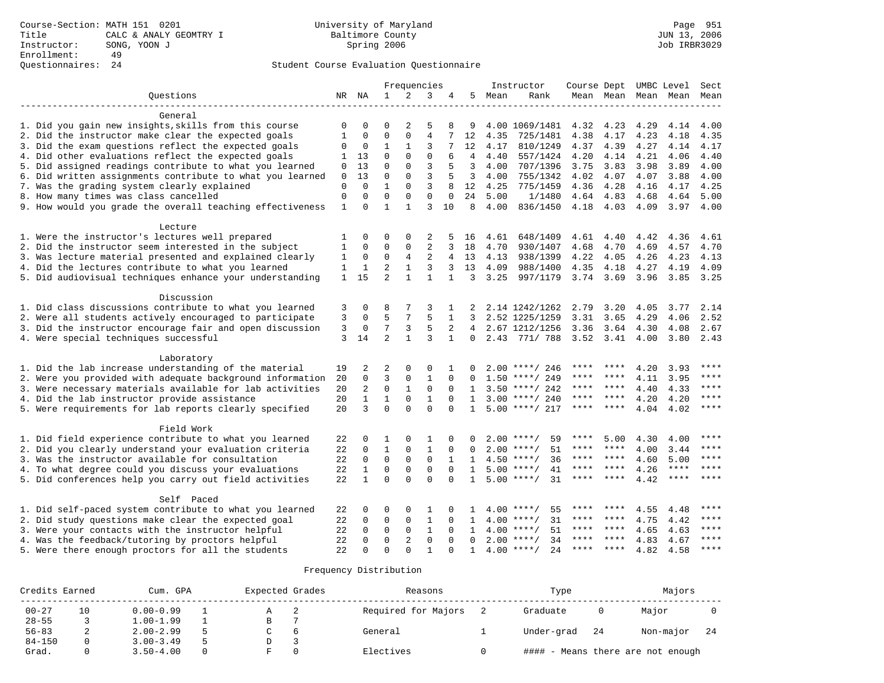Course-Section: MATH 151 0201
Title: CALC & ANALY GEOMTRY I
Instructor: SONG, YOON J
Enrollment: 49
Questionnaires: 24

University of Maryland
Baltimore County
Spring 2006

Student Course Evaluation Questionnaire

| Questions | NR | NA | 1 | 2 | 3 | 4 | 5 | Instructor Mean | Rank | Course Mean | Dept Mean | UMBC Mean | Level Mean | Sect Mean |
|---|---|---|---|---|---|---|---|---|---|---|---|---|---|---|
| **General** | | | | | | | | | | | | | | |
| 1. Did you gain new insights,skills from this course | 0 | 0 | 0 | 2 | 5 | 8 | 9 | 4.00 | 1069/1481 | 4.32 | 4.23 | 4.29 | 4.14 | 4.00 |
| 2. Did the instructor make clear the expected goals | 1 | 0 | 0 | 0 | 4 | 7 | 12 | 4.35 | 725/1481 | 4.38 | 4.17 | 4.23 | 4.18 | 4.35 |
| 3. Did the exam questions reflect the expected goals | 0 | 0 | 1 | 1 | 3 | 7 | 12 | 4.17 | 810/1249 | 4.37 | 4.39 | 4.27 | 4.14 | 4.17 |
| 4. Did other evaluations reflect the expected goals | 1 | 13 | 0 | 0 | 0 | 6 | 4 | 4.40 | 557/1424 | 4.20 | 4.14 | 4.21 | 4.06 | 4.40 |
| 5. Did assigned readings contribute to what you learned | 0 | 13 | 0 | 0 | 3 | 5 | 3 | 4.00 | 707/1396 | 3.75 | 3.83 | 3.98 | 3.89 | 4.00 |
| 6. Did written assignments contribute to what you learned | 0 | 13 | 0 | 0 | 3 | 5 | 3 | 4.00 | 755/1342 | 4.02 | 4.07 | 4.07 | 3.88 | 4.00 |
| 7. Was the grading system clearly explained | 0 | 0 | 1 | 0 | 3 | 8 | 12 | 4.25 | 775/1459 | 4.36 | 4.28 | 4.16 | 4.17 | 4.25 |
| 8. How many times was class cancelled | 0 | 0 | 0 | 0 | 0 | 0 | 24 | 5.00 | 1/1480 | 4.64 | 4.83 | 4.68 | 4.64 | 5.00 |
| 9. How would you grade the overall teaching effectiveness | 1 | 0 | 1 | 1 | 3 | 10 | 8 | 4.00 | 836/1450 | 4.18 | 4.03 | 4.09 | 3.97 | 4.00 |
| **Lecture** | | | | | | | | | | | | | | |
| 1. Were the instructor's lectures well prepared | 1 | 0 | 0 | 0 | 2 | 5 | 16 | 4.61 | 648/1409 | 4.61 | 4.40 | 4.42 | 4.36 | 4.61 |
| 2. Did the instructor seem interested in the subject | 1 | 0 | 0 | 0 | 2 | 3 | 18 | 4.70 | 930/1407 | 4.68 | 4.70 | 4.69 | 4.57 | 4.70 |
| 3. Was lecture material presented and explained clearly | 1 | 0 | 0 | 4 | 2 | 4 | 13 | 4.13 | 938/1399 | 4.22 | 4.05 | 4.26 | 4.23 | 4.13 |
| 4. Did the lectures contribute to what you learned | 1 | 1 | 2 | 1 | 3 | 3 | 13 | 4.09 | 988/1400 | 4.35 | 4.18 | 4.27 | 4.19 | 4.09 |
| 5. Did audiovisual techniques enhance your understanding | 1 | 15 | 2 | 1 | 1 | 1 | 3 | 3.25 | 997/1179 | 3.74 | 3.69 | 3.96 | 3.85 | 3.25 |
| **Discussion** | | | | | | | | | | | | | | |
| 1. Did class discussions contribute to what you learned | 3 | 0 | 8 | 7 | 3 | 1 | 2 | 2.14 | 1242/1262 | 2.79 | 3.20 | 4.05 | 3.77 | 2.14 |
| 2. Were all students actively encouraged to participate | 3 | 0 | 5 | 7 | 5 | 1 | 3 | 2.52 | 1225/1259 | 3.31 | 3.65 | 4.29 | 4.06 | 2.52 |
| 3. Did the instructor encourage fair and open discussion | 3 | 0 | 7 | 3 | 5 | 2 | 4 | 2.67 | 1212/1256 | 3.36 | 3.64 | 4.30 | 4.08 | 2.67 |
| 4. Were special techniques successful | 3 | 14 | 2 | 1 | 3 | 1 | 0 | 2.43 | 771/ 788 | 3.52 | 3.41 | 4.00 | 3.80 | 2.43 |
| **Laboratory** | | | | | | | | | | | | | | |
| 1. Did the lab increase understanding of the material | 19 | 2 | 2 | 0 | 0 | 1 | 0 | 2.00 | ****/ 246 | **** | **** | 4.20 | 3.93 | **** |
| 2. Were you provided with adequate background information | 20 | 0 | 3 | 0 | 1 | 0 | 0 | 1.50 | ****/ 249 | **** | **** | 4.11 | 3.95 | **** |
| 3. Were necessary materials available for lab activities | 20 | 2 | 0 | 1 | 0 | 0 | 1 | 3.50 | ****/ 242 | **** | **** | 4.40 | 4.33 | **** |
| 4. Did the lab instructor provide assistance | 20 | 1 | 1 | 0 | 1 | 0 | 1 | 3.00 | ****/ 240 | **** | **** | 4.20 | 4.20 | **** |
| 5. Were requirements for lab reports clearly specified | 20 | 3 | 0 | 0 | 0 | 0 | 1 | 5.00 | ****/ 217 | **** | **** | 4.04 | 4.02 | **** |
| **Field Work** | | | | | | | | | | | | | | |
| 1. Did field experience contribute to what you learned | 22 | 0 | 1 | 0 | 1 | 0 | 0 | 2.00 | ****/ 59 | **** | 5.00 | 4.30 | 4.00 | **** |
| 2. Did you clearly understand your evaluation criteria | 22 | 0 | 1 | 0 | 1 | 0 | 0 | 2.00 | ****/ 51 | **** | **** | 4.00 | 3.44 | **** |
| 3. Was the instructor available for consultation | 22 | 0 | 0 | 0 | 0 | 1 | 1 | 4.50 | ****/ 36 | **** | **** | 4.60 | 5.00 | **** |
| 4. To what degree could you discuss your evaluations | 22 | 1 | 0 | 0 | 0 | 0 | 1 | 5.00 | ****/ 41 | **** | **** | 4.26 | **** | **** |
| 5. Did conferences help you carry out field activities | 22 | 1 | 0 | 0 | 0 | 0 | 1 | 5.00 | ****/ 31 | **** | **** | 4.42 | **** | **** |
| **Self Paced** | | | | | | | | | | | | | | |
| 1. Did self-paced system contribute to what you learned | 22 | 0 | 0 | 0 | 1 | 0 | 1 | 4.00 | ****/ 55 | **** | **** | 4.55 | 4.48 | **** |
| 2. Did study questions make clear the expected goal | 22 | 0 | 0 | 0 | 1 | 0 | 1 | 4.00 | ****/ 31 | **** | **** | 4.75 | 4.42 | **** |
| 3. Were your contacts with the instructor helpful | 22 | 0 | 0 | 0 | 1 | 0 | 1 | 4.00 | ****/ 51 | **** | **** | 4.65 | 4.63 | **** |
| 4. Was the feedback/tutoring by proctors helpful | 22 | 0 | 0 | 2 | 0 | 0 | 0 | 2.00 | ****/ 34 | **** | **** | 4.83 | 4.67 | **** |
| 5. Were there enough proctors for all the students | 22 | 0 | 0 | 0 | 1 | 0 | 1 | 4.00 | ****/ 24 | **** | **** | 4.82 | 4.58 | **** |

Frequency Distribution

| Credits Earned | | Cum. GPA | | Expected Grades | | Reasons | | Type | | Majors | |
|---|---|---|---|---|---|---|---|---|---|---|---|
| 00-27 | 10 | 0.00-0.99 | 1 | A | 2 | Required for Majors | 2 | Graduate | 0 | Major | 0 |
| 28-55 | 3 | 1.00-1.99 | 1 | B | 7 | | | | | | |
| 56-83 | 2 | 2.00-2.99 | 5 | C | 6 | General | 1 | Under-grad | 24 | Non-major | 24 |
| 84-150 | 0 | 3.00-3.49 | 5 | D | 3 | | | | | | |
| Grad. | 0 | 3.50-4.00 | 0 | F | 0 | Electives | 0 | #### - Means there are not enough | | | |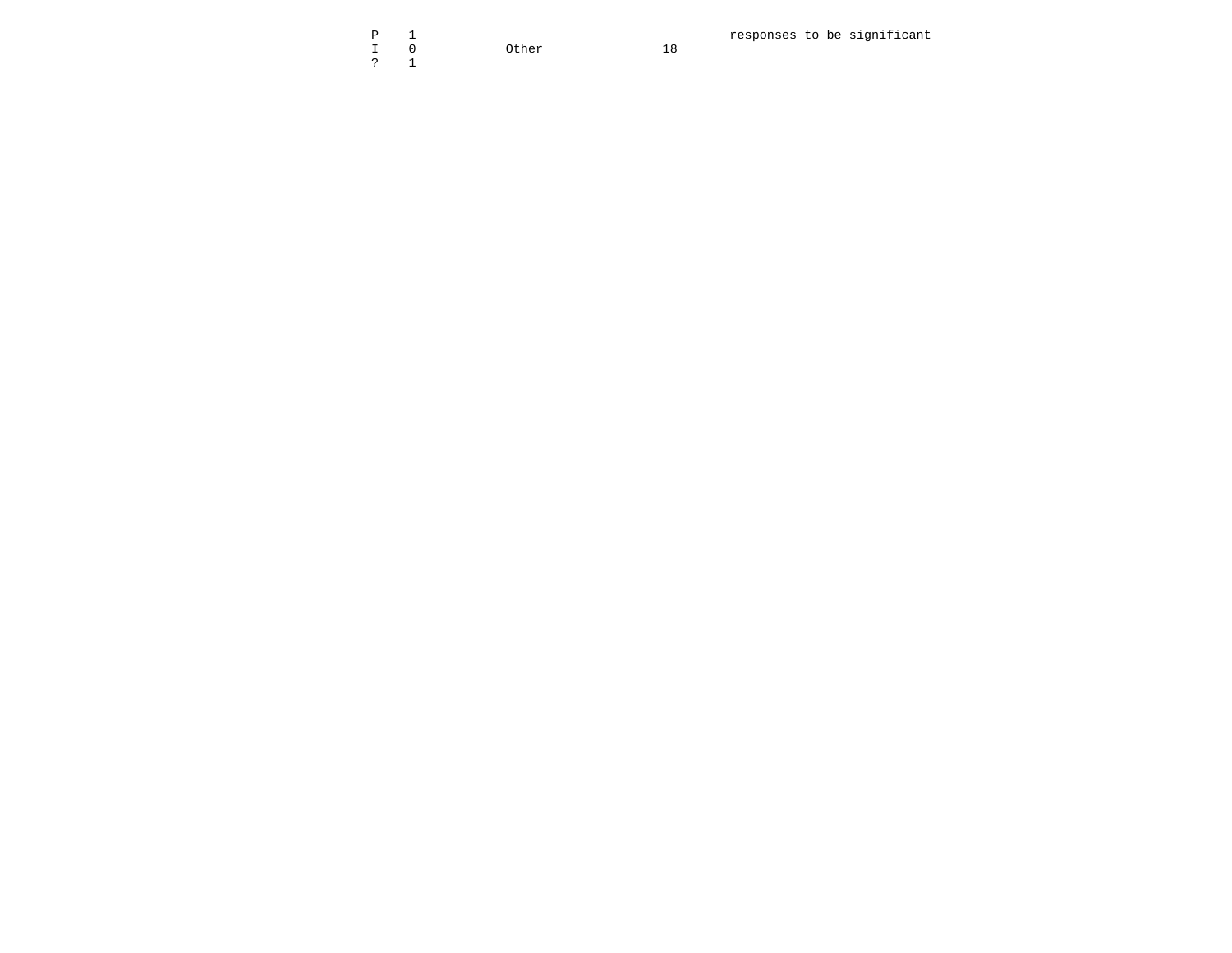| | | | | |
|---|---|---|---|---|
| P | 1 | | | responses to be significant |
| I | 0 | Other | 18 | |
| ? | 1 | | | |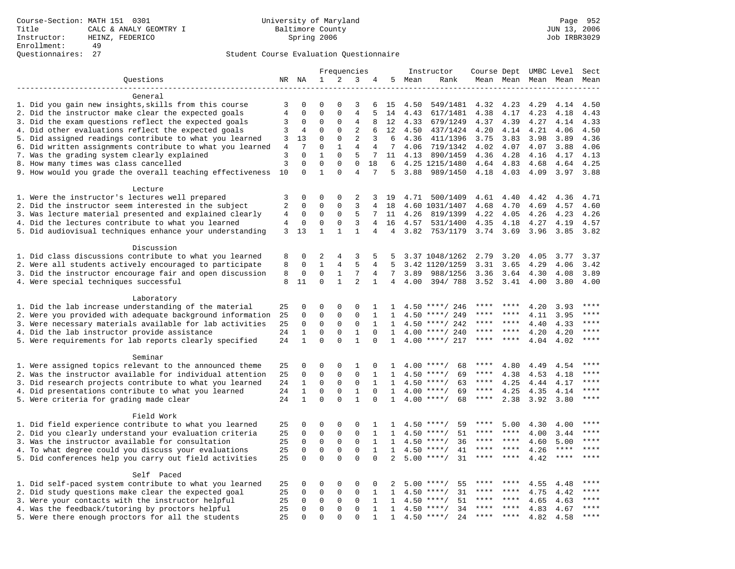Course-Section: MATH 151 0301
Title: CALC & ANALY GEOMTRY I
Instructor: HEINZ, FEDERICO
Enrollment: 49
Questionnaires: 27

University of Maryland
Baltimore County
Spring 2006

JUN 13, 2006
Job IRBR3029

Student Course Evaluation Questionnaire

| Questions | NR | NA | 1 | 2 | 3 | 4 | 5 | Instructor Mean | Rank | Course Mean | Dept Mean | UMBC Level Mean | Level Mean | Sect Mean |
|---|---|---|---|---|---|---|---|---|---|---|---|---|---|---|
| **General** | | | | | | | | | | | | | | |
| 1. Did you gain new insights,skills from this course | 3 | 0 | 0 | 0 | 3 | 6 | 15 | 4.50 | 549/1481 | 4.32 | 4.23 | 4.29 | 4.14 | 4.50 |
| 2. Did the instructor make clear the expected goals | 4 | 0 | 0 | 0 | 4 | 5 | 14 | 4.43 | 617/1481 | 4.38 | 4.17 | 4.23 | 4.18 | 4.43 |
| 3. Did the exam questions reflect the expected goals | 3 | 0 | 0 | 0 | 4 | 8 | 12 | 4.33 | 679/1249 | 4.37 | 4.39 | 4.27 | 4.14 | 4.33 |
| 4. Did other evaluations reflect the expected goals | 3 | 4 | 0 | 0 | 2 | 6 | 12 | 4.50 | 437/1424 | 4.20 | 4.14 | 4.21 | 4.06 | 4.50 |
| 5. Did assigned readings contribute to what you learned | 3 | 13 | 0 | 0 | 2 | 3 | 6 | 4.36 | 411/1396 | 3.75 | 3.83 | 3.98 | 3.89 | 4.36 |
| 6. Did written assignments contribute to what you learned | 4 | 7 | 0 | 1 | 4 | 4 | 7 | 4.06 | 719/1342 | 4.02 | 4.07 | 4.07 | 3.88 | 4.06 |
| 7. Was the grading system clearly explained | 3 | 0 | 1 | 0 | 5 | 7 | 11 | 4.13 | 890/1459 | 4.36 | 4.28 | 4.16 | 4.17 | 4.13 |
| 8. How many times was class cancelled | 3 | 0 | 0 | 0 | 0 | 18 | 6 | 4.25 | 1215/1480 | 4.64 | 4.83 | 4.68 | 4.64 | 4.25 |
| 9. How would you grade the overall teaching effectiveness | 10 | 0 | 1 | 0 | 4 | 7 | 5 | 3.88 | 989/1450 | 4.18 | 4.03 | 4.09 | 3.97 | 3.88 |
| **Lecture** | | | | | | | | | | | | | | |
| 1. Were the instructor's lectures well prepared | 3 | 0 | 0 | 0 | 2 | 3 | 19 | 4.71 | 500/1409 | 4.61 | 4.40 | 4.42 | 4.36 | 4.71 |
| 2. Did the instructor seem interested in the subject | 2 | 0 | 0 | 0 | 3 | 4 | 18 | 4.60 | 1031/1407 | 4.68 | 4.70 | 4.69 | 4.57 | 4.60 |
| 3. Was lecture material presented and explained clearly | 4 | 0 | 0 | 0 | 5 | 7 | 11 | 4.26 | 819/1399 | 4.22 | 4.05 | 4.26 | 4.23 | 4.26 |
| 4. Did the lectures contribute to what you learned | 4 | 0 | 0 | 0 | 3 | 4 | 16 | 4.57 | 531/1400 | 4.35 | 4.18 | 4.27 | 4.19 | 4.57 |
| 5. Did audiovisual techniques enhance your understanding | 3 | 13 | 1 | 1 | 1 | 4 | 4 | 3.82 | 753/1179 | 3.74 | 3.69 | 3.96 | 3.85 | 3.82 |
| **Discussion** | | | | | | | | | | | | | | |
| 1. Did class discussions contribute to what you learned | 8 | 0 | 2 | 4 | 3 | 5 | 5 | 3.37 | 1048/1262 | 2.79 | 3.20 | 4.05 | 3.77 | 3.37 |
| 2. Were all students actively encouraged to participate | 8 | 0 | 1 | 4 | 5 | 4 | 5 | 3.42 | 1120/1259 | 3.31 | 3.65 | 4.29 | 4.06 | 3.42 |
| 3. Did the instructor encourage fair and open discussion | 8 | 0 | 0 | 1 | 7 | 4 | 7 | 3.89 | 988/1256 | 3.36 | 3.64 | 4.30 | 4.08 | 3.89 |
| 4. Were special techniques successful | 8 | 11 | 0 | 1 | 2 | 1 | 4 | 4.00 | 394/ 788 | 3.52 | 3.41 | 4.00 | 3.80 | 4.00 |
| **Laboratory** | | | | | | | | | | | | | | |
| 1. Did the lab increase understanding of the material | 25 | 0 | 0 | 0 | 0 | 1 | 1 | 4.50 | ****/ 246 | **** | **** | 4.20 | 3.93 | **** |
| 2. Were you provided with adequate background information | 25 | 0 | 0 | 0 | 0 | 1 | 1 | 4.50 | ****/ 249 | **** | **** | 4.11 | 3.95 | **** |
| 3. Were necessary materials available for lab activities | 25 | 0 | 0 | 0 | 0 | 1 | 1 | 4.50 | ****/ 242 | **** | **** | 4.40 | 4.33 | **** |
| 4. Did the lab instructor provide assistance | 24 | 1 | 0 | 0 | 1 | 0 | 1 | 4.00 | ****/ 240 | **** | **** | 4.20 | 4.20 | **** |
| 5. Were requirements for lab reports clearly specified | 24 | 1 | 0 | 0 | 1 | 0 | 1 | 4.00 | ****/ 217 | **** | **** | 4.04 | 4.02 | **** |
| **Seminar** | | | | | | | | | | | | | | |
| 1. Were assigned topics relevant to the announced theme | 25 | 0 | 0 | 0 | 1 | 0 | 1 | 4.00 | ****/ 68 | **** | 4.80 | 4.49 | 4.54 | **** |
| 2. Was the instructor available for individual attention | 25 | 0 | 0 | 0 | 0 | 1 | 1 | 4.50 | ****/ 69 | **** | 4.38 | 4.53 | 4.18 | **** |
| 3. Did research projects contribute to what you learned | 24 | 1 | 0 | 0 | 0 | 1 | 1 | 4.50 | ****/ 63 | **** | 4.25 | 4.44 | 4.17 | **** |
| 4. Did presentations contribute to what you learned | 24 | 1 | 0 | 0 | 1 | 0 | 1 | 4.00 | ****/ 69 | **** | 4.25 | 4.35 | 4.14 | **** |
| 5. Were criteria for grading made clear | 24 | 1 | 0 | 0 | 1 | 0 | 1 | 4.00 | ****/ 68 | **** | 2.38 | 3.92 | 3.80 | **** |
| **Field Work** | | | | | | | | | | | | | | |
| 1. Did field experience contribute to what you learned | 25 | 0 | 0 | 0 | 0 | 1 | 1 | 4.50 | ****/ 59 | **** | 5.00 | 4.30 | 4.00 | **** |
| 2. Did you clearly understand your evaluation criteria | 25 | 0 | 0 | 0 | 0 | 1 | 1 | 4.50 | ****/ 51 | **** | **** | 4.00 | 3.44 | **** |
| 3. Was the instructor available for consultation | 25 | 0 | 0 | 0 | 0 | 1 | 1 | 4.50 | ****/ 36 | **** | **** | 4.60 | 5.00 | **** |
| 4. To what degree could you discuss your evaluations | 25 | 0 | 0 | 0 | 0 | 1 | 1 | 4.50 | ****/ 41 | **** | **** | 4.26 | **** | **** |
| 5. Did conferences help you carry out field activities | 25 | 0 | 0 | 0 | 0 | 0 | 2 | 5.00 | ****/ 31 | **** | **** | 4.42 | **** | **** |
| **Self Paced** | | | | | | | | | | | | | | |
| 1. Did self-paced system contribute to what you learned | 25 | 0 | 0 | 0 | 0 | 0 | 2 | 5.00 | ****/ 55 | **** | **** | 4.55 | 4.48 | **** |
| 2. Did study questions make clear the expected goal | 25 | 0 | 0 | 0 | 0 | 1 | 1 | 4.50 | ****/ 31 | **** | **** | 4.75 | 4.42 | **** |
| 3. Were your contacts with the instructor helpful | 25 | 0 | 0 | 0 | 0 | 1 | 1 | 4.50 | ****/ 51 | **** | **** | 4.65 | 4.63 | **** |
| 4. Was the feedback/tutoring by proctors helpful | 25 | 0 | 0 | 0 | 0 | 1 | 1 | 4.50 | ****/ 34 | **** | **** | 4.83 | 4.67 | **** |
| 5. Were there enough proctors for all the students | 25 | 0 | 0 | 0 | 0 | 1 | 1 | 4.50 | ****/ 24 | **** | **** | 4.82 | 4.58 | **** |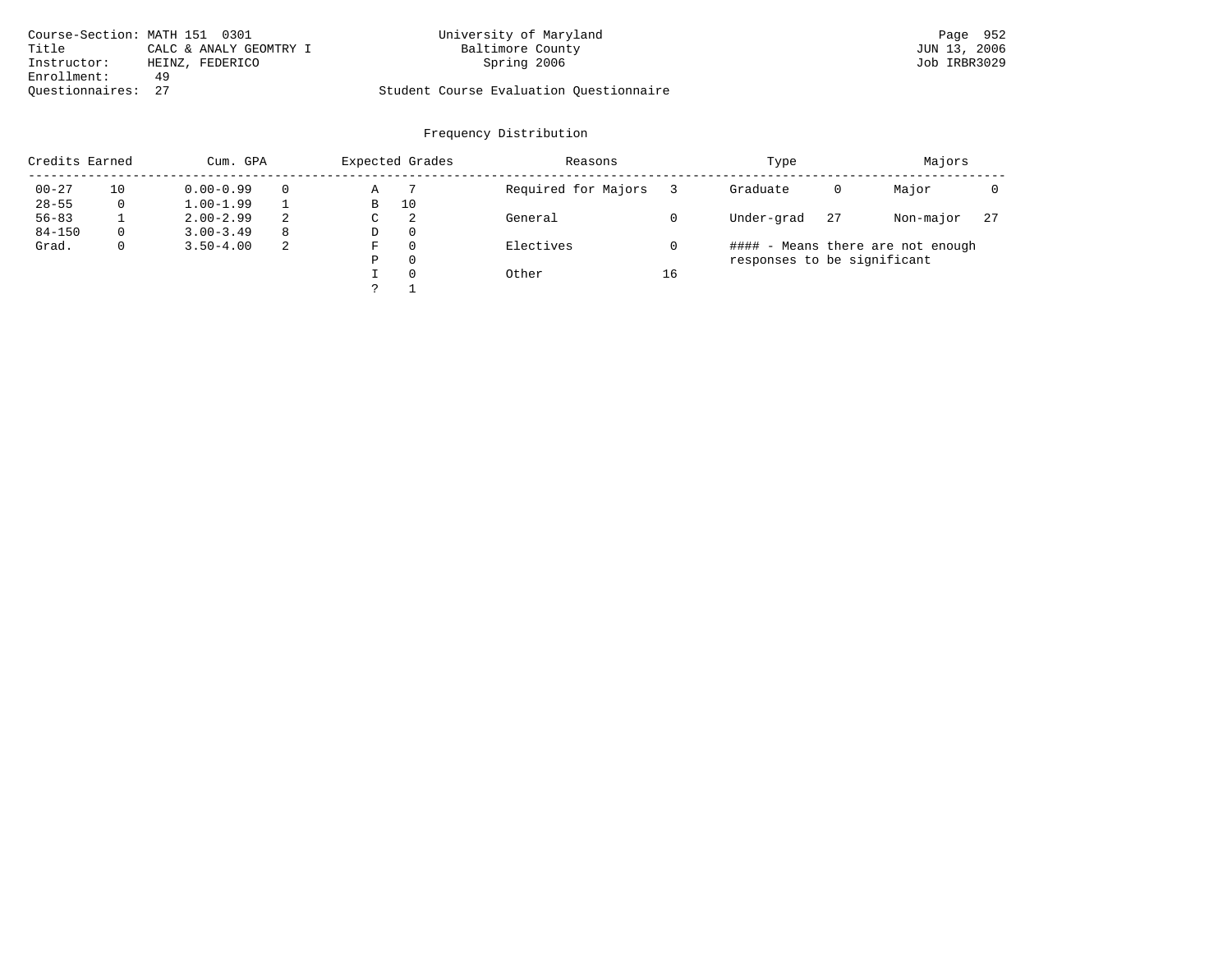Course-Section: MATH 151 0301
Title: CALC & ANALY GEOMTRY I
Instructor: HEINZ, FEDERICO
Enrollment: 49
Questionnaires: 27

University of Maryland
Baltimore County
Spring 2006

Student Course Evaluation Questionnaire

Page 952
JUN 13, 2006
Job IRBR3029

## Frequency Distribution

| Credits Earned | | Cum. GPA | | Expected Grades | | Reasons | | Type | | Majors | |
|---|---|---|---|---|---|---|---|---|---|---|---|
| 00-27 | 10 | 0.00-0.99 | 0 | A | 7 | Required for Majors | 3 | Graduate | 0 | Major | 0 |
| 28-55 | 0 | 1.00-1.99 | 1 | B | 10 | | | | | | |
| 56-83 | 1 | 2.00-2.99 | 2 | C | 2 | General | 0 | Under-grad | 27 | Non-major | 27 |
| 84-150 | 0 | 3.00-3.49 | 8 | D | 0 | | | | | | |
| Grad. | 0 | 3.50-4.00 | 2 | F | 0 | Electives | 0 | | | | |
| | | | | P | 0 | | | | | | |
| | | | | I | 0 | Other | 16 | | | | |
| | | | | ? | 1 | | | | | | |

#### - Means there are not enough responses to be significant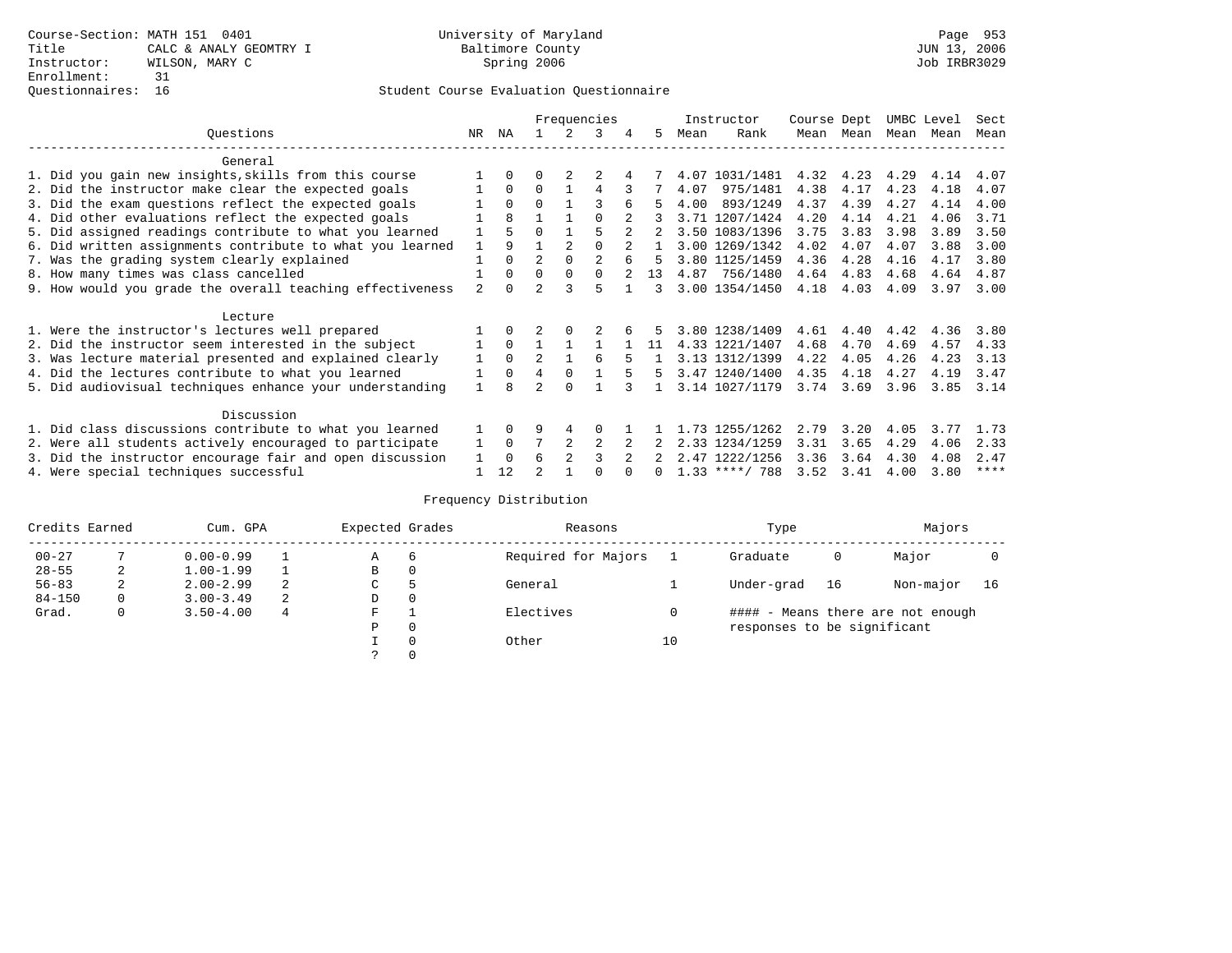Course-Section: MATH 151 0401
Title: CALC & ANALY GEOMTRY I
Instructor: WILSON, MARY C
Enrollment: 31
Questionnaires: 16

University of Maryland
Baltimore County
Spring 2006

Student Course Evaluation Questionnaire

| Questions | NR | NA | 1 | 2 | 3 | 4 | 5 | Instructor Mean | Instructor Rank | Course Dept Mean | Course Dept Mean | UMBC Level Mean | UMBC Level Mean | Sect Mean |
|---|---|---|---|---|---|---|---|---|---|---|---|---|---|---|
| **General** | | | | | | | | | | | | | | |
| 1. Did you gain new insights,skills from this course | 1 | 0 | 0 | 2 | 2 | 4 | 7 | 4.07 | 1031/1481 | 4.32 | 4.23 | 4.29 | 4.14 | 4.07 |
| 2. Did the instructor make clear the expected goals | 1 | 0 | 0 | 1 | 4 | 3 | 7 | 4.07 | 975/1481 | 4.38 | 4.17 | 4.23 | 4.18 | 4.07 |
| 3. Did the exam questions reflect the expected goals | 1 | 0 | 0 | 1 | 3 | 6 | 5 | 4.00 | 893/1249 | 4.37 | 4.39 | 4.27 | 4.14 | 4.00 |
| 4. Did other evaluations reflect the expected goals | 1 | 8 | 1 | 1 | 0 | 2 | 3 | 3.71 | 1207/1424 | 4.20 | 4.14 | 4.21 | 4.06 | 3.71 |
| 5. Did assigned readings contribute to what you learned | 1 | 5 | 0 | 1 | 5 | 2 | 2 | 3.50 | 1083/1396 | 3.75 | 3.83 | 3.98 | 3.89 | 3.50 |
| 6. Did written assignments contribute to what you learned | 1 | 9 | 1 | 2 | 0 | 2 | 1 | 3.00 | 1269/1342 | 4.02 | 4.07 | 4.07 | 3.88 | 3.00 |
| 7. Was the grading system clearly explained | 1 | 0 | 2 | 0 | 2 | 6 | 5 | 3.80 | 1125/1459 | 4.36 | 4.28 | 4.16 | 4.17 | 3.80 |
| 8. How many times was class cancelled | 1 | 0 | 0 | 0 | 0 | 2 | 13 | 4.87 | 756/1480 | 4.64 | 4.83 | 4.68 | 4.64 | 4.87 |
| 9. How would you grade the overall teaching effectiveness | 2 | 0 | 2 | 3 | 5 | 1 | 3 | 3.00 | 1354/1450 | 4.18 | 4.03 | 4.09 | 3.97 | 3.00 |
| **Lecture** | | | | | | | | | | | | | | |
| 1. Were the instructor's lectures well prepared | 1 | 0 | 2 | 0 | 2 | 6 | 5 | 3.80 | 1238/1409 | 4.61 | 4.40 | 4.42 | 4.36 | 3.80 |
| 2. Did the instructor seem interested in the subject | 1 | 0 | 1 | 1 | 1 | 1 | 11 | 4.33 | 1221/1407 | 4.68 | 4.70 | 4.69 | 4.57 | 4.33 |
| 3. Was lecture material presented and explained clearly | 1 | 0 | 2 | 1 | 6 | 5 | 1 | 3.13 | 1312/1399 | 4.22 | 4.05 | 4.26 | 4.23 | 3.13 |
| 4. Did the lectures contribute to what you learned | 1 | 0 | 4 | 0 | 1 | 5 | 5 | 3.47 | 1240/1400 | 4.35 | 4.18 | 4.27 | 4.19 | 3.47 |
| 5. Did audiovisual techniques enhance your understanding | 1 | 8 | 2 | 0 | 1 | 3 | 1 | 3.14 | 1027/1179 | 3.74 | 3.69 | 3.96 | 3.85 | 3.14 |
| **Discussion** | | | | | | | | | | | | | | |
| 1. Did class discussions contribute to what you learned | 1 | 0 | 9 | 4 | 0 | 1 | 1 | 1.73 | 1255/1262 | 2.79 | 3.20 | 4.05 | 3.77 | 1.73 |
| 2. Were all students actively encouraged to participate | 1 | 0 | 7 | 2 | 2 | 2 | 2 | 2.33 | 1234/1259 | 3.31 | 3.65 | 4.29 | 4.06 | 2.33 |
| 3. Did the instructor encourage fair and open discussion | 1 | 0 | 6 | 2 | 3 | 2 | 2 | 2.47 | 1222/1256 | 3.36 | 3.64 | 4.30 | 4.08 | 2.47 |
| 4. Were special techniques successful | 1 | 12 | 2 | 1 | 0 | 0 | 0 | 1.33 | ****/ 788 | 3.52 | 3.41 | 4.00 | 3.80 | **** |

## Frequency Distribution

| Credits Earned | | Cum. GPA | | Expected Grades | | Reasons | | Type | | Majors | |
|---|---|---|---|---|---|---|---|---|---|---|---|
| 00-27 | 7 | 0.00-0.99 | 1 | A | 6 | Required for Majors | 1 | Graduate | 0 | Major | 0 |
| 28-55 | 2 | 1.00-1.99 | 1 | B | 0 | | | | | | |
| 56-83 | 2 | 2.00-2.99 | 2 | C | 5 | General | 1 | Under-grad | 16 | Non-major | 16 |
| 84-150 | 0 | 3.00-3.49 | 2 | D | 0 | | | | | | |
| Grad. | 0 | 3.50-4.00 | 4 | F | 1 | Electives | 0 | #### - Means there are not enough | | | |
| | | | | P | 0 | | | responses to be significant | | | |
| | | | | I | 0 | Other | 10 | | | | |
| | | | | ? | 0 | | | | | | |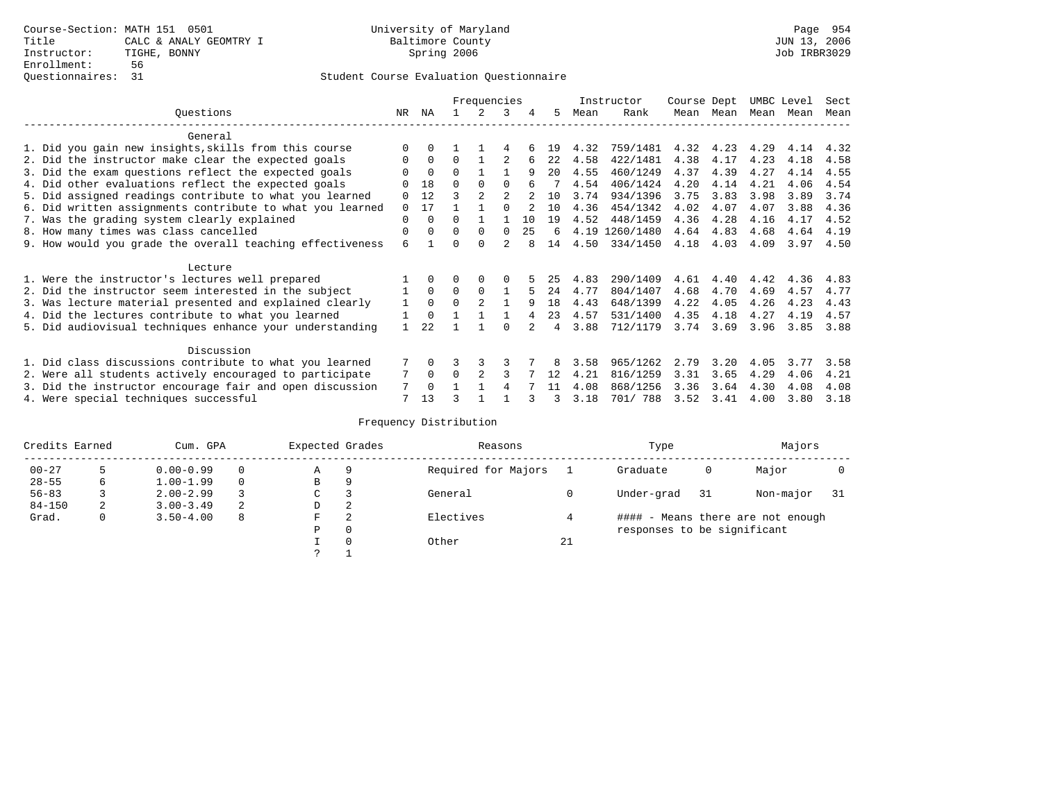Course-Section: MATH 151 0501
Title: CALC & ANALY GEOMTRY I
Instructor: TIGHE, BONNY
Enrollment: 56
Questionnaires: 31

University of Maryland
Baltimore County
Spring 2006

JUN 13, 2006
Job IRBR3029

## Student Course Evaluation Questionnaire

| Questions | NR | NA | 1 | 2 | 3 | 4 | 5 | Instructor Mean | Rank | Course Mean | Dept Mean | UMBC Mean | Level Mean | Sect Mean |
|---|---|---|---|---|---|---|---|---|---|---|---|---|---|---|
| **General** | | | | | | | | | | | | | | |
| 1. Did you gain new insights,skills from this course | 0 | 0 | 1 | 1 | 4 | 6 | 19 | 4.32 | 759/1481 | 4.32 | 4.23 | 4.29 | 4.14 | 4.32 |
| 2. Did the instructor make clear the expected goals | 0 | 0 | 0 | 1 | 2 | 6 | 22 | 4.58 | 422/1481 | 4.38 | 4.17 | 4.23 | 4.18 | 4.58 |
| 3. Did the exam questions reflect the expected goals | 0 | 0 | 0 | 1 | 1 | 9 | 20 | 4.55 | 460/1249 | 4.37 | 4.39 | 4.27 | 4.14 | 4.55 |
| 4. Did other evaluations reflect the expected goals | 0 | 18 | 0 | 0 | 0 | 6 | 7 | 4.54 | 406/1424 | 4.20 | 4.14 | 4.21 | 4.06 | 4.54 |
| 5. Did assigned readings contribute to what you learned | 0 | 12 | 3 | 2 | 2 | 2 | 10 | 3.74 | 934/1396 | 3.75 | 3.83 | 3.98 | 3.89 | 3.74 |
| 6. Did written assignments contribute to what you learned | 0 | 17 | 1 | 1 | 0 | 2 | 10 | 4.36 | 454/1342 | 4.02 | 4.07 | 4.07 | 3.88 | 4.36 |
| 7. Was the grading system clearly explained | 0 | 0 | 0 | 1 | 1 | 10 | 19 | 4.52 | 448/1459 | 4.36 | 4.28 | 4.16 | 4.17 | 4.52 |
| 8. How many times was class cancelled | 0 | 0 | 0 | 0 | 0 | 25 | 6 | 4.19 | 1260/1480 | 4.64 | 4.83 | 4.68 | 4.64 | 4.19 |
| 9. How would you grade the overall teaching effectiveness | 6 | 1 | 0 | 0 | 2 | 8 | 14 | 4.50 | 334/1450 | 4.18 | 4.03 | 4.09 | 3.97 | 4.50 |
| **Lecture** | | | | | | | | | | | | | | |
| 1. Were the instructor's lectures well prepared | 1 | 0 | 0 | 0 | 0 | 5 | 25 | 4.83 | 290/1409 | 4.61 | 4.40 | 4.42 | 4.36 | 4.83 |
| 2. Did the instructor seem interested in the subject | 1 | 0 | 0 | 0 | 1 | 5 | 24 | 4.77 | 804/1407 | 4.68 | 4.70 | 4.69 | 4.57 | 4.77 |
| 3. Was lecture material presented and explained clearly | 1 | 0 | 0 | 2 | 1 | 9 | 18 | 4.43 | 648/1399 | 4.22 | 4.05 | 4.26 | 4.23 | 4.43 |
| 4. Did the lectures contribute to what you learned | 1 | 0 | 1 | 1 | 1 | 4 | 23 | 4.57 | 531/1400 | 4.35 | 4.18 | 4.27 | 4.19 | 4.57 |
| 5. Did audiovisual techniques enhance your understanding | 1 | 22 | 1 | 1 | 0 | 2 | 4 | 3.88 | 712/1179 | 3.74 | 3.69 | 3.96 | 3.85 | 3.88 |
| **Discussion** | | | | | | | | | | | | | | |
| 1. Did class discussions contribute to what you learned | 7 | 0 | 3 | 3 | 3 | 7 | 8 | 3.58 | 965/1262 | 2.79 | 3.20 | 4.05 | 3.77 | 3.58 |
| 2. Were all students actively encouraged to participate | 7 | 0 | 0 | 2 | 3 | 7 | 12 | 4.21 | 816/1259 | 3.31 | 3.65 | 4.29 | 4.06 | 4.21 |
| 3. Did the instructor encourage fair and open discussion | 7 | 0 | 1 | 1 | 4 | 7 | 11 | 4.08 | 868/1256 | 3.36 | 3.64 | 4.30 | 4.08 | 4.08 |
| 4. Were special techniques successful | 7 | 13 | 3 | 1 | 1 | 3 | 3 | 3.18 | 701/ 788 | 3.52 | 3.41 | 4.00 | 3.80 | 3.18 |

## Frequency Distribution

| Credits Earned | | Cum. GPA | | Expected Grades | | Reasons | | Type | | Majors | |
|---|---|---|---|---|---|---|---|---|---|---|---|
| 00-27 | 5 | 0.00-0.99 | 0 | A | 9 | Required for Majors | 1 | Graduate | 0 | Major | 0 |
| 28-55 | 6 | 1.00-1.99 | 0 | B | 9 | | | | | | |
| 56-83 | 3 | 2.00-2.99 | 3 | C | 3 | General | 0 | Under-grad | 31 | Non-major | 31 |
| 84-150 | 2 | 3.00-3.49 | 2 | D | 2 | | | | | | |
| Grad. | 0 | 3.50-4.00 | 8 | F | 2 | Electives | 4 | | | | |
| | | | | P | 0 | | | | | | |
| | | | | I | 0 | Other | 21 | | | | |
| | | | | ? | 1 | | | | | | |

#### - Means there are not enough responses to be significant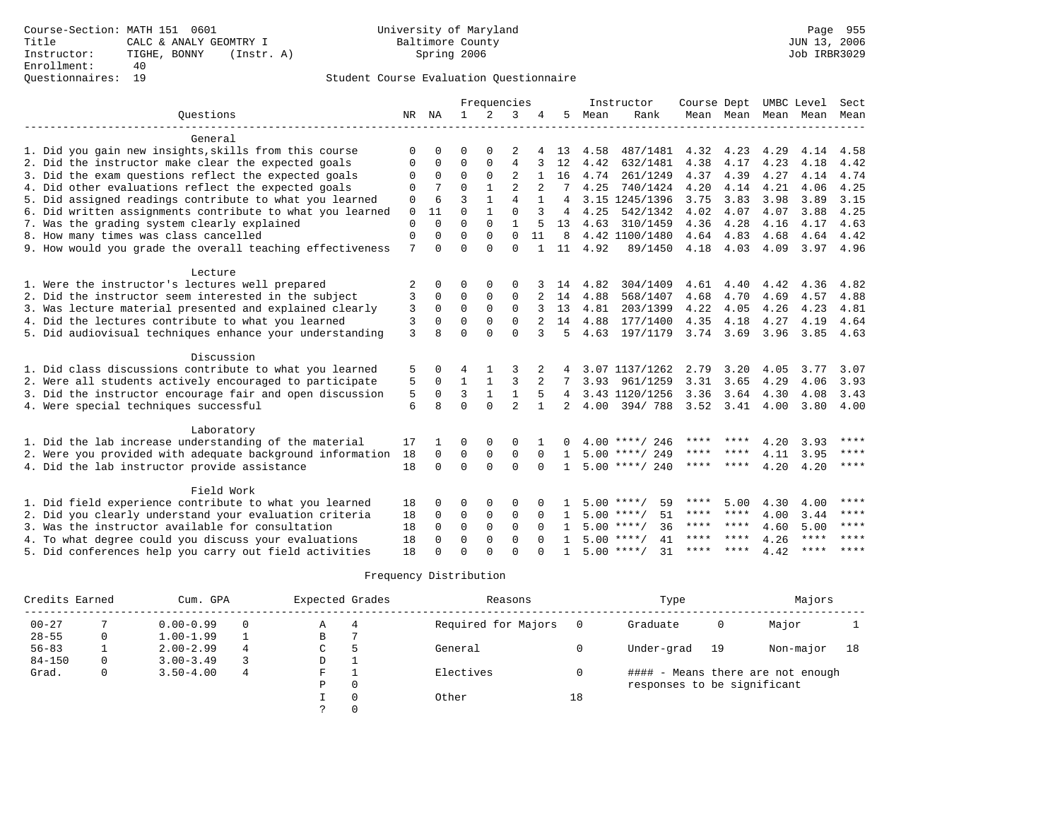Course-Section: MATH 151 0601
Title: CALC & ANALY GEOMTRY I
Instructor: TIGHE, BONNY (Instr. A)
Enrollment: 40
Questionnaires: 19

University of Maryland
Baltimore County
Spring 2006

JUN 13, 2006
Job IRBR3029

## Student Course Evaluation Questionnaire

| Questions | NR | NA | 1 | 2 | 3 | 4 | 5 | Instructor Mean | Instructor Rank | Course Mean | Dept Mean | UMBC Level Mean | Level Mean | Sect Mean |
|---|---|---|---|---|---|---|---|---|---|---|---|---|---|---|
| **General** | | | | | | | | | | | | | | |
| 1. Did you gain new insights,skills from this course | 0 | 0 | 0 | 0 | 2 | 4 | 13 | 4.58 | 487/1481 | 4.32 | 4.23 | 4.29 | 4.14 | 4.58 |
| 2. Did the instructor make clear the expected goals | 0 | 0 | 0 | 0 | 4 | 3 | 12 | 4.42 | 632/1481 | 4.38 | 4.17 | 4.23 | 4.18 | 4.42 |
| 3. Did the exam questions reflect the expected goals | 0 | 0 | 0 | 0 | 2 | 1 | 16 | 4.74 | 261/1249 | 4.37 | 4.39 | 4.27 | 4.14 | 4.74 |
| 4. Did other evaluations reflect the expected goals | 0 | 7 | 0 | 1 | 2 | 2 | 7 | 4.25 | 740/1424 | 4.20 | 4.14 | 4.21 | 4.06 | 4.25 |
| 5. Did assigned readings contribute to what you learned | 0 | 6 | 3 | 1 | 4 | 1 | 4 | 3.15 | 1245/1396 | 3.75 | 3.83 | 3.98 | 3.89 | 3.15 |
| 6. Did written assignments contribute to what you learned | 0 | 11 | 0 | 1 | 0 | 3 | 4 | 4.25 | 542/1342 | 4.02 | 4.07 | 4.07 | 3.88 | 4.25 |
| 7. Was the grading system clearly explained | 0 | 0 | 0 | 0 | 1 | 5 | 13 | 4.63 | 310/1459 | 4.36 | 4.28 | 4.16 | 4.17 | 4.63 |
| 8. How many times was class cancelled | 0 | 0 | 0 | 0 | 0 | 11 | 8 | 4.42 | 1100/1480 | 4.64 | 4.83 | 4.68 | 4.64 | 4.42 |
| 9. How would you grade the overall teaching effectiveness | 7 | 0 | 0 | 0 | 0 | 1 | 11 | 4.92 | 89/1450 | 4.18 | 4.03 | 4.09 | 3.97 | 4.96 |
| **Lecture** | | | | | | | | | | | | | | |
| 1. Were the instructor's lectures well prepared | 2 | 0 | 0 | 0 | 0 | 3 | 14 | 4.82 | 304/1409 | 4.61 | 4.40 | 4.42 | 4.36 | 4.82 |
| 2. Did the instructor seem interested in the subject | 3 | 0 | 0 | 0 | 0 | 2 | 14 | 4.88 | 568/1407 | 4.68 | 4.70 | 4.69 | 4.57 | 4.88 |
| 3. Was lecture material presented and explained clearly | 3 | 0 | 0 | 0 | 0 | 3 | 13 | 4.81 | 203/1399 | 4.22 | 4.05 | 4.26 | 4.23 | 4.81 |
| 4. Did the lectures contribute to what you learned | 3 | 0 | 0 | 0 | 0 | 2 | 14 | 4.88 | 177/1400 | 4.35 | 4.18 | 4.27 | 4.19 | 4.64 |
| 5. Did audiovisual techniques enhance your understanding | 3 | 8 | 0 | 0 | 0 | 3 | 5 | 4.63 | 197/1179 | 3.74 | 3.69 | 3.96 | 3.85 | 4.63 |
| **Discussion** | | | | | | | | | | | | | | |
| 1. Did class discussions contribute to what you learned | 5 | 0 | 4 | 1 | 3 | 2 | 4 | 3.07 | 1137/1262 | 2.79 | 3.20 | 4.05 | 3.77 | 3.07 |
| 2. Were all students actively encouraged to participate | 5 | 0 | 1 | 1 | 3 | 2 | 7 | 3.93 | 961/1259 | 3.31 | 3.65 | 4.29 | 4.06 | 3.93 |
| 3. Did the instructor encourage fair and open discussion | 5 | 0 | 3 | 1 | 1 | 5 | 4 | 3.43 | 1120/1256 | 3.36 | 3.64 | 4.30 | 4.08 | 3.43 |
| 4. Were special techniques successful | 6 | 8 | 0 | 0 | 2 | 1 | 2 | 4.00 | 394/ 788 | 3.52 | 3.41 | 4.00 | 3.80 | 4.00 |
| **Laboratory** | | | | | | | | | | | | | | |
| 1. Did the lab increase understanding of the material | 17 | 1 | 0 | 0 | 0 | 1 | 0 | 4.00 | ****/ 246 | **** | **** | 4.20 | 3.93 | **** |
| 2. Were you provided with adequate background information | 18 | 0 | 0 | 0 | 0 | 0 | 1 | 5.00 | ****/ 249 | **** | **** | 4.11 | 3.95 | **** |
| 4. Did the lab instructor provide assistance | 18 | 0 | 0 | 0 | 0 | 0 | 1 | 5.00 | ****/ 240 | **** | **** | 4.20 | 4.20 | **** |
| **Field Work** | | | | | | | | | | | | | | |
| 1. Did field experience contribute to what you learned | 18 | 0 | 0 | 0 | 0 | 0 | 1 | 5.00 | ****/ 59 | **** | 5.00 | 4.30 | 4.00 | **** |
| 2. Did you clearly understand your evaluation criteria | 18 | 0 | 0 | 0 | 0 | 0 | 1 | 5.00 | ****/ 51 | **** | **** | 4.00 | 3.44 | **** |
| 3. Was the instructor available for consultation | 18 | 0 | 0 | 0 | 0 | 0 | 1 | 5.00 | ****/ 36 | **** | **** | 4.60 | 5.00 | **** |
| 4. To what degree could you discuss your evaluations | 18 | 0 | 0 | 0 | 0 | 0 | 1 | 5.00 | ****/ 41 | **** | **** | 4.26 | **** | **** |
| 5. Did conferences help you carry out field activities | 18 | 0 | 0 | 0 | 0 | 0 | 1 | 5.00 | ****/ 31 | **** | **** | 4.42 | **** | **** |

## Frequency Distribution

| Credits Earned | | Cum. GPA | | Expected Grades | | Reasons | | Type | | Majors | |
|---|---|---|---|---|---|---|---|---|---|---|---|
| 00-27 | 7 | 0.00-0.99 | 0 | A | 4 | Required for Majors | 0 | Graduate | 0 | Major | 1 |
| 28-55 | 0 | 1.00-1.99 | 1 | B | 7 | | | | | | |
| 56-83 | 1 | 2.00-2.99 | 4 | C | 5 | General | 0 | Under-grad | 19 | Non-major | 18 |
| 84-150 | 0 | 3.00-3.49 | 3 | D | 1 | | | | | | |
| Grad. | 0 | 3.50-4.00 | 4 | F | 1 | Electives | 0 | #### - Means there are not enough responses to be significant | | | |
| | | | | P | 0 | | | | | | |
| | | | | I | 0 | Other | 18 | | | | |
| | | | | ? | 0 | | | | | | |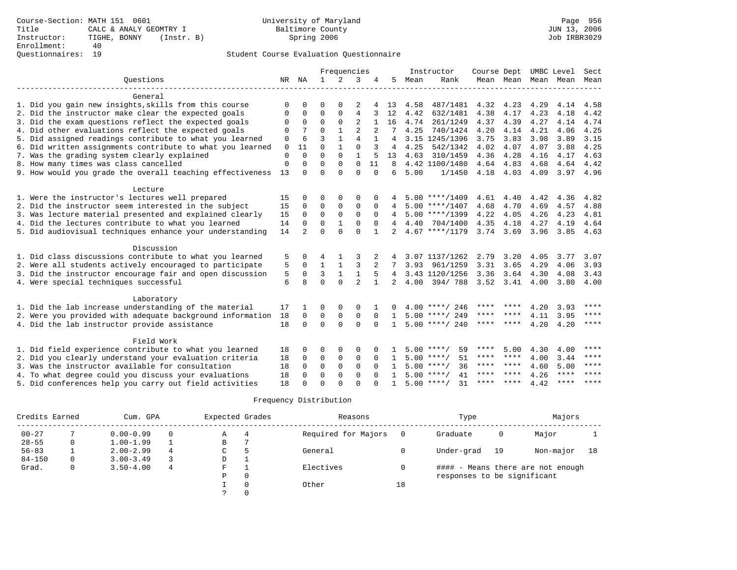Course-Section: MATH 151 0601
Title: CALC & ANALY GEOMTRY I
Instructor: TIGHE, BONNY (Instr. B)
Enrollment: 40
Questionnaires: 19

University of Maryland
Baltimore County
Spring 2006

Page 956
JUN 13, 2006
Job IRBR3029

## Student Course Evaluation Questionnaire

| Questions | NR | NA | 1 | 2 | 3 | 4 | 5 | Instructor Mean | Instructor Rank | Course Mean | Dept Mean | UMBC Mean | Level Mean | Sect Mean |
|---|---|---|---|---|---|---|---|---|---|---|---|---|---|---|
| **General** | | | | | | | | | | | | | | |
| 1. Did you gain new insights,skills from this course | 0 | 0 | 0 | 0 | 2 | 4 | 13 | 4.58 | 487/1481 | 4.32 | 4.23 | 4.29 | 4.14 | 4.58 |
| 2. Did the instructor make clear the expected goals | 0 | 0 | 0 | 0 | 4 | 3 | 12 | 4.42 | 632/1481 | 4.38 | 4.17 | 4.23 | 4.18 | 4.42 |
| 3. Did the exam questions reflect the expected goals | 0 | 0 | 0 | 0 | 2 | 1 | 16 | 4.74 | 261/1249 | 4.37 | 4.39 | 4.27 | 4.14 | 4.74 |
| 4. Did other evaluations reflect the expected goals | 0 | 7 | 0 | 1 | 2 | 2 | 7 | 4.25 | 740/1424 | 4.20 | 4.14 | 4.21 | 4.06 | 4.25 |
| 5. Did assigned readings contribute to what you learned | 0 | 6 | 3 | 1 | 4 | 1 | 4 | 3.15 | 1245/1396 | 3.75 | 3.83 | 3.98 | 3.89 | 3.15 |
| 6. Did written assignments contribute to what you learned | 0 | 11 | 0 | 1 | 0 | 3 | 4 | 4.25 | 542/1342 | 4.02 | 4.07 | 4.07 | 3.88 | 4.25 |
| 7. Was the grading system clearly explained | 0 | 0 | 0 | 0 | 1 | 5 | 13 | 4.63 | 310/1459 | 4.36 | 4.28 | 4.16 | 4.17 | 4.63 |
| 8. How many times was class cancelled | 0 | 0 | 0 | 0 | 0 | 11 | 8 | 4.42 | 1100/1480 | 4.64 | 4.83 | 4.68 | 4.64 | 4.42 |
| 9. How would you grade the overall teaching effectiveness | 13 | 0 | 0 | 0 | 0 | 0 | 6 | 5.00 | 1/1450 | 4.18 | 4.03 | 4.09 | 3.97 | 4.96 |
| **Lecture** | | | | | | | | | | | | | | |
| 1. Were the instructor's lectures well prepared | 15 | 0 | 0 | 0 | 0 | 0 | 4 | 5.00 | ****/1409 | 4.61 | 4.40 | 4.42 | 4.36 | 4.82 |
| 2. Did the instructor seem interested in the subject | 15 | 0 | 0 | 0 | 0 | 0 | 4 | 5.00 | ****/1407 | 4.68 | 4.70 | 4.69 | 4.57 | 4.88 |
| 3. Was lecture material presented and explained clearly | 15 | 0 | 0 | 0 | 0 | 0 | 4 | 5.00 | ****/1399 | 4.22 | 4.05 | 4.26 | 4.23 | 4.81 |
| 4. Did the lectures contribute to what you learned | 14 | 0 | 0 | 1 | 0 | 0 | 4 | 4.40 | 704/1400 | 4.35 | 4.18 | 4.27 | 4.19 | 4.64 |
| 5. Did audiovisual techniques enhance your understanding | 14 | 2 | 0 | 0 | 0 | 1 | 2 | 4.67 | ****/1179 | 3.74 | 3.69 | 3.96 | 3.85 | 4.63 |
| **Discussion** | | | | | | | | | | | | | | |
| 1. Did class discussions contribute to what you learned | 5 | 0 | 4 | 1 | 3 | 2 | 4 | 3.07 | 1137/1262 | 2.79 | 3.20 | 4.05 | 3.77 | 3.07 |
| 2. Were all students actively encouraged to participate | 5 | 0 | 1 | 1 | 3 | 2 | 7 | 3.93 | 961/1259 | 3.31 | 3.65 | 4.29 | 4.06 | 3.93 |
| 3. Did the instructor encourage fair and open discussion | 5 | 0 | 3 | 1 | 1 | 5 | 4 | 3.43 | 1120/1256 | 3.36 | 3.64 | 4.30 | 4.08 | 3.43 |
| 4. Were special techniques successful | 6 | 8 | 0 | 0 | 2 | 1 | 2 | 4.00 | 394/ 788 | 3.52 | 3.41 | 4.00 | 3.80 | 4.00 |
| **Laboratory** | | | | | | | | | | | | | | |
| 1. Did the lab increase understanding of the material | 17 | 1 | 0 | 0 | 0 | 1 | 0 | 4.00 | ****/ 246 | **** | **** | 4.20 | 3.93 | **** |
| 2. Were you provided with adequate background information | 18 | 0 | 0 | 0 | 0 | 0 | 1 | 5.00 | ****/ 249 | **** | **** | 4.11 | 3.95 | **** |
| 4. Did the lab instructor provide assistance | 18 | 0 | 0 | 0 | 0 | 0 | 1 | 5.00 | ****/ 240 | **** | **** | 4.20 | 4.20 | **** |
| **Field Work** | | | | | | | | | | | | | | |
| 1. Did field experience contribute to what you learned | 18 | 0 | 0 | 0 | 0 | 0 | 1 | 5.00 | ****/ 59 | **** | 5.00 | 4.30 | 4.00 | **** |
| 2. Did you clearly understand your evaluation criteria | 18 | 0 | 0 | 0 | 0 | 0 | 1 | 5.00 | ****/ 51 | **** | **** | 4.00 | 3.44 | **** |
| 3. Was the instructor available for consultation | 18 | 0 | 0 | 0 | 0 | 0 | 1 | 5.00 | ****/ 36 | **** | **** | 4.60 | 5.00 | **** |
| 4. To what degree could you discuss your evaluations | 18 | 0 | 0 | 0 | 0 | 0 | 1 | 5.00 | ****/ 41 | **** | **** | 4.26 | **** | **** |
| 5. Did conferences help you carry out field activities | 18 | 0 | 0 | 0 | 0 | 0 | 1 | 5.00 | ****/ 31 | **** | **** | 4.42 | **** | **** |

## Frequency Distribution

| Credits Earned | | Cum. GPA | | Expected Grades | | Reasons | | Type | | Majors | |
|---|---|---|---|---|---|---|---|---|---|---|---|
| 00-27 | 7 | 0.00-0.99 | 0 | A | 4 | Required for Majors | 0 | Graduate | 0 | Major | 1 |
| 28-55 | 0 | 1.00-1.99 | 1 | B | 7 | | | | | | |
| 56-83 | 1 | 2.00-2.99 | 4 | C | 5 | General | 0 | Under-grad | 19 | Non-major | 18 |
| 84-150 | 0 | 3.00-3.49 | 3 | D | 1 | | | | | | |
| Grad. | 0 | 3.50-4.00 | 4 | F | 1 | Electives | 0 | #### - Means there are not enough responses to be significant | | | |
| | | | | P | 0 | | | | | | |
| | | | | I | 0 | Other | 18 | | | | |
| | | | | ? | 0 | | | | | | |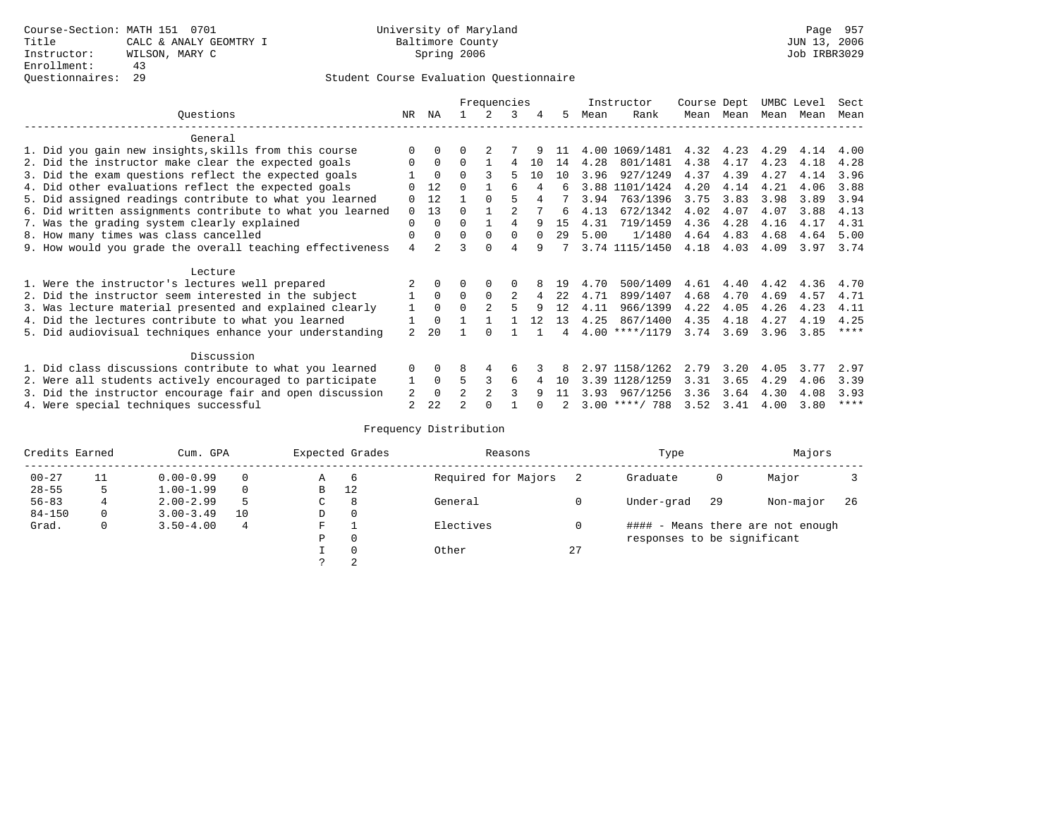Course-Section: MATH 151 0701
Title: CALC & ANALY GEOMTRY I
Instructor: WILSON, MARY C
Enrollment: 43
Questionnaires: 29

University of Maryland
Baltimore County
Spring 2006

JUN 13, 2006
Job IRBR3029

## Student Course Evaluation Questionnaire

| Questions | NR | NA | 1 | 2 | 3 | 4 | 5 | Instructor Mean | Instructor Rank | Course Mean | Dept Mean | UMBC Mean | Level Mean | Sect Mean |
|---|---|---|---|---|---|---|---|---|---|---|---|---|---|---|
| **General** | | | | | | | | | | | | | | |
| 1. Did you gain new insights,skills from this course | 0 | 0 | 0 | 2 | 7 | 9 | 11 | 4.00 | 1069/1481 | 4.32 | 4.23 | 4.29 | 4.14 | 4.00 |
| 2. Did the instructor make clear the expected goals | 0 | 0 | 0 | 1 | 4 | 10 | 14 | 4.28 | 801/1481 | 4.38 | 4.17 | 4.23 | 4.18 | 4.28 |
| 3. Did the exam questions reflect the expected goals | 1 | 0 | 0 | 3 | 5 | 10 | 10 | 3.96 | 927/1249 | 4.37 | 4.39 | 4.27 | 4.14 | 3.96 |
| 4. Did other evaluations reflect the expected goals | 0 | 12 | 0 | 1 | 6 | 4 | 6 | 3.88 | 1101/1424 | 4.20 | 4.14 | 4.21 | 4.06 | 3.88 |
| 5. Did assigned readings contribute to what you learned | 0 | 12 | 1 | 0 | 5 | 4 | 7 | 3.94 | 763/1396 | 3.75 | 3.83 | 3.98 | 3.89 | 3.94 |
| 6. Did written assignments contribute to what you learned | 0 | 13 | 0 | 1 | 2 | 7 | 6 | 4.13 | 672/1342 | 4.02 | 4.07 | 4.07 | 3.88 | 4.13 |
| 7. Was the grading system clearly explained | 0 | 0 | 0 | 1 | 4 | 9 | 15 | 4.31 | 719/1459 | 4.36 | 4.28 | 4.16 | 4.17 | 4.31 |
| 8. How many times was class cancelled | 0 | 0 | 0 | 0 | 0 | 0 | 29 | 5.00 | 1/1480 | 4.64 | 4.83 | 4.68 | 4.64 | 5.00 |
| 9. How would you grade the overall teaching effectiveness | 4 | 2 | 3 | 0 | 4 | 9 | 7 | 3.74 | 1115/1450 | 4.18 | 4.03 | 4.09 | 3.97 | 3.74 |
| **Lecture** | | | | | | | | | | | | | | |
| 1. Were the instructor's lectures well prepared | 2 | 0 | 0 | 0 | 0 | 8 | 19 | 4.70 | 500/1409 | 4.61 | 4.40 | 4.42 | 4.36 | 4.70 |
| 2. Did the instructor seem interested in the subject | 1 | 0 | 0 | 0 | 2 | 4 | 22 | 4.71 | 899/1407 | 4.68 | 4.70 | 4.69 | 4.57 | 4.71 |
| 3. Was lecture material presented and explained clearly | 1 | 0 | 0 | 2 | 5 | 9 | 12 | 4.11 | 966/1399 | 4.22 | 4.05 | 4.26 | 4.23 | 4.11 |
| 4. Did the lectures contribute to what you learned | 1 | 0 | 1 | 1 | 1 | 12 | 13 | 4.25 | 867/1400 | 4.35 | 4.18 | 4.27 | 4.19 | 4.25 |
| 5. Did audiovisual techniques enhance your understanding | 2 | 20 | 1 | 0 | 1 | 1 | 4 | 4.00 | ****/1179 | 3.74 | 3.69 | 3.96 | 3.85 | **** |
| **Discussion** | | | | | | | | | | | | | | |
| 1. Did class discussions contribute to what you learned | 0 | 0 | 8 | 4 | 6 | 3 | 8 | 2.97 | 1158/1262 | 2.79 | 3.20 | 4.05 | 3.77 | 2.97 |
| 2. Were all students actively encouraged to participate | 1 | 0 | 5 | 3 | 6 | 4 | 10 | 3.39 | 1128/1259 | 3.31 | 3.65 | 4.29 | 4.06 | 3.39 |
| 3. Did the instructor encourage fair and open discussion | 2 | 0 | 2 | 2 | 3 | 9 | 11 | 3.93 | 967/1256 | 3.36 | 3.64 | 4.30 | 4.08 | 3.93 |
| 4. Were special techniques successful | 2 | 22 | 2 | 0 | 1 | 0 | 2 | 3.00 | ****/ 788 | 3.52 | 3.41 | 4.00 | 3.80 | **** |

## Frequency Distribution

| Credits Earned | | Cum. GPA | | Expected Grades | | Reasons | | Type | | Majors | |
|---|---|---|---|---|---|---|---|---|---|---|---|
| 00-27 | 11 | 0.00-0.99 | 0 | A | 6 | Required for Majors | 2 | Graduate | 0 | Major | 3 |
| 28-55 | 5 | 1.00-1.99 | 0 | B | 12 | | | | | | |
| 56-83 | 4 | 2.00-2.99 | 5 | C | 8 | General | 0 | Under-grad | 29 | Non-major | 26 |
| 84-150 | 0 | 3.00-3.49 | 10 | D | 0 | | | | | | |
| Grad. | 0 | 3.50-4.00 | 4 | F | 1 | Electives | 0 | | | | |
| | | | | P | 0 | | | | | | |
| | | | | I | 0 | Other | 27 | | | | |
| | | | | ? | 2 | | | | | | |

#### - Means there are not enough responses to be significant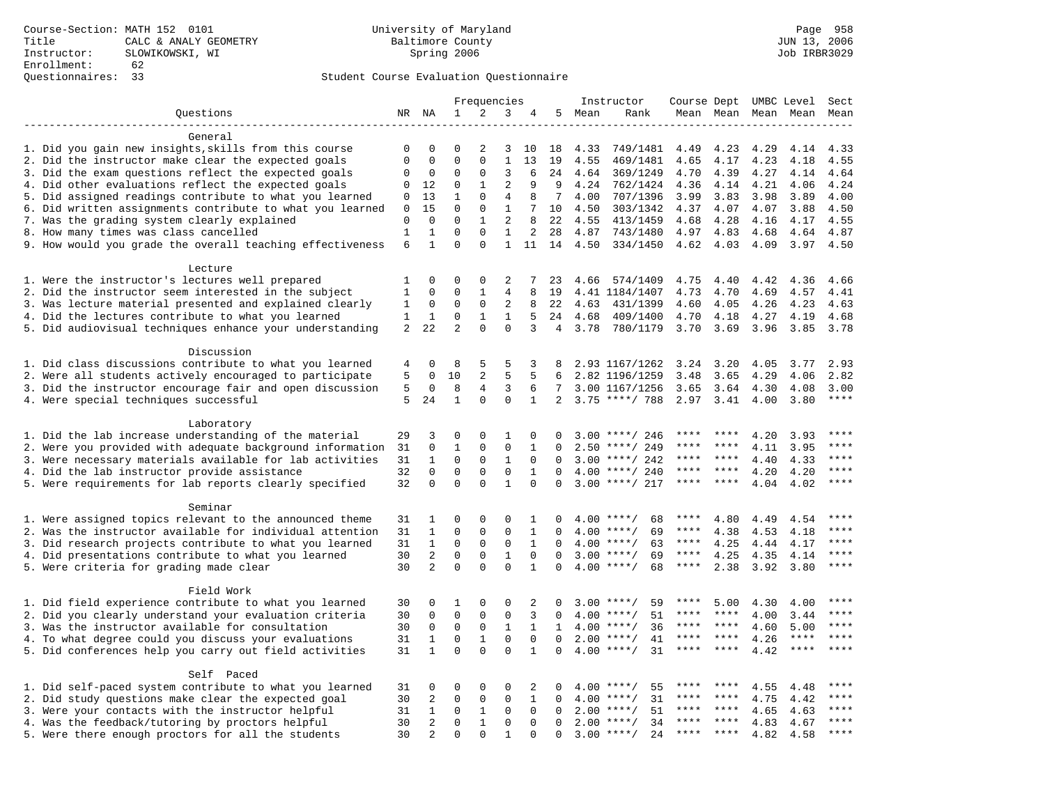Course-Section: MATH 152 0101
Title: CALC & ANALY GEOMETRY
Instructor: SLOWIKOWSKI, WI
Enrollment: 62
Questionnaires: 33

University of Maryland
Baltimore County
Spring 2006

JUN 13, 2006
Job IRBR3029

Student Course Evaluation Questionnaire

| Questions | NR | NA | 1 | 2 | 3 | 4 | 5 | Instructor Mean | Rank | Course Mean | Dept Mean | UMBC Level Mean | Mean | Sect Mean |
|---|---|---|---|---|---|---|---|---|---|---|---|---|---|---|
| **General** | | | | | | | | | | | | | | |
| 1. Did you gain new insights,skills from this course | 0 | 0 | 0 | 2 | 3 | 10 | 18 | 4.33 | 749/1481 | 4.49 | 4.23 | 4.29 | 4.14 | 4.33 |
| 2. Did the instructor make clear the expected goals | 0 | 0 | 0 | 0 | 1 | 13 | 19 | 4.55 | 469/1481 | 4.65 | 4.17 | 4.23 | 4.18 | 4.55 |
| 3. Did the exam questions reflect the expected goals | 0 | 0 | 0 | 0 | 3 | 6 | 24 | 4.64 | 369/1249 | 4.70 | 4.39 | 4.27 | 4.14 | 4.64 |
| 4. Did other evaluations reflect the expected goals | 0 | 12 | 0 | 1 | 2 | 9 | 9 | 4.24 | 762/1424 | 4.36 | 4.14 | 4.21 | 4.06 | 4.24 |
| 5. Did assigned readings contribute to what you learned | 0 | 13 | 1 | 0 | 4 | 8 | 7 | 4.00 | 707/1396 | 3.99 | 3.83 | 3.98 | 3.89 | 4.00 |
| 6. Did written assignments contribute to what you learned | 0 | 15 | 0 | 0 | 1 | 7 | 10 | 4.50 | 303/1342 | 4.37 | 4.07 | 4.07 | 3.88 | 4.50 |
| 7. Was the grading system clearly explained | 0 | 0 | 0 | 1 | 2 | 8 | 22 | 4.55 | 413/1459 | 4.68 | 4.28 | 4.16 | 4.17 | 4.55 |
| 8. How many times was class cancelled | 1 | 1 | 0 | 0 | 1 | 2 | 28 | 4.87 | 743/1480 | 4.97 | 4.83 | 4.68 | 4.64 | 4.87 |
| 9. How would you grade the overall teaching effectiveness | 6 | 1 | 0 | 0 | 1 | 11 | 14 | 4.50 | 334/1450 | 4.62 | 4.03 | 4.09 | 3.97 | 4.50 |
| **Lecture** | | | | | | | | | | | | | | |
| 1. Were the instructor's lectures well prepared | 1 | 0 | 0 | 0 | 2 | 7 | 23 | 4.66 | 574/1409 | 4.75 | 4.40 | 4.42 | 4.36 | 4.66 |
| 2. Did the instructor seem interested in the subject | 1 | 0 | 0 | 1 | 4 | 8 | 19 | 4.41 | 1184/1407 | 4.73 | 4.70 | 4.69 | 4.57 | 4.41 |
| 3. Was lecture material presented and explained clearly | 1 | 0 | 0 | 0 | 2 | 8 | 22 | 4.63 | 431/1399 | 4.60 | 4.05 | 4.26 | 4.23 | 4.63 |
| 4. Did the lectures contribute to what you learned | 1 | 1 | 0 | 1 | 1 | 5 | 24 | 4.68 | 409/1400 | 4.70 | 4.18 | 4.27 | 4.19 | 4.68 |
| 5. Did audiovisual techniques enhance your understanding | 2 | 22 | 2 | 0 | 0 | 3 | 4 | 3.78 | 780/1179 | 3.70 | 3.69 | 3.96 | 3.85 | 3.78 |
| **Discussion** | | | | | | | | | | | | | | |
| 1. Did class discussions contribute to what you learned | 4 | 0 | 8 | 5 | 5 | 3 | 8 | 2.93 | 1167/1262 | 3.24 | 3.20 | 4.05 | 3.77 | 2.93 |
| 2. Were all students actively encouraged to participate | 5 | 0 | 10 | 2 | 5 | 5 | 6 | 2.82 | 1196/1259 | 3.48 | 3.65 | 4.29 | 4.06 | 2.82 |
| 3. Did the instructor encourage fair and open discussion | 5 | 0 | 8 | 4 | 3 | 6 | 7 | 3.00 | 1167/1256 | 3.65 | 3.64 | 4.30 | 4.08 | 3.00 |
| 4. Were special techniques successful | 5 | 24 | 1 | 0 | 0 | 1 | 2 | 3.75 | ****/ 788 | 2.97 | 3.41 | 4.00 | 3.80 | **** |
| **Laboratory** | | | | | | | | | | | | | | |
| 1. Did the lab increase understanding of the material | 29 | 3 | 0 | 0 | 1 | 0 | 0 | 3.00 | ****/ 246 | **** | **** | 4.20 | 3.93 | **** |
| 2. Were you provided with adequate background information | 31 | 0 | 1 | 0 | 0 | 1 | 0 | 2.50 | ****/ 249 | **** | **** | 4.11 | 3.95 | **** |
| 3. Were necessary materials available for lab activities | 31 | 1 | 0 | 0 | 1 | 0 | 0 | 3.00 | ****/ 242 | **** | **** | 4.40 | 4.33 | **** |
| 4. Did the lab instructor provide assistance | 32 | 0 | 0 | 0 | 0 | 1 | 0 | 4.00 | ****/ 240 | **** | **** | 4.20 | 4.20 | **** |
| 5. Were requirements for lab reports clearly specified | 32 | 0 | 0 | 0 | 1 | 0 | 0 | 3.00 | ****/ 217 | **** | **** | 4.04 | 4.02 | **** |
| **Seminar** | | | | | | | | | | | | | | |
| 1. Were assigned topics relevant to the announced theme | 31 | 1 | 0 | 0 | 0 | 1 | 0 | 4.00 | ****/ 68 | **** | 4.80 | 4.49 | 4.54 | **** |
| 2. Was the instructor available for individual attention | 31 | 1 | 0 | 0 | 0 | 1 | 0 | 4.00 | ****/ 69 | **** | 4.38 | 4.53 | 4.18 | **** |
| 3. Did research projects contribute to what you learned | 31 | 1 | 0 | 0 | 0 | 1 | 0 | 4.00 | ****/ 63 | **** | 4.25 | 4.44 | 4.17 | **** |
| 4. Did presentations contribute to what you learned | 30 | 2 | 0 | 0 | 1 | 0 | 0 | 3.00 | ****/ 69 | **** | 4.25 | 4.35 | 4.14 | **** |
| 5. Were criteria for grading made clear | 30 | 2 | 0 | 0 | 0 | 1 | 0 | 4.00 | ****/ 68 | **** | 2.38 | 3.92 | 3.80 | **** |
| **Field Work** | | | | | | | | | | | | | | |
| 1. Did field experience contribute to what you learned | 30 | 0 | 1 | 0 | 0 | 2 | 0 | 3.00 | ****/ 59 | **** | 5.00 | 4.30 | 4.00 | **** |
| 2. Did you clearly understand your evaluation criteria | 30 | 0 | 0 | 0 | 0 | 3 | 0 | 4.00 | ****/ 51 | **** | **** | 4.00 | 3.44 | **** |
| 3. Was the instructor available for consultation | 30 | 0 | 0 | 0 | 1 | 1 | 1 | 4.00 | ****/ 36 | **** | **** | 4.60 | 5.00 | **** |
| 4. To what degree could you discuss your evaluations | 31 | 1 | 0 | 1 | 0 | 0 | 0 | 2.00 | ****/ 41 | **** | **** | 4.26 | **** | **** |
| 5. Did conferences help you carry out field activities | 31 | 1 | 0 | 0 | 0 | 1 | 0 | 4.00 | ****/ 31 | **** | **** | 4.42 | **** | **** |
| **Self Paced** | | | | | | | | | | | | | | |
| 1. Did self-paced system contribute to what you learned | 31 | 0 | 0 | 0 | 0 | 2 | 0 | 4.00 | ****/ 55 | **** | **** | 4.55 | 4.48 | **** |
| 2. Did study questions make clear the expected goal | 30 | 2 | 0 | 0 | 0 | 1 | 0 | 4.00 | ****/ 31 | **** | **** | 4.75 | 4.42 | **** |
| 3. Were your contacts with the instructor helpful | 31 | 1 | 0 | 1 | 0 | 0 | 0 | 2.00 | ****/ 51 | **** | **** | 4.65 | 4.63 | **** |
| 4. Was the feedback/tutoring by proctors helpful | 30 | 2 | 0 | 1 | 0 | 0 | 0 | 2.00 | ****/ 34 | **** | **** | 4.83 | 4.67 | **** |
| 5. Were there enough proctors for all the students | 30 | 2 | 0 | 0 | 1 | 0 | 0 | 3.00 | ****/ 24 | **** | **** | 4.82 | 4.58 | **** |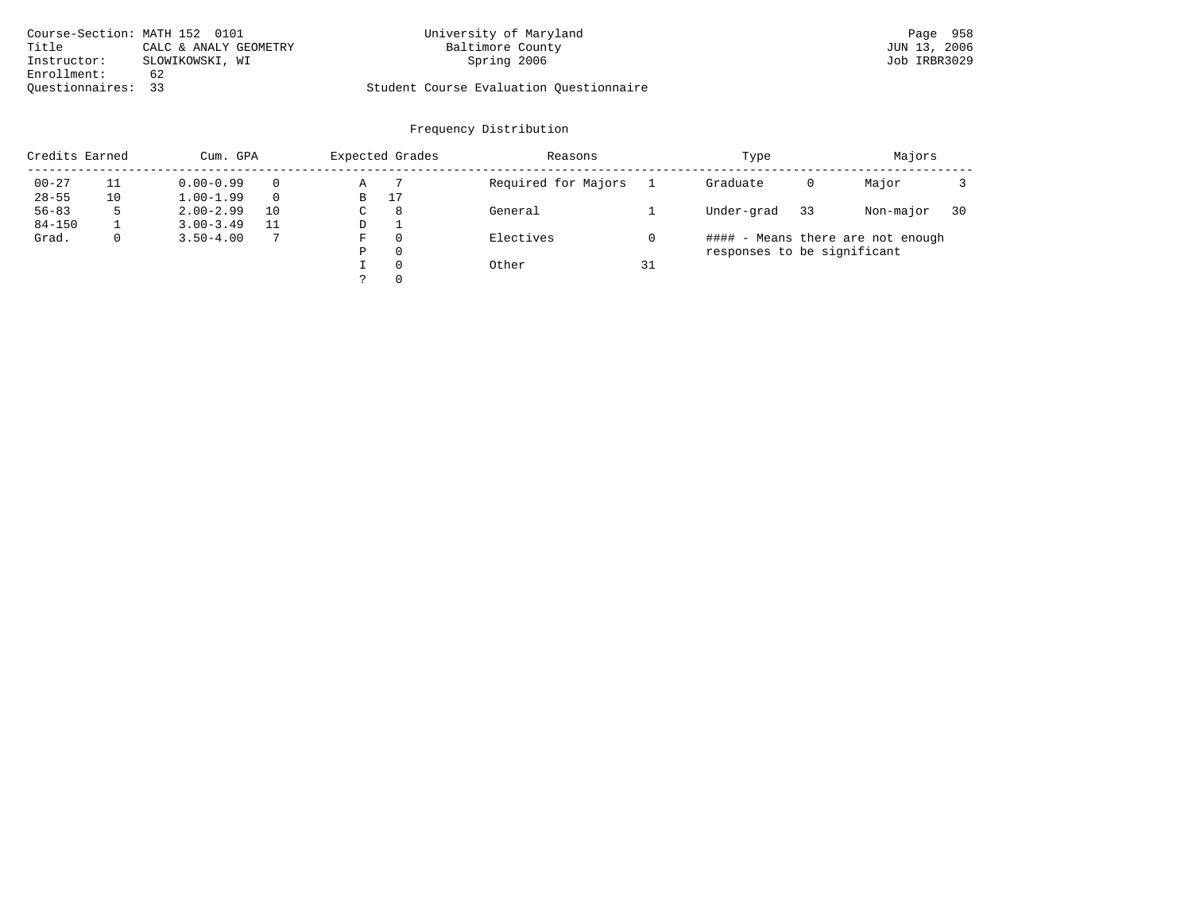Course-Section: MATH 152 0101
Title: CALC & ANALY GEOMETRY
Instructor: SLOWIKOWSKI, WI
Enrollment: 62
Questionnaires: 33

University of Maryland
Baltimore County
Spring 2006

Student Course Evaluation Questionnaire

JUN 13, 2006
Job IRBR3029

## Frequency Distribution

| Credits Earned | | Cum. GPA | | Expected Grades | | Reasons | | Type | | Majors | |
|---|---|---|---|---|---|---|---|---|---|---|---|
| 00-27 | 11 | 0.00-0.99 | 0 | A | 7 | Required for Majors | 1 | Graduate | 0 | Major | 3 |
| 28-55 | 10 | 1.00-1.99 | 0 | B | 17 | | | | | | |
| 56-83 | 5 | 2.00-2.99 | 10 | C | 8 | General | 1 | Under-grad | 33 | Non-major | 30 |
| 84-150 | 1 | 3.00-3.49 | 11 | D | 1 | | | | | | |
| Grad. | 0 | 3.50-4.00 | 7 | F | 0 | Electives | 0 | #### - Means there are not enough responses to be significant | | | |
| | | | | P | 0 | | | | | | |
| | | | | I | 0 | Other | 31 | | | | |
| | | | | ? | 0 | | | | | | |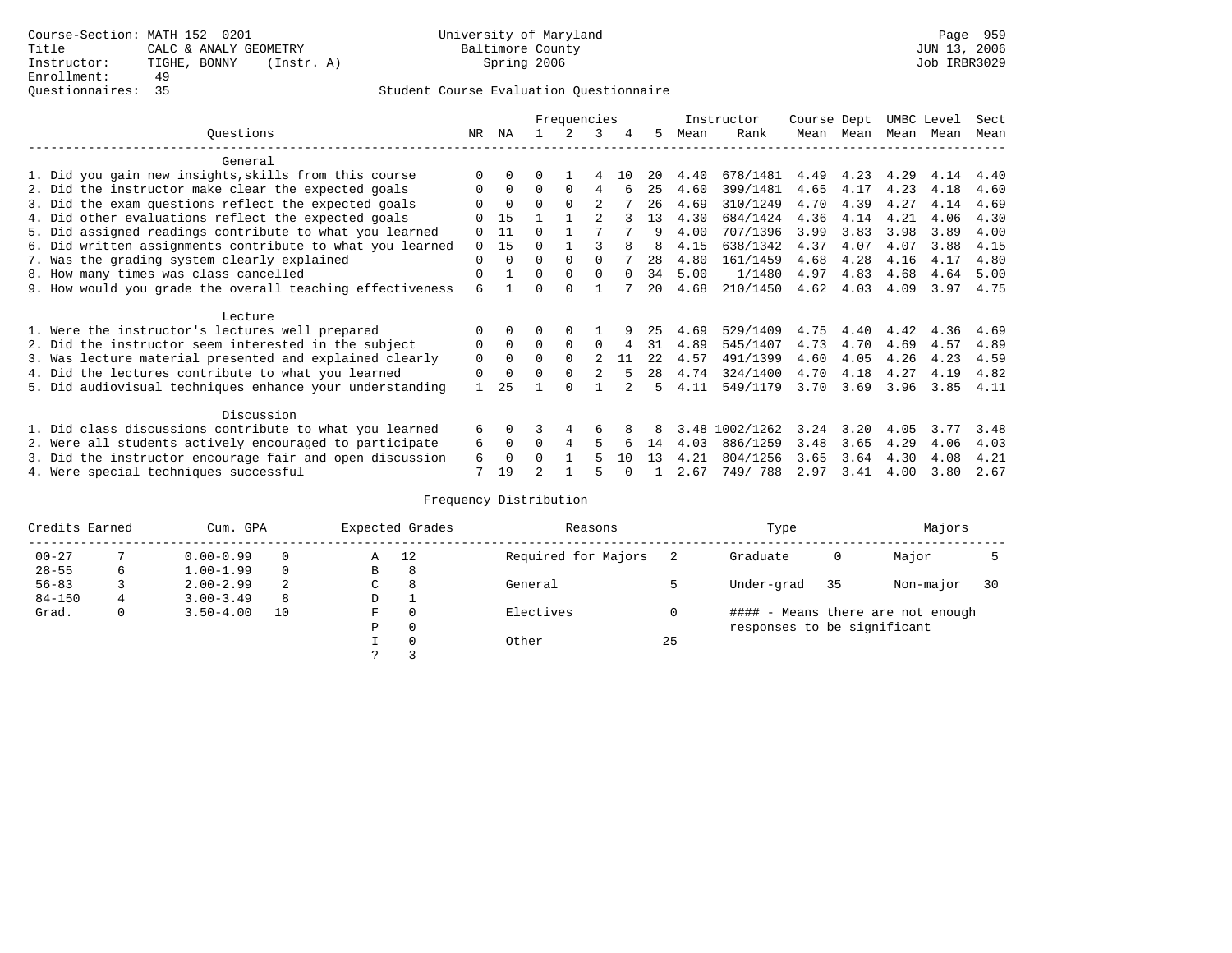Course-Section: MATH 152 0201
Title: CALC & ANALY GEOMETRY
Instructor: TIGHE, BONNY (Instr. A)
Enrollment: 49
Questionnaires: 35

University of Maryland
Baltimore County
Spring 2006

JUN 13, 2006
Job IRBR3029

Student Course Evaluation Questionnaire

| Questions | NR | NA | 1 | 2 | 3 | 4 | 5 | Instructor Mean | Instructor Rank | Course Dept Mean | Course Dept Mean | UMBC Level Mean | UMBC Level Mean | Sect Mean |
|---|---|---|---|---|---|---|---|---|---|---|---|---|---|---|
| **General** | | | | | | | | | | | | | | |
| 1. Did you gain new insights,skills from this course | 0 | 0 | 0 | 1 | 4 | 10 | 20 | 4.40 | 678/1481 | 4.49 | 4.23 | 4.29 | 4.14 | 4.40 |
| 2. Did the instructor make clear the expected goals | 0 | 0 | 0 | 0 | 4 | 6 | 25 | 4.60 | 399/1481 | 4.65 | 4.17 | 4.23 | 4.18 | 4.60 |
| 3. Did the exam questions reflect the expected goals | 0 | 0 | 0 | 0 | 2 | 7 | 26 | 4.69 | 310/1249 | 4.70 | 4.39 | 4.27 | 4.14 | 4.69 |
| 4. Did other evaluations reflect the expected goals | 0 | 15 | 1 | 1 | 2 | 3 | 13 | 4.30 | 684/1424 | 4.36 | 4.14 | 4.21 | 4.06 | 4.30 |
| 5. Did assigned readings contribute to what you learned | 0 | 11 | 0 | 1 | 7 | 7 | 9 | 4.00 | 707/1396 | 3.99 | 3.83 | 3.98 | 3.89 | 4.00 |
| 6. Did written assignments contribute to what you learned | 0 | 15 | 0 | 1 | 3 | 8 | 8 | 4.15 | 638/1342 | 4.37 | 4.07 | 4.07 | 3.88 | 4.15 |
| 7. Was the grading system clearly explained | 0 | 0 | 0 | 0 | 0 | 7 | 28 | 4.80 | 161/1459 | 4.68 | 4.28 | 4.16 | 4.17 | 4.80 |
| 8. How many times was class cancelled | 0 | 1 | 0 | 0 | 0 | 0 | 34 | 5.00 | 1/1480 | 4.97 | 4.83 | 4.68 | 4.64 | 5.00 |
| 9. How would you grade the overall teaching effectiveness | 6 | 1 | 0 | 0 | 1 | 7 | 20 | 4.68 | 210/1450 | 4.62 | 4.03 | 4.09 | 3.97 | 4.75 |
| **Lecture** | | | | | | | | | | | | | | |
| 1. Were the instructor's lectures well prepared | 0 | 0 | 0 | 0 | 1 | 9 | 25 | 4.69 | 529/1409 | 4.75 | 4.40 | 4.42 | 4.36 | 4.69 |
| 2. Did the instructor seem interested in the subject | 0 | 0 | 0 | 0 | 0 | 4 | 31 | 4.89 | 545/1407 | 4.73 | 4.70 | 4.69 | 4.57 | 4.89 |
| 3. Was lecture material presented and explained clearly | 0 | 0 | 0 | 0 | 2 | 11 | 22 | 4.57 | 491/1399 | 4.60 | 4.05 | 4.26 | 4.23 | 4.59 |
| 4. Did the lectures contribute to what you learned | 0 | 0 | 0 | 0 | 2 | 5 | 28 | 4.74 | 324/1400 | 4.70 | 4.18 | 4.27 | 4.19 | 4.82 |
| 5. Did audiovisual techniques enhance your understanding | 1 | 25 | 1 | 0 | 1 | 2 | 5 | 4.11 | 549/1179 | 3.70 | 3.69 | 3.96 | 3.85 | 4.11 |
| **Discussion** | | | | | | | | | | | | | | |
| 1. Did class discussions contribute to what you learned | 6 | 0 | 3 | 4 | 6 | 8 | 8 | 3.48 | 1002/1262 | 3.24 | 3.20 | 4.05 | 3.77 | 3.48 |
| 2. Were all students actively encouraged to participate | 6 | 0 | 0 | 4 | 5 | 6 | 14 | 4.03 | 886/1259 | 3.48 | 3.65 | 4.29 | 4.06 | 4.03 |
| 3. Did the instructor encourage fair and open discussion | 6 | 0 | 0 | 1 | 5 | 10 | 13 | 4.21 | 804/1256 | 3.65 | 3.64 | 4.30 | 4.08 | 4.21 |
| 4. Were special techniques successful | 7 | 19 | 2 | 1 | 5 | 0 | 1 | 2.67 | 749/ 788 | 2.97 | 3.41 | 4.00 | 3.80 | 2.67 |

Frequency Distribution

| Credits Earned | | Cum. GPA | | Expected Grades | | Reasons | | Type | | Majors | |
|---|---|---|---|---|---|---|---|---|---|---|---|
| 00-27 | 7 | 0.00-0.99 | 0 | A | 12 | Required for Majors | 2 | Graduate | 0 | Major | 5 |
| 28-55 | 6 | 1.00-1.99 | 0 | B | 8 | | | | | | |
| 56-83 | 3 | 2.00-2.99 | 2 | C | 8 | General | 5 | Under-grad | 35 | Non-major | 30 |
| 84-150 | 4 | 3.00-3.49 | 8 | D | 1 | | | | | | |
| Grad. | 0 | 3.50-4.00 | 10 | F | 0 | Electives | 0 | #### - Means there are not enough responses to be significant | | | |
| | | | | P | 0 | | | | | | |
| | | | | I | 0 | Other | 25 | | | | |
| | | | | ? | 3 | | | | | | |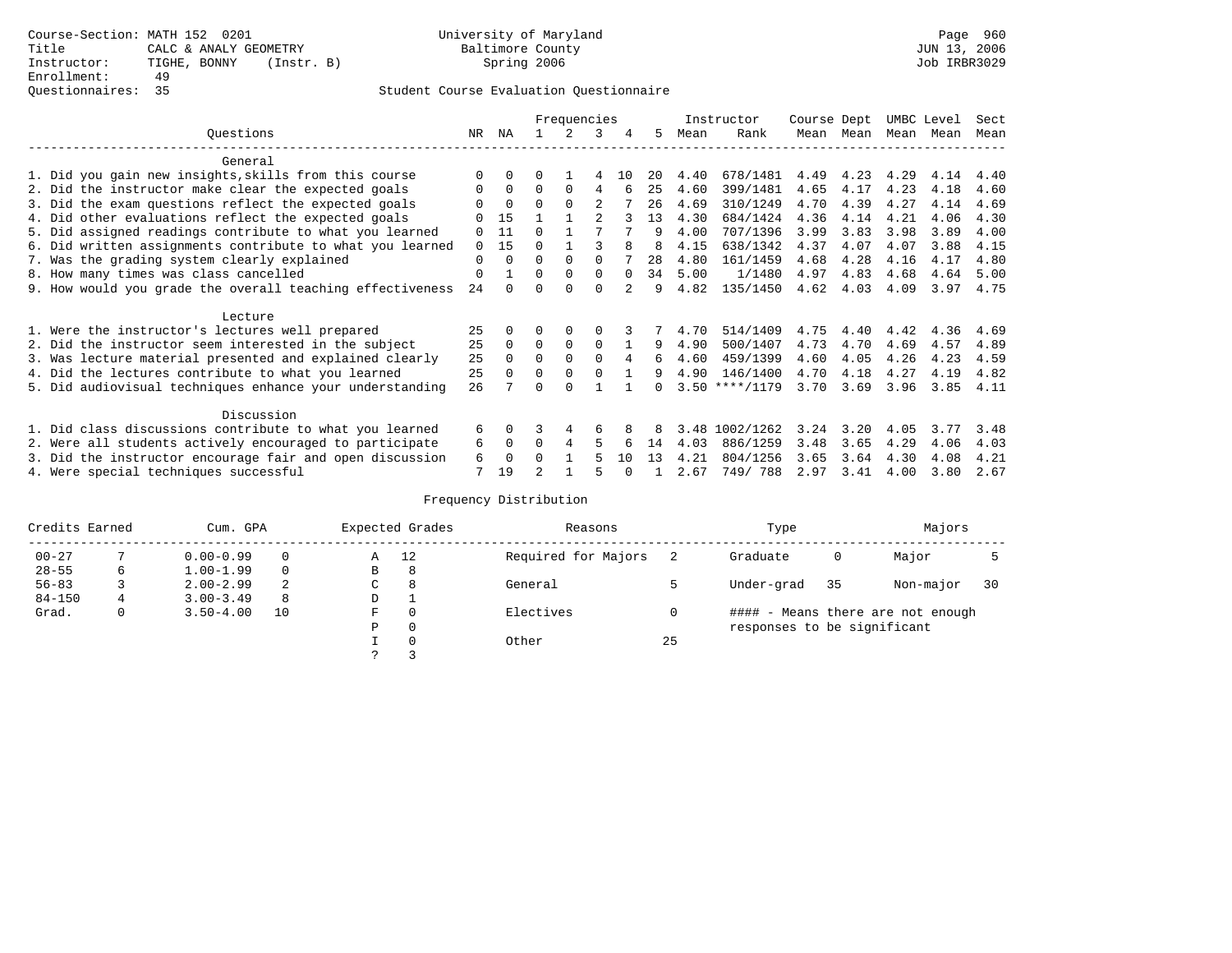Course-Section: MATH 152 0201
Title: CALC & ANALY GEOMETRY
Instructor: TIGHE, BONNY (Instr. B)
Enrollment: 49
Questionnaires: 35

University of Maryland
Baltimore County
Spring 2006

JUN 13, 2006
Job IRBR3029

## Student Course Evaluation Questionnaire

| Questions | NR | NA | 1 | 2 | 3 | 4 | 5 | Instructor Mean | Instructor Rank | Course Mean | Dept Mean | UMBC Mean | Level Mean | Sect Mean |
|---|---|---|---|---|---|---|---|---|---|---|---|---|---|---|
| **General** | | | | | | | | | | | | | | |
| 1. Did you gain new insights,skills from this course | 0 | 0 | 0 | 1 | 4 | 10 | 20 | 4.40 | 678/1481 | 4.49 | 4.23 | 4.29 | 4.14 | 4.40 |
| 2. Did the instructor make clear the expected goals | 0 | 0 | 0 | 0 | 4 | 6 | 25 | 4.60 | 399/1481 | 4.65 | 4.17 | 4.23 | 4.18 | 4.60 |
| 3. Did the exam questions reflect the expected goals | 0 | 0 | 0 | 0 | 2 | 7 | 26 | 4.69 | 310/1249 | 4.70 | 4.39 | 4.27 | 4.14 | 4.69 |
| 4. Did other evaluations reflect the expected goals | 0 | 15 | 1 | 1 | 2 | 3 | 13 | 4.30 | 684/1424 | 4.36 | 4.14 | 4.21 | 4.06 | 4.30 |
| 5. Did assigned readings contribute to what you learned | 0 | 11 | 0 | 1 | 7 | 7 | 9 | 4.00 | 707/1396 | 3.99 | 3.83 | 3.98 | 3.89 | 4.00 |
| 6. Did written assignments contribute to what you learned | 0 | 15 | 0 | 1 | 3 | 8 | 8 | 4.15 | 638/1342 | 4.37 | 4.07 | 4.07 | 3.88 | 4.15 |
| 7. Was the grading system clearly explained | 0 | 0 | 0 | 0 | 0 | 7 | 28 | 4.80 | 161/1459 | 4.68 | 4.28 | 4.16 | 4.17 | 4.80 |
| 8. How many times was class cancelled | 0 | 1 | 0 | 0 | 0 | 0 | 34 | 5.00 | 1/1480 | 4.97 | 4.83 | 4.68 | 4.64 | 5.00 |
| 9. How would you grade the overall teaching effectiveness | 24 | 0 | 0 | 0 | 0 | 2 | 9 | 4.82 | 135/1450 | 4.62 | 4.03 | 4.09 | 3.97 | 4.75 |
| **Lecture** | | | | | | | | | | | | | | |
| 1. Were the instructor's lectures well prepared | 25 | 0 | 0 | 0 | 0 | 3 | 7 | 4.70 | 514/1409 | 4.75 | 4.40 | 4.42 | 4.36 | 4.69 |
| 2. Did the instructor seem interested in the subject | 25 | 0 | 0 | 0 | 0 | 1 | 9 | 4.90 | 500/1407 | 4.73 | 4.70 | 4.69 | 4.57 | 4.89 |
| 3. Was lecture material presented and explained clearly | 25 | 0 | 0 | 0 | 0 | 4 | 6 | 4.60 | 459/1399 | 4.60 | 4.05 | 4.26 | 4.23 | 4.59 |
| 4. Did the lectures contribute to what you learned | 25 | 0 | 0 | 0 | 0 | 1 | 9 | 4.90 | 146/1400 | 4.70 | 4.18 | 4.27 | 4.19 | 4.82 |
| 5. Did audiovisual techniques enhance your understanding | 26 | 7 | 0 | 0 | 1 | 1 | 0 | 3.50 | ****/1179 | 3.70 | 3.69 | 3.96 | 3.85 | 4.11 |
| **Discussion** | | | | | | | | | | | | | | |
| 1. Did class discussions contribute to what you learned | 6 | 0 | 3 | 4 | 6 | 8 | 8 | 3.48 | 1002/1262 | 3.24 | 3.20 | 4.05 | 3.77 | 3.48 |
| 2. Were all students actively encouraged to participate | 6 | 0 | 0 | 4 | 5 | 6 | 14 | 4.03 | 886/1259 | 3.48 | 3.65 | 4.29 | 4.06 | 4.03 |
| 3. Did the instructor encourage fair and open discussion | 6 | 0 | 0 | 1 | 5 | 10 | 13 | 4.21 | 804/1256 | 3.65 | 3.64 | 4.30 | 4.08 | 4.21 |
| 4. Were special techniques successful | 7 | 19 | 2 | 1 | 5 | 0 | 1 | 2.67 | 749/ 788 | 2.97 | 3.41 | 4.00 | 3.80 | 2.67 |

## Frequency Distribution

| Credits Earned | | Cum. GPA | | Expected Grades | | Reasons | | Type | | Majors | |
|---|---|---|---|---|---|---|---|---|---|---|---|
| 00-27 | 7 | 0.00-0.99 | 0 | A | 12 | Required for Majors | 2 | Graduate | 0 | Major | 5 |
| 28-55 | 6 | 1.00-1.99 | 0 | B | 8 | | | | | | |
| 56-83 | 3 | 2.00-2.99 | 2 | C | 8 | General | 5 | Under-grad | 35 | Non-major | 30 |
| 84-150 | 4 | 3.00-3.49 | 8 | D | 1 | | | | | | |
| Grad. | 0 | 3.50-4.00 | 10 | F | 0 | Electives | 0 | | | | |
| | | | | P | 0 | | | | | | |
| | | | | I | 0 | Other | 25 | | | | |
| | | | | ? | 3 | | | | | | |

#### - Means there are not enough responses to be significant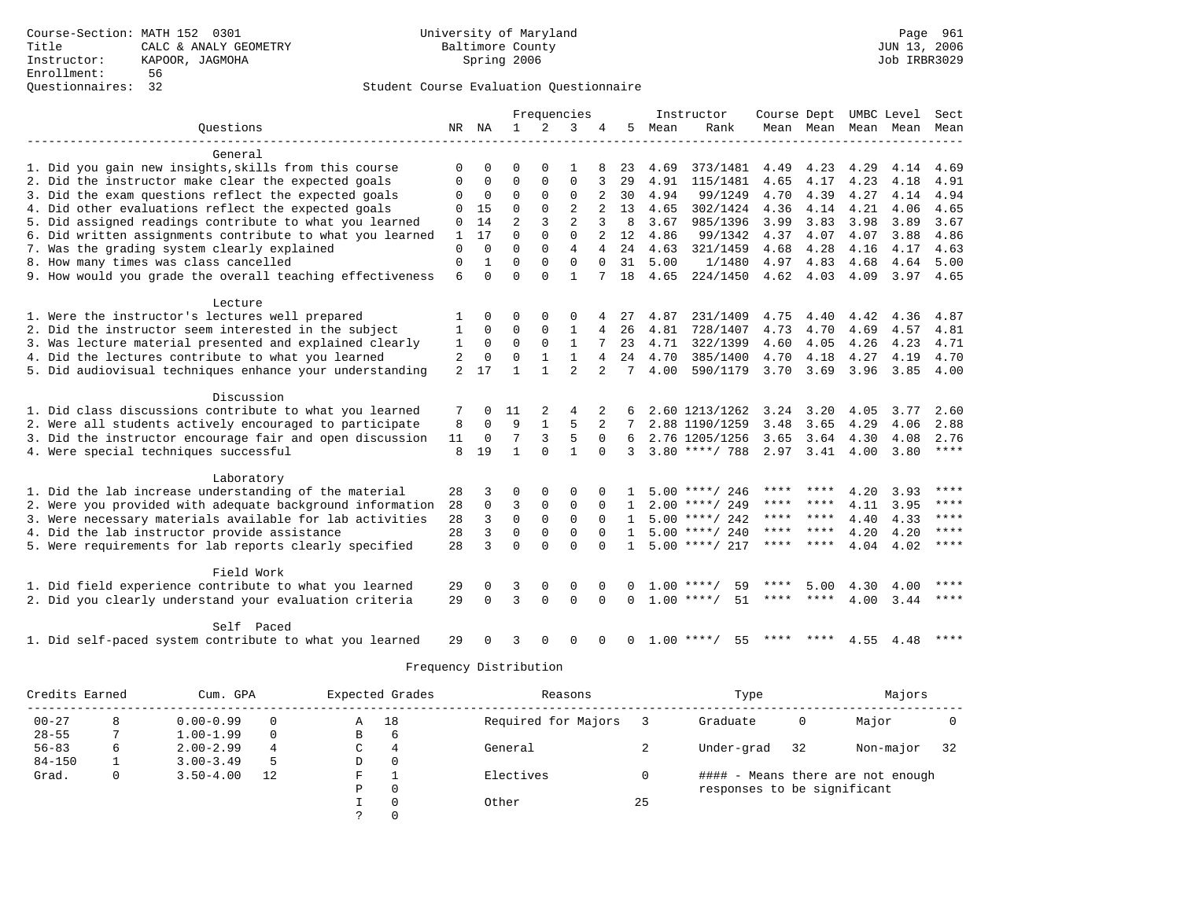Course-Section: MATH 152 0301
Title: CALC & ANALY GEOMETRY
Instructor: KAPOOR, JAGMOHA
Enrollment: 56
Questionnaires: 32

University of Maryland
Baltimore County
Spring 2006

Page 961
JUN 13, 2006
Job IRBR3029

Student Course Evaluation Questionnaire

| Questions | NR | NA | 1 | 2 | 3 | 4 | 5 | Instructor Mean | Instructor Rank | Course Mean | Dept Mean | UMBC Mean | Level Mean | Sect Mean |
|---|---|---|---|---|---|---|---|---|---|---|---|---|---|---|
| **General** | | | | | | | | | | | | | | |
| 1. Did you gain new insights,skills from this course | 0 | 0 | 0 | 0 | 1 | 8 | 23 | 4.69 | 373/1481 | 4.49 | 4.23 | 4.29 | 4.14 | 4.69 |
| 2. Did the instructor make clear the expected goals | 0 | 0 | 0 | 0 | 0 | 3 | 29 | 4.91 | 115/1481 | 4.65 | 4.17 | 4.23 | 4.18 | 4.91 |
| 3. Did the exam questions reflect the expected goals | 0 | 0 | 0 | 0 | 0 | 2 | 30 | 4.94 | 99/1249 | 4.70 | 4.39 | 4.27 | 4.14 | 4.94 |
| 4. Did other evaluations reflect the expected goals | 0 | 15 | 0 | 0 | 2 | 2 | 13 | 4.65 | 302/1424 | 4.36 | 4.14 | 4.21 | 4.06 | 4.65 |
| 5. Did assigned readings contribute to what you learned | 0 | 14 | 2 | 3 | 2 | 3 | 8 | 3.67 | 985/1396 | 3.99 | 3.83 | 3.98 | 3.89 | 3.67 |
| 6. Did written assignments contribute to what you learned | 1 | 17 | 0 | 0 | 0 | 2 | 12 | 4.86 | 99/1342 | 4.37 | 4.07 | 4.07 | 3.88 | 4.86 |
| 7. Was the grading system clearly explained | 0 | 0 | 0 | 0 | 4 | 4 | 24 | 4.63 | 321/1459 | 4.68 | 4.28 | 4.16 | 4.17 | 4.63 |
| 8. How many times was class cancelled | 0 | 1 | 0 | 0 | 0 | 0 | 31 | 5.00 | 1/1480 | 4.97 | 4.83 | 4.68 | 4.64 | 5.00 |
| 9. How would you grade the overall teaching effectiveness | 6 | 0 | 0 | 0 | 1 | 7 | 18 | 4.65 | 224/1450 | 4.62 | 4.03 | 4.09 | 3.97 | 4.65 |
| **Lecture** | | | | | | | | | | | | | | |
| 1. Were the instructor's lectures well prepared | 1 | 0 | 0 | 0 | 0 | 4 | 27 | 4.87 | 231/1409 | 4.75 | 4.40 | 4.42 | 4.36 | 4.87 |
| 2. Did the instructor seem interested in the subject | 1 | 0 | 0 | 0 | 1 | 4 | 26 | 4.81 | 728/1407 | 4.73 | 4.70 | 4.69 | 4.57 | 4.81 |
| 3. Was lecture material presented and explained clearly | 1 | 0 | 0 | 0 | 1 | 7 | 23 | 4.71 | 322/1399 | 4.60 | 4.05 | 4.26 | 4.23 | 4.71 |
| 4. Did the lectures contribute to what you learned | 2 | 0 | 0 | 1 | 1 | 4 | 24 | 4.70 | 385/1400 | 4.70 | 4.18 | 4.27 | 4.19 | 4.70 |
| 5. Did audiovisual techniques enhance your understanding | 2 | 17 | 1 | 1 | 2 | 2 | 7 | 4.00 | 590/1179 | 3.70 | 3.69 | 3.96 | 3.85 | 4.00 |
| **Discussion** | | | | | | | | | | | | | | |
| 1. Did class discussions contribute to what you learned | 7 | 0 | 11 | 2 | 4 | 2 | 6 | 2.60 | 1213/1262 | 3.24 | 3.20 | 4.05 | 3.77 | 2.60 |
| 2. Were all students actively encouraged to participate | 8 | 0 | 9 | 1 | 5 | 2 | 7 | 2.88 | 1190/1259 | 3.48 | 3.65 | 4.29 | 4.06 | 2.88 |
| 3. Did the instructor encourage fair and open discussion | 11 | 0 | 7 | 3 | 5 | 0 | 6 | 2.76 | 1205/1256 | 3.65 | 3.64 | 4.30 | 4.08 | 2.76 |
| 4. Were special techniques successful | 8 | 19 | 1 | 0 | 1 | 0 | 3 | 3.80 | ****/ 788 | 2.97 | 3.41 | 4.00 | 3.80 | **** |
| **Laboratory** | | | | | | | | | | | | | | |
| 1. Did the lab increase understanding of the material | 28 | 3 | 0 | 0 | 0 | 0 | 1 | 5.00 | ****/ 246 | **** | **** | 4.20 | 3.93 | **** |
| 2. Were you provided with adequate background information | 28 | 0 | 3 | 0 | 0 | 0 | 1 | 2.00 | ****/ 249 | **** | **** | 4.11 | 3.95 | **** |
| 3. Were necessary materials available for lab activities | 28 | 3 | 0 | 0 | 0 | 0 | 1 | 5.00 | ****/ 242 | **** | **** | 4.40 | 4.33 | **** |
| 4. Did the lab instructor provide assistance | 28 | 3 | 0 | 0 | 0 | 0 | 1 | 5.00 | ****/ 240 | **** | **** | 4.20 | 4.20 | **** |
| 5. Were requirements for lab reports clearly specified | 28 | 3 | 0 | 0 | 0 | 0 | 1 | 5.00 | ****/ 217 | **** | **** | 4.04 | 4.02 | **** |
| **Field Work** | | | | | | | | | | | | | | |
| 1. Did field experience contribute to what you learned | 29 | 0 | 3 | 0 | 0 | 0 | 0 | 1.00 | ****/ 59 | **** | 5.00 | 4.30 | 4.00 | **** |
| 2. Did you clearly understand your evaluation criteria | 29 | 0 | 3 | 0 | 0 | 0 | 0 | 1.00 | ****/ 51 | **** | **** | 4.00 | 3.44 | **** |
| **Self Paced** | | | | | | | | | | | | | | |
| 1. Did self-paced system contribute to what you learned | 29 | 0 | 3 | 0 | 0 | 0 | 0 | 1.00 | ****/ 55 | **** | **** | 4.55 | 4.48 | **** |

Frequency Distribution

| Credits Earned | | Cum. GPA | | Expected Grades | | Reasons | | Type | | Majors | |
|---|---|---|---|---|---|---|---|---|---|---|---|
| 00-27 | 8 | 0.00-0.99 | 0 | A | 18 | Required for Majors | 3 | Graduate | 0 | Major | 0 |
| 28-55 | 7 | 1.00-1.99 | 0 | B | 6 | | | | | | |
| 56-83 | 6 | 2.00-2.99 | 4 | C | 4 | General | 2 | Under-grad | 32 | Non-major | 32 |
| 84-150 | 1 | 3.00-3.49 | 5 | D | 0 | | | | | | |
| Grad. | 0 | 3.50-4.00 | 12 | F | 1 | Electives | 0 | #### - Means there are not enough responses to be significant | | | |
| | | | | P | 0 | | | | | | |
| | | | | I | 0 | Other | 25 | | | | |
| | | | | ? | 0 | | | | | | |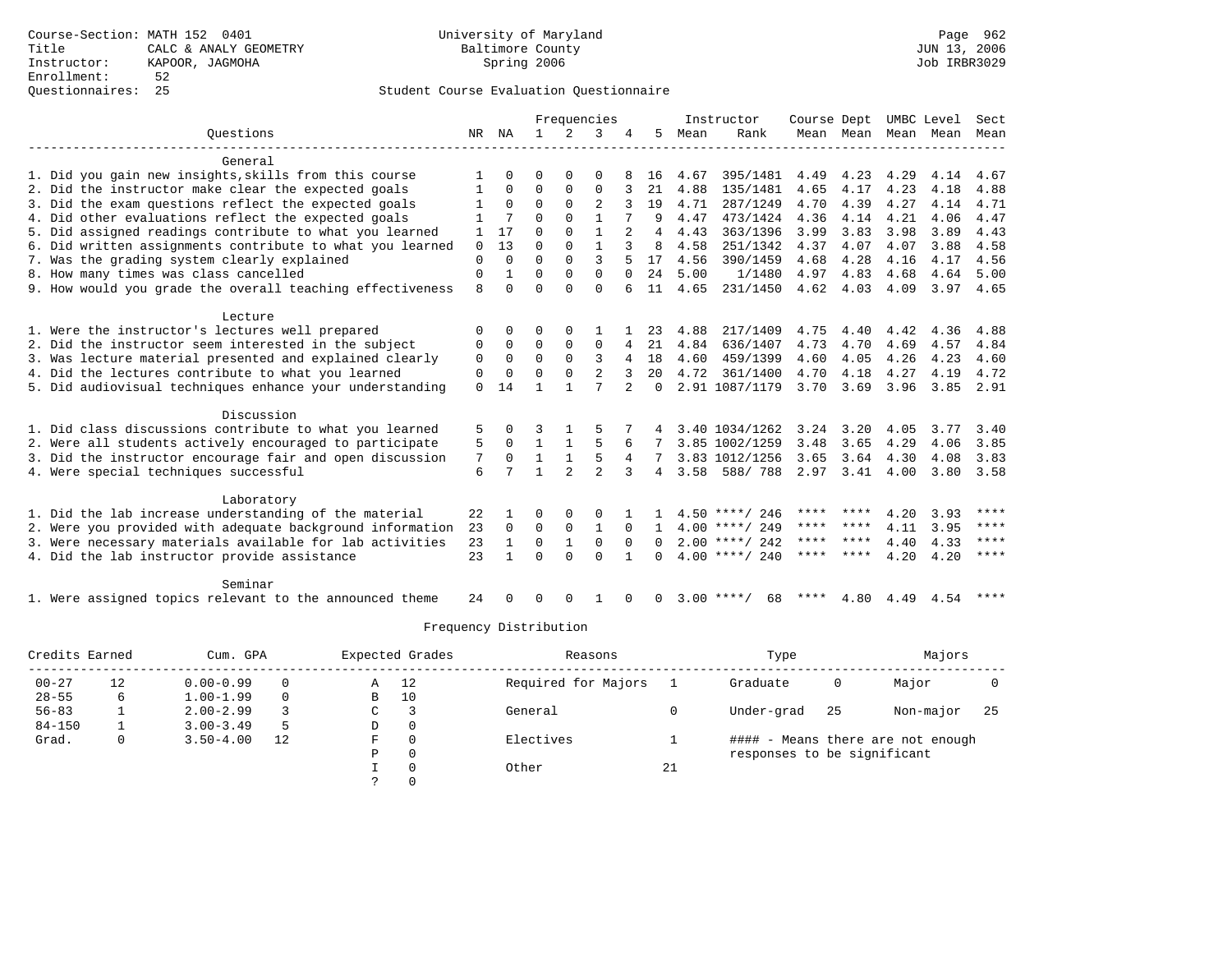Course-Section: MATH 152 0401
Title: CALC & ANALY GEOMETRY
Instructor: KAPOOR, JAGMOHA
Enrollment: 52
Questionnaires: 25

University of Maryland
Baltimore County
Spring 2006

JUN 13, 2006
Job IRBR3029

## Student Course Evaluation Questionnaire

| Questions | NR | NA | 1 | 2 | 3 | 4 | 5 | Instructor Mean | Instructor Rank | Course Mean | Dept Mean | UMBC Mean | Level Mean | Sect Mean |
|---|---|---|---|---|---|---|---|---|---|---|---|---|---|---|
| **General** | | | | | | | | | | | | | | |
| 1. Did you gain new insights,skills from this course | 1 | 0 | 0 | 0 | 0 | 8 | 16 | 4.67 | 395/1481 | 4.49 | 4.23 | 4.29 | 4.14 | 4.67 |
| 2. Did the instructor make clear the expected goals | 1 | 0 | 0 | 0 | 0 | 3 | 21 | 4.88 | 135/1481 | 4.65 | 4.17 | 4.23 | 4.18 | 4.88 |
| 3. Did the exam questions reflect the expected goals | 1 | 0 | 0 | 0 | 2 | 3 | 19 | 4.71 | 287/1249 | 4.70 | 4.39 | 4.27 | 4.14 | 4.71 |
| 4. Did other evaluations reflect the expected goals | 1 | 7 | 0 | 0 | 1 | 7 | 9 | 4.47 | 473/1424 | 4.36 | 4.14 | 4.21 | 4.06 | 4.47 |
| 5. Did assigned readings contribute to what you learned | 1 | 17 | 0 | 0 | 1 | 2 | 4 | 4.43 | 363/1396 | 3.99 | 3.83 | 3.98 | 3.89 | 4.43 |
| 6. Did written assignments contribute to what you learned | 0 | 13 | 0 | 0 | 1 | 3 | 8 | 4.58 | 251/1342 | 4.37 | 4.07 | 4.07 | 3.88 | 4.58 |
| 7. Was the grading system clearly explained | 0 | 0 | 0 | 0 | 3 | 5 | 17 | 4.56 | 390/1459 | 4.68 | 4.28 | 4.16 | 4.17 | 4.56 |
| 8. How many times was class cancelled | 0 | 1 | 0 | 0 | 0 | 0 | 24 | 5.00 | 1/1480 | 4.97 | 4.83 | 4.68 | 4.64 | 5.00 |
| 9. How would you grade the overall teaching effectiveness | 8 | 0 | 0 | 0 | 0 | 6 | 11 | 4.65 | 231/1450 | 4.62 | 4.03 | 4.09 | 3.97 | 4.65 |
| **Lecture** | | | | | | | | | | | | | | |
| 1. Were the instructor's lectures well prepared | 0 | 0 | 0 | 0 | 1 | 1 | 23 | 4.88 | 217/1409 | 4.75 | 4.40 | 4.42 | 4.36 | 4.88 |
| 2. Did the instructor seem interested in the subject | 0 | 0 | 0 | 0 | 0 | 4 | 21 | 4.84 | 636/1407 | 4.73 | 4.70 | 4.69 | 4.57 | 4.84 |
| 3. Was lecture material presented and explained clearly | 0 | 0 | 0 | 0 | 3 | 4 | 18 | 4.60 | 459/1399 | 4.60 | 4.05 | 4.26 | 4.23 | 4.60 |
| 4. Did the lectures contribute to what you learned | 0 | 0 | 0 | 0 | 2 | 3 | 20 | 4.72 | 361/1400 | 4.70 | 4.18 | 4.27 | 4.19 | 4.72 |
| 5. Did audiovisual techniques enhance your understanding | 0 | 14 | 1 | 1 | 7 | 2 | 0 | 2.91 | 1087/1179 | 3.70 | 3.69 | 3.96 | 3.85 | 2.91 |
| **Discussion** | | | | | | | | | | | | | | |
| 1. Did class discussions contribute to what you learned | 5 | 0 | 3 | 1 | 5 | 7 | 4 | 3.40 | 1034/1262 | 3.24 | 3.20 | 4.05 | 3.77 | 3.40 |
| 2. Were all students actively encouraged to participate | 5 | 0 | 1 | 1 | 5 | 6 | 7 | 3.85 | 1002/1259 | 3.48 | 3.65 | 4.29 | 4.06 | 3.85 |
| 3. Did the instructor encourage fair and open discussion | 7 | 0 | 1 | 1 | 5 | 4 | 7 | 3.83 | 1012/1256 | 3.65 | 3.64 | 4.30 | 4.08 | 3.83 |
| 4. Were special techniques successful | 6 | 7 | 1 | 2 | 2 | 3 | 4 | 3.58 | 588/ 788 | 2.97 | 3.41 | 4.00 | 3.80 | 3.58 |
| **Laboratory** | | | | | | | | | | | | | | |
| 1. Did the lab increase understanding of the material | 22 | 1 | 0 | 0 | 0 | 1 | 1 | 4.50 | ****/ 246 | **** | **** | 4.20 | 3.93 | **** |
| 2. Were you provided with adequate background information | 23 | 0 | 0 | 0 | 1 | 0 | 1 | 4.00 | ****/ 249 | **** | **** | 4.11 | 3.95 | **** |
| 3. Were necessary materials available for lab activities | 23 | 1 | 0 | 1 | 0 | 0 | 0 | 2.00 | ****/ 242 | **** | **** | 4.40 | 4.33 | **** |
| 4. Did the lab instructor provide assistance | 23 | 1 | 0 | 0 | 0 | 1 | 0 | 4.00 | ****/ 240 | **** | **** | 4.20 | 4.20 | **** |
| **Seminar** | | | | | | | | | | | | | | |
| 1. Were assigned topics relevant to the announced theme | 24 | 0 | 0 | 0 | 1 | 0 | 0 | 3.00 | ****/ 68 | **** | 4.80 | 4.49 | 4.54 | **** |

## Frequency Distribution

| Credits Earned | | Cum. GPA | | Expected Grades | | Reasons | | Type | | Majors | |
|---|---|---|---|---|---|---|---|---|---|---|---|
| 00-27 | 12 | 0.00-0.99 | 0 | A | 12 | Required for Majors | 1 | Graduate | 0 | Major | 0 |
| 28-55 | 6 | 1.00-1.99 | 0 | B | 10 | | | | | | |
| 56-83 | 1 | 2.00-2.99 | 3 | C | 3 | General | 0 | Under-grad | 25 | Non-major | 25 |
| 84-150 | 1 | 3.00-3.49 | 5 | D | 0 | | | | | | |
| Grad. | 0 | 3.50-4.00 | 12 | F | 0 | Electives | 1 | | | | |
| | | | | P | 0 | | | | | | |
| | | | | I | 0 | Other | 21 | | | | |
| | | | | ? | 0 | | | | | | |

#### - Means there are not enough responses to be significant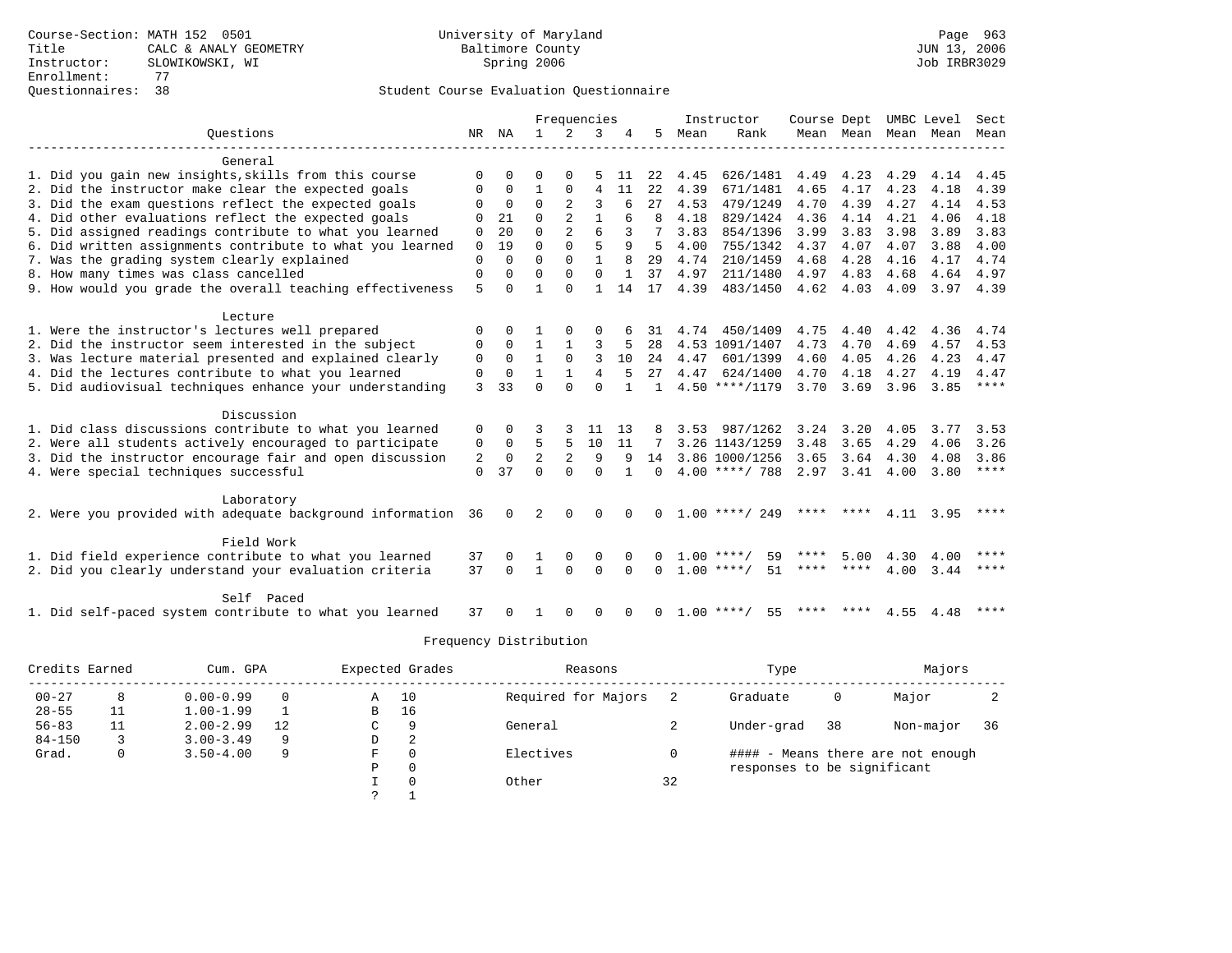Course-Section: MATH 152 0501
Title: CALC & ANALY GEOMETRY
Instructor: SLOWIKOWSKI, WI
Enrollment: 77
Questionnaires: 38

University of Maryland
Baltimore County
Spring 2006

JUN 13, 2006
Job IRBR3029

## Student Course Evaluation Questionnaire

| Questions | NR | NA | 1 | 2 | 3 | 4 | 5 | Instructor Mean | Instructor Rank | Course Mean | Dept Mean | UMBC Mean | Level Mean | Sect Mean |
|---|---|---|---|---|---|---|---|---|---|---|---|---|---|---|
| **General** | | | | | | | | | | | | | | |
| 1. Did you gain new insights,skills from this course | 0 | 0 | 0 | 0 | 5 | 11 | 22 | 4.45 | 626/1481 | 4.49 | 4.23 | 4.29 | 4.14 | 4.45 |
| 2. Did the instructor make clear the expected goals | 0 | 0 | 1 | 0 | 4 | 11 | 22 | 4.39 | 671/1481 | 4.65 | 4.17 | 4.23 | 4.18 | 4.39 |
| 3. Did the exam questions reflect the expected goals | 0 | 0 | 0 | 2 | 3 | 6 | 27 | 4.53 | 479/1249 | 4.70 | 4.39 | 4.27 | 4.14 | 4.53 |
| 4. Did other evaluations reflect the expected goals | 0 | 21 | 0 | 2 | 1 | 6 | 8 | 4.18 | 829/1424 | 4.36 | 4.14 | 4.21 | 4.06 | 4.18 |
| 5. Did assigned readings contribute to what you learned | 0 | 20 | 0 | 2 | 6 | 3 | 7 | 3.83 | 854/1396 | 3.99 | 3.83 | 3.98 | 3.89 | 3.83 |
| 6. Did written assignments contribute to what you learned | 0 | 19 | 0 | 0 | 5 | 9 | 5 | 4.00 | 755/1342 | 4.37 | 4.07 | 4.07 | 3.88 | 4.00 |
| 7. Was the grading system clearly explained | 0 | 0 | 0 | 0 | 1 | 8 | 29 | 4.74 | 210/1459 | 4.68 | 4.28 | 4.16 | 4.17 | 4.74 |
| 8. How many times was class cancelled | 0 | 0 | 0 | 0 | 0 | 1 | 37 | 4.97 | 211/1480 | 4.97 | 4.83 | 4.68 | 4.64 | 4.97 |
| 9. How would you grade the overall teaching effectiveness | 5 | 0 | 1 | 0 | 1 | 14 | 17 | 4.39 | 483/1450 | 4.62 | 4.03 | 4.09 | 3.97 | 4.39 |
| **Lecture** | | | | | | | | | | | | | | |
| 1. Were the instructor's lectures well prepared | 0 | 0 | 1 | 0 | 0 | 6 | 31 | 4.74 | 450/1409 | 4.75 | 4.40 | 4.42 | 4.36 | 4.74 |
| 2. Did the instructor seem interested in the subject | 0 | 0 | 1 | 1 | 3 | 5 | 28 | 4.53 | 1091/1407 | 4.73 | 4.70 | 4.69 | 4.57 | 4.53 |
| 3. Was lecture material presented and explained clearly | 0 | 0 | 1 | 0 | 3 | 10 | 24 | 4.47 | 601/1399 | 4.60 | 4.05 | 4.26 | 4.23 | 4.47 |
| 4. Did the lectures contribute to what you learned | 0 | 0 | 1 | 1 | 4 | 5 | 27 | 4.47 | 624/1400 | 4.70 | 4.18 | 4.27 | 4.19 | 4.47 |
| 5. Did audiovisual techniques enhance your understanding | 3 | 33 | 0 | 0 | 0 | 1 | 1 | 4.50 | ****/1179 | 3.70 | 3.69 | 3.96 | 3.85 | **** |
| **Discussion** | | | | | | | | | | | | | | |
| 1. Did class discussions contribute to what you learned | 0 | 0 | 3 | 3 | 11 | 13 | 8 | 3.53 | 987/1262 | 3.24 | 3.20 | 4.05 | 3.77 | 3.53 |
| 2. Were all students actively encouraged to participate | 0 | 0 | 5 | 5 | 10 | 11 | 7 | 3.26 | 1143/1259 | 3.48 | 3.65 | 4.29 | 4.06 | 3.26 |
| 3. Did the instructor encourage fair and open discussion | 2 | 0 | 2 | 2 | 9 | 9 | 14 | 3.86 | 1000/1256 | 3.65 | 3.64 | 4.30 | 4.08 | 3.86 |
| 4. Were special techniques successful | 0 | 37 | 0 | 0 | 0 | 1 | 0 | 4.00 | ****/ 788 | 2.97 | 3.41 | 4.00 | 3.80 | **** |
| **Laboratory** | | | | | | | | | | | | | | |
| 2. Were you provided with adequate background information | 36 | 0 | 2 | 0 | 0 | 0 | 0 | 1.00 | ****/ 249 | **** | **** | 4.11 | 3.95 | **** |
| **Field Work** | | | | | | | | | | | | | | |
| 1. Did field experience contribute to what you learned | 37 | 0 | 1 | 0 | 0 | 0 | 0 | 1.00 | ****/ 59 | **** | 5.00 | 4.30 | 4.00 | **** |
| 2. Did you clearly understand your evaluation criteria | 37 | 0 | 1 | 0 | 0 | 0 | 0 | 1.00 | ****/ 51 | **** | **** | 4.00 | 3.44 | **** |
| **Self Paced** | | | | | | | | | | | | | | |
| 1. Did self-paced system contribute to what you learned | 37 | 0 | 1 | 0 | 0 | 0 | 0 | 1.00 | ****/ 55 | **** | **** | 4.55 | 4.48 | **** |

## Frequency Distribution

| Credits Earned | | Cum. GPA | | Expected Grades | | Reasons | | Type | | Majors | |
|---|---|---|---|---|---|---|---|---|---|---|---|
| 00-27 | 8 | 0.00-0.99 | 0 | A | 10 | Required for Majors | 2 | Graduate | 0 | Major | 2 |
| 28-55 | 11 | 1.00-1.99 | 1 | B | 16 | | | | | | |
| 56-83 | 11 | 2.00-2.99 | 12 | C | 9 | General | 2 | Under-grad | 38 | Non-major | 36 |
| 84-150 | 3 | 3.00-3.49 | 9 | D | 2 | | | | | | |
| Grad. | 0 | 3.50-4.00 | 9 | F | 0 | Electives | 0 | | | | |
| | | | | P | 0 | | | | | | |
| | | | | I | 0 | Other | 32 | | | | |
| | | | | ? | 1 | | | | | | |

#### - Means there are not enough responses to be significant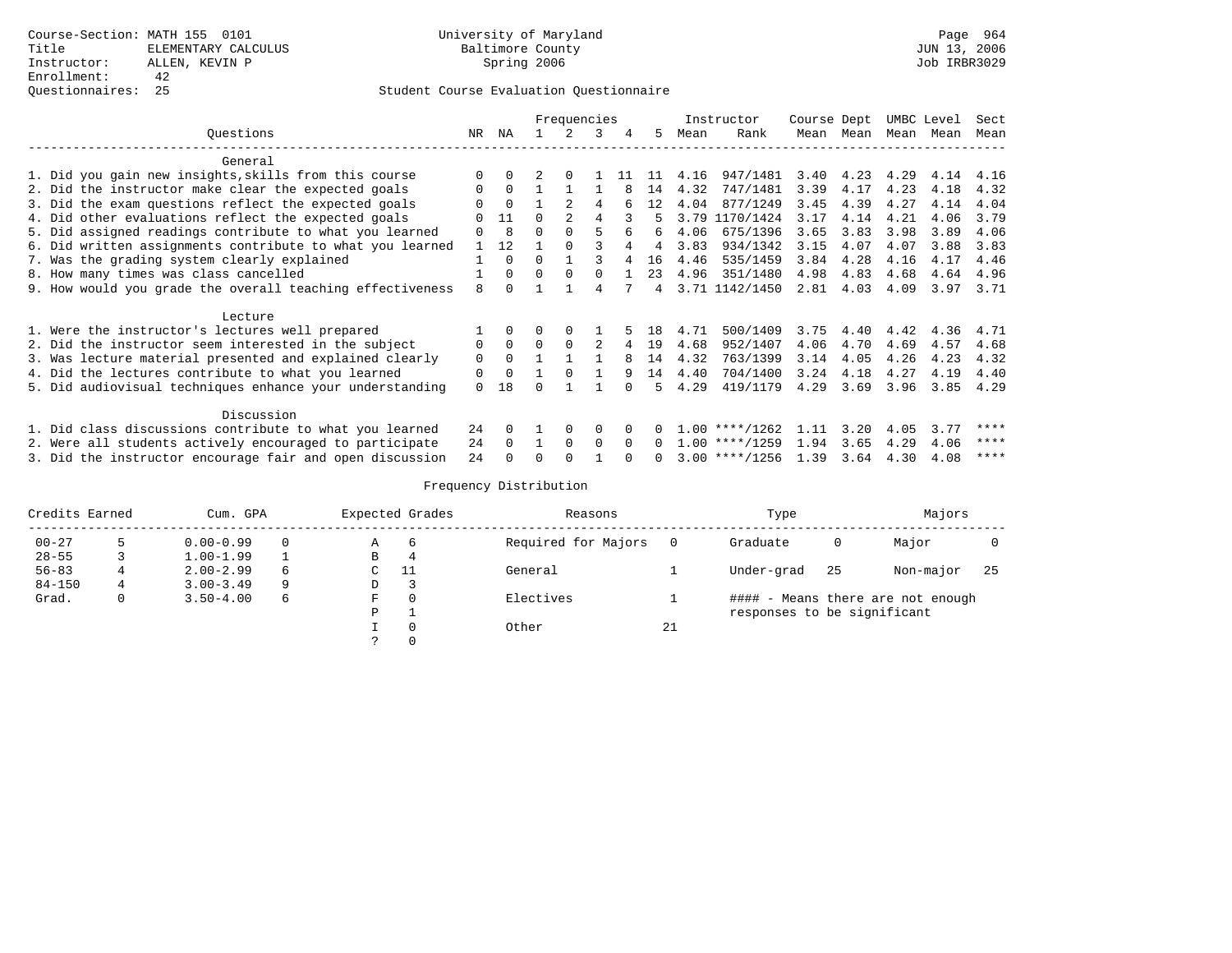Course-Section: MATH 155 0101
Title: ELEMENTARY CALCULUS
Instructor: ALLEN, KEVIN P
Enrollment: 42
Questionnaires: 25

University of Maryland
Baltimore County
Spring 2006

JUN 13, 2006
Job IRBR3029

Student Course Evaluation Questionnaire

| Questions | NR | NA | 1 | 2 | 3 | 4 | 5 | Instructor Mean | Instructor Rank | Course Mean | Dept Mean | UMBC Level Mean | Level Mean | Sect Mean |
|---|---|---|---|---|---|---|---|---|---|---|---|---|---|---|
| **General** | | | | | | | | | | | | | | |
| 1. Did you gain new insights,skills from this course | 0 | 0 | 2 | 0 | 1 | 11 | 11 | 4.16 | 947/1481 | 3.40 | 4.23 | 4.29 | 4.14 | 4.16 |
| 2. Did the instructor make clear the expected goals | 0 | 0 | 1 | 1 | 1 | 8 | 14 | 4.32 | 747/1481 | 3.39 | 4.17 | 4.23 | 4.18 | 4.32 |
| 3. Did the exam questions reflect the expected goals | 0 | 0 | 1 | 2 | 4 | 6 | 12 | 4.04 | 877/1249 | 3.45 | 4.39 | 4.27 | 4.14 | 4.04 |
| 4. Did other evaluations reflect the expected goals | 0 | 11 | 0 | 2 | 4 | 3 | 5 | 3.79 | 1170/1424 | 3.17 | 4.14 | 4.21 | 4.06 | 3.79 |
| 5. Did assigned readings contribute to what you learned | 0 | 8 | 0 | 0 | 5 | 6 | 6 | 4.06 | 675/1396 | 3.65 | 3.83 | 3.98 | 3.89 | 4.06 |
| 6. Did written assignments contribute to what you learned | 1 | 12 | 1 | 0 | 3 | 4 | 4 | 3.83 | 934/1342 | 3.15 | 4.07 | 4.07 | 3.88 | 3.83 |
| 7. Was the grading system clearly explained | 1 | 0 | 0 | 1 | 3 | 4 | 16 | 4.46 | 535/1459 | 3.84 | 4.28 | 4.16 | 4.17 | 4.46 |
| 8. How many times was class cancelled | 1 | 0 | 0 | 0 | 0 | 1 | 23 | 4.96 | 351/1480 | 4.98 | 4.83 | 4.68 | 4.64 | 4.96 |
| 9. How would you grade the overall teaching effectiveness | 8 | 0 | 1 | 1 | 4 | 7 | 4 | 3.71 | 1142/1450 | 2.81 | 4.03 | 4.09 | 3.97 | 3.71 |
| **Lecture** | | | | | | | | | | | | | | |
| 1. Were the instructor's lectures well prepared | 1 | 0 | 0 | 0 | 1 | 5 | 18 | 4.71 | 500/1409 | 3.75 | 4.40 | 4.42 | 4.36 | 4.71 |
| 2. Did the instructor seem interested in the subject | 0 | 0 | 0 | 0 | 2 | 4 | 19 | 4.68 | 952/1407 | 4.06 | 4.70 | 4.69 | 4.57 | 4.68 |
| 3. Was lecture material presented and explained clearly | 0 | 0 | 1 | 1 | 1 | 8 | 14 | 4.32 | 763/1399 | 3.14 | 4.05 | 4.26 | 4.23 | 4.32 |
| 4. Did the lectures contribute to what you learned | 0 | 0 | 1 | 0 | 1 | 9 | 14 | 4.40 | 704/1400 | 3.24 | 4.18 | 4.27 | 4.19 | 4.40 |
| 5. Did audiovisual techniques enhance your understanding | 0 | 18 | 0 | 1 | 1 | 0 | 5 | 4.29 | 419/1179 | 4.29 | 3.69 | 3.96 | 3.85 | 4.29 |
| **Discussion** | | | | | | | | | | | | | | |
| 1. Did class discussions contribute to what you learned | 24 | 0 | 1 | 0 | 0 | 0 | 0 | 1.00 | ****/1262 | 1.11 | 3.20 | 4.05 | 3.77 | **** |
| 2. Were all students actively encouraged to participate | 24 | 0 | 1 | 0 | 0 | 0 | 0 | 1.00 | ****/1259 | 1.94 | 3.65 | 4.29 | 4.06 | **** |
| 3. Did the instructor encourage fair and open discussion | 24 | 0 | 0 | 0 | 1 | 0 | 0 | 3.00 | ****/1256 | 1.39 | 3.64 | 4.30 | 4.08 | **** |

## Frequency Distribution

| Credits Earned | | Cum. GPA | | Expected Grades | | Reasons | | Type | | Majors | |
|---|---|---|---|---|---|---|---|---|---|---|---|
| 00-27 | 5 | 0.00-0.99 | 0 | A | 6 | Required for Majors | 0 | Graduate | 0 | Major | 0 |
| 28-55 | 3 | 1.00-1.99 | 1 | B | 4 | | | | | | |
| 56-83 | 4 | 2.00-2.99 | 6 | C | 11 | General | 1 | Under-grad | 25 | Non-major | 25 |
| 84-150 | 4 | 3.00-3.49 | 9 | D | 3 | | | | | | |
| Grad. | 0 | 3.50-4.00 | 6 | F | 0 | Electives | 1 | #### - Means there are not enough responses to be significant | | | |
| | | | | P | 1 | | | | | | |
| | | | | I | 0 | Other | 21 | | | | |
| | | | | ? | 0 | | | | | | |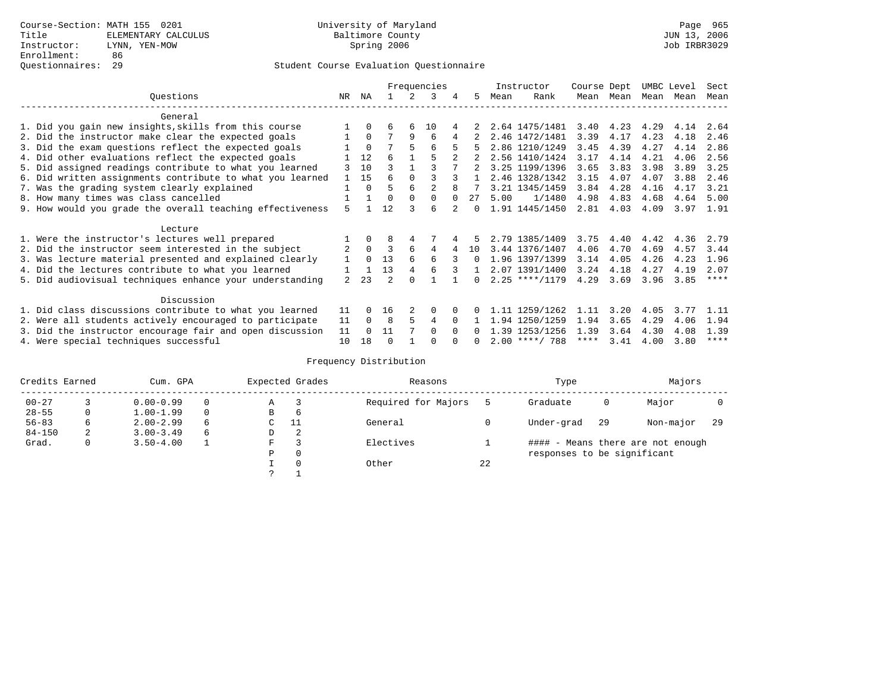Course-Section: MATH 155 0201
Title: ELEMENTARY CALCULUS
Instructor: LYNN, YEN-MOW
Enrollment: 86
Questionnaires: 29

University of Maryland
Baltimore County
Spring 2006

Student Course Evaluation Questionnaire

| Questions | NR | NA | 1 | 2 | 3 | 4 | 5 | Instructor Mean | Instructor Rank | Course Mean | Dept Mean | UMBC Mean | Level Mean | Sect Mean |
|---|---|---|---|---|---|---|---|---|---|---|---|---|---|---|
| **General** | | | | | | | | | | | | | | |
| 1. Did you gain new insights,skills from this course | 1 | 0 | 6 | 6 | 10 | 4 | 2 | 2.64 | 1475/1481 | 3.40 | 4.23 | 4.29 | 4.14 | 2.64 |
| 2. Did the instructor make clear the expected goals | 1 | 0 | 7 | 9 | 6 | 4 | 2 | 2.46 | 1472/1481 | 3.39 | 4.17 | 4.23 | 4.18 | 2.46 |
| 3. Did the exam questions reflect the expected goals | 1 | 0 | 7 | 5 | 6 | 5 | 5 | 2.86 | 1210/1249 | 3.45 | 4.39 | 4.27 | 4.14 | 2.86 |
| 4. Did other evaluations reflect the expected goals | 1 | 12 | 6 | 1 | 5 | 2 | 2 | 2.56 | 1410/1424 | 3.17 | 4.14 | 4.21 | 4.06 | 2.56 |
| 5. Did assigned readings contribute to what you learned | 3 | 10 | 3 | 1 | 3 | 7 | 2 | 3.25 | 1199/1396 | 3.65 | 3.83 | 3.98 | 3.89 | 3.25 |
| 6. Did written assignments contribute to what you learned | 1 | 15 | 6 | 0 | 3 | 3 | 1 | 2.46 | 1328/1342 | 3.15 | 4.07 | 4.07 | 3.88 | 2.46 |
| 7. Was the grading system clearly explained | 1 | 0 | 5 | 6 | 2 | 8 | 7 | 3.21 | 1345/1459 | 3.84 | 4.28 | 4.16 | 4.17 | 3.21 |
| 8. How many times was class cancelled | 1 | 1 | 0 | 0 | 0 | 0 | 27 | 5.00 | 1/1480 | 4.98 | 4.83 | 4.68 | 4.64 | 5.00 |
| 9. How would you grade the overall teaching effectiveness | 5 | 1 | 12 | 3 | 6 | 2 | 0 | 1.91 | 1445/1450 | 2.81 | 4.03 | 4.09 | 3.97 | 1.91 |
| **Lecture** | | | | | | | | | | | | | | |
| 1. Were the instructor's lectures well prepared | 1 | 0 | 8 | 4 | 7 | 4 | 5 | 2.79 | 1385/1409 | 3.75 | 4.40 | 4.42 | 4.36 | 2.79 |
| 2. Did the instructor seem interested in the subject | 2 | 0 | 3 | 6 | 4 | 4 | 10 | 3.44 | 1376/1407 | 4.06 | 4.70 | 4.69 | 4.57 | 3.44 |
| 3. Was lecture material presented and explained clearly | 1 | 0 | 13 | 6 | 6 | 3 | 0 | 1.96 | 1397/1399 | 3.14 | 4.05 | 4.26 | 4.23 | 1.96 |
| 4. Did the lectures contribute to what you learned | 1 | 1 | 13 | 4 | 6 | 3 | 1 | 2.07 | 1391/1400 | 3.24 | 4.18 | 4.27 | 4.19 | 2.07 |
| 5. Did audiovisual techniques enhance your understanding | 2 | 23 | 2 | 0 | 1 | 1 | 0 | 2.25 | ****/1179 | 4.29 | 3.69 | 3.96 | 3.85 | **** |
| **Discussion** | | | | | | | | | | | | | | |
| 1. Did class discussions contribute to what you learned | 11 | 0 | 16 | 2 | 0 | 0 | 0 | 1.11 | 1259/1262 | 1.11 | 3.20 | 4.05 | 3.77 | 1.11 |
| 2. Were all students actively encouraged to participate | 11 | 0 | 8 | 5 | 4 | 0 | 1 | 1.94 | 1250/1259 | 1.94 | 3.65 | 4.29 | 4.06 | 1.94 |
| 3. Did the instructor encourage fair and open discussion | 11 | 0 | 11 | 7 | 0 | 0 | 0 | 1.39 | 1253/1256 | 1.39 | 3.64 | 4.30 | 4.08 | 1.39 |
| 4. Were special techniques successful | 10 | 18 | 0 | 1 | 0 | 0 | 0 | 2.00 | ****/ 788 | **** | 3.41 | 4.00 | 3.80 | **** |

Frequency Distribution

| Credits Earned | | Cum. GPA | | Expected Grades | | Reasons | | Type | | Majors | |
|---|---|---|---|---|---|---|---|---|---|---|---|
| 00-27 | 3 | 0.00-0.99 | 0 | A | 3 | Required for Majors | 5 | Graduate | 0 | Major | 0 |
| 28-55 | 0 | 1.00-1.99 | 0 | B | 6 | | | | | | |
| 56-83 | 6 | 2.00-2.99 | 6 | C | 11 | General | 0 | Under-grad | 29 | Non-major | 29 |
| 84-150 | 2 | 3.00-3.49 | 6 | D | 2 | | | | | | |
| Grad. | 0 | 3.50-4.00 | 1 | F | 3 | Electives | 1 | #### - Means there are not enough responses to be significant | | | |
| | | | | P | 0 | | | | | | |
| | | | | I | 0 | Other | 22 | | | | |
| | | | | ? | 1 | | | | | | |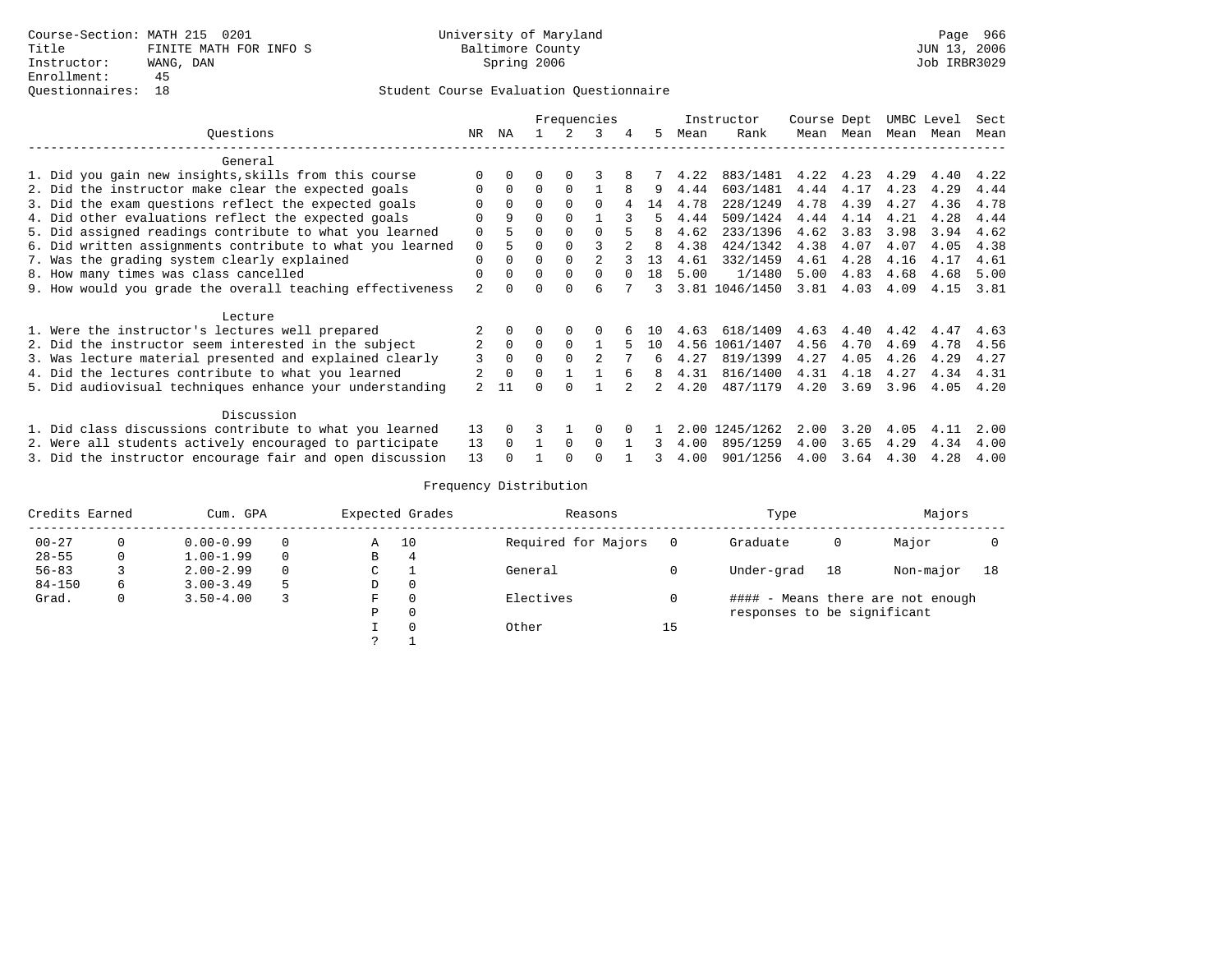Course-Section: MATH 215 0201
Title: FINITE MATH FOR INFO S
Instructor: WANG, DAN
Enrollment: 45
Questionnaires: 18

University of Maryland
Baltimore County
Spring 2006

Page 966
JUN 13, 2006
Job IRBR3029

## Student Course Evaluation Questionnaire

| Questions | NR | NA | 1 | 2 | 3 | 4 | 5 | Instructor Mean | Instructor Rank | Course Mean | Dept Mean | UMBC Mean | Level Mean | Sect Mean |
|---|---|---|---|---|---|---|---|---|---|---|---|---|---|---|
| **General** | | | | | | | | | | | | | | |
| 1. Did you gain new insights,skills from this course | 0 | 0 | 0 | 0 | 3 | 8 | 7 | 4.22 | 883/1481 | 4.22 | 4.23 | 4.29 | 4.40 | 4.22 |
| 2. Did the instructor make clear the expected goals | 0 | 0 | 0 | 0 | 1 | 8 | 9 | 4.44 | 603/1481 | 4.44 | 4.17 | 4.23 | 4.29 | 4.44 |
| 3. Did the exam questions reflect the expected goals | 0 | 0 | 0 | 0 | 0 | 4 | 14 | 4.78 | 228/1249 | 4.78 | 4.39 | 4.27 | 4.36 | 4.78 |
| 4. Did other evaluations reflect the expected goals | 0 | 9 | 0 | 0 | 1 | 3 | 5 | 4.44 | 509/1424 | 4.44 | 4.14 | 4.21 | 4.28 | 4.44 |
| 5. Did assigned readings contribute to what you learned | 0 | 5 | 0 | 0 | 0 | 5 | 8 | 4.62 | 233/1396 | 4.62 | 3.83 | 3.98 | 3.94 | 4.62 |
| 6. Did written assignments contribute to what you learned | 0 | 5 | 0 | 0 | 3 | 2 | 8 | 4.38 | 424/1342 | 4.38 | 4.07 | 4.07 | 4.05 | 4.38 |
| 7. Was the grading system clearly explained | 0 | 0 | 0 | 0 | 2 | 3 | 13 | 4.61 | 332/1459 | 4.61 | 4.28 | 4.16 | 4.17 | 4.61 |
| 8. How many times was class cancelled | 0 | 0 | 0 | 0 | 0 | 0 | 18 | 5.00 | 1/1480 | 5.00 | 4.83 | 4.68 | 4.68 | 5.00 |
| 9. How would you grade the overall teaching effectiveness | 2 | 0 | 0 | 0 | 6 | 7 | 3 | 3.81 | 1046/1450 | 3.81 | 4.03 | 4.09 | 4.15 | 3.81 |
| **Lecture** | | | | | | | | | | | | | | |
| 1. Were the instructor's lectures well prepared | 2 | 0 | 0 | 0 | 0 | 6 | 10 | 4.63 | 618/1409 | 4.63 | 4.40 | 4.42 | 4.47 | 4.63 |
| 2. Did the instructor seem interested in the subject | 2 | 0 | 0 | 0 | 1 | 5 | 10 | 4.56 | 1061/1407 | 4.56 | 4.70 | 4.69 | 4.78 | 4.56 |
| 3. Was lecture material presented and explained clearly | 3 | 0 | 0 | 0 | 2 | 7 | 6 | 4.27 | 819/1399 | 4.27 | 4.05 | 4.26 | 4.29 | 4.27 |
| 4. Did the lectures contribute to what you learned | 2 | 0 | 0 | 1 | 1 | 6 | 8 | 4.31 | 816/1400 | 4.31 | 4.18 | 4.27 | 4.34 | 4.31 |
| 5. Did audiovisual techniques enhance your understanding | 2 | 11 | 0 | 0 | 1 | 2 | 2 | 4.20 | 487/1179 | 4.20 | 3.69 | 3.96 | 4.05 | 4.20 |
| **Discussion** | | | | | | | | | | | | | | |
| 1. Did class discussions contribute to what you learned | 13 | 0 | 3 | 1 | 0 | 0 | 1 | 2.00 | 1245/1262 | 2.00 | 3.20 | 4.05 | 4.11 | 2.00 |
| 2. Were all students actively encouraged to participate | 13 | 0 | 1 | 0 | 0 | 1 | 3 | 4.00 | 895/1259 | 4.00 | 3.65 | 4.29 | 4.34 | 4.00 |
| 3. Did the instructor encourage fair and open discussion | 13 | 0 | 1 | 0 | 0 | 1 | 3 | 4.00 | 901/1256 | 4.00 | 3.64 | 4.30 | 4.28 | 4.00 |

## Frequency Distribution

| Credits Earned | | Cum. GPA | | Expected Grades | | Reasons | | Type | | Majors | |
|---|---|---|---|---|---|---|---|---|---|---|---|
| 00-27 | 0 | 0.00-0.99 | 0 | A | 10 | Required for Majors | 0 | Graduate | 0 | Major | 0 |
| 28-55 | 0 | 1.00-1.99 | 0 | B | 4 | | | | | | |
| 56-83 | 3 | 2.00-2.99 | 0 | C | 1 | General | 0 | Under-grad | 18 | Non-major | 18 |
| 84-150 | 6 | 3.00-3.49 | 5 | D | 0 | | | | | | |
| Grad. | 0 | 3.50-4.00 | 3 | F | 0 | Electives | 0 | | | | |
| | | | | P | 0 | | | | | | |
| | | | | I | 0 | Other | 15 | | | | |
| | | | | ? | 1 | | | | | | |

#### - Means there are not enough responses to be significant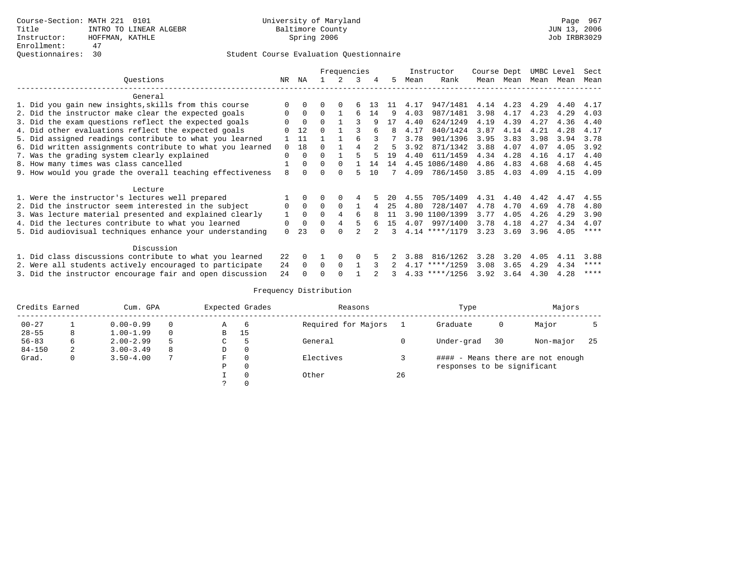Course-Section: MATH 221 0101
Title: INTRO TO LINEAR ALGEBR
Instructor: HOFFMAN, KATHLE
Enrollment: 47
Questionnaires: 30

University of Maryland
Baltimore County
Spring 2006

Page 967
JUN 13, 2006
Job IRBR3029

## Student Course Evaluation Questionnaire

| Questions | NR | NA | 1 | 2 | 3 | 4 | 5 | Instructor Mean | Instructor Rank | Course Mean | Dept Mean | UMBC Mean | Level Mean | Sect Mean |
|---|---|---|---|---|---|---|---|---|---|---|---|---|---|---|
| **General** | | | | | | | | | | | | | | |
| 1. Did you gain new insights,skills from this course | 0 | 0 | 0 | 0 | 6 | 13 | 11 | 4.17 | 947/1481 | 4.14 | 4.23 | 4.29 | 4.40 | 4.17 |
| 2. Did the instructor make clear the expected goals | 0 | 0 | 0 | 1 | 6 | 14 | 9 | 4.03 | 987/1481 | 3.98 | 4.17 | 4.23 | 4.29 | 4.03 |
| 3. Did the exam questions reflect the expected goals | 0 | 0 | 0 | 1 | 3 | 9 | 17 | 4.40 | 624/1249 | 4.19 | 4.39 | 4.27 | 4.36 | 4.40 |
| 4. Did other evaluations reflect the expected goals | 0 | 12 | 0 | 1 | 3 | 6 | 8 | 4.17 | 840/1424 | 3.87 | 4.14 | 4.21 | 4.28 | 4.17 |
| 5. Did assigned readings contribute to what you learned | 1 | 11 | 1 | 1 | 6 | 3 | 7 | 3.78 | 901/1396 | 3.95 | 3.83 | 3.98 | 3.94 | 3.78 |
| 6. Did written assignments contribute to what you learned | 0 | 18 | 0 | 1 | 4 | 2 | 5 | 3.92 | 871/1342 | 3.88 | 4.07 | 4.07 | 4.05 | 3.92 |
| 7. Was the grading system clearly explained | 0 | 0 | 0 | 1 | 5 | 5 | 19 | 4.40 | 611/1459 | 4.34 | 4.28 | 4.16 | 4.17 | 4.40 |
| 8. How many times was class cancelled | 1 | 0 | 0 | 0 | 1 | 14 | 14 | 4.45 | 1086/1480 | 4.86 | 4.83 | 4.68 | 4.68 | 4.45 |
| 9. How would you grade the overall teaching effectiveness | 8 | 0 | 0 | 0 | 5 | 10 | 7 | 4.09 | 786/1450 | 3.85 | 4.03 | 4.09 | 4.15 | 4.09 |
| **Lecture** | | | | | | | | | | | | | | |
| 1. Were the instructor's lectures well prepared | 1 | 0 | 0 | 0 | 4 | 5 | 20 | 4.55 | 705/1409 | 4.31 | 4.40 | 4.42 | 4.47 | 4.55 |
| 2. Did the instructor seem interested in the subject | 0 | 0 | 0 | 0 | 1 | 4 | 25 | 4.80 | 728/1407 | 4.78 | 4.70 | 4.69 | 4.78 | 4.80 |
| 3. Was lecture material presented and explained clearly | 1 | 0 | 0 | 4 | 6 | 8 | 11 | 3.90 | 1100/1399 | 3.77 | 4.05 | 4.26 | 4.29 | 3.90 |
| 4. Did the lectures contribute to what you learned | 0 | 0 | 0 | 4 | 5 | 6 | 15 | 4.07 | 997/1400 | 3.78 | 4.18 | 4.27 | 4.34 | 4.07 |
| 5. Did audiovisual techniques enhance your understanding | 0 | 23 | 0 | 0 | 2 | 2 | 3 | 4.14 | ****/1179 | 3.23 | 3.69 | 3.96 | 4.05 | **** |
| **Discussion** | | | | | | | | | | | | | | |
| 1. Did class discussions contribute to what you learned | 22 | 0 | 1 | 0 | 0 | 5 | 2 | 3.88 | 816/1262 | 3.28 | 3.20 | 4.05 | 4.11 | 3.88 |
| 2. Were all students actively encouraged to participate | 24 | 0 | 0 | 0 | 1 | 3 | 2 | 4.17 | ****/1259 | 3.08 | 3.65 | 4.29 | 4.34 | **** |
| 3. Did the instructor encourage fair and open discussion | 24 | 0 | 0 | 0 | 1 | 2 | 3 | 4.33 | ****/1256 | 3.92 | 3.64 | 4.30 | 4.28 | **** |

## Frequency Distribution

| Credits Earned | | Cum. GPA | | Expected Grades | | Reasons | | Type | | Majors | |
|---|---|---|---|---|---|---|---|---|---|---|---|
| 00-27 | 1 | 0.00-0.99 | 0 | A | 6 | Required for Majors | 1 | Graduate | 0 | Major | 5 |
| 28-55 | 8 | 1.00-1.99 | 0 | B | 15 | | | | | | |
| 56-83 | 6 | 2.00-2.99 | 5 | C | 5 | General | 0 | Under-grad | 30 | Non-major | 25 |
| 84-150 | 2 | 3.00-3.49 | 8 | D | 0 | | | | | | |
| Grad. | 0 | 3.50-4.00 | 7 | F | 0 | Electives | 3 | #### - Means there are not enough responses to be significant | | | |
| | | | | P | 0 | | | | | | |
| | | | | I | 0 | Other | 26 | | | | |
| | | | | ? | 0 | | | | | | |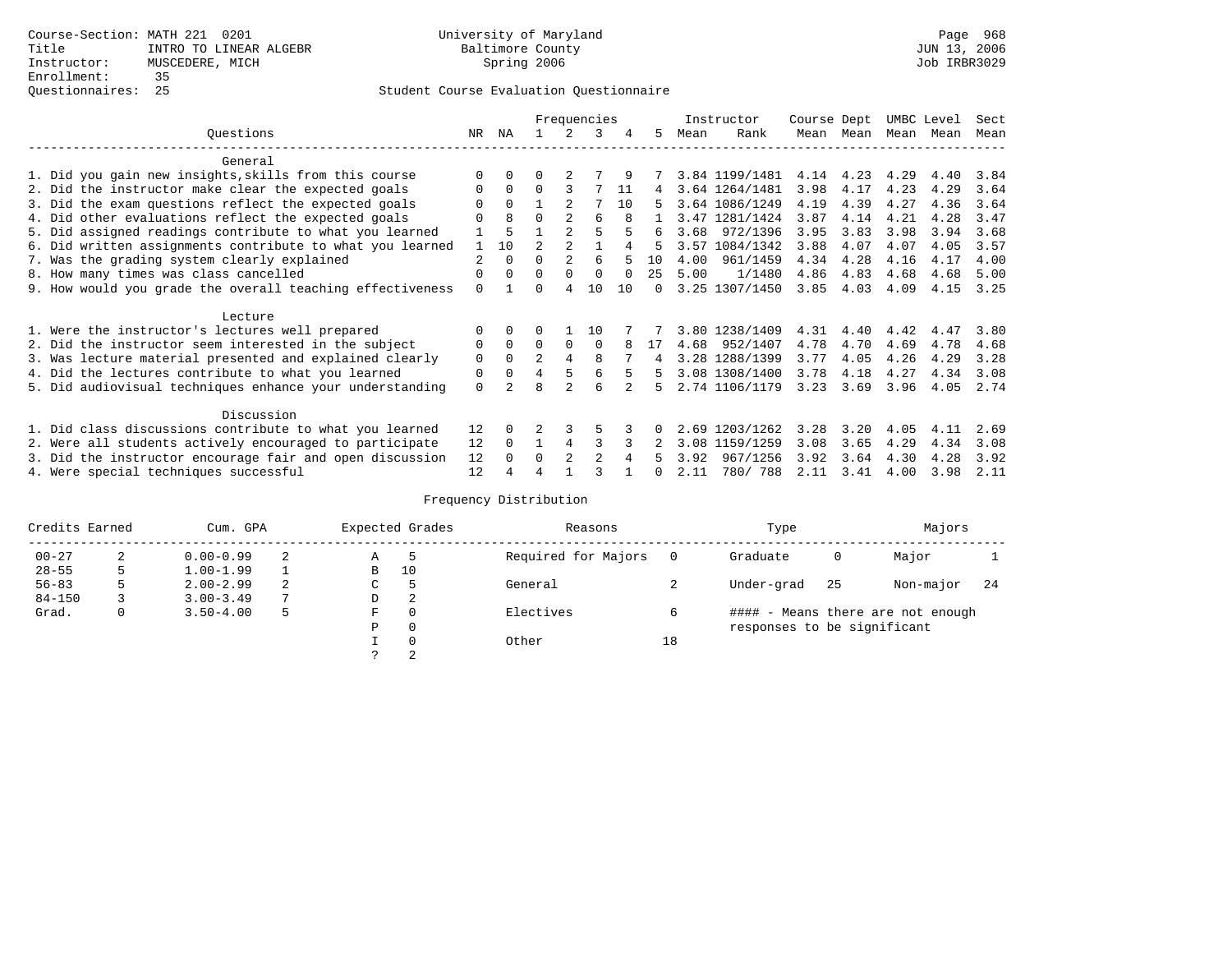Course-Section: MATH 221 0201
Title: INTRO TO LINEAR ALGEBR
Instructor: MUSCEDERE, MICH
Enrollment: 35
Questionnaires: 25

University of Maryland
Baltimore County
Spring 2006

Page 968
JUN 13, 2006
Job IRBR3029

## Student Course Evaluation Questionnaire

| Questions | NR | NA | 1 | 2 | 3 | 4 | 5 | Instructor Mean | Instructor Rank | Course Mean | Dept Mean | UMBC Mean | Level Mean | Sect Mean |
|---|---|---|---|---|---|---|---|---|---|---|---|---|---|---|
| **General** | | | | | | | | | | | | | | |
| 1. Did you gain new insights,skills from this course | 0 | 0 | 0 | 2 | 7 | 9 | 7 | 3.84 | 1199/1481 | 4.14 | 4.23 | 4.29 | 4.40 | 3.84 |
| 2. Did the instructor make clear the expected goals | 0 | 0 | 0 | 3 | 7 | 11 | 4 | 3.64 | 1264/1481 | 3.98 | 4.17 | 4.23 | 4.29 | 3.64 |
| 3. Did the exam questions reflect the expected goals | 0 | 0 | 1 | 2 | 7 | 10 | 5 | 3.64 | 1086/1249 | 4.19 | 4.39 | 4.27 | 4.36 | 3.64 |
| 4. Did other evaluations reflect the expected goals | 0 | 8 | 0 | 2 | 6 | 8 | 1 | 3.47 | 1281/1424 | 3.87 | 4.14 | 4.21 | 4.28 | 3.47 |
| 5. Did assigned readings contribute to what you learned | 1 | 5 | 1 | 2 | 5 | 5 | 6 | 3.68 | 972/1396 | 3.95 | 3.83 | 3.98 | 3.94 | 3.68 |
| 6. Did written assignments contribute to what you learned | 1 | 10 | 2 | 2 | 1 | 4 | 5 | 3.57 | 1084/1342 | 3.88 | 4.07 | 4.07 | 4.05 | 3.57 |
| 7. Was the grading system clearly explained | 2 | 0 | 0 | 2 | 6 | 5 | 10 | 4.00 | 961/1459 | 4.34 | 4.28 | 4.16 | 4.17 | 4.00 |
| 8. How many times was class cancelled | 0 | 0 | 0 | 0 | 0 | 0 | 25 | 5.00 | 1/1480 | 4.86 | 4.83 | 4.68 | 4.68 | 5.00 |
| 9. How would you grade the overall teaching effectiveness | 0 | 1 | 0 | 4 | 10 | 10 | 0 | 3.25 | 1307/1450 | 3.85 | 4.03 | 4.09 | 4.15 | 3.25 |
| **Lecture** | | | | | | | | | | | | | | |
| 1. Were the instructor's lectures well prepared | 0 | 0 | 0 | 1 | 10 | 7 | 7 | 3.80 | 1238/1409 | 4.31 | 4.40 | 4.42 | 4.47 | 3.80 |
| 2. Did the instructor seem interested in the subject | 0 | 0 | 0 | 0 | 0 | 8 | 17 | 4.68 | 952/1407 | 4.78 | 4.70 | 4.69 | 4.78 | 4.68 |
| 3. Was lecture material presented and explained clearly | 0 | 0 | 2 | 4 | 8 | 7 | 4 | 3.28 | 1288/1399 | 3.77 | 4.05 | 4.26 | 4.29 | 3.28 |
| 4. Did the lectures contribute to what you learned | 0 | 0 | 4 | 5 | 6 | 5 | 5 | 3.08 | 1308/1400 | 3.78 | 4.18 | 4.27 | 4.34 | 3.08 |
| 5. Did audiovisual techniques enhance your understanding | 0 | 2 | 8 | 2 | 6 | 2 | 5 | 2.74 | 1106/1179 | 3.23 | 3.69 | 3.96 | 4.05 | 2.74 |
| **Discussion** | | | | | | | | | | | | | | |
| 1. Did class discussions contribute to what you learned | 12 | 0 | 2 | 3 | 5 | 3 | 0 | 2.69 | 1203/1262 | 3.28 | 3.20 | 4.05 | 4.11 | 2.69 |
| 2. Were all students actively encouraged to participate | 12 | 0 | 1 | 4 | 3 | 3 | 2 | 3.08 | 1159/1259 | 3.08 | 3.65 | 4.29 | 4.34 | 3.08 |
| 3. Did the instructor encourage fair and open discussion | 12 | 0 | 0 | 2 | 2 | 4 | 5 | 3.92 | 967/1256 | 3.92 | 3.64 | 4.30 | 4.28 | 3.92 |
| 4. Were special techniques successful | 12 | 4 | 4 | 1 | 3 | 1 | 0 | 2.11 | 780/ 788 | 2.11 | 3.41 | 4.00 | 3.98 | 2.11 |

## Frequency Distribution

| Credits Earned | | Cum. GPA | | Expected Grades | | Reasons | | Type | | Majors | |
|---|---|---|---|---|---|---|---|---|---|---|---|
| 00-27 | 2 | 0.00-0.99 | 2 | A | 5 | Required for Majors | 0 | Graduate | 0 | Major | 1 |
| 28-55 | 5 | 1.00-1.99 | 1 | B | 10 | | | | | | |
| 56-83 | 5 | 2.00-2.99 | 2 | C | 5 | General | 2 | Under-grad | 25 | Non-major | 24 |
| 84-150 | 3 | 3.00-3.49 | 7 | D | 2 | | | | | | |
| Grad. | 0 | 3.50-4.00 | 5 | F | 0 | Electives | 6 | #### - Means there are not enough responses to be significant | | | |
| | | | | P | 0 | | | | | | |
| | | | | I | 0 | Other | 18 | | | | |
| | | | | ? | 2 | | | | | | |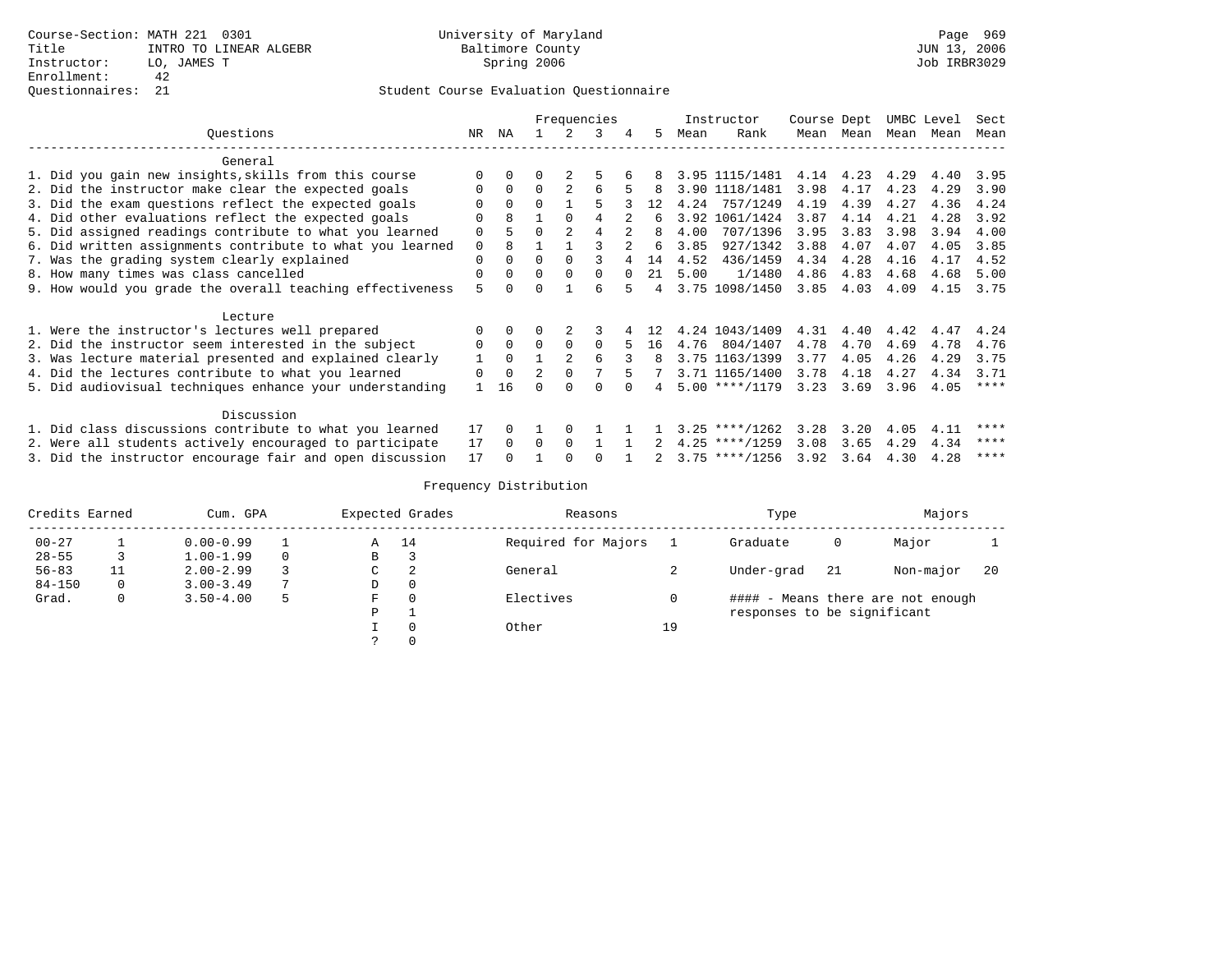Course-Section: MATH 221 0301
Title: INTRO TO LINEAR ALGEBR
Instructor: LO, JAMES T
Enrollment: 42
Questionnaires: 21

University of Maryland
Baltimore County
Spring 2006

JUN 13, 2006
Job IRBR3029

## Student Course Evaluation Questionnaire

| Questions | NR | NA | 1 | 2 | 3 | 4 | 5 | Instructor Mean | Instructor Rank | Course Mean | Dept Mean | UMBC Mean | Level Mean | Sect Mean |
|---|---|---|---|---|---|---|---|---|---|---|---|---|---|---|
| **General** | | | | | | | | | | | | | | |
| 1. Did you gain new insights,skills from this course | 0 | 0 | 0 | 2 | 5 | 6 | 8 | 3.95 | 1115/1481 | 4.14 | 4.23 | 4.29 | 4.40 | 3.95 |
| 2. Did the instructor make clear the expected goals | 0 | 0 | 0 | 2 | 6 | 5 | 8 | 3.90 | 1118/1481 | 3.98 | 4.17 | 4.23 | 4.29 | 3.90 |
| 3. Did the exam questions reflect the expected goals | 0 | 0 | 0 | 1 | 5 | 3 | 12 | 4.24 | 757/1249 | 4.19 | 4.39 | 4.27 | 4.36 | 4.24 |
| 4. Did other evaluations reflect the expected goals | 0 | 8 | 1 | 0 | 4 | 2 | 6 | 3.92 | 1061/1424 | 3.87 | 4.14 | 4.21 | 4.28 | 3.92 |
| 5. Did assigned readings contribute to what you learned | 0 | 5 | 0 | 2 | 4 | 2 | 8 | 4.00 | 707/1396 | 3.95 | 3.83 | 3.98 | 3.94 | 4.00 |
| 6. Did written assignments contribute to what you learned | 0 | 8 | 1 | 1 | 3 | 2 | 6 | 3.85 | 927/1342 | 3.88 | 4.07 | 4.07 | 4.05 | 3.85 |
| 7. Was the grading system clearly explained | 0 | 0 | 0 | 0 | 3 | 4 | 14 | 4.52 | 436/1459 | 4.34 | 4.28 | 4.16 | 4.17 | 4.52 |
| 8. How many times was class cancelled | 0 | 0 | 0 | 0 | 0 | 0 | 21 | 5.00 | 1/1480 | 4.86 | 4.83 | 4.68 | 4.68 | 5.00 |
| 9. How would you grade the overall teaching effectiveness | 5 | 0 | 0 | 1 | 6 | 5 | 4 | 3.75 | 1098/1450 | 3.85 | 4.03 | 4.09 | 4.15 | 3.75 |
| **Lecture** | | | | | | | | | | | | | | |
| 1. Were the instructor's lectures well prepared | 0 | 0 | 0 | 2 | 3 | 4 | 12 | 4.24 | 1043/1409 | 4.31 | 4.40 | 4.42 | 4.47 | 4.24 |
| 2. Did the instructor seem interested in the subject | 0 | 0 | 0 | 0 | 0 | 5 | 16 | 4.76 | 804/1407 | 4.78 | 4.70 | 4.69 | 4.78 | 4.76 |
| 3. Was lecture material presented and explained clearly | 1 | 0 | 1 | 2 | 6 | 3 | 8 | 3.75 | 1163/1399 | 3.77 | 4.05 | 4.26 | 4.29 | 3.75 |
| 4. Did the lectures contribute to what you learned | 0 | 0 | 2 | 0 | 7 | 5 | 7 | 3.71 | 1165/1400 | 3.78 | 4.18 | 4.27 | 4.34 | 3.71 |
| 5. Did audiovisual techniques enhance your understanding | 1 | 16 | 0 | 0 | 0 | 0 | 4 | 5.00 | ****/1179 | 3.23 | 3.69 | 3.96 | 4.05 | **** |
| **Discussion** | | | | | | | | | | | | | | |
| 1. Did class discussions contribute to what you learned | 17 | 0 | 1 | 0 | 1 | 1 | 1 | 3.25 | ****/1262 | 3.28 | 3.20 | 4.05 | 4.11 | **** |
| 2. Were all students actively encouraged to participate | 17 | 0 | 0 | 0 | 1 | 1 | 2 | 4.25 | ****/1259 | 3.08 | 3.65 | 4.29 | 4.34 | **** |
| 3. Did the instructor encourage fair and open discussion | 17 | 0 | 1 | 0 | 0 | 1 | 2 | 3.75 | ****/1256 | 3.92 | 3.64 | 4.30 | 4.28 | **** |

## Frequency Distribution

| Credits Earned | | Cum. GPA | | Expected Grades | | Reasons | | Type | | Majors | |
|---|---|---|---|---|---|---|---|---|---|---|---|
| 00-27 | 1 | 0.00-0.99 | 1 | A | 14 | Required for Majors | 1 | Graduate | 0 | Major | 1 |
| 28-55 | 3 | 1.00-1.99 | 0 | B | 3 | | | | | | |
| 56-83 | 11 | 2.00-2.99 | 3 | C | 2 | General | 2 | Under-grad | 21 | Non-major | 20 |
| 84-150 | 0 | 3.00-3.49 | 7 | D | 0 | | | | | | |
| Grad. | 0 | 3.50-4.00 | 5 | F | 0 | Electives | 0 | | | | |
| | | | | P | 1 | | | | | | |
| | | | | I | 0 | Other | 19 | | | | |
| | | | | ? | 0 | | | | | | |

#### - Means there are not enough responses to be significant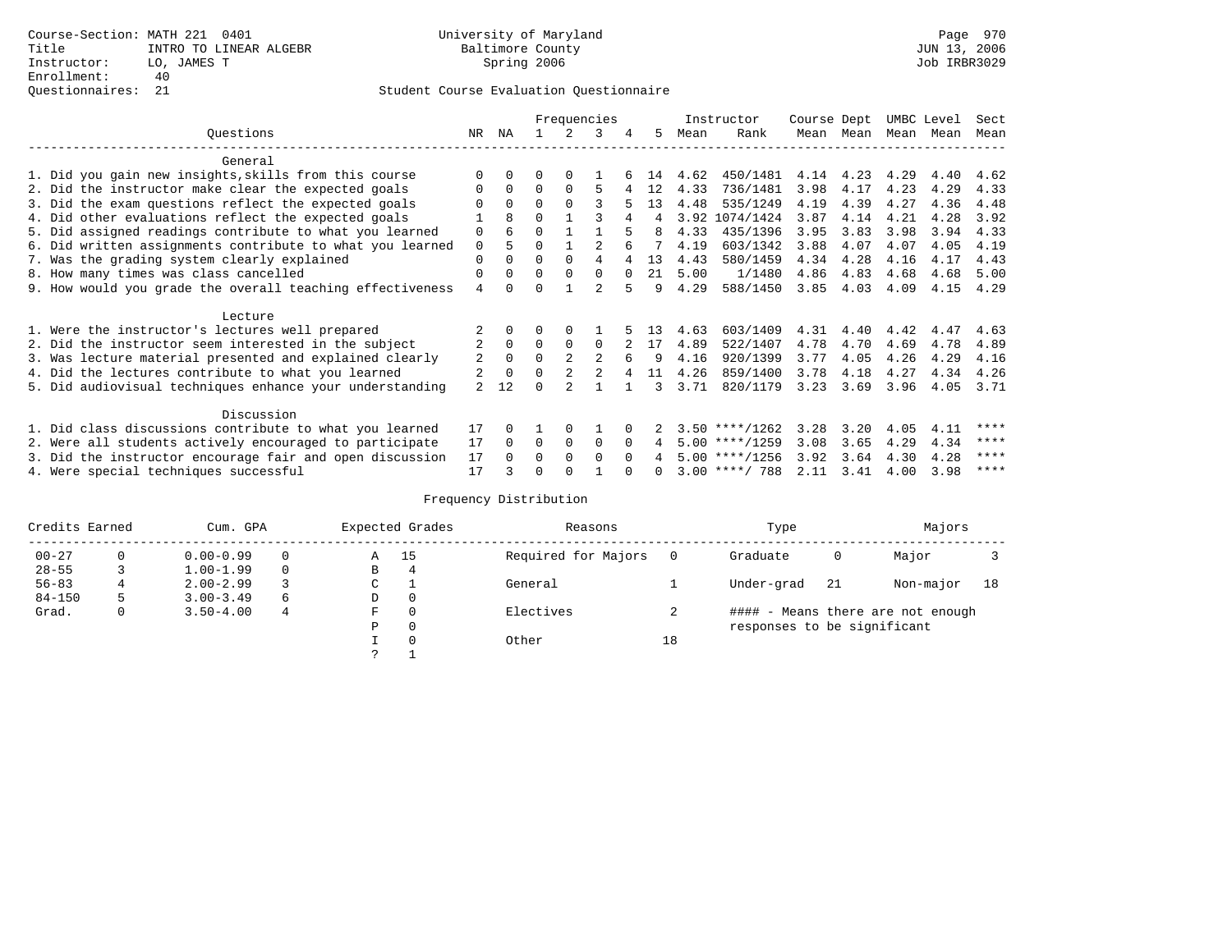Course-Section: MATH 221 0401
Title: INTRO TO LINEAR ALGEBR
Instructor: LO, JAMES T
Enrollment: 40
Questionnaires: 21

University of Maryland
Baltimore County
Spring 2006

JUN 13, 2006
Job IRBR3029

Student Course Evaluation Questionnaire

| Questions | NR | NA | 1 | 2 | 3 | 4 | 5 | Instructor Mean | Instructor Rank | Course Mean | Dept Mean | UMBC Mean | Level Mean | Sect Mean |
|---|---|---|---|---|---|---|---|---|---|---|---|---|---|---|
| **General** | | | | | | | | | | | | | | |
| 1. Did you gain new insights,skills from this course | 0 | 0 | 0 | 0 | 1 | 6 | 14 | 4.62 | 450/1481 | 4.14 | 4.23 | 4.29 | 4.40 | 4.62 |
| 2. Did the instructor make clear the expected goals | 0 | 0 | 0 | 0 | 5 | 4 | 12 | 4.33 | 736/1481 | 3.98 | 4.17 | 4.23 | 4.29 | 4.33 |
| 3. Did the exam questions reflect the expected goals | 0 | 0 | 0 | 0 | 3 | 5 | 13 | 4.48 | 535/1249 | 4.19 | 4.39 | 4.27 | 4.36 | 4.48 |
| 4. Did other evaluations reflect the expected goals | 1 | 8 | 0 | 1 | 3 | 4 | 4 | 3.92 | 1074/1424 | 3.87 | 4.14 | 4.21 | 4.28 | 3.92 |
| 5. Did assigned readings contribute to what you learned | 0 | 6 | 0 | 1 | 1 | 5 | 8 | 4.33 | 435/1396 | 3.95 | 3.83 | 3.98 | 3.94 | 4.33 |
| 6. Did written assignments contribute to what you learned | 0 | 5 | 0 | 1 | 2 | 6 | 7 | 4.19 | 603/1342 | 3.88 | 4.07 | 4.07 | 4.05 | 4.19 |
| 7. Was the grading system clearly explained | 0 | 0 | 0 | 0 | 4 | 4 | 13 | 4.43 | 580/1459 | 4.34 | 4.28 | 4.16 | 4.17 | 4.43 |
| 8. How many times was class cancelled | 0 | 0 | 0 | 0 | 0 | 0 | 21 | 5.00 | 1/1480 | 4.86 | 4.83 | 4.68 | 4.68 | 5.00 |
| 9. How would you grade the overall teaching effectiveness | 4 | 0 | 0 | 1 | 2 | 5 | 9 | 4.29 | 588/1450 | 3.85 | 4.03 | 4.09 | 4.15 | 4.29 |
| **Lecture** | | | | | | | | | | | | | | |
| 1. Were the instructor's lectures well prepared | 2 | 0 | 0 | 0 | 1 | 5 | 13 | 4.63 | 603/1409 | 4.31 | 4.40 | 4.42 | 4.47 | 4.63 |
| 2. Did the instructor seem interested in the subject | 2 | 0 | 0 | 0 | 0 | 2 | 17 | 4.89 | 522/1407 | 4.78 | 4.70 | 4.69 | 4.78 | 4.89 |
| 3. Was lecture material presented and explained clearly | 2 | 0 | 0 | 2 | 2 | 6 | 9 | 4.16 | 920/1399 | 3.77 | 4.05 | 4.26 | 4.29 | 4.16 |
| 4. Did the lectures contribute to what you learned | 2 | 0 | 0 | 2 | 2 | 4 | 11 | 4.26 | 859/1400 | 3.78 | 4.18 | 4.27 | 4.34 | 4.26 |
| 5. Did audiovisual techniques enhance your understanding | 2 | 12 | 0 | 2 | 1 | 1 | 3 | 3.71 | 820/1179 | 3.23 | 3.69 | 3.96 | 4.05 | 3.71 |
| **Discussion** | | | | | | | | | | | | | | |
| 1. Did class discussions contribute to what you learned | 17 | 0 | 1 | 0 | 1 | 0 | 2 | 3.50 | ****/1262 | 3.28 | 3.20 | 4.05 | 4.11 | **** |
| 2. Were all students actively encouraged to participate | 17 | 0 | 0 | 0 | 0 | 0 | 4 | 5.00 | ****/1259 | 3.08 | 3.65 | 4.29 | 4.34 | **** |
| 3. Did the instructor encourage fair and open discussion | 17 | 0 | 0 | 0 | 0 | 0 | 4 | 5.00 | ****/1256 | 3.92 | 3.64 | 4.30 | 4.28 | **** |
| 4. Were special techniques successful | 17 | 3 | 0 | 0 | 1 | 0 | 0 | 3.00 | ****/ 788 | 2.11 | 3.41 | 4.00 | 3.98 | **** |

Frequency Distribution

| Credits Earned | | Cum. GPA | | Expected Grades | | Reasons | | Type | | Majors | |
|---|---|---|---|---|---|---|---|---|---|---|---|
| 00-27 | 0 | 0.00-0.99 | 0 | A | 15 | Required for Majors | 0 | Graduate | 0 | Major | 3 |
| 28-55 | 3 | 1.00-1.99 | 0 | B | 4 | | | | | | |
| 56-83 | 4 | 2.00-2.99 | 3 | C | 1 | General | 1 | Under-grad | 21 | Non-major | 18 |
| 84-150 | 5 | 3.00-3.49 | 6 | D | 0 | | | | | | |
| Grad. | 0 | 3.50-4.00 | 4 | F | 0 | Electives | 2 | #### - Means there are not enough | | | |
| | | | | P | 0 | | | responses to be significant | | | |
| | | | | I | 0 | Other | 18 | | | | |
| | | | | ? | 1 | | | | | | |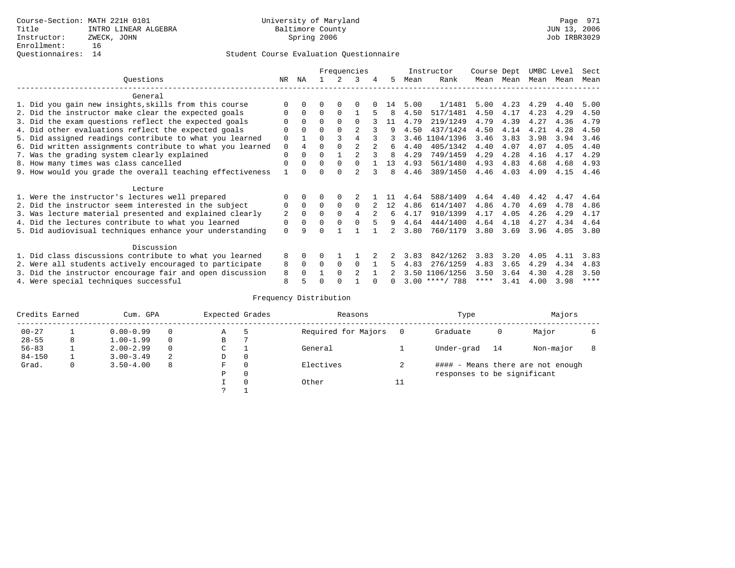Course-Section: MATH 221H 0101
Title: INTRO LINEAR ALGEBRA
Instructor: ZWECK, JOHN
Enrollment: 16
Questionnaires: 14

University of Maryland
Baltimore County
Spring 2006

JUN 13, 2006
Job IRBR3029

## Student Course Evaluation Questionnaire

| Questions | NR | NA | 1 | 2 | 3 | 4 | 5 | Instructor Mean | Instructor Rank | Course Mean | Dept Mean | UMBC Mean | Level Mean | Sect Mean |
|---|---|---|---|---|---|---|---|---|---|---|---|---|---|---|
| **General** | | | | | | | | | | | | | | |
| 1. Did you gain new insights,skills from this course | 0 | 0 | 0 | 0 | 0 | 0 | 14 | 5.00 | 1/1481 | 5.00 | 4.23 | 4.29 | 4.40 | 5.00 |
| 2. Did the instructor make clear the expected goals | 0 | 0 | 0 | 0 | 1 | 5 | 8 | 4.50 | 517/1481 | 4.50 | 4.17 | 4.23 | 4.29 | 4.50 |
| 3. Did the exam questions reflect the expected goals | 0 | 0 | 0 | 0 | 0 | 3 | 11 | 4.79 | 219/1249 | 4.79 | 4.39 | 4.27 | 4.36 | 4.79 |
| 4. Did other evaluations reflect the expected goals | 0 | 0 | 0 | 0 | 2 | 3 | 9 | 4.50 | 437/1424 | 4.50 | 4.14 | 4.21 | 4.28 | 4.50 |
| 5. Did assigned readings contribute to what you learned | 0 | 1 | 0 | 3 | 4 | 3 | 3 | 3.46 | 1104/1396 | 3.46 | 3.83 | 3.98 | 3.94 | 3.46 |
| 6. Did written assignments contribute to what you learned | 0 | 4 | 0 | 0 | 2 | 2 | 6 | 4.40 | 405/1342 | 4.40 | 4.07 | 4.07 | 4.05 | 4.40 |
| 7. Was the grading system clearly explained | 0 | 0 | 0 | 1 | 2 | 3 | 8 | 4.29 | 749/1459 | 4.29 | 4.28 | 4.16 | 4.17 | 4.29 |
| 8. How many times was class cancelled | 0 | 0 | 0 | 0 | 0 | 1 | 13 | 4.93 | 561/1480 | 4.93 | 4.83 | 4.68 | 4.68 | 4.93 |
| 9. How would you grade the overall teaching effectiveness | 1 | 0 | 0 | 0 | 2 | 3 | 8 | 4.46 | 389/1450 | 4.46 | 4.03 | 4.09 | 4.15 | 4.46 |
| **Lecture** | | | | | | | | | | | | | | |
| 1. Were the instructor's lectures well prepared | 0 | 0 | 0 | 0 | 2 | 1 | 11 | 4.64 | 588/1409 | 4.64 | 4.40 | 4.42 | 4.47 | 4.64 |
| 2. Did the instructor seem interested in the subject | 0 | 0 | 0 | 0 | 0 | 2 | 12 | 4.86 | 614/1407 | 4.86 | 4.70 | 4.69 | 4.78 | 4.86 |
| 3. Was lecture material presented and explained clearly | 2 | 0 | 0 | 0 | 4 | 2 | 6 | 4.17 | 910/1399 | 4.17 | 4.05 | 4.26 | 4.29 | 4.17 |
| 4. Did the lectures contribute to what you learned | 0 | 0 | 0 | 0 | 0 | 5 | 9 | 4.64 | 444/1400 | 4.64 | 4.18 | 4.27 | 4.34 | 4.64 |
| 5. Did audiovisual techniques enhance your understanding | 0 | 9 | 0 | 1 | 1 | 1 | 2 | 3.80 | 760/1179 | 3.80 | 3.69 | 3.96 | 4.05 | 3.80 |
| **Discussion** | | | | | | | | | | | | | | |
| 1. Did class discussions contribute to what you learned | 8 | 0 | 0 | 1 | 1 | 2 | 2 | 3.83 | 842/1262 | 3.83 | 3.20 | 4.05 | 4.11 | 3.83 |
| 2. Were all students actively encouraged to participate | 8 | 0 | 0 | 0 | 0 | 1 | 5 | 4.83 | 276/1259 | 4.83 | 3.65 | 4.29 | 4.34 | 4.83 |
| 3. Did the instructor encourage fair and open discussion | 8 | 0 | 1 | 0 | 2 | 1 | 2 | 3.50 | 1106/1256 | 3.50 | 3.64 | 4.30 | 4.28 | 3.50 |
| 4. Were special techniques successful | 8 | 5 | 0 | 0 | 1 | 0 | 0 | 3.00 | ****/ 788 | **** | 3.41 | 4.00 | 3.98 | **** |

## Frequency Distribution

| Credits Earned | | Cum. GPA | | Expected Grades | | Reasons | | Type | | Majors | |
|---|---|---|---|---|---|---|---|---|---|---|---|
| 00-27 | 1 | 0.00-0.99 | 0 | A | 5 | Required for Majors | 0 | Graduate | 0 | Major | 6 |
| 28-55 | 8 | 1.00-1.99 | 0 | B | 7 | | | | | | |
| 56-83 | 1 | 2.00-2.99 | 0 | C | 1 | General | 1 | Under-grad | 14 | Non-major | 8 |
| 84-150 | 1 | 3.00-3.49 | 2 | D | 0 | | | | | | |
| Grad. | 0 | 3.50-4.00 | 8 | F | 0 | Electives | 2 | | | | |
| | | | | P | 0 | | | | | | |
| | | | | I | 0 | Other | 11 | | | | |
| | | | | ? | 1 | | | | | | |

#### - Means there are not enough responses to be significant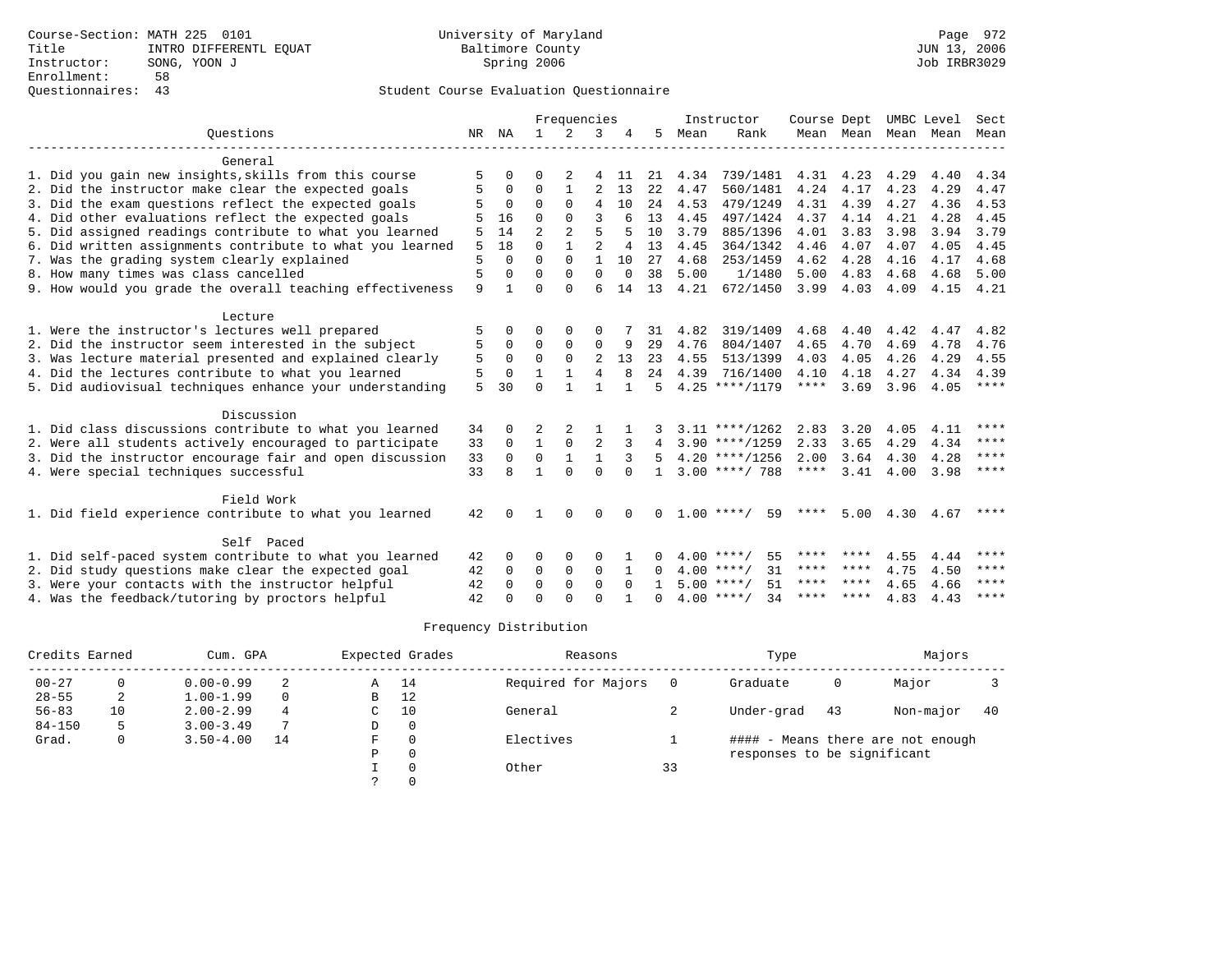Course-Section: MATH 225 0101
Title: INTRO DIFFERENTL EQUAT
Instructor: SONG, YOON J
Enrollment: 58
Questionnaires: 43

University of Maryland
Baltimore County
Spring 2006

JUN 13, 2006
Job IRBR3029

## Student Course Evaluation Questionnaire

| Questions | NR | NA | 1 | 2 | 3 | 4 | 5 | Instructor Mean | Instructor Rank | Course Mean | Dept Mean | UMBC Mean | Level Mean | Sect Mean |
|---|---|---|---|---|---|---|---|---|---|---|---|---|---|---|
| **General** | | | | | | | | | | | | | | |
| 1. Did you gain new insights,skills from this course | 5 | 0 | 0 | 2 | 4 | 11 | 21 | 4.34 | 739/1481 | 4.31 | 4.23 | 4.29 | 4.40 | 4.34 |
| 2. Did the instructor make clear the expected goals | 5 | 0 | 0 | 1 | 2 | 13 | 22 | 4.47 | 560/1481 | 4.24 | 4.17 | 4.23 | 4.29 | 4.47 |
| 3. Did the exam questions reflect the expected goals | 5 | 0 | 0 | 0 | 4 | 10 | 24 | 4.53 | 479/1249 | 4.31 | 4.39 | 4.27 | 4.36 | 4.53 |
| 4. Did other evaluations reflect the expected goals | 5 | 16 | 0 | 0 | 3 | 6 | 13 | 4.45 | 497/1424 | 4.37 | 4.14 | 4.21 | 4.28 | 4.45 |
| 5. Did assigned readings contribute to what you learned | 5 | 14 | 2 | 2 | 5 | 5 | 10 | 3.79 | 885/1396 | 4.01 | 3.83 | 3.98 | 3.94 | 3.79 |
| 6. Did written assignments contribute to what you learned | 5 | 18 | 0 | 1 | 2 | 4 | 13 | 4.45 | 364/1342 | 4.46 | 4.07 | 4.07 | 4.05 | 4.45 |
| 7. Was the grading system clearly explained | 5 | 0 | 0 | 0 | 1 | 10 | 27 | 4.68 | 253/1459 | 4.62 | 4.28 | 4.16 | 4.17 | 4.68 |
| 8. How many times was class cancelled | 5 | 0 | 0 | 0 | 0 | 0 | 38 | 5.00 | 1/1480 | 5.00 | 4.83 | 4.68 | 4.68 | 5.00 |
| 9. How would you grade the overall teaching effectiveness | 9 | 1 | 0 | 0 | 6 | 14 | 13 | 4.21 | 672/1450 | 3.99 | 4.03 | 4.09 | 4.15 | 4.21 |
| **Lecture** | | | | | | | | | | | | | | |
| 1. Were the instructor's lectures well prepared | 5 | 0 | 0 | 0 | 0 | 7 | 31 | 4.82 | 319/1409 | 4.68 | 4.40 | 4.42 | 4.47 | 4.82 |
| 2. Did the instructor seem interested in the subject | 5 | 0 | 0 | 0 | 0 | 9 | 29 | 4.76 | 804/1407 | 4.65 | 4.70 | 4.69 | 4.78 | 4.76 |
| 3. Was lecture material presented and explained clearly | 5 | 0 | 0 | 0 | 2 | 13 | 23 | 4.55 | 513/1399 | 4.03 | 4.05 | 4.26 | 4.29 | 4.55 |
| 4. Did the lectures contribute to what you learned | 5 | 0 | 1 | 1 | 4 | 8 | 24 | 4.39 | 716/1400 | 4.10 | 4.18 | 4.27 | 4.34 | 4.39 |
| 5. Did audiovisual techniques enhance your understanding | 5 | 30 | 0 | 1 | 1 | 1 | 5 | 4.25 | ****/1179 | **** | 3.69 | 3.96 | 4.05 | **** |
| **Discussion** | | | | | | | | | | | | | | |
| 1. Did class discussions contribute to what you learned | 34 | 0 | 2 | 2 | 1 | 1 | 3 | 3.11 | ****/1262 | 2.83 | 3.20 | 4.05 | 4.11 | **** |
| 2. Were all students actively encouraged to participate | 33 | 0 | 1 | 0 | 2 | 3 | 4 | 3.90 | ****/1259 | 2.33 | 3.65 | 4.29 | 4.34 | **** |
| 3. Did the instructor encourage fair and open discussion | 33 | 0 | 0 | 1 | 1 | 3 | 5 | 4.20 | ****/1256 | 2.00 | 3.64 | 4.30 | 4.28 | **** |
| 4. Were special techniques successful | 33 | 8 | 1 | 0 | 0 | 0 | 1 | 3.00 | ****/ 788 | **** | 3.41 | 4.00 | 3.98 | **** |
| **Field Work** | | | | | | | | | | | | | | |
| 1. Did field experience contribute to what you learned | 42 | 0 | 1 | 0 | 0 | 0 | 0 | 1.00 | ****/ 59 | **** | 5.00 | 4.30 | 4.67 | **** |
| **Self Paced** | | | | | | | | | | | | | | |
| 1. Did self-paced system contribute to what you learned | 42 | 0 | 0 | 0 | 0 | 1 | 0 | 4.00 | ****/ 55 | **** | **** | 4.55 | 4.44 | **** |
| 2. Did study questions make clear the expected goal | 42 | 0 | 0 | 0 | 0 | 1 | 0 | 4.00 | ****/ 31 | **** | **** | 4.75 | 4.50 | **** |
| 3. Were your contacts with the instructor helpful | 42 | 0 | 0 | 0 | 0 | 0 | 1 | 5.00 | ****/ 51 | **** | **** | 4.65 | 4.66 | **** |
| 4. Was the feedback/tutoring by proctors helpful | 42 | 0 | 0 | 0 | 0 | 1 | 0 | 4.00 | ****/ 34 | **** | **** | 4.83 | 4.43 | **** |

### Frequency Distribution

| Credits Earned | | Cum. GPA | | Expected Grades | | Reasons | | Type | | Majors | |
|---|---|---|---|---|---|---|---|---|---|---|---|
| 00-27 | 0 | 0.00-0.99 | 2 | A | 14 | Required for Majors | 0 | Graduate | 0 | Major | 3 |
| 28-55 | 2 | 1.00-1.99 | 0 | B | 12 | | | | | | |
| 56-83 | 10 | 2.00-2.99 | 4 | C | 10 | General | 2 | Under-grad | 43 | Non-major | 40 |
| 84-150 | 5 | 3.00-3.49 | 7 | D | 0 | | | | | | |
| Grad. | 0 | 3.50-4.00 | 14 | F | 0 | Electives | 1 | | | | |
| | | | | P | 0 | | | | | | |
| | | | | I | 0 | Other | 33 | | | | |
| | | | | ? | 0 | | | | | | |

#### - Means there are not enough responses to be significant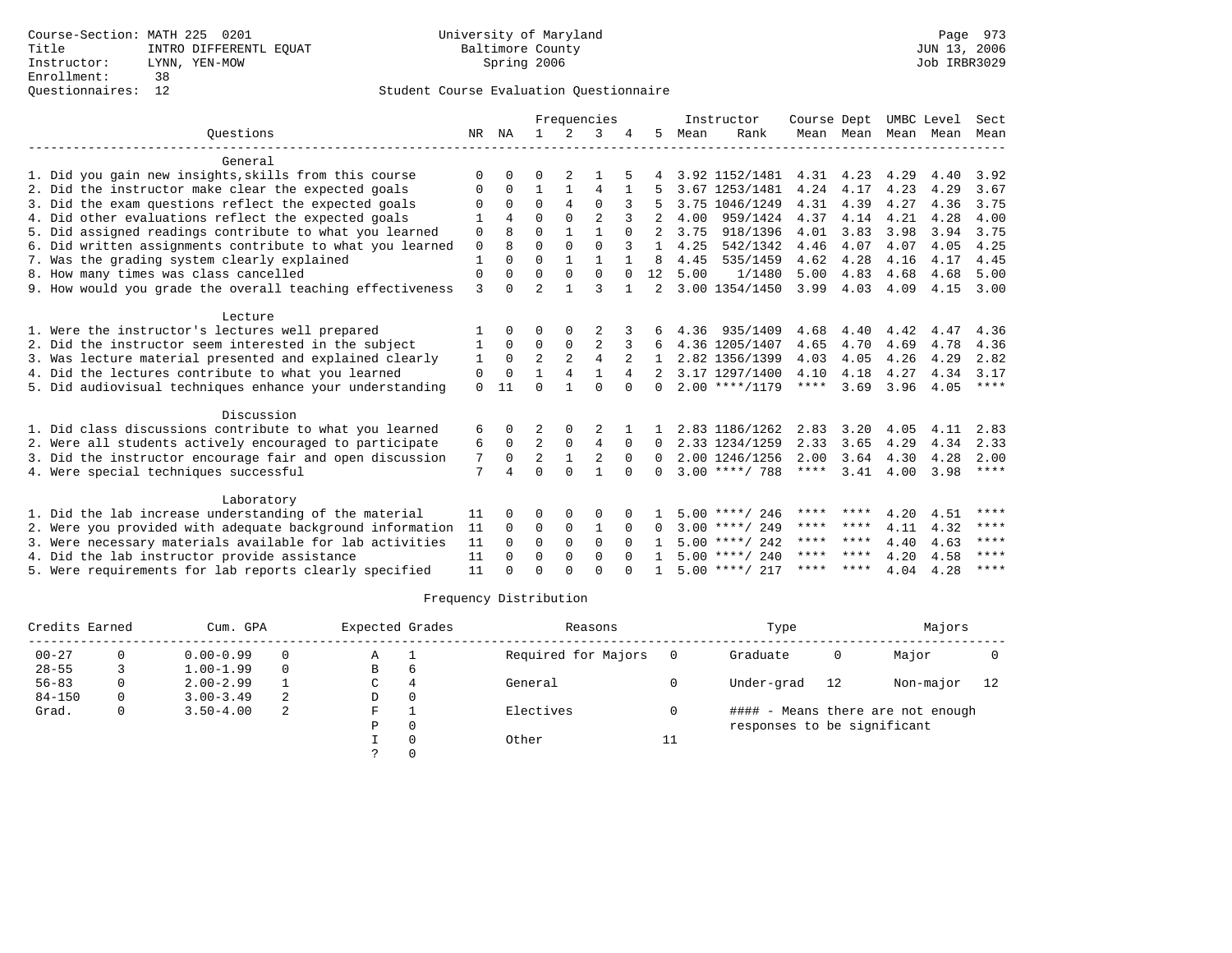Course-Section: MATH 225 0201
Title: INTRO DIFFERENTL EQUAT
Instructor: LYNN, YEN-MOW
Enrollment: 38
Questionnaires: 12

University of Maryland
Baltimore County
Spring 2006

JUN 13, 2006
Job IRBR3029

## Student Course Evaluation Questionnaire

| Questions | NR | NA | 1 | 2 | 3 | 4 | 5 | Instructor Mean | Instructor Rank | Course Mean | Dept Mean | UMBC Mean | Level Mean | Sect Mean |
|---|---|---|---|---|---|---|---|---|---|---|---|---|---|---|
| **General** | | | | | | | | | | | | | | |
| 1. Did you gain new insights,skills from this course | 0 | 0 | 0 | 2 | 1 | 5 | 4 | 3.92 | 1152/1481 | 4.31 | 4.23 | 4.29 | 4.40 | 3.92 |
| 2. Did the instructor make clear the expected goals | 0 | 0 | 1 | 1 | 4 | 1 | 5 | 3.67 | 1253/1481 | 4.24 | 4.17 | 4.23 | 4.29 | 3.67 |
| 3. Did the exam questions reflect the expected goals | 0 | 0 | 0 | 4 | 0 | 3 | 5 | 3.75 | 1046/1249 | 4.31 | 4.39 | 4.27 | 4.36 | 3.75 |
| 4. Did other evaluations reflect the expected goals | 1 | 4 | 0 | 0 | 2 | 3 | 2 | 4.00 | 959/1424 | 4.37 | 4.14 | 4.21 | 4.28 | 4.00 |
| 5. Did assigned readings contribute to what you learned | 0 | 8 | 0 | 1 | 1 | 0 | 2 | 3.75 | 918/1396 | 4.01 | 3.83 | 3.98 | 3.94 | 3.75 |
| 6. Did written assignments contribute to what you learned | 0 | 8 | 0 | 0 | 0 | 3 | 1 | 4.25 | 542/1342 | 4.46 | 4.07 | 4.07 | 4.05 | 4.25 |
| 7. Was the grading system clearly explained | 1 | 0 | 0 | 1 | 1 | 1 | 8 | 4.45 | 535/1459 | 4.62 | 4.28 | 4.16 | 4.17 | 4.45 |
| 8. How many times was class cancelled | 0 | 0 | 0 | 0 | 0 | 0 | 12 | 5.00 | 1/1480 | 5.00 | 4.83 | 4.68 | 4.68 | 5.00 |
| 9. How would you grade the overall teaching effectiveness | 3 | 0 | 2 | 1 | 3 | 1 | 2 | 3.00 | 1354/1450 | 3.99 | 4.03 | 4.09 | 4.15 | 3.00 |
| **Lecture** | | | | | | | | | | | | | | |
| 1. Were the instructor's lectures well prepared | 1 | 0 | 0 | 0 | 2 | 3 | 6 | 4.36 | 935/1409 | 4.68 | 4.40 | 4.42 | 4.47 | 4.36 |
| 2. Did the instructor seem interested in the subject | 1 | 0 | 0 | 0 | 2 | 3 | 6 | 4.36 | 1205/1407 | 4.65 | 4.70 | 4.69 | 4.78 | 4.36 |
| 3. Was lecture material presented and explained clearly | 1 | 0 | 2 | 2 | 4 | 2 | 1 | 2.82 | 1356/1399 | 4.03 | 4.05 | 4.26 | 4.29 | 2.82 |
| 4. Did the lectures contribute to what you learned | 0 | 0 | 1 | 4 | 1 | 4 | 2 | 3.17 | 1297/1400 | 4.10 | 4.18 | 4.27 | 4.34 | 3.17 |
| 5. Did audiovisual techniques enhance your understanding | 0 | 11 | 0 | 1 | 0 | 0 | 0 | 2.00 | ****/1179 | **** | 3.69 | 3.96 | 4.05 | **** |
| **Discussion** | | | | | | | | | | | | | | |
| 1. Did class discussions contribute to what you learned | 6 | 0 | 2 | 0 | 2 | 1 | 1 | 2.83 | 1186/1262 | 2.83 | 3.20 | 4.05 | 4.11 | 2.83 |
| 2. Were all students actively encouraged to participate | 6 | 0 | 2 | 0 | 4 | 0 | 0 | 2.33 | 1234/1259 | 2.33 | 3.65 | 4.29 | 4.34 | 2.33 |
| 3. Did the instructor encourage fair and open discussion | 7 | 0 | 2 | 1 | 2 | 0 | 0 | 2.00 | 1246/1256 | 2.00 | 3.64 | 4.30 | 4.28 | 2.00 |
| 4. Were special techniques successful | 7 | 4 | 0 | 0 | 1 | 0 | 0 | 3.00 | ****/ 788 | **** | 3.41 | 4.00 | 3.98 | **** |
| **Laboratory** | | | | | | | | | | | | | | |
| 1. Did the lab increase understanding of the material | 11 | 0 | 0 | 0 | 0 | 0 | 1 | 5.00 | ****/ 246 | **** | **** | 4.20 | 4.51 | **** |
| 2. Were you provided with adequate background information | 11 | 0 | 0 | 0 | 1 | 0 | 0 | 3.00 | ****/ 249 | **** | **** | 4.11 | 4.32 | **** |
| 3. Were necessary materials available for lab activities | 11 | 0 | 0 | 0 | 0 | 0 | 1 | 5.00 | ****/ 242 | **** | **** | 4.40 | 4.63 | **** |
| 4. Did the lab instructor provide assistance | 11 | 0 | 0 | 0 | 0 | 0 | 1 | 5.00 | ****/ 240 | **** | **** | 4.20 | 4.58 | **** |
| 5. Were requirements for lab reports clearly specified | 11 | 0 | 0 | 0 | 0 | 0 | 1 | 5.00 | ****/ 217 | **** | **** | 4.04 | 4.28 | **** |

## Frequency Distribution

| Credits Earned | | Cum. GPA | | Expected Grades | | Reasons | | Type | | Majors | |
|---|---|---|---|---|---|---|---|---|---|---|---|
| 00-27 | 0 | 0.00-0.99 | 0 | A | 1 | Required for Majors | 0 | Graduate | 0 | Major | 0 |
| 28-55 | 3 | 1.00-1.99 | 0 | B | 6 | | | | | | |
| 56-83 | 0 | 2.00-2.99 | 1 | C | 4 | General | 0 | Under-grad | 12 | Non-major | 12 |
| 84-150 | 0 | 3.00-3.49 | 2 | D | 0 | | | | | | |
| Grad. | 0 | 3.50-4.00 | 2 | F | 1 | Electives | 0 | #### - Means there are not enough responses to be significant | | | |
| | | | | P | 0 | | | | | | |
| | | | | I | 0 | Other | 11 | | | | |
| | | | | ? | 0 | | | | | | |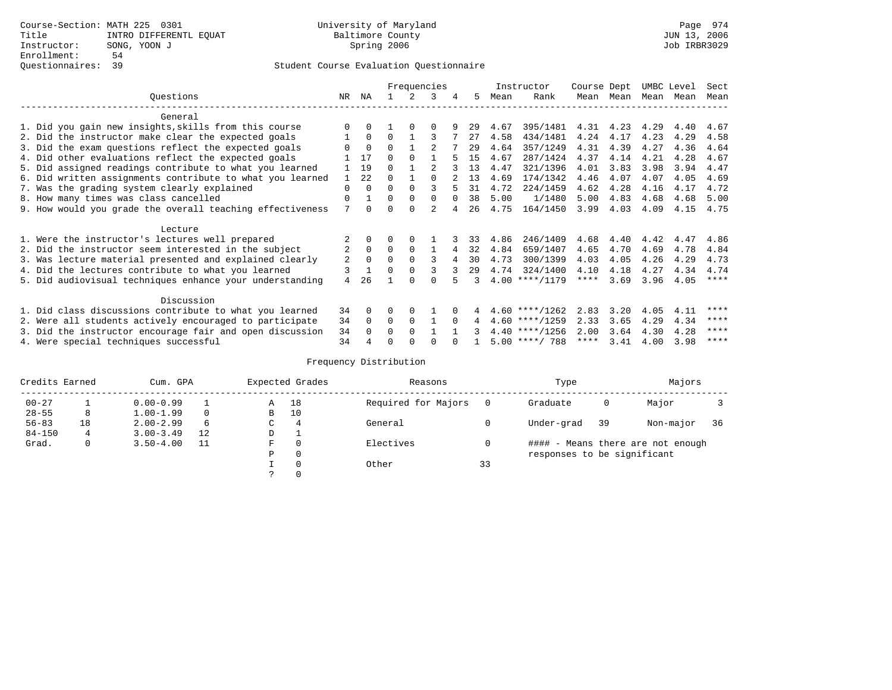Course-Section: MATH 225 0301
Title: INTRO DIFFERENTL EQUAT
Instructor: SONG, YOON J
Enrollment: 54
Questionnaires: 39

University of Maryland
Baltimore County
Spring 2006

JUN 13, 2006
Job IRBR3029

## Student Course Evaluation Questionnaire

| Questions | NR | NA | 1 | 2 | 3 | 4 | 5 | Instructor Mean | Instructor Rank | Course Mean | Dept Mean | UMBC Mean | Level Mean | Sect Mean |
|---|---|---|---|---|---|---|---|---|---|---|---|---|---|---|
| **General** | | | | | | | | | | | | | | |
| 1. Did you gain new insights,skills from this course | 0 | 0 | 1 | 0 | 0 | 9 | 29 | 4.67 | 395/1481 | 4.31 | 4.23 | 4.29 | 4.40 | 4.67 |
| 2. Did the instructor make clear the expected goals | 1 | 0 | 0 | 1 | 3 | 7 | 27 | 4.58 | 434/1481 | 4.24 | 4.17 | 4.23 | 4.29 | 4.58 |
| 3. Did the exam questions reflect the expected goals | 0 | 0 | 0 | 1 | 2 | 7 | 29 | 4.64 | 357/1249 | 4.31 | 4.39 | 4.27 | 4.36 | 4.64 |
| 4. Did other evaluations reflect the expected goals | 1 | 17 | 0 | 0 | 1 | 5 | 15 | 4.67 | 287/1424 | 4.37 | 4.14 | 4.21 | 4.28 | 4.67 |
| 5. Did assigned readings contribute to what you learned | 1 | 19 | 0 | 1 | 2 | 3 | 13 | 4.47 | 321/1396 | 4.01 | 3.83 | 3.98 | 3.94 | 4.47 |
| 6. Did written assignments contribute to what you learned | 1 | 22 | 0 | 1 | 0 | 2 | 13 | 4.69 | 174/1342 | 4.46 | 4.07 | 4.07 | 4.05 | 4.69 |
| 7. Was the grading system clearly explained | 0 | 0 | 0 | 0 | 3 | 5 | 31 | 4.72 | 224/1459 | 4.62 | 4.28 | 4.16 | 4.17 | 4.72 |
| 8. How many times was class cancelled | 0 | 1 | 0 | 0 | 0 | 0 | 38 | 5.00 | 1/1480 | 5.00 | 4.83 | 4.68 | 4.68 | 5.00 |
| 9. How would you grade the overall teaching effectiveness | 7 | 0 | 0 | 0 | 2 | 4 | 26 | 4.75 | 164/1450 | 3.99 | 4.03 | 4.09 | 4.15 | 4.75 |
| **Lecture** | | | | | | | | | | | | | | |
| 1. Were the instructor's lectures well prepared | 2 | 0 | 0 | 0 | 1 | 3 | 33 | 4.86 | 246/1409 | 4.68 | 4.40 | 4.42 | 4.47 | 4.86 |
| 2. Did the instructor seem interested in the subject | 2 | 0 | 0 | 0 | 1 | 4 | 32 | 4.84 | 659/1407 | 4.65 | 4.70 | 4.69 | 4.78 | 4.84 |
| 3. Was lecture material presented and explained clearly | 2 | 0 | 0 | 0 | 3 | 4 | 30 | 4.73 | 300/1399 | 4.03 | 4.05 | 4.26 | 4.29 | 4.73 |
| 4. Did the lectures contribute to what you learned | 3 | 1 | 0 | 0 | 3 | 3 | 29 | 4.74 | 324/1400 | 4.10 | 4.18 | 4.27 | 4.34 | 4.74 |
| 5. Did audiovisual techniques enhance your understanding | 4 | 26 | 1 | 0 | 0 | 5 | 3 | 4.00 | ****/1179 | **** | 3.69 | 3.96 | 4.05 | **** |
| **Discussion** | | | | | | | | | | | | | | |
| 1. Did class discussions contribute to what you learned | 34 | 0 | 0 | 0 | 1 | 0 | 4 | 4.60 | ****/1262 | 2.83 | 3.20 | 4.05 | 4.11 | **** |
| 2. Were all students actively encouraged to participate | 34 | 0 | 0 | 0 | 1 | 0 | 4 | 4.60 | ****/1259 | 2.33 | 3.65 | 4.29 | 4.34 | **** |
| 3. Did the instructor encourage fair and open discussion | 34 | 0 | 0 | 0 | 1 | 1 | 3 | 4.40 | ****/1256 | 2.00 | 3.64 | 4.30 | 4.28 | **** |
| 4. Were special techniques successful | 34 | 4 | 0 | 0 | 0 | 0 | 1 | 5.00 | ****/ 788 | **** | 3.41 | 4.00 | 3.98 | **** |

## Frequency Distribution

| Credits Earned | | Cum. GPA | | Expected Grades | | Reasons | | Type | | Majors | |
|---|---|---|---|---|---|---|---|---|---|---|---|
| 00-27 | 1 | 0.00-0.99 | 1 | A | 18 | Required for Majors | 0 | Graduate | 0 | Major | 3 |
| 28-55 | 8 | 1.00-1.99 | 0 | B | 10 | | | | | | |
| 56-83 | 18 | 2.00-2.99 | 6 | C | 4 | General | 0 | Under-grad | 39 | Non-major | 36 |
| 84-150 | 4 | 3.00-3.49 | 12 | D | 1 | | | | | | |
| Grad. | 0 | 3.50-4.00 | 11 | F | 0 | Electives | 0 | | | | |
| | | | | P | 0 | | | | | | |
| | | | | I | 0 | Other | 33 | | | | |
| | | | | ? | 0 | | | | | | |

#### - Means there are not enough responses to be significant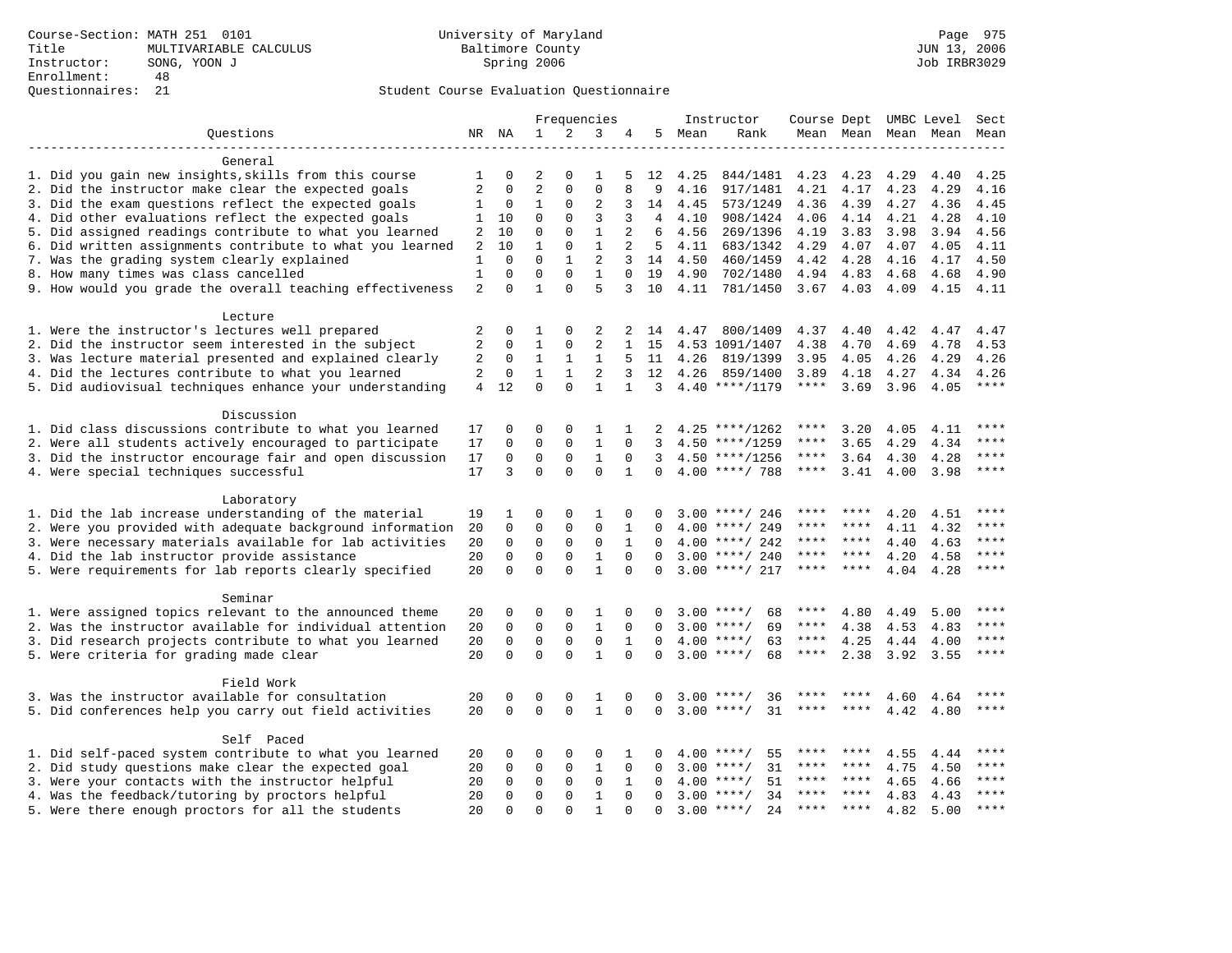Course-Section: MATH 251 0101
Title: MULTIVARIABLE CALCULUS
Instructor: SONG, YOON J
Enrollment: 48
Questionnaires: 21

University of Maryland
Baltimore County
Spring 2006

JUN 13, 2006
Job IRBR3029

Student Course Evaluation Questionnaire

| Questions | NR | NA | 1 | 2 | 3 | 4 | 5 | Instructor Mean | Instructor Rank | Course Mean | Dept Mean | UMBC Mean | Level Mean | Sect Mean |
|---|---|---|---|---|---|---|---|---|---|---|---|---|---|---|
| **General** | | | | | | | | | | | | | | |
| 1. Did you gain new insights,skills from this course | 1 | 0 | 2 | 0 | 1 | 5 | 12 | 4.25 | 844/1481 | 4.23 | 4.23 | 4.29 | 4.40 | 4.25 |
| 2. Did the instructor make clear the expected goals | 2 | 0 | 2 | 0 | 0 | 8 | 9 | 4.16 | 917/1481 | 4.21 | 4.17 | 4.23 | 4.29 | 4.16 |
| 3. Did the exam questions reflect the expected goals | 1 | 0 | 1 | 0 | 2 | 3 | 14 | 4.45 | 573/1249 | 4.36 | 4.39 | 4.27 | 4.36 | 4.45 |
| 4. Did other evaluations reflect the expected goals | 1 | 10 | 0 | 0 | 3 | 3 | 4 | 4.10 | 908/1424 | 4.06 | 4.14 | 4.21 | 4.28 | 4.10 |
| 5. Did assigned readings contribute to what you learned | 2 | 10 | 0 | 0 | 1 | 2 | 6 | 4.56 | 269/1396 | 4.19 | 3.83 | 3.98 | 3.94 | 4.56 |
| 6. Did written assignments contribute to what you learned | 2 | 10 | 1 | 0 | 1 | 2 | 5 | 4.11 | 683/1342 | 4.29 | 4.07 | 4.07 | 4.05 | 4.11 |
| 7. Was the grading system clearly explained | 1 | 0 | 0 | 1 | 2 | 3 | 14 | 4.50 | 460/1459 | 4.42 | 4.28 | 4.16 | 4.17 | 4.50 |
| 8. How many times was class cancelled | 1 | 0 | 0 | 0 | 1 | 0 | 19 | 4.90 | 702/1480 | 4.94 | 4.83 | 4.68 | 4.68 | 4.90 |
| 9. How would you grade the overall teaching effectiveness | 2 | 0 | 1 | 0 | 5 | 3 | 10 | 4.11 | 781/1450 | 3.67 | 4.03 | 4.09 | 4.15 | 4.11 |
| **Lecture** | | | | | | | | | | | | | | |
| 1. Were the instructor's lectures well prepared | 2 | 0 | 1 | 0 | 2 | 2 | 14 | 4.47 | 800/1409 | 4.37 | 4.40 | 4.42 | 4.47 | 4.47 |
| 2. Did the instructor seem interested in the subject | 2 | 0 | 1 | 0 | 2 | 1 | 15 | 4.53 | 1091/1407 | 4.38 | 4.70 | 4.69 | 4.78 | 4.53 |
| 3. Was lecture material presented and explained clearly | 2 | 0 | 1 | 1 | 1 | 5 | 11 | 4.26 | 819/1399 | 3.95 | 4.05 | 4.26 | 4.29 | 4.26 |
| 4. Did the lectures contribute to what you learned | 2 | 0 | 1 | 1 | 2 | 3 | 12 | 4.26 | 859/1400 | 3.89 | 4.18 | 4.27 | 4.34 | 4.26 |
| 5. Did audiovisual techniques enhance your understanding | 4 | 12 | 0 | 0 | 1 | 1 | 3 | 4.40 | ****/1179 | **** | 3.69 | 3.96 | 4.05 | **** |
| **Discussion** | | | | | | | | | | | | | | |
| 1. Did class discussions contribute to what you learned | 17 | 0 | 0 | 0 | 1 | 1 | 2 | 4.25 | ****/1262 | **** | 3.20 | 4.05 | 4.11 | **** |
| 2. Were all students actively encouraged to participate | 17 | 0 | 0 | 0 | 1 | 0 | 3 | 4.50 | ****/1259 | **** | 3.65 | 4.29 | 4.34 | **** |
| 3. Did the instructor encourage fair and open discussion | 17 | 0 | 0 | 0 | 1 | 0 | 3 | 4.50 | ****/1256 | **** | 3.64 | 4.30 | 4.28 | **** |
| 4. Were special techniques successful | 17 | 3 | 0 | 0 | 0 | 1 | 0 | 4.00 | ****/ 788 | **** | 3.41 | 4.00 | 3.98 | **** |
| **Laboratory** | | | | | | | | | | | | | | |
| 1. Did the lab increase understanding of the material | 19 | 1 | 0 | 0 | 1 | 0 | 0 | 3.00 | ****/ 246 | **** | **** | 4.20 | 4.51 | **** |
| 2. Were you provided with adequate background information | 20 | 0 | 0 | 0 | 0 | 1 | 0 | 4.00 | ****/ 249 | **** | **** | 4.11 | 4.32 | **** |
| 3. Were necessary materials available for lab activities | 20 | 0 | 0 | 0 | 0 | 1 | 0 | 4.00 | ****/ 242 | **** | **** | 4.40 | 4.63 | **** |
| 4. Did the lab instructor provide assistance | 20 | 0 | 0 | 0 | 1 | 0 | 0 | 3.00 | ****/ 240 | **** | **** | 4.20 | 4.58 | **** |
| 5. Were requirements for lab reports clearly specified | 20 | 0 | 0 | 0 | 1 | 0 | 0 | 3.00 | ****/ 217 | **** | **** | 4.04 | 4.28 | **** |
| **Seminar** | | | | | | | | | | | | | | |
| 1. Were assigned topics relevant to the announced theme | 20 | 0 | 0 | 0 | 1 | 0 | 0 | 3.00 | ****/ 68 | **** | 4.80 | 4.49 | 5.00 | **** |
| 2. Was the instructor available for individual attention | 20 | 0 | 0 | 0 | 1 | 0 | 0 | 3.00 | ****/ 69 | **** | 4.38 | 4.53 | 4.83 | **** |
| 3. Did research projects contribute to what you learned | 20 | 0 | 0 | 0 | 0 | 1 | 0 | 4.00 | ****/ 63 | **** | 4.25 | 4.44 | 4.00 | **** |
| 5. Were criteria for grading made clear | 20 | 0 | 0 | 0 | 1 | 0 | 0 | 3.00 | ****/ 68 | **** | 2.38 | 3.92 | 3.55 | **** |
| **Field Work** | | | | | | | | | | | | | | |
| 3. Was the instructor available for consultation | 20 | 0 | 0 | 0 | 1 | 0 | 0 | 3.00 | ****/ 36 | **** | **** | 4.60 | 4.64 | **** |
| 5. Did conferences help you carry out field activities | 20 | 0 | 0 | 0 | 1 | 0 | 0 | 3.00 | ****/ 31 | **** | **** | 4.42 | 4.80 | **** |
| **Self Paced** | | | | | | | | | | | | | | |
| 1. Did self-paced system contribute to what you learned | 20 | 0 | 0 | 0 | 0 | 1 | 0 | 4.00 | ****/ 55 | **** | **** | 4.55 | 4.44 | **** |
| 2. Did study questions make clear the expected goal | 20 | 0 | 0 | 0 | 1 | 0 | 0 | 3.00 | ****/ 31 | **** | **** | 4.75 | 4.50 | **** |
| 3. Were your contacts with the instructor helpful | 20 | 0 | 0 | 0 | 0 | 1 | 0 | 4.00 | ****/ 51 | **** | **** | 4.65 | 4.66 | **** |
| 4. Was the feedback/tutoring by proctors helpful | 20 | 0 | 0 | 0 | 1 | 0 | 0 | 3.00 | ****/ 34 | **** | **** | 4.83 | 4.43 | **** |
| 5. Were there enough proctors for all the students | 20 | 0 | 0 | 0 | 1 | 0 | 0 | 3.00 | ****/ 24 | **** | **** | 4.82 | 5.00 | **** |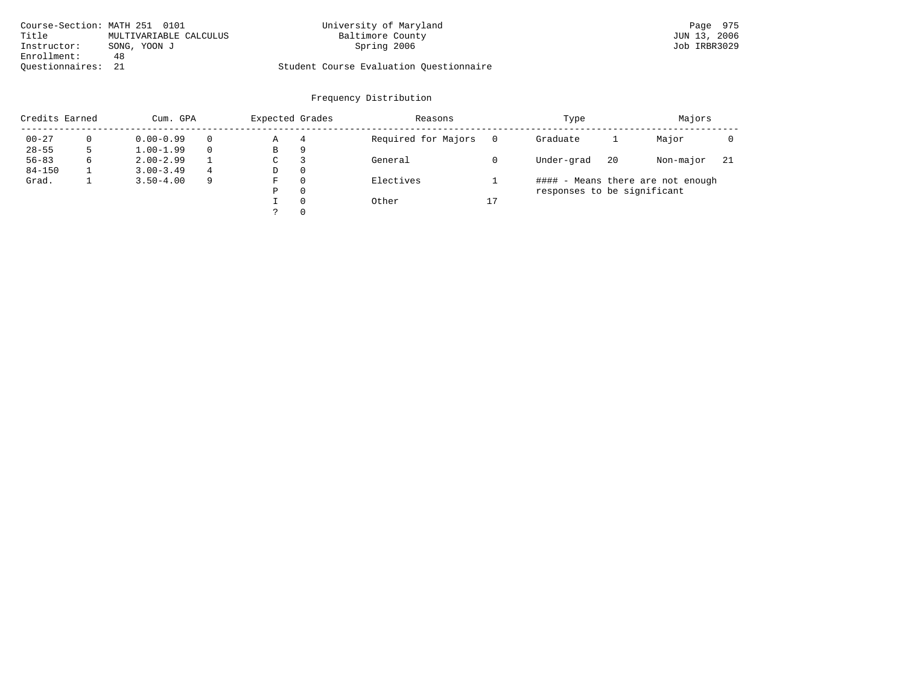Course-Section: MATH 251 0101
Title: MULTIVARIABLE CALCULUS
Instructor: SONG, YOON J
Enrollment: 48
Questionnaires: 21

University of Maryland
Baltimore County
Spring 2006

Student Course Evaluation Questionnaire

JUN 13, 2006
Job IRBR3029

## Frequency Distribution

| Credits Earned | | Cum. GPA | | Expected Grades | | Reasons | | Type | | Majors | |
|---|---|---|---|---|---|---|---|---|---|---|---|
| 00-27 | 0 | 0.00-0.99 | 0 | A | 4 | Required for Majors | 0 | Graduate | 1 | Major | 0 |
| 28-55 | 5 | 1.00-1.99 | 0 | B | 9 | | | | | | |
| 56-83 | 6 | 2.00-2.99 | 1 | C | 3 | General | 0 | Under-grad | 20 | Non-major | 21 |
| 84-150 | 1 | 3.00-3.49 | 4 | D | 0 | | | | | | |
| Grad. | 1 | 3.50-4.00 | 9 | F | 0 | Electives | 1 | #### - Means there are not enough responses to be significant | | | |
| | | | | P | 0 | | | | | | |
| | | | | I | 0 | Other | 17 | | | | |
| | | | | ? | 0 | | | | | | |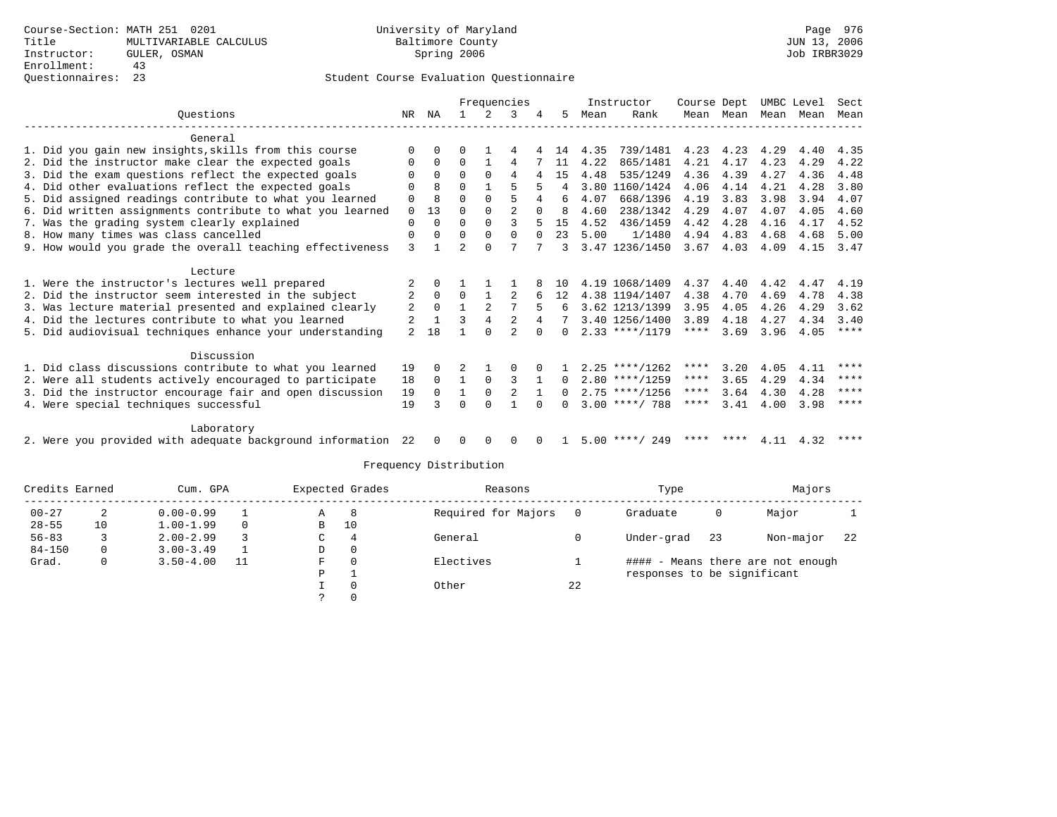Course-Section: MATH 251 0201
Title: MULTIVARIABLE CALCULUS
Instructor: GULER, OSMAN
Enrollment: 43
Questionnaires: 23

University of Maryland
Baltimore County
Spring 2006

JUN 13, 2006
Job IRBR3029

## Student Course Evaluation Questionnaire

| Questions | NR | NA | 1 | 2 | 3 | 4 | 5 | Instructor Mean | Instructor Rank | Course Mean | Dept Mean | UMBC Mean | Level Mean | Sect Mean |
|---|---|---|---|---|---|---|---|---|---|---|---|---|---|---|
| **General** | | | | | | | | | | | | | | |
| 1. Did you gain new insights,skills from this course | 0 | 0 | 0 | 1 | 4 | 4 | 14 | 4.35 | 739/1481 | 4.23 | 4.23 | 4.29 | 4.40 | 4.35 |
| 2. Did the instructor make clear the expected goals | 0 | 0 | 0 | 1 | 4 | 7 | 11 | 4.22 | 865/1481 | 4.21 | 4.17 | 4.23 | 4.29 | 4.22 |
| 3. Did the exam questions reflect the expected goals | 0 | 0 | 0 | 0 | 4 | 4 | 15 | 4.48 | 535/1249 | 4.36 | 4.39 | 4.27 | 4.36 | 4.48 |
| 4. Did other evaluations reflect the expected goals | 0 | 8 | 0 | 1 | 5 | 5 | 4 | 3.80 | 1160/1424 | 4.06 | 4.14 | 4.21 | 4.28 | 3.80 |
| 5. Did assigned readings contribute to what you learned | 0 | 8 | 0 | 0 | 5 | 4 | 6 | 4.07 | 668/1396 | 4.19 | 3.83 | 3.98 | 3.94 | 4.07 |
| 6. Did written assignments contribute to what you learned | 0 | 13 | 0 | 0 | 2 | 0 | 8 | 4.60 | 238/1342 | 4.29 | 4.07 | 4.07 | 4.05 | 4.60 |
| 7. Was the grading system clearly explained | 0 | 0 | 0 | 0 | 3 | 5 | 15 | 4.52 | 436/1459 | 4.42 | 4.28 | 4.16 | 4.17 | 4.52 |
| 8. How many times was class cancelled | 0 | 0 | 0 | 0 | 0 | 0 | 23 | 5.00 | 1/1480 | 4.94 | 4.83 | 4.68 | 4.68 | 5.00 |
| 9. How would you grade the overall teaching effectiveness | 3 | 1 | 2 | 0 | 7 | 7 | 3 | 3.47 | 1236/1450 | 3.67 | 4.03 | 4.09 | 4.15 | 3.47 |
| **Lecture** | | | | | | | | | | | | | | |
| 1. Were the instructor's lectures well prepared | 2 | 0 | 1 | 1 | 1 | 8 | 10 | 4.19 | 1068/1409 | 4.37 | 4.40 | 4.42 | 4.47 | 4.19 |
| 2. Did the instructor seem interested in the subject | 2 | 0 | 0 | 1 | 2 | 6 | 12 | 4.38 | 1194/1407 | 4.38 | 4.70 | 4.69 | 4.78 | 4.38 |
| 3. Was lecture material presented and explained clearly | 2 | 0 | 1 | 2 | 7 | 5 | 6 | 3.62 | 1213/1399 | 3.95 | 4.05 | 4.26 | 4.29 | 3.62 |
| 4. Did the lectures contribute to what you learned | 2 | 1 | 3 | 4 | 2 | 4 | 7 | 3.40 | 1256/1400 | 3.89 | 4.18 | 4.27 | 4.34 | 3.40 |
| 5. Did audiovisual techniques enhance your understanding | 2 | 18 | 1 | 0 | 2 | 0 | 0 | 2.33 | ****/1179 | **** | 3.69 | 3.96 | 4.05 | **** |
| **Discussion** | | | | | | | | | | | | | | |
| 1. Did class discussions contribute to what you learned | 19 | 0 | 2 | 1 | 0 | 0 | 1 | 2.25 | ****/1262 | **** | 3.20 | 4.05 | 4.11 | **** |
| 2. Were all students actively encouraged to participate | 18 | 0 | 1 | 0 | 3 | 1 | 0 | 2.80 | ****/1259 | **** | 3.65 | 4.29 | 4.34 | **** |
| 3. Did the instructor encourage fair and open discussion | 19 | 0 | 1 | 0 | 2 | 1 | 0 | 2.75 | ****/1256 | **** | 3.64 | 4.30 | 4.28 | **** |
| 4. Were special techniques successful | 19 | 3 | 0 | 0 | 1 | 0 | 0 | 3.00 | ****/ 788 | **** | 3.41 | 4.00 | 3.98 | **** |
| **Laboratory** | | | | | | | | | | | | | | |
| 2. Were you provided with adequate background information | 22 | 0 | 0 | 0 | 0 | 0 | 1 | 5.00 | ****/ 249 | **** | **** | 4.11 | 4.32 | **** |

### Frequency Distribution

| Credits Earned | | Cum. GPA | | Expected Grades | | Reasons | | Type | | Majors | |
|---|---|---|---|---|---|---|---|---|---|---|---|
| 00-27 | 2 | 0.00-0.99 | 1 | A | 8 | Required for Majors | 0 | Graduate | 0 | Major | 1 |
| 28-55 | 10 | 1.00-1.99 | 0 | B | 10 | | | | | | |
| 56-83 | 3 | 2.00-2.99 | 3 | C | 4 | General | 0 | Under-grad | 23 | Non-major | 22 |
| 84-150 | 0 | 3.00-3.49 | 1 | D | 0 | | | | | | |
| Grad. | 0 | 3.50-4.00 | 11 | F | 0 | Electives | 1 | #### - Means there are not enough responses to be significant | | | |
| | | | | P | 1 | | | | | | |
| | | | | I | 0 | Other | 22 | | | | |
| | | | | ? | 0 | | | | | | |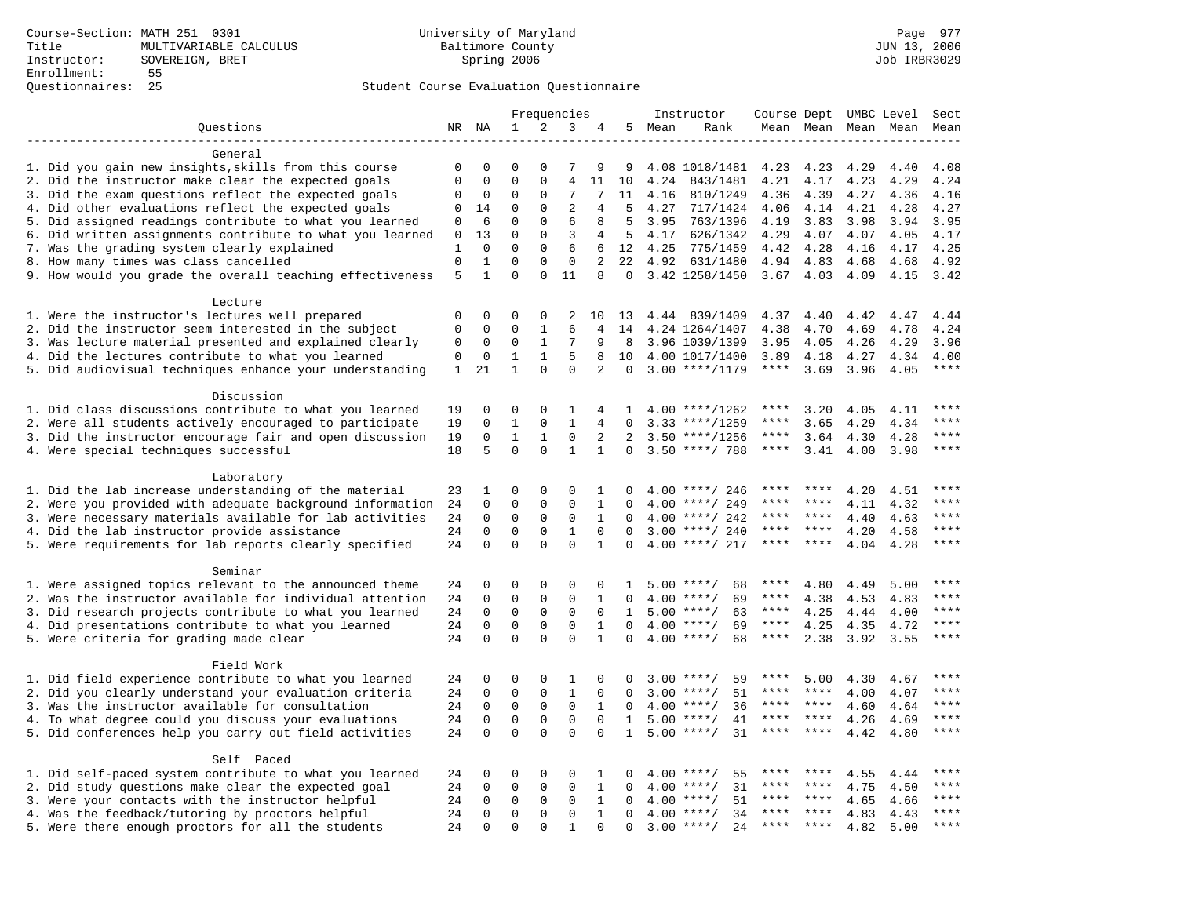Course-Section: MATH 251 0301
Title: MULTIVARIABLE CALCULUS
Instructor: SOVEREIGN, BRET
Enrollment: 55
Questionnaires: 25

University of Maryland
Baltimore County
Spring 2006

Page 977
JUN 13, 2006
Job IRBR3029

Student Course Evaluation Questionnaire

| Questions | NR | NA | 1 | 2 | 3 | 4 | 5 | Instructor Mean | Rank | Course Mean | Dept Mean | UMBC Mean | Level Mean | Sect Mean |
|---|---|---|---|---|---|---|---|---|---|---|---|---|---|---|
| **General** | | | | | | | | | | | | | | |
| 1. Did you gain new insights,skills from this course | 0 | 0 | 0 | 0 | 7 | 9 | 9 | 4.08 | 1018/1481 | 4.23 | 4.23 | 4.29 | 4.40 | 4.08 |
| 2. Did the instructor make clear the expected goals | 0 | 0 | 0 | 0 | 4 | 11 | 10 | 4.24 | 843/1481 | 4.21 | 4.17 | 4.23 | 4.29 | 4.24 |
| 3. Did the exam questions reflect the expected goals | 0 | 0 | 0 | 0 | 7 | 7 | 11 | 4.16 | 810/1249 | 4.36 | 4.39 | 4.27 | 4.36 | 4.16 |
| 4. Did other evaluations reflect the expected goals | 0 | 14 | 0 | 0 | 2 | 4 | 5 | 4.27 | 717/1424 | 4.06 | 4.14 | 4.21 | 4.28 | 4.27 |
| 5. Did assigned readings contribute to what you learned | 0 | 6 | 0 | 0 | 6 | 8 | 5 | 3.95 | 763/1396 | 4.19 | 3.83 | 3.98 | 3.94 | 3.95 |
| 6. Did written assignments contribute to what you learned | 0 | 13 | 0 | 0 | 3 | 4 | 5 | 4.17 | 626/1342 | 4.29 | 4.07 | 4.07 | 4.05 | 4.17 |
| 7. Was the grading system clearly explained | 1 | 0 | 0 | 0 | 6 | 6 | 12 | 4.25 | 775/1459 | 4.42 | 4.28 | 4.16 | 4.17 | 4.25 |
| 8. How many times was class cancelled | 0 | 1 | 0 | 0 | 0 | 2 | 22 | 4.92 | 631/1480 | 4.94 | 4.83 | 4.68 | 4.68 | 4.92 |
| 9. How would you grade the overall teaching effectiveness | 5 | 1 | 0 | 0 | 11 | 8 | 0 | 3.42 | 1258/1450 | 3.67 | 4.03 | 4.09 | 4.15 | 3.42 |
| **Lecture** | | | | | | | | | | | | | | |
| 1. Were the instructor's lectures well prepared | 0 | 0 | 0 | 0 | 2 | 10 | 13 | 4.44 | 839/1409 | 4.37 | 4.40 | 4.42 | 4.47 | 4.44 |
| 2. Did the instructor seem interested in the subject | 0 | 0 | 0 | 1 | 6 | 4 | 14 | 4.24 | 1264/1407 | 4.38 | 4.70 | 4.69 | 4.78 | 4.24 |
| 3. Was lecture material presented and explained clearly | 0 | 0 | 0 | 1 | 7 | 9 | 8 | 3.96 | 1039/1399 | 3.95 | 4.05 | 4.26 | 4.29 | 3.96 |
| 4. Did the lectures contribute to what you learned | 0 | 0 | 1 | 1 | 5 | 8 | 10 | 4.00 | 1017/1400 | 3.89 | 4.18 | 4.27 | 4.34 | 4.00 |
| 5. Did audiovisual techniques enhance your understanding | 1 | 21 | 1 | 0 | 0 | 2 | 0 | 3.00 | ****/1179 | **** | 3.69 | 3.96 | 4.05 | **** |
| **Discussion** | | | | | | | | | | | | | | |
| 1. Did class discussions contribute to what you learned | 19 | 0 | 0 | 0 | 1 | 4 | 1 | 4.00 | ****/1262 | **** | 3.20 | 4.05 | 4.11 | **** |
| 2. Were all students actively encouraged to participate | 19 | 0 | 1 | 0 | 1 | 4 | 0 | 3.33 | ****/1259 | **** | 3.65 | 4.29 | 4.34 | **** |
| 3. Did the instructor encourage fair and open discussion | 19 | 0 | 1 | 1 | 0 | 2 | 2 | 3.50 | ****/1256 | **** | 3.64 | 4.30 | 4.28 | **** |
| 4. Were special techniques successful | 18 | 5 | 0 | 0 | 1 | 1 | 0 | 3.50 | ****/ 788 | **** | 3.41 | 4.00 | 3.98 | **** |
| **Laboratory** | | | | | | | | | | | | | | |
| 1. Did the lab increase understanding of the material | 23 | 1 | 0 | 0 | 0 | 1 | 0 | 4.00 | ****/ 246 | **** | **** | 4.20 | 4.51 | **** |
| 2. Were you provided with adequate background information | 24 | 0 | 0 | 0 | 0 | 1 | 0 | 4.00 | ****/ 249 | **** | **** | 4.11 | 4.32 | **** |
| 3. Were necessary materials available for lab activities | 24 | 0 | 0 | 0 | 0 | 1 | 0 | 4.00 | ****/ 242 | **** | **** | 4.40 | 4.63 | **** |
| 4. Did the lab instructor provide assistance | 24 | 0 | 0 | 0 | 1 | 0 | 0 | 3.00 | ****/ 240 | **** | **** | 4.20 | 4.58 | **** |
| 5. Were requirements for lab reports clearly specified | 24 | 0 | 0 | 0 | 0 | 1 | 0 | 4.00 | ****/ 217 | **** | **** | 4.04 | 4.28 | **** |
| **Seminar** | | | | | | | | | | | | | | |
| 1. Were assigned topics relevant to the announced theme | 24 | 0 | 0 | 0 | 0 | 0 | 1 | 5.00 | ****/ 68 | **** | 4.80 | 4.49 | 5.00 | **** |
| 2. Was the instructor available for individual attention | 24 | 0 | 0 | 0 | 0 | 1 | 0 | 4.00 | ****/ 69 | **** | 4.38 | 4.53 | 4.83 | **** |
| 3. Did research projects contribute to what you learned | 24 | 0 | 0 | 0 | 0 | 0 | 1 | 5.00 | ****/ 63 | **** | 4.25 | 4.44 | 4.00 | **** |
| 4. Did presentations contribute to what you learned | 24 | 0 | 0 | 0 | 0 | 1 | 0 | 4.00 | ****/ 69 | **** | 4.25 | 4.35 | 4.72 | **** |
| 5. Were criteria for grading made clear | 24 | 0 | 0 | 0 | 0 | 1 | 0 | 4.00 | ****/ 68 | **** | 2.38 | 3.92 | 3.55 | **** |
| **Field Work** | | | | | | | | | | | | | | |
| 1. Did field experience contribute to what you learned | 24 | 0 | 0 | 0 | 1 | 0 | 0 | 3.00 | ****/ 59 | **** | 5.00 | 4.30 | 4.67 | **** |
| 2. Did you clearly understand your evaluation criteria | 24 | 0 | 0 | 0 | 1 | 0 | 0 | 3.00 | ****/ 51 | **** | **** | 4.00 | 4.07 | **** |
| 3. Was the instructor available for consultation | 24 | 0 | 0 | 0 | 0 | 1 | 0 | 4.00 | ****/ 36 | **** | **** | 4.60 | 4.64 | **** |
| 4. To what degree could you discuss your evaluations | 24 | 0 | 0 | 0 | 0 | 0 | 1 | 5.00 | ****/ 41 | **** | **** | 4.26 | 4.69 | **** |
| 5. Did conferences help you carry out field activities | 24 | 0 | 0 | 0 | 0 | 0 | 1 | 5.00 | ****/ 31 | **** | **** | 4.42 | 4.80 | **** |
| **Self Paced** | | | | | | | | | | | | | | |
| 1. Did self-paced system contribute to what you learned | 24 | 0 | 0 | 0 | 0 | 1 | 0 | 4.00 | ****/ 55 | **** | **** | 4.55 | 4.44 | **** |
| 2. Did study questions make clear the expected goal | 24 | 0 | 0 | 0 | 0 | 1 | 0 | 4.00 | ****/ 31 | **** | **** | 4.75 | 4.50 | **** |
| 3. Were your contacts with the instructor helpful | 24 | 0 | 0 | 0 | 0 | 1 | 0 | 4.00 | ****/ 51 | **** | **** | 4.65 | 4.66 | **** |
| 4. Was the feedback/tutoring by proctors helpful | 24 | 0 | 0 | 0 | 0 | 1 | 0 | 4.00 | ****/ 34 | **** | **** | 4.83 | 4.43 | **** |
| 5. Were there enough proctors for all the students | 24 | 0 | 0 | 0 | 1 | 0 | 0 | 3.00 | ****/ 24 | **** | **** | 4.82 | 5.00 | **** |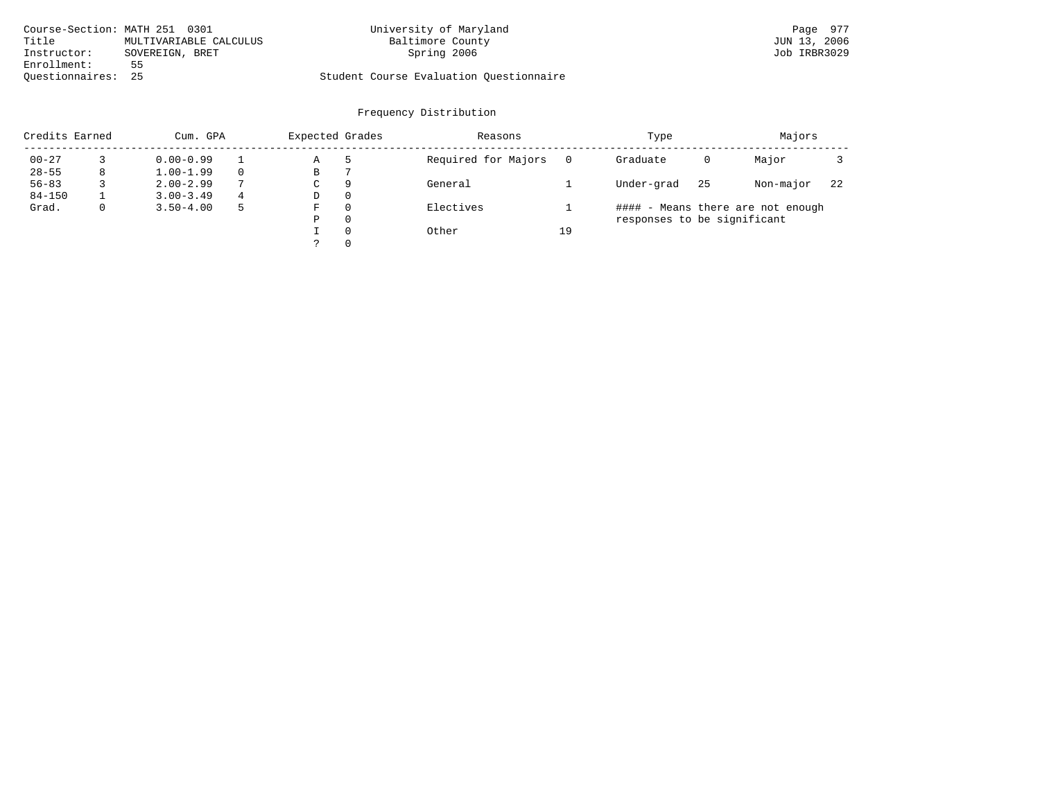Course-Section: MATH 251 0301
Title: MULTIVARIABLE CALCULUS
Instructor: SOVEREIGN, BRET
Enrollment: 55
Questionnaires: 25

University of Maryland
Baltimore County
Spring 2006

Student Course Evaluation Questionnaire

Page 977
JUN 13, 2006
Job IRBR3029

## Frequency Distribution

| Credits Earned | | Cum. GPA | | Expected Grades | | Reasons | | Type | | Majors | |
|---|---|---|---|---|---|---|---|---|---|---|---|
| 00-27 | 3 | 0.00-0.99 | 1 | A | 5 | Required for Majors | 0 | Graduate | 0 | Major | 3 |
| 28-55 | 8 | 1.00-1.99 | 0 | B | 7 | | | | | | |
| 56-83 | 3 | 2.00-2.99 | 7 | C | 9 | General | 1 | Under-grad | 25 | Non-major | 22 |
| 84-150 | 1 | 3.00-3.49 | 4 | D | 0 | | | | | | |
| Grad. | 0 | 3.50-4.00 | 5 | F | 0 | Electives | 1 | | | | |
| | | | | P | 0 | | | | | | |
| | | | | I | 0 | Other | 19 | | | | |
| | | | | ? | 0 | | | | | | |

#### - Means there are not enough responses to be significant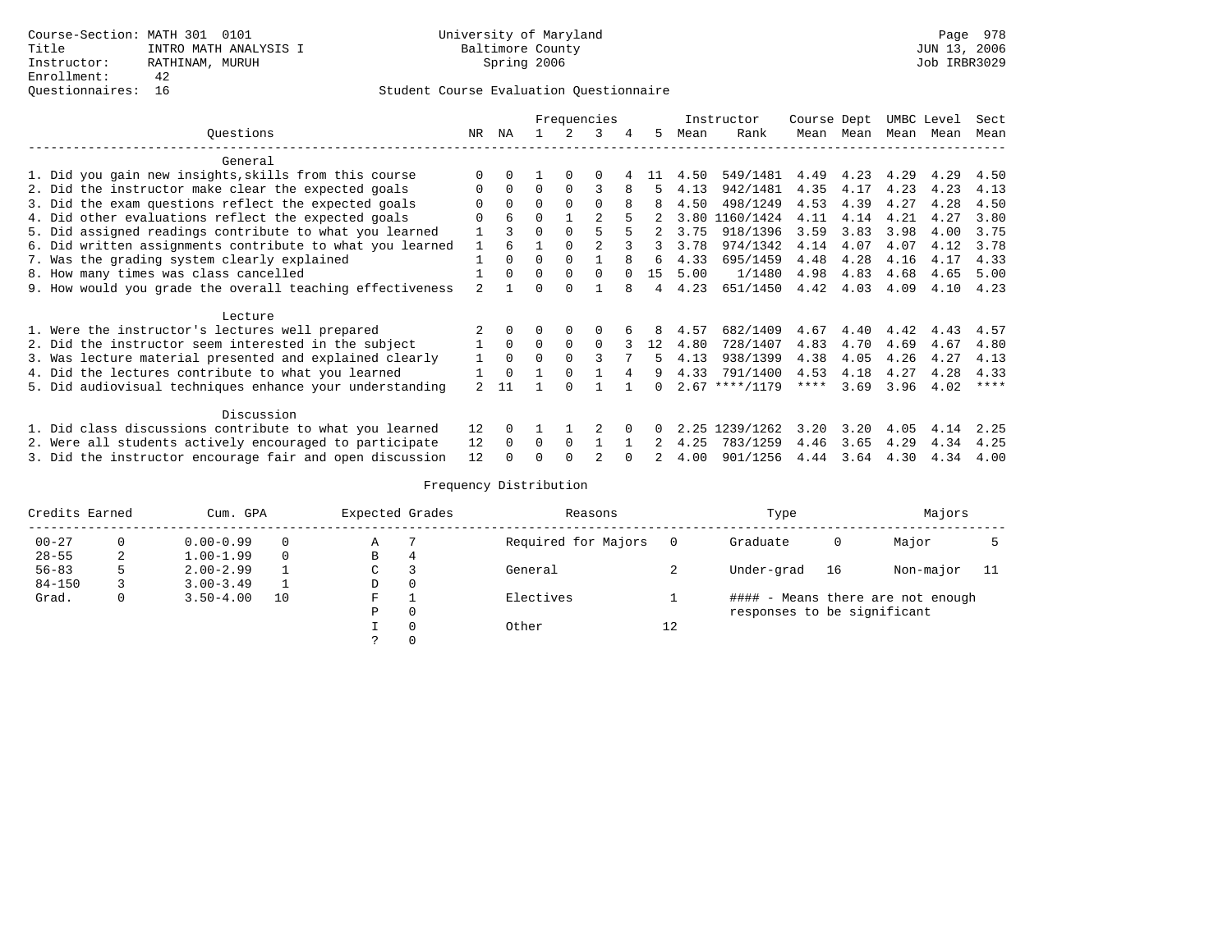Course-Section: MATH 301 0101
Title: INTRO MATH ANALYSIS I
Instructor: RATHINAM, MURUH
Enrollment: 42
Questionnaires: 16

University of Maryland
Baltimore County
Spring 2006

JUN 13, 2006
Job IRBR3029

Student Course Evaluation Questionnaire

| Questions | NR | NA | 1 | 2 | 3 | 4 | 5 | Instructor Mean | Instructor Rank | Course Mean | Dept Mean | UMBC Mean | Level Mean | Sect Mean |
|---|---|---|---|---|---|---|---|---|---|---|---|---|---|---|
| **General** | | | | | | | | | | | | | | |
| 1. Did you gain new insights,skills from this course | 0 | 0 | 1 | 0 | 0 | 4 | 11 | 4.50 | 549/1481 | 4.49 | 4.23 | 4.29 | 4.29 | 4.50 |
| 2. Did the instructor make clear the expected goals | 0 | 0 | 0 | 0 | 3 | 8 | 5 | 4.13 | 942/1481 | 4.35 | 4.17 | 4.23 | 4.23 | 4.13 |
| 3. Did the exam questions reflect the expected goals | 0 | 0 | 0 | 0 | 0 | 8 | 8 | 4.50 | 498/1249 | 4.53 | 4.39 | 4.27 | 4.28 | 4.50 |
| 4. Did other evaluations reflect the expected goals | 0 | 6 | 0 | 1 | 2 | 5 | 2 | 3.80 | 1160/1424 | 4.11 | 4.14 | 4.21 | 4.27 | 3.80 |
| 5. Did assigned readings contribute to what you learned | 1 | 3 | 0 | 0 | 5 | 5 | 2 | 3.75 | 918/1396 | 3.59 | 3.83 | 3.98 | 4.00 | 3.75 |
| 6. Did written assignments contribute to what you learned | 1 | 6 | 1 | 0 | 2 | 3 | 3 | 3.78 | 974/1342 | 4.14 | 4.07 | 4.07 | 4.12 | 3.78 |
| 7. Was the grading system clearly explained | 1 | 0 | 0 | 0 | 1 | 8 | 6 | 4.33 | 695/1459 | 4.48 | 4.28 | 4.16 | 4.17 | 4.33 |
| 8. How many times was class cancelled | 1 | 0 | 0 | 0 | 0 | 0 | 15 | 5.00 | 1/1480 | 4.98 | 4.83 | 4.68 | 4.65 | 5.00 |
| 9. How would you grade the overall teaching effectiveness | 2 | 1 | 0 | 0 | 1 | 8 | 4 | 4.23 | 651/1450 | 4.42 | 4.03 | 4.09 | 4.10 | 4.23 |
| **Lecture** | | | | | | | | | | | | | | |
| 1. Were the instructor's lectures well prepared | 2 | 0 | 0 | 0 | 0 | 6 | 8 | 4.57 | 682/1409 | 4.67 | 4.40 | 4.42 | 4.43 | 4.57 |
| 2. Did the instructor seem interested in the subject | 1 | 0 | 0 | 0 | 0 | 3 | 12 | 4.80 | 728/1407 | 4.83 | 4.70 | 4.69 | 4.67 | 4.80 |
| 3. Was lecture material presented and explained clearly | 1 | 0 | 0 | 0 | 3 | 7 | 5 | 4.13 | 938/1399 | 4.38 | 4.05 | 4.26 | 4.27 | 4.13 |
| 4. Did the lectures contribute to what you learned | 1 | 0 | 1 | 0 | 1 | 4 | 9 | 4.33 | 791/1400 | 4.53 | 4.18 | 4.27 | 4.28 | 4.33 |
| 5. Did audiovisual techniques enhance your understanding | 2 | 11 | 1 | 0 | 1 | 1 | 0 | 2.67 | ****/1179 | **** | 3.69 | 3.96 | 4.02 | **** |
| **Discussion** | | | | | | | | | | | | | | |
| 1. Did class discussions contribute to what you learned | 12 | 0 | 1 | 1 | 2 | 0 | 0 | 2.25 | 1239/1262 | 3.20 | 3.20 | 4.05 | 4.14 | 2.25 |
| 2. Were all students actively encouraged to participate | 12 | 0 | 0 | 0 | 1 | 1 | 2 | 4.25 | 783/1259 | 4.46 | 3.65 | 4.29 | 4.34 | 4.25 |
| 3. Did the instructor encourage fair and open discussion | 12 | 0 | 0 | 0 | 2 | 0 | 2 | 4.00 | 901/1256 | 4.44 | 3.64 | 4.30 | 4.34 | 4.00 |

## Frequency Distribution

| Credits Earned | | Cum. GPA | | Expected Grades | | Reasons | | Type | | Majors | |
|---|---|---|---|---|---|---|---|---|---|---|---|
| 00-27 | 0 | 0.00-0.99 | 0 | A | 7 | Required for Majors | 0 | Graduate | 0 | Major | 5 |
| 28-55 | 2 | 1.00-1.99 | 0 | B | 4 | | | | | | |
| 56-83 | 5 | 2.00-2.99 | 1 | C | 3 | General | 2 | Under-grad | 16 | Non-major | 11 |
| 84-150 | 3 | 3.00-3.49 | 1 | D | 0 | | | | | | |
| Grad. | 0 | 3.50-4.00 | 10 | F | 1 | Electives | 1 | | | | |
| | | | | P | 0 | | | | | | |
| | | | | I | 0 | Other | 12 | | | | |
| | | | | ? | 0 | | | | | | |

#### - Means there are not enough responses to be significant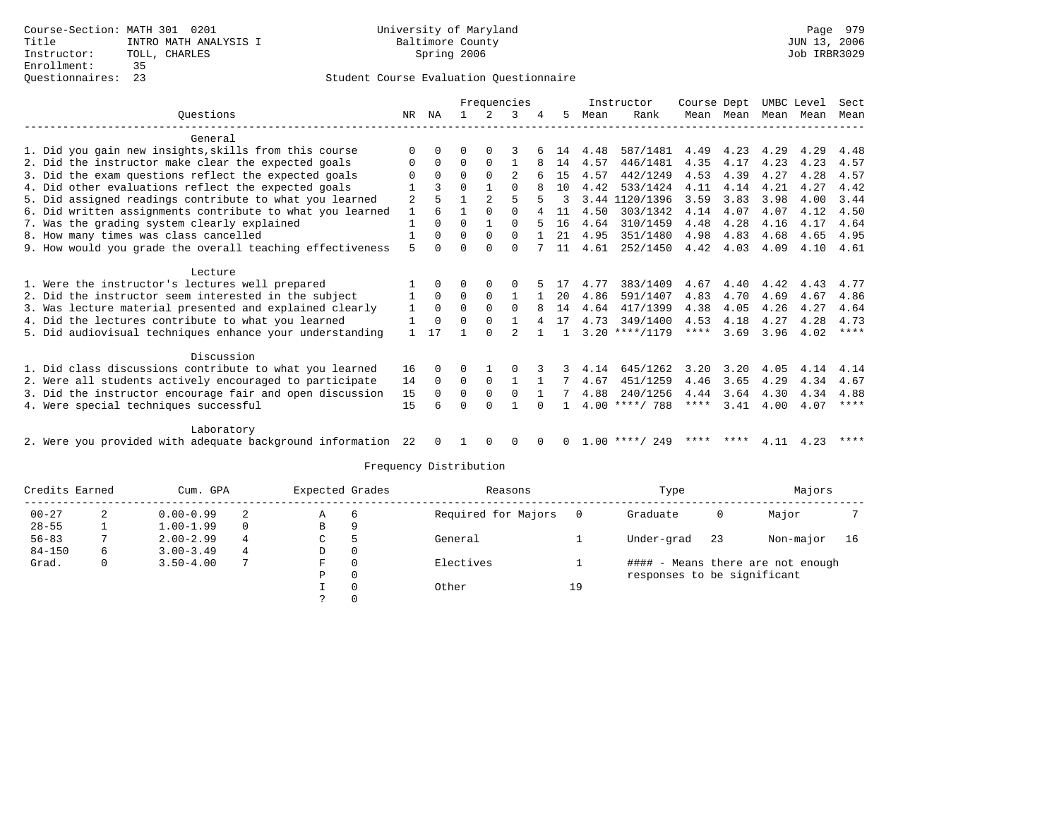Course-Section: MATH 301 0201
Title: INTRO MATH ANALYSIS I
Instructor: TOLL, CHARLES
Enrollment: 35
Questionnaires: 23

University of Maryland
Baltimore County
Spring 2006

JUN 13, 2006
Job IRBR3029

Student Course Evaluation Questionnaire

| Questions | NR | NA | 1 | 2 | 3 | 4 | 5 | Instructor Mean | Instructor Rank | Course Mean | Dept Mean | UMBC Mean | Level Mean | Sect Mean |
|---|---|---|---|---|---|---|---|---|---|---|---|---|---|---|
| **General** | | | | | | | | | | | | | | |
| 1. Did you gain new insights,skills from this course | 0 | 0 | 0 | 0 | 3 | 6 | 14 | 4.48 | 587/1481 | 4.49 | 4.23 | 4.29 | 4.29 | 4.48 |
| 2. Did the instructor make clear the expected goals | 0 | 0 | 0 | 0 | 1 | 8 | 14 | 4.57 | 446/1481 | 4.35 | 4.17 | 4.23 | 4.23 | 4.57 |
| 3. Did the exam questions reflect the expected goals | 0 | 0 | 0 | 0 | 2 | 6 | 15 | 4.57 | 442/1249 | 4.53 | 4.39 | 4.27 | 4.28 | 4.57 |
| 4. Did other evaluations reflect the expected goals | 1 | 3 | 0 | 1 | 0 | 8 | 10 | 4.42 | 533/1424 | 4.11 | 4.14 | 4.21 | 4.27 | 4.42 |
| 5. Did assigned readings contribute to what you learned | 2 | 5 | 1 | 2 | 5 | 5 | 3 | 3.44 | 1120/1396 | 3.59 | 3.83 | 3.98 | 4.00 | 3.44 |
| 6. Did written assignments contribute to what you learned | 1 | 6 | 1 | 0 | 0 | 4 | 11 | 4.50 | 303/1342 | 4.14 | 4.07 | 4.07 | 4.12 | 4.50 |
| 7. Was the grading system clearly explained | 1 | 0 | 0 | 1 | 0 | 5 | 16 | 4.64 | 310/1459 | 4.48 | 4.28 | 4.16 | 4.17 | 4.64 |
| 8. How many times was class cancelled | 1 | 0 | 0 | 0 | 0 | 1 | 21 | 4.95 | 351/1480 | 4.98 | 4.83 | 4.68 | 4.65 | 4.95 |
| 9. How would you grade the overall teaching effectiveness | 5 | 0 | 0 | 0 | 0 | 7 | 11 | 4.61 | 252/1450 | 4.42 | 4.03 | 4.09 | 4.10 | 4.61 |
| **Lecture** | | | | | | | | | | | | | | |
| 1. Were the instructor's lectures well prepared | 1 | 0 | 0 | 0 | 0 | 5 | 17 | 4.77 | 383/1409 | 4.67 | 4.40 | 4.42 | 4.43 | 4.77 |
| 2. Did the instructor seem interested in the subject | 1 | 0 | 0 | 0 | 1 | 1 | 20 | 4.86 | 591/1407 | 4.83 | 4.70 | 4.69 | 4.67 | 4.86 |
| 3. Was lecture material presented and explained clearly | 1 | 0 | 0 | 0 | 0 | 8 | 14 | 4.64 | 417/1399 | 4.38 | 4.05 | 4.26 | 4.27 | 4.64 |
| 4. Did the lectures contribute to what you learned | 1 | 0 | 0 | 0 | 1 | 4 | 17 | 4.73 | 349/1400 | 4.53 | 4.18 | 4.27 | 4.28 | 4.73 |
| 5. Did audiovisual techniques enhance your understanding | 1 | 17 | 1 | 0 | 2 | 1 | 1 | 3.20 | ****/1179 | **** | 3.69 | 3.96 | 4.02 | **** |
| **Discussion** | | | | | | | | | | | | | | |
| 1. Did class discussions contribute to what you learned | 16 | 0 | 0 | 1 | 0 | 3 | 3 | 4.14 | 645/1262 | 3.20 | 3.20 | 4.05 | 4.14 | 4.14 |
| 2. Were all students actively encouraged to participate | 14 | 0 | 0 | 0 | 1 | 1 | 7 | 4.67 | 451/1259 | 4.46 | 3.65 | 4.29 | 4.34 | 4.67 |
| 3. Did the instructor encourage fair and open discussion | 15 | 0 | 0 | 0 | 0 | 1 | 7 | 4.88 | 240/1256 | 4.44 | 3.64 | 4.30 | 4.34 | 4.88 |
| 4. Were special techniques successful | 15 | 6 | 0 | 0 | 1 | 0 | 1 | 4.00 | ****/ 788 | **** | 3.41 | 4.00 | 4.07 | **** |
| **Laboratory** | | | | | | | | | | | | | | |
| 2. Were you provided with adequate background information | 22 | 0 | 1 | 0 | 0 | 0 | 0 | 1.00 | ****/ 249 | **** | **** | 4.11 | 4.23 | **** |

Frequency Distribution

| Credits Earned | | Cum. GPA | | Expected Grades | | Reasons | | Type | | Majors | |
|---|---|---|---|---|---|---|---|---|---|---|---|
| 00-27 | 2 | 0.00-0.99 | 2 | A | 6 | Required for Majors | 0 | Graduate | 0 | Major | 7 |
| 28-55 | 1 | 1.00-1.99 | 0 | B | 9 | | | | | | |
| 56-83 | 7 | 2.00-2.99 | 4 | C | 5 | General | 1 | Under-grad | 23 | Non-major | 16 |
| 84-150 | 6 | 3.00-3.49 | 4 | D | 0 | | | | | | |
| Grad. | 0 | 3.50-4.00 | 7 | F | 0 | Electives | 1 | #### - Means there are not enough responses to be significant | | | |
| | | | | P | 0 | | | | | | |
| | | | | I | 0 | Other | 19 | | | | |
| | | | | ? | 0 | | | | | | |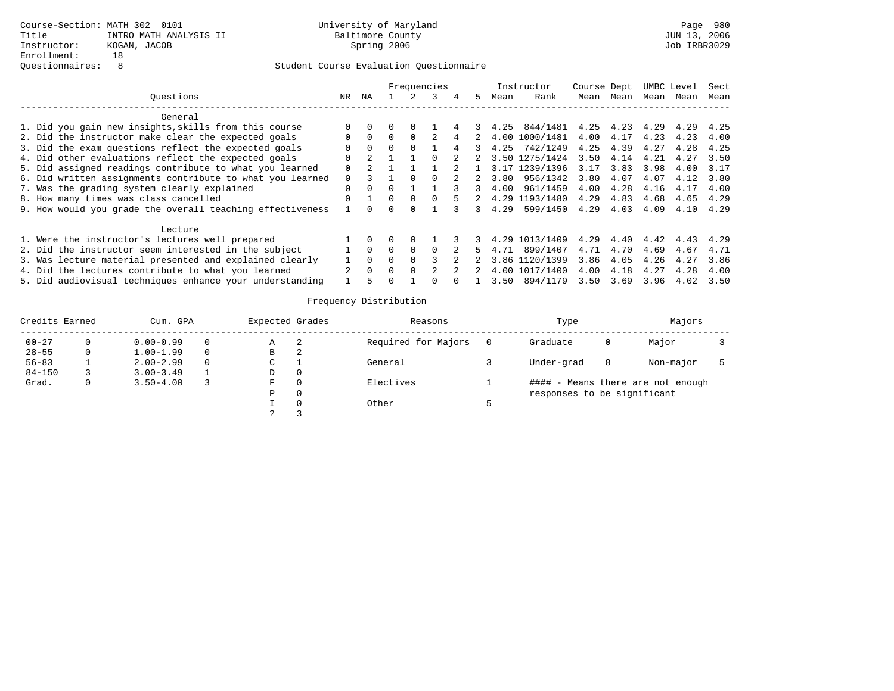Course-Section: MATH 302 0101
Title: INTRO MATH ANALYSIS II
Instructor: KOGAN, JACOB
Enrollment: 18
Questionnaires: 8

University of Maryland
Baltimore County
Spring 2006

JUN 13, 2006
Job IRBR3029

## Student Course Evaluation Questionnaire

| Questions | NR | NA | 1 | 2 | 3 | 4 | 5 | Instructor Mean | Instructor Rank | Course Mean | Dept Mean | UMBC Mean | Level Mean | Sect Mean |
|---|---|---|---|---|---|---|---|---|---|---|---|---|---|---|
| **General** | | | | | | | | | | | | | | |
| 1. Did you gain new insights,skills from this course | 0 | 0 | 0 | 0 | 1 | 4 | 3 | 4.25 | 844/1481 | 4.25 | 4.23 | 4.29 | 4.29 | 4.25 |
| 2. Did the instructor make clear the expected goals | 0 | 0 | 0 | 0 | 2 | 4 | 2 | 4.00 | 1000/1481 | 4.00 | 4.17 | 4.23 | 4.23 | 4.00 |
| 3. Did the exam questions reflect the expected goals | 0 | 0 | 0 | 0 | 1 | 4 | 3 | 4.25 | 742/1249 | 4.25 | 4.39 | 4.27 | 4.28 | 4.25 |
| 4. Did other evaluations reflect the expected goals | 0 | 2 | 1 | 1 | 0 | 2 | 2 | 3.50 | 1275/1424 | 3.50 | 4.14 | 4.21 | 4.27 | 3.50 |
| 5. Did assigned readings contribute to what you learned | 0 | 2 | 1 | 1 | 1 | 2 | 1 | 3.17 | 1239/1396 | 3.17 | 3.83 | 3.98 | 4.00 | 3.17 |
| 6. Did written assignments contribute to what you learned | 0 | 3 | 1 | 0 | 0 | 2 | 2 | 3.80 | 956/1342 | 3.80 | 4.07 | 4.07 | 4.12 | 3.80 |
| 7. Was the grading system clearly explained | 0 | 0 | 0 | 1 | 1 | 3 | 3 | 4.00 | 961/1459 | 4.00 | 4.28 | 4.16 | 4.17 | 4.00 |
| 8. How many times was class cancelled | 0 | 1 | 0 | 0 | 0 | 5 | 2 | 4.29 | 1193/1480 | 4.29 | 4.83 | 4.68 | 4.65 | 4.29 |
| 9. How would you grade the overall teaching effectiveness | 1 | 0 | 0 | 0 | 1 | 3 | 3 | 4.29 | 599/1450 | 4.29 | 4.03 | 4.09 | 4.10 | 4.29 |
| **Lecture** | | | | | | | | | | | | | | |
| 1. Were the instructor's lectures well prepared | 1 | 0 | 0 | 0 | 1 | 3 | 3 | 4.29 | 1013/1409 | 4.29 | 4.40 | 4.42 | 4.43 | 4.29 |
| 2. Did the instructor seem interested in the subject | 1 | 0 | 0 | 0 | 0 | 2 | 5 | 4.71 | 899/1407 | 4.71 | 4.70 | 4.69 | 4.67 | 4.71 |
| 3. Was lecture material presented and explained clearly | 1 | 0 | 0 | 0 | 3 | 2 | 2 | 3.86 | 1120/1399 | 3.86 | 4.05 | 4.26 | 4.27 | 3.86 |
| 4. Did the lectures contribute to what you learned | 2 | 0 | 0 | 0 | 2 | 2 | 2 | 4.00 | 1017/1400 | 4.00 | 4.18 | 4.27 | 4.28 | 4.00 |
| 5. Did audiovisual techniques enhance your understanding | 1 | 5 | 0 | 1 | 0 | 0 | 1 | 3.50 | 894/1179 | 3.50 | 3.69 | 3.96 | 4.02 | 3.50 |

## Frequency Distribution

| Credits Earned | | Cum. GPA | | Expected Grades | | Reasons | | Type | | Majors | |
|---|---|---|---|---|---|---|---|---|---|---|---|
| 00-27 | 0 | 0.00-0.99 | 0 | A | 2 | Required for Majors | 0 | Graduate | 0 | Major | 3 |
| 28-55 | 0 | 1.00-1.99 | 0 | B | 2 | | | | | | |
| 56-83 | 1 | 2.00-2.99 | 0 | C | 1 | General | 3 | Under-grad | 8 | Non-major | 5 |
| 84-150 | 3 | 3.00-3.49 | 1 | D | 0 | | | | | | |
| Grad. | 0 | 3.50-4.00 | 3 | F | 0 | Electives | 1 | #### - Means there are not enough responses to be significant | | | |
| | | | | P | 0 | | | | | | |
| | | | | I | 0 | Other | 5 | | | | |
| | | | | ? | 3 | | | | | | |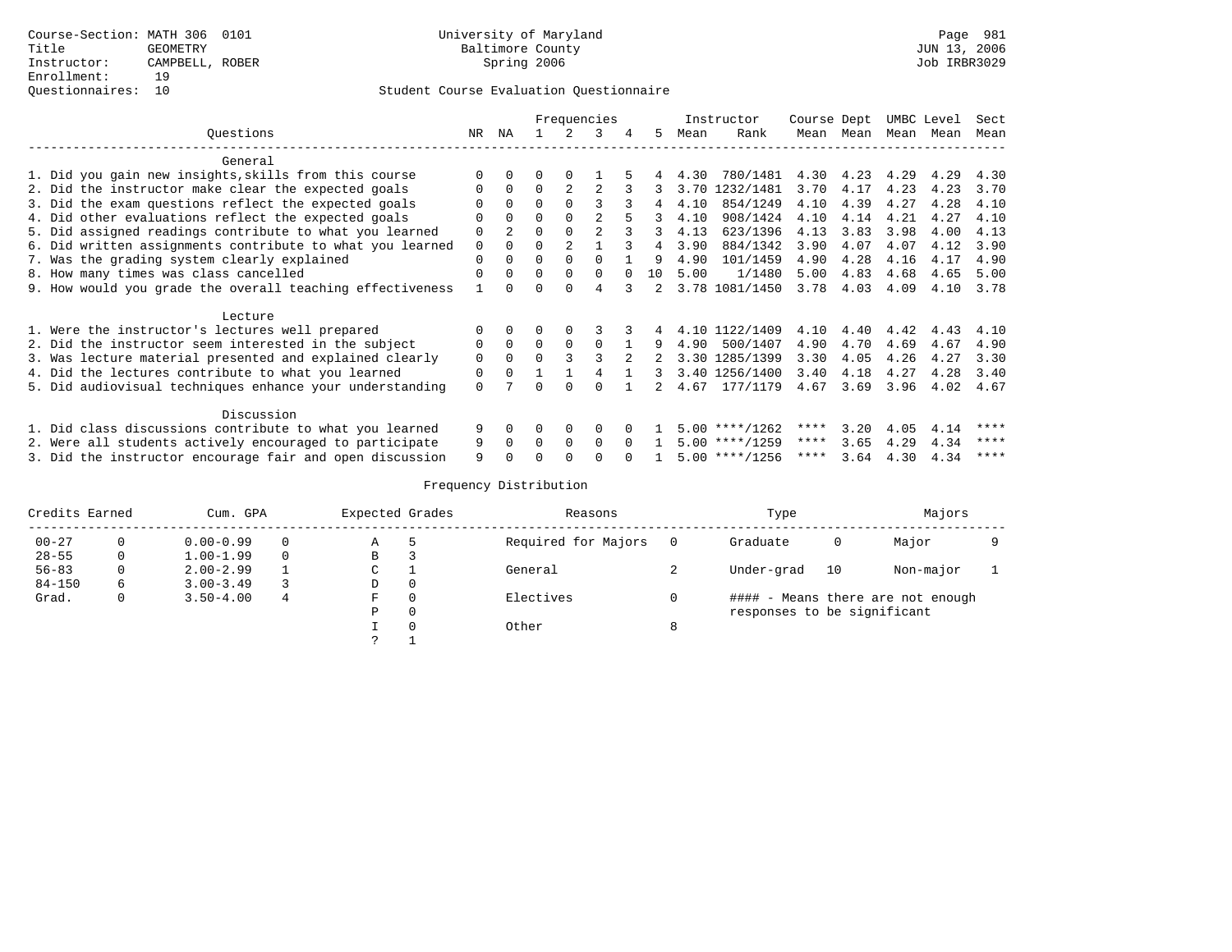Course-Section: MATH 306 0101
Title: GEOMETRY
Instructor: CAMPBELL, ROBER
Enrollment: 19
Questionnaires: 10

University of Maryland
Baltimore County
Spring 2006

Page 981
JUN 13, 2006
Job IRBR3029

## Student Course Evaluation Questionnaire

| Questions | NR | NA | 1 | 2 | 3 | 4 | 5 | Instructor Mean | Instructor Rank | Course Mean | Dept Mean | UMBC Mean | Level Mean | Sect Mean |
|---|---|---|---|---|---|---|---|---|---|---|---|---|---|---|
| **General** | | | | | | | | | | | | | | |
| 1. Did you gain new insights,skills from this course | 0 | 0 | 0 | 0 | 1 | 5 | 4 | 4.30 | 780/1481 | 4.30 | 4.23 | 4.29 | 4.29 | 4.30 |
| 2. Did the instructor make clear the expected goals | 0 | 0 | 0 | 2 | 2 | 3 | 3 | 3.70 | 1232/1481 | 3.70 | 4.17 | 4.23 | 4.23 | 3.70 |
| 3. Did the exam questions reflect the expected goals | 0 | 0 | 0 | 0 | 3 | 3 | 4 | 4.10 | 854/1249 | 4.10 | 4.39 | 4.27 | 4.28 | 4.10 |
| 4. Did other evaluations reflect the expected goals | 0 | 0 | 0 | 0 | 2 | 5 | 3 | 4.10 | 908/1424 | 4.10 | 4.14 | 4.21 | 4.27 | 4.10 |
| 5. Did assigned readings contribute to what you learned | 0 | 2 | 0 | 0 | 2 | 3 | 3 | 4.13 | 623/1396 | 4.13 | 3.83 | 3.98 | 4.00 | 4.13 |
| 6. Did written assignments contribute to what you learned | 0 | 0 | 0 | 2 | 1 | 3 | 4 | 3.90 | 884/1342 | 3.90 | 4.07 | 4.07 | 4.12 | 3.90 |
| 7. Was the grading system clearly explained | 0 | 0 | 0 | 0 | 0 | 1 | 9 | 4.90 | 101/1459 | 4.90 | 4.28 | 4.16 | 4.17 | 4.90 |
| 8. How many times was class cancelled | 0 | 0 | 0 | 0 | 0 | 0 | 10 | 5.00 | 1/1480 | 5.00 | 4.83 | 4.68 | 4.65 | 5.00 |
| 9. How would you grade the overall teaching effectiveness | 1 | 0 | 0 | 0 | 4 | 3 | 2 | 3.78 | 1081/1450 | 3.78 | 4.03 | 4.09 | 4.10 | 3.78 |
| **Lecture** | | | | | | | | | | | | | | |
| 1. Were the instructor's lectures well prepared | 0 | 0 | 0 | 0 | 3 | 3 | 4 | 4.10 | 1122/1409 | 4.10 | 4.40 | 4.42 | 4.43 | 4.10 |
| 2. Did the instructor seem interested in the subject | 0 | 0 | 0 | 0 | 0 | 1 | 9 | 4.90 | 500/1407 | 4.90 | 4.70 | 4.69 | 4.67 | 4.90 |
| 3. Was lecture material presented and explained clearly | 0 | 0 | 0 | 3 | 3 | 2 | 2 | 3.30 | 1285/1399 | 3.30 | 4.05 | 4.26 | 4.27 | 3.30 |
| 4. Did the lectures contribute to what you learned | 0 | 0 | 1 | 1 | 4 | 1 | 3 | 3.40 | 1256/1400 | 3.40 | 4.18 | 4.27 | 4.28 | 3.40 |
| 5. Did audiovisual techniques enhance your understanding | 0 | 7 | 0 | 0 | 0 | 1 | 2 | 4.67 | 177/1179 | 4.67 | 3.69 | 3.96 | 4.02 | 4.67 |
| **Discussion** | | | | | | | | | | | | | | |
| 1. Did class discussions contribute to what you learned | 9 | 0 | 0 | 0 | 0 | 0 | 1 | 5.00 | ****/1262 | **** | 3.20 | 4.05 | 4.14 | **** |
| 2. Were all students actively encouraged to participate | 9 | 0 | 0 | 0 | 0 | 0 | 1 | 5.00 | ****/1259 | **** | 3.65 | 4.29 | 4.34 | **** |
| 3. Did the instructor encourage fair and open discussion | 9 | 0 | 0 | 0 | 0 | 0 | 1 | 5.00 | ****/1256 | **** | 3.64 | 4.30 | 4.34 | **** |

## Frequency Distribution

| Credits Earned | | Cum. GPA | | Expected Grades | | Reasons | | Type | | Majors | |
|---|---|---|---|---|---|---|---|---|---|---|---|
| 00-27 | 0 | 0.00-0.99 | 0 | A | 5 | Required for Majors | 0 | Graduate | 0 | Major | 9 |
| 28-55 | 0 | 1.00-1.99 | 0 | B | 3 | | | | | | |
| 56-83 | 0 | 2.00-2.99 | 1 | C | 1 | General | 2 | Under-grad | 10 | Non-major | 1 |
| 84-150 | 6 | 3.00-3.49 | 3 | D | 0 | | | | | | |
| Grad. | 0 | 3.50-4.00 | 4 | F | 0 | Electives | 0 | #### - Means there are not enough responses to be significant | | | |
| | | | | P | 0 | | | | | | |
| | | | | I | 0 | Other | 8 | | | | |
| | | | | ? | 1 | | | | | | |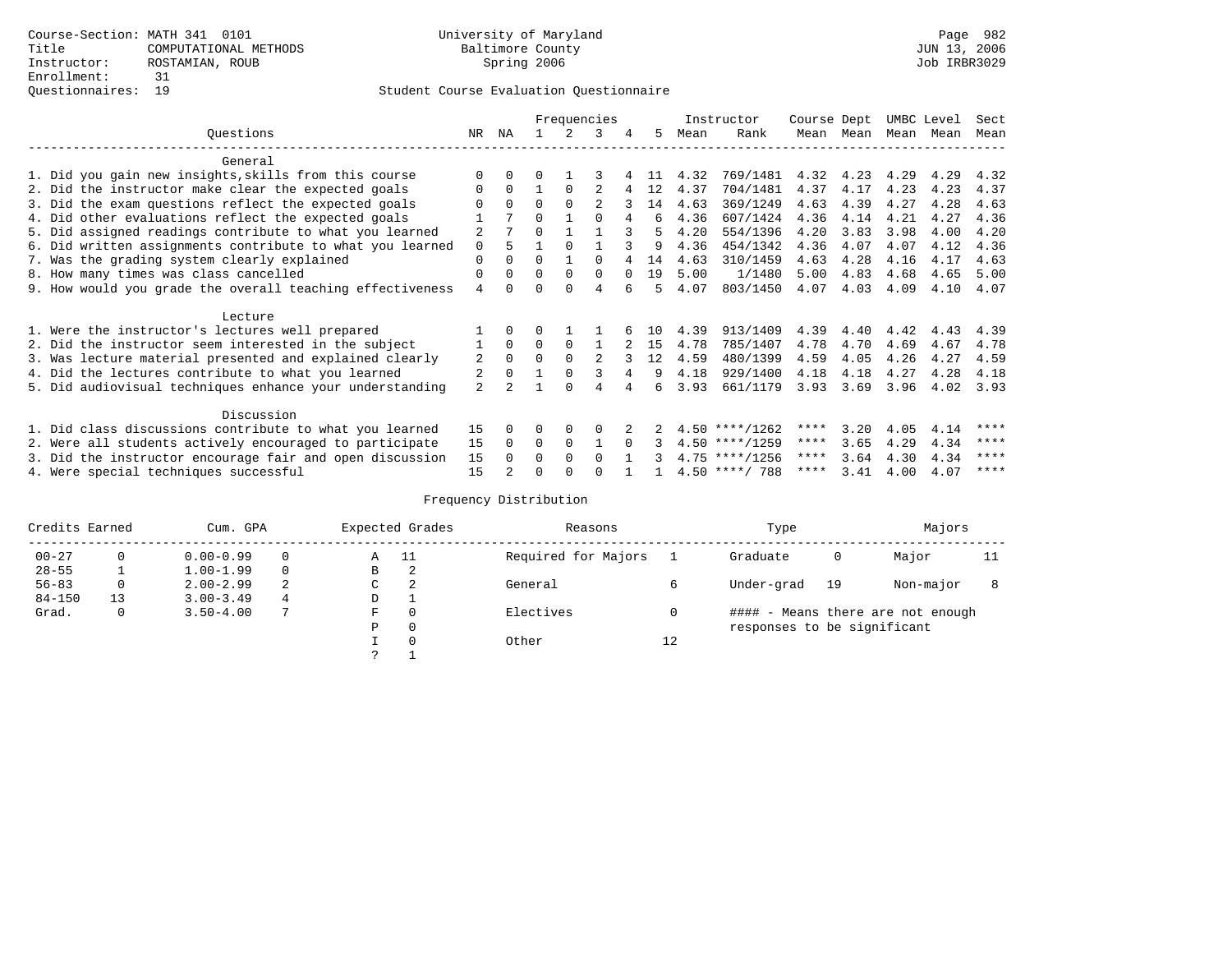Course-Section: MATH 341 0101
Title: COMPUTATIONAL METHODS
Instructor: ROSTAMIAN, ROUB
Enrollment: 31
Questionnaires: 19

University of Maryland
Baltimore County
Spring 2006

JUN 13, 2006
Job IRBR3029

## Student Course Evaluation Questionnaire

| Questions | NR | NA | 1 | 2 | 3 | 4 | 5 | Instructor Mean | Instructor Rank | Course Mean | Dept Mean | UMBC Mean | Level Mean | Sect Mean |
|---|---|---|---|---|---|---|---|---|---|---|---|---|---|---|
| **General** | | | | | | | | | | | | | | |
| 1. Did you gain new insights,skills from this course | 0 | 0 | 0 | 1 | 3 | 4 | 11 | 4.32 | 769/1481 | 4.32 | 4.23 | 4.29 | 4.29 | 4.32 |
| 2. Did the instructor make clear the expected goals | 0 | 0 | 1 | 0 | 2 | 4 | 12 | 4.37 | 704/1481 | 4.37 | 4.17 | 4.23 | 4.23 | 4.37 |
| 3. Did the exam questions reflect the expected goals | 0 | 0 | 0 | 0 | 2 | 3 | 14 | 4.63 | 369/1249 | 4.63 | 4.39 | 4.27 | 4.28 | 4.63 |
| 4. Did other evaluations reflect the expected goals | 1 | 7 | 0 | 1 | 0 | 4 | 6 | 4.36 | 607/1424 | 4.36 | 4.14 | 4.21 | 4.27 | 4.36 |
| 5. Did assigned readings contribute to what you learned | 2 | 7 | 0 | 1 | 1 | 3 | 5 | 4.20 | 554/1396 | 4.20 | 3.83 | 3.98 | 4.00 | 4.20 |
| 6. Did written assignments contribute to what you learned | 0 | 5 | 1 | 0 | 1 | 3 | 9 | 4.36 | 454/1342 | 4.36 | 4.07 | 4.07 | 4.12 | 4.36 |
| 7. Was the grading system clearly explained | 0 | 0 | 0 | 1 | 0 | 4 | 14 | 4.63 | 310/1459 | 4.63 | 4.28 | 4.16 | 4.17 | 4.63 |
| 8. How many times was class cancelled | 0 | 0 | 0 | 0 | 0 | 0 | 19 | 5.00 | 1/1480 | 5.00 | 4.83 | 4.68 | 4.65 | 5.00 |
| 9. How would you grade the overall teaching effectiveness | 4 | 0 | 0 | 0 | 4 | 6 | 5 | 4.07 | 803/1450 | 4.07 | 4.03 | 4.09 | 4.10 | 4.07 |
| **Lecture** | | | | | | | | | | | | | | |
| 1. Were the instructor's lectures well prepared | 1 | 0 | 0 | 1 | 1 | 6 | 10 | 4.39 | 913/1409 | 4.39 | 4.40 | 4.42 | 4.43 | 4.39 |
| 2. Did the instructor seem interested in the subject | 1 | 0 | 0 | 0 | 1 | 2 | 15 | 4.78 | 785/1407 | 4.78 | 4.70 | 4.69 | 4.67 | 4.78 |
| 3. Was lecture material presented and explained clearly | 2 | 0 | 0 | 0 | 2 | 3 | 12 | 4.59 | 480/1399 | 4.59 | 4.05 | 4.26 | 4.27 | 4.59 |
| 4. Did the lectures contribute to what you learned | 2 | 0 | 1 | 0 | 3 | 4 | 9 | 4.18 | 929/1400 | 4.18 | 4.18 | 4.27 | 4.28 | 4.18 |
| 5. Did audiovisual techniques enhance your understanding | 2 | 2 | 1 | 0 | 4 | 4 | 6 | 3.93 | 661/1179 | 3.93 | 3.69 | 3.96 | 4.02 | 3.93 |
| **Discussion** | | | | | | | | | | | | | | |
| 1. Did class discussions contribute to what you learned | 15 | 0 | 0 | 0 | 0 | 2 | 2 | 4.50 | ****/1262 | **** | 3.20 | 4.05 | 4.14 | **** |
| 2. Were all students actively encouraged to participate | 15 | 0 | 0 | 0 | 1 | 0 | 3 | 4.50 | ****/1259 | **** | 3.65 | 4.29 | 4.34 | **** |
| 3. Did the instructor encourage fair and open discussion | 15 | 0 | 0 | 0 | 0 | 1 | 3 | 4.75 | ****/1256 | **** | 3.64 | 4.30 | 4.34 | **** |
| 4. Were special techniques successful | 15 | 2 | 0 | 0 | 0 | 1 | 1 | 4.50 | ****/ 788 | **** | 3.41 | 4.00 | 4.07 | **** |

### Frequency Distribution

| Credits Earned | | Cum. GPA | | Expected Grades | | Reasons | | Type | | Majors | |
|---|---|---|---|---|---|---|---|---|---|---|---|
| 00-27 | 0 | 0.00-0.99 | 0 | A | 11 | Required for Majors | 1 | Graduate | 0 | Major | 11 |
| 28-55 | 1 | 1.00-1.99 | 0 | B | 2 | | | | | | |
| 56-83 | 0 | 2.00-2.99 | 2 | C | 2 | General | 6 | Under-grad | 19 | Non-major | 8 |
| 84-150 | 13 | 3.00-3.49 | 4 | D | 1 | | | | | | |
| Grad. | 0 | 3.50-4.00 | 7 | F | 0 | Electives | 0 | | | | |
| | | | | P | 0 | | | | | | |
| | | | | I | 0 | Other | 12 | | | | |
| | | | | ? | 1 | | | | | | |

#### - Means there are not enough responses to be significant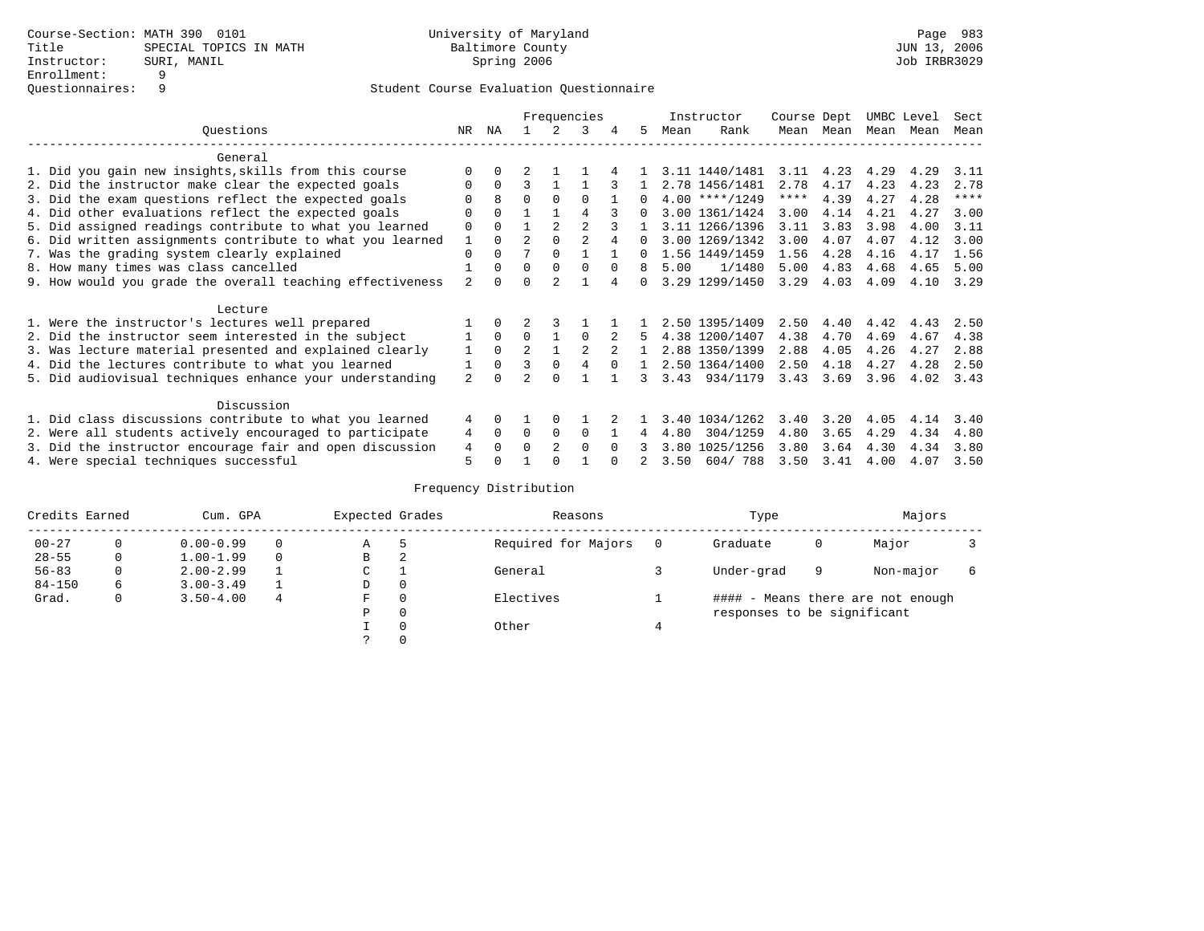Course-Section: MATH 390 0101
Title: SPECIAL TOPICS IN MATH
Instructor: SURI, MANIL
Enrollment: 9
Questionnaires: 9

University of Maryland
Baltimore County
Spring 2006

JUN 13, 2006
Job IRBR3029

## Student Course Evaluation Questionnaire

| Questions | NR | NA | 1 | 2 | 3 | 4 | 5 | Instructor Mean | Instructor Rank | Course Mean | Dept Mean | UMBC Mean | Level Mean | Sect Mean |
|---|---|---|---|---|---|---|---|---|---|---|---|---|---|---|
| **General** | | | | | | | | | | | | | | |
| 1. Did you gain new insights,skills from this course | 0 | 0 | 2 | 1 | 1 | 4 | 1 | 3.11 | 1440/1481 | 3.11 | 4.23 | 4.29 | 4.29 | 3.11 |
| 2. Did the instructor make clear the expected goals | 0 | 0 | 3 | 1 | 1 | 3 | 1 | 2.78 | 1456/1481 | 2.78 | 4.17 | 4.23 | 4.23 | 2.78 |
| 3. Did the exam questions reflect the expected goals | 0 | 8 | 0 | 0 | 0 | 1 | 0 | 4.00 | ****/1249 | **** | 4.39 | 4.27 | 4.28 | **** |
| 4. Did other evaluations reflect the expected goals | 0 | 0 | 1 | 1 | 4 | 3 | 0 | 3.00 | 1361/1424 | 3.00 | 4.14 | 4.21 | 4.27 | 3.00 |
| 5. Did assigned readings contribute to what you learned | 0 | 0 | 1 | 2 | 2 | 3 | 1 | 3.11 | 1266/1396 | 3.11 | 3.83 | 3.98 | 4.00 | 3.11 |
| 6. Did written assignments contribute to what you learned | 1 | 0 | 2 | 0 | 2 | 4 | 0 | 3.00 | 1269/1342 | 3.00 | 4.07 | 4.07 | 4.12 | 3.00 |
| 7. Was the grading system clearly explained | 0 | 0 | 7 | 0 | 1 | 1 | 0 | 1.56 | 1449/1459 | 1.56 | 4.28 | 4.16 | 4.17 | 1.56 |
| 8. How many times was class cancelled | 1 | 0 | 0 | 0 | 0 | 0 | 8 | 5.00 | 1/1480 | 5.00 | 4.83 | 4.68 | 4.65 | 5.00 |
| 9. How would you grade the overall teaching effectiveness | 2 | 0 | 0 | 2 | 1 | 4 | 0 | 3.29 | 1299/1450 | 3.29 | 4.03 | 4.09 | 4.10 | 3.29 |
| **Lecture** | | | | | | | | | | | | | | |
| 1. Were the instructor's lectures well prepared | 1 | 0 | 2 | 3 | 1 | 1 | 1 | 2.50 | 1395/1409 | 2.50 | 4.40 | 4.42 | 4.43 | 2.50 |
| 2. Did the instructor seem interested in the subject | 1 | 0 | 0 | 1 | 0 | 2 | 5 | 4.38 | 1200/1407 | 4.38 | 4.70 | 4.69 | 4.67 | 4.38 |
| 3. Was lecture material presented and explained clearly | 1 | 0 | 2 | 1 | 2 | 2 | 1 | 2.88 | 1350/1399 | 2.88 | 4.05 | 4.26 | 4.27 | 2.88 |
| 4. Did the lectures contribute to what you learned | 1 | 0 | 3 | 0 | 4 | 0 | 1 | 2.50 | 1364/1400 | 2.50 | 4.18 | 4.27 | 4.28 | 2.50 |
| 5. Did audiovisual techniques enhance your understanding | 2 | 0 | 2 | 0 | 1 | 1 | 3 | 3.43 | 934/1179 | 3.43 | 3.69 | 3.96 | 4.02 | 3.43 |
| **Discussion** | | | | | | | | | | | | | | |
| 1. Did class discussions contribute to what you learned | 4 | 0 | 1 | 0 | 1 | 2 | 1 | 3.40 | 1034/1262 | 3.40 | 3.20 | 4.05 | 4.14 | 3.40 |
| 2. Were all students actively encouraged to participate | 4 | 0 | 0 | 0 | 0 | 1 | 4 | 4.80 | 304/1259 | 4.80 | 3.65 | 4.29 | 4.34 | 4.80 |
| 3. Did the instructor encourage fair and open discussion | 4 | 0 | 0 | 2 | 0 | 0 | 3 | 3.80 | 1025/1256 | 3.80 | 3.64 | 4.30 | 4.34 | 3.80 |
| 4. Were special techniques successful | 5 | 0 | 1 | 0 | 1 | 0 | 2 | 3.50 | 604/788 | 3.50 | 3.41 | 4.00 | 4.07 | 3.50 |

## Frequency Distribution

| Credits Earned | | Cum. GPA | | Expected Grades | | Reasons | | Type | | Majors | |
|---|---|---|---|---|---|---|---|---|---|---|---|
| 00-27 | 0 | 0.00-0.99 | 0 | A | 5 | Required for Majors | 0 | Graduate | 0 | Major | 3 |
| 28-55 | 0 | 1.00-1.99 | 0 | B | 2 | | | | | | |
| 56-83 | 0 | 2.00-2.99 | 1 | C | 1 | General | 3 | Under-grad | 9 | Non-major | 6 |
| 84-150 | 6 | 3.00-3.49 | 1 | D | 0 | | | | | | |
| Grad. | 0 | 3.50-4.00 | 4 | F | 0 | Electives | 1 | #### - Means there are not enough responses to be significant | | | |
| | | | | P | 0 | | | | | | |
| | | | | I | 0 | Other | 4 | | | | |
| | | | | ? | 0 | | | | | | |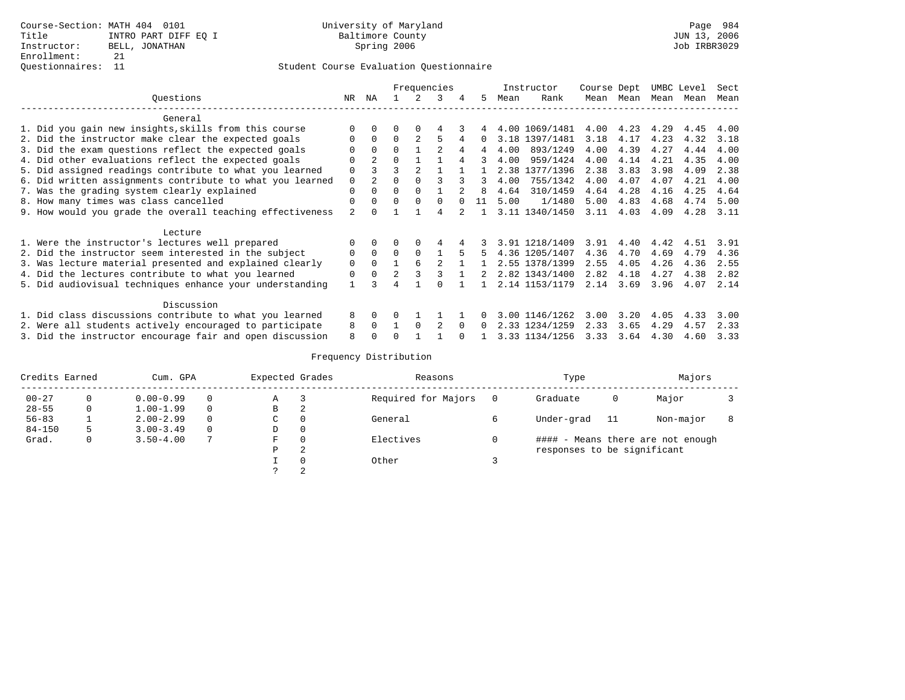Course-Section: MATH 404 0101
Title: INTRO PART DIFF EQ I
Instructor: BELL, JONATHAN
Enrollment: 21
Questionnaires: 11

University of Maryland
Baltimore County
Spring 2006

JUN 13, 2006
Job IRBR3029

## Student Course Evaluation Questionnaire

| Questions | NR | NA | 1 | 2 | 3 | 4 | 5 | Instructor Mean | Instructor Rank | Course Mean | Dept Mean | UMBC Mean | Level Mean | Sect Mean |
|---|---|---|---|---|---|---|---|---|---|---|---|---|---|---|
| **General** | | | | | | | | | | | | | | |
| 1. Did you gain new insights,skills from this course | 0 | 0 | 0 | 0 | 4 | 3 | 4 | 4.00 | 1069/1481 | 4.00 | 4.23 | 4.29 | 4.45 | 4.00 |
| 2. Did the instructor make clear the expected goals | 0 | 0 | 0 | 2 | 5 | 4 | 0 | 3.18 | 1397/1481 | 3.18 | 4.17 | 4.23 | 4.32 | 3.18 |
| 3. Did the exam questions reflect the expected goals | 0 | 0 | 0 | 1 | 2 | 4 | 4 | 4.00 | 893/1249 | 4.00 | 4.39 | 4.27 | 4.44 | 4.00 |
| 4. Did other evaluations reflect the expected goals | 0 | 2 | 0 | 1 | 1 | 4 | 3 | 4.00 | 959/1424 | 4.00 | 4.14 | 4.21 | 4.35 | 4.00 |
| 5. Did assigned readings contribute to what you learned | 0 | 3 | 3 | 2 | 1 | 1 | 1 | 2.38 | 1377/1396 | 2.38 | 3.83 | 3.98 | 4.09 | 2.38 |
| 6. Did written assignments contribute to what you learned | 0 | 2 | 0 | 0 | 3 | 3 | 3 | 4.00 | 755/1342 | 4.00 | 4.07 | 4.07 | 4.21 | 4.00 |
| 7. Was the grading system clearly explained | 0 | 0 | 0 | 0 | 1 | 2 | 8 | 4.64 | 310/1459 | 4.64 | 4.28 | 4.16 | 4.25 | 4.64 |
| 8. How many times was class cancelled | 0 | 0 | 0 | 0 | 0 | 0 | 11 | 5.00 | 1/1480 | 5.00 | 4.83 | 4.68 | 4.74 | 5.00 |
| 9. How would you grade the overall teaching effectiveness | 2 | 0 | 1 | 1 | 4 | 2 | 1 | 3.11 | 1340/1450 | 3.11 | 4.03 | 4.09 | 4.28 | 3.11 |
| **Lecture** | | | | | | | | | | | | | | |
| 1. Were the instructor's lectures well prepared | 0 | 0 | 0 | 0 | 4 | 4 | 3 | 3.91 | 1218/1409 | 3.91 | 4.40 | 4.42 | 4.51 | 3.91 |
| 2. Did the instructor seem interested in the subject | 0 | 0 | 0 | 0 | 1 | 5 | 5 | 4.36 | 1205/1407 | 4.36 | 4.70 | 4.69 | 4.79 | 4.36 |
| 3. Was lecture material presented and explained clearly | 0 | 0 | 1 | 6 | 2 | 1 | 1 | 2.55 | 1378/1399 | 2.55 | 4.05 | 4.26 | 4.36 | 2.55 |
| 4. Did the lectures contribute to what you learned | 0 | 0 | 2 | 3 | 3 | 1 | 2 | 2.82 | 1343/1400 | 2.82 | 4.18 | 4.27 | 4.38 | 2.82 |
| 5. Did audiovisual techniques enhance your understanding | 1 | 3 | 4 | 1 | 0 | 1 | 1 | 2.14 | 1153/1179 | 2.14 | 3.69 | 3.96 | 4.07 | 2.14 |
| **Discussion** | | | | | | | | | | | | | | |
| 1. Did class discussions contribute to what you learned | 8 | 0 | 0 | 1 | 1 | 1 | 0 | 3.00 | 1146/1262 | 3.00 | 3.20 | 4.05 | 4.33 | 3.00 |
| 2. Were all students actively encouraged to participate | 8 | 0 | 1 | 0 | 2 | 0 | 0 | 2.33 | 1234/1259 | 2.33 | 3.65 | 4.29 | 4.57 | 2.33 |
| 3. Did the instructor encourage fair and open discussion | 8 | 0 | 0 | 1 | 1 | 0 | 1 | 3.33 | 1134/1256 | 3.33 | 3.64 | 4.30 | 4.60 | 3.33 |

## Frequency Distribution

| Credits Earned | | Cum. GPA | | Expected Grades | | Reasons | | Type | | Majors | |
|---|---|---|---|---|---|---|---|---|---|---|---|
| 00-27 | 0 | 0.00-0.99 | 0 | A | 3 | Required for Majors | 0 | Graduate | 0 | Major | 3 |
| 28-55 | 0 | 1.00-1.99 | 0 | B | 2 | | | | | | |
| 56-83 | 1 | 2.00-2.99 | 0 | C | 0 | General | 6 | Under-grad | 11 | Non-major | 8 |
| 84-150 | 5 | 3.00-3.49 | 0 | D | 0 | | | | | | |
| Grad. | 0 | 3.50-4.00 | 7 | F | 0 | Electives | 0 | #### - Means there are not enough responses to be significant | | | |
| | | | | P | 2 | | | | | | |
| | | | | I | 0 | Other | 3 | | | | |
| | | | | ? | 2 | | | | | | |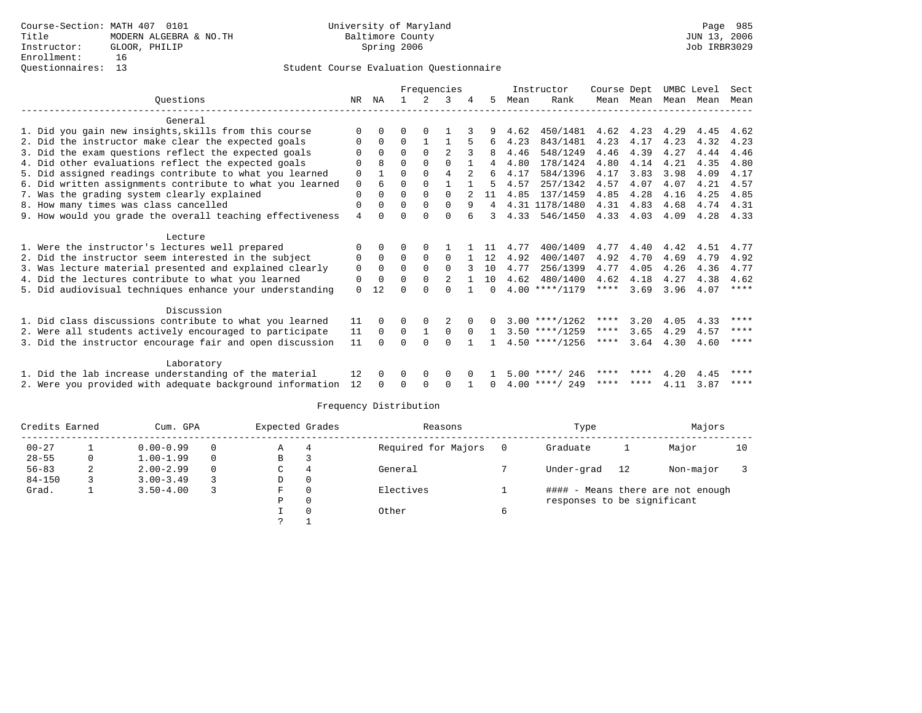Course-Section: MATH 407 0101
Title: MODERN ALGEBRA & NO.TH
Instructor: GLOOR, PHILIP
Enrollment: 16
Questionnaires: 13

University of Maryland
Baltimore County
Spring 2006

Page 985
JUN 13, 2006
Job IRBR3029

## Student Course Evaluation Questionnaire

| Questions | NR | NA | 1 | 2 | 3 | 4 | 5 | Instructor Mean | Instructor Rank | Course Mean | Dept Mean | UMBC Mean | Level Mean | Sect Mean |
|---|---|---|---|---|---|---|---|---|---|---|---|---|---|---|
| **General** | | | | | | | | | | | | | | |
| 1. Did you gain new insights,skills from this course | 0 | 0 | 0 | 0 | 1 | 3 | 9 | 4.62 | 450/1481 | 4.62 | 4.23 | 4.29 | 4.45 | 4.62 |
| 2. Did the instructor make clear the expected goals | 0 | 0 | 0 | 1 | 1 | 5 | 6 | 4.23 | 843/1481 | 4.23 | 4.17 | 4.23 | 4.32 | 4.23 |
| 3. Did the exam questions reflect the expected goals | 0 | 0 | 0 | 0 | 2 | 3 | 8 | 4.46 | 548/1249 | 4.46 | 4.39 | 4.27 | 4.44 | 4.46 |
| 4. Did other evaluations reflect the expected goals | 0 | 8 | 0 | 0 | 0 | 1 | 4 | 4.80 | 178/1424 | 4.80 | 4.14 | 4.21 | 4.35 | 4.80 |
| 5. Did assigned readings contribute to what you learned | 0 | 1 | 0 | 0 | 4 | 2 | 6 | 4.17 | 584/1396 | 4.17 | 3.83 | 3.98 | 4.09 | 4.17 |
| 6. Did written assignments contribute to what you learned | 0 | 6 | 0 | 0 | 1 | 1 | 5 | 4.57 | 257/1342 | 4.57 | 4.07 | 4.07 | 4.21 | 4.57 |
| 7. Was the grading system clearly explained | 0 | 0 | 0 | 0 | 0 | 2 | 11 | 4.85 | 137/1459 | 4.85 | 4.28 | 4.16 | 4.25 | 4.85 |
| 8. How many times was class cancelled | 0 | 0 | 0 | 0 | 0 | 9 | 4 | 4.31 | 1178/1480 | 4.31 | 4.83 | 4.68 | 4.74 | 4.31 |
| 9. How would you grade the overall teaching effectiveness | 4 | 0 | 0 | 0 | 0 | 6 | 3 | 4.33 | 546/1450 | 4.33 | 4.03 | 4.09 | 4.28 | 4.33 |
| **Lecture** | | | | | | | | | | | | | | |
| 1. Were the instructor's lectures well prepared | 0 | 0 | 0 | 0 | 1 | 1 | 11 | 4.77 | 400/1409 | 4.77 | 4.40 | 4.42 | 4.51 | 4.77 |
| 2. Did the instructor seem interested in the subject | 0 | 0 | 0 | 0 | 0 | 1 | 12 | 4.92 | 400/1407 | 4.92 | 4.70 | 4.69 | 4.79 | 4.92 |
| 3. Was lecture material presented and explained clearly | 0 | 0 | 0 | 0 | 0 | 3 | 10 | 4.77 | 256/1399 | 4.77 | 4.05 | 4.26 | 4.36 | 4.77 |
| 4. Did the lectures contribute to what you learned | 0 | 0 | 0 | 0 | 2 | 1 | 10 | 4.62 | 480/1400 | 4.62 | 4.18 | 4.27 | 4.38 | 4.62 |
| 5. Did audiovisual techniques enhance your understanding | 0 | 12 | 0 | 0 | 0 | 1 | 0 | 4.00 | ****/1179 | **** | 3.69 | 3.96 | 4.07 | **** |
| **Discussion** | | | | | | | | | | | | | | |
| 1. Did class discussions contribute to what you learned | 11 | 0 | 0 | 0 | 2 | 0 | 0 | 3.00 | ****/1262 | **** | 3.20 | 4.05 | 4.33 | **** |
| 2. Were all students actively encouraged to participate | 11 | 0 | 0 | 1 | 0 | 0 | 1 | 3.50 | ****/1259 | **** | 3.65 | 4.29 | 4.57 | **** |
| 3. Did the instructor encourage fair and open discussion | 11 | 0 | 0 | 0 | 0 | 1 | 1 | 4.50 | ****/1256 | **** | 3.64 | 4.30 | 4.60 | **** |
| **Laboratory** | | | | | | | | | | | | | | |
| 1. Did the lab increase understanding of the material | 12 | 0 | 0 | 0 | 0 | 0 | 1 | 5.00 | ****/ 246 | **** | **** | 4.20 | 4.45 | **** |
| 2. Were you provided with adequate background information | 12 | 0 | 0 | 0 | 0 | 1 | 0 | 4.00 | ****/ 249 | **** | **** | 4.11 | 3.87 | **** |

### Frequency Distribution

| Credits Earned | | Cum. GPA | | Expected Grades | | Reasons | | Type | | Majors | |
|---|---|---|---|---|---|---|---|---|---|---|---|
| 00-27 | 1 | 0.00-0.99 | 0 | A | 4 | Required for Majors | 0 | Graduate | 1 | Major | 10 |
| 28-55 | 0 | 1.00-1.99 | 0 | B | 3 | | | | | | |
| 56-83 | 2 | 2.00-2.99 | 0 | C | 4 | General | 7 | Under-grad | 12 | Non-major | 3 |
| 84-150 | 3 | 3.00-3.49 | 3 | D | 0 | | | | | | |
| Grad. | 1 | 3.50-4.00 | 3 | F | 0 | Electives | 1 | | | | |
| | | | | P | 0 | | | | | | |
| | | | | I | 0 | Other | 6 | | | | |
| | | | | ? | 1 | | | | | | |

#### - Means there are not enough responses to be significant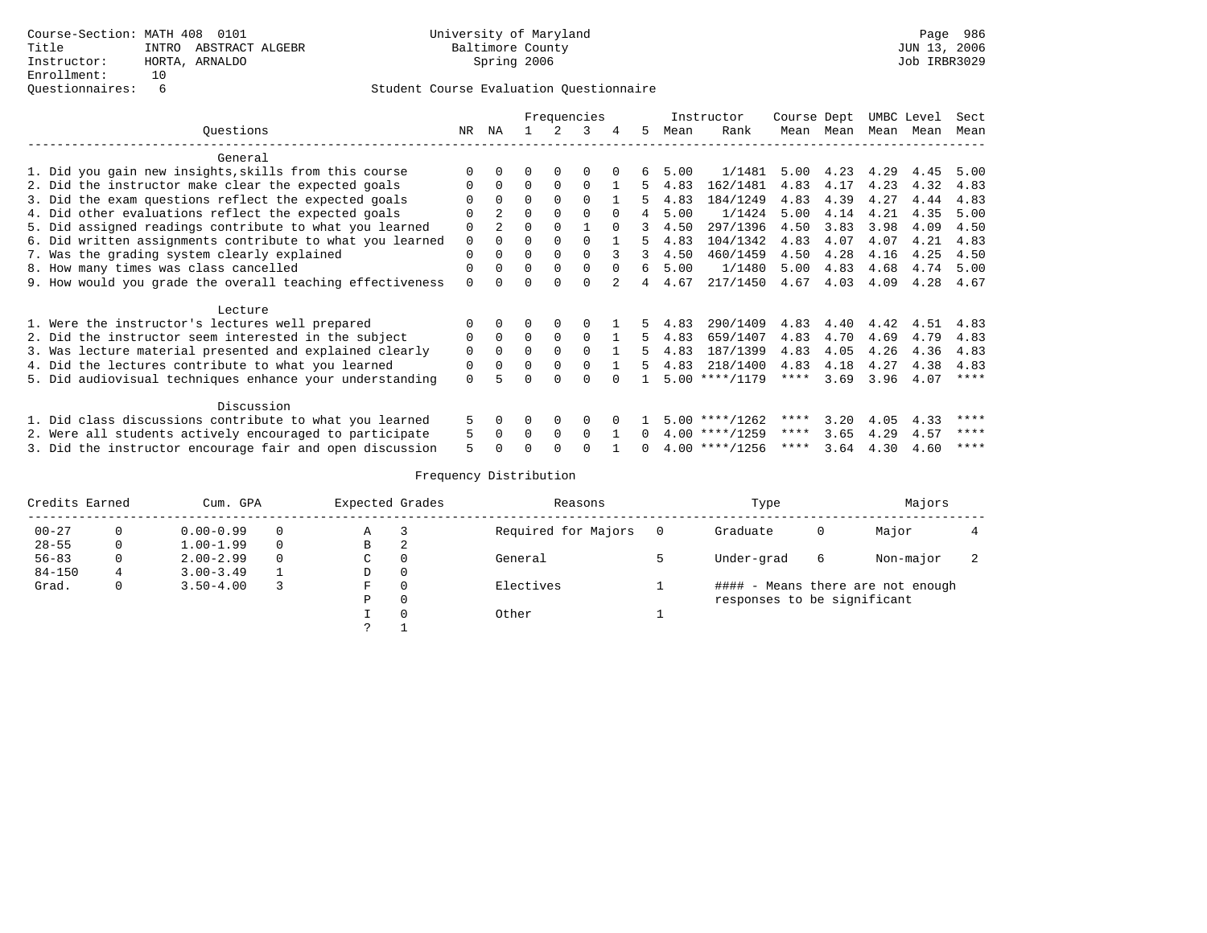Course-Section: MATH 408 0101
Title: INTRO ABSTRACT ALGEBR
Instructor: HORTA, ARNALDO
Enrollment: 10
Questionnaires: 6

University of Maryland
Baltimore County
Spring 2006

JUN 13, 2006
Job IRBR3029

Student Course Evaluation Questionnaire

| Questions | NR | NA | 1 | 2 | 3 | 4 | 5 | Instructor Mean | Rank | Course Mean | Dept Mean | UMBC Level Mean | Level Mean | Sect Mean |
|---|---|---|---|---|---|---|---|---|---|---|---|---|---|---|
| **General** | | | | | | | | | | | | | | |
| 1. Did you gain new insights,skills from this course | 0 | 0 | 0 | 0 | 0 | 0 | 6 | 5.00 | 1/1481 | 5.00 | 4.23 | 4.29 | 4.45 | 5.00 |
| 2. Did the instructor make clear the expected goals | 0 | 0 | 0 | 0 | 0 | 1 | 5 | 4.83 | 162/1481 | 4.83 | 4.17 | 4.23 | 4.32 | 4.83 |
| 3. Did the exam questions reflect the expected goals | 0 | 0 | 0 | 0 | 0 | 1 | 5 | 4.83 | 184/1249 | 4.83 | 4.39 | 4.27 | 4.44 | 4.83 |
| 4. Did other evaluations reflect the expected goals | 0 | 2 | 0 | 0 | 0 | 0 | 4 | 5.00 | 1/1424 | 5.00 | 4.14 | 4.21 | 4.35 | 5.00 |
| 5. Did assigned readings contribute to what you learned | 0 | 2 | 0 | 0 | 1 | 0 | 3 | 4.50 | 297/1396 | 4.50 | 3.83 | 3.98 | 4.09 | 4.50 |
| 6. Did written assignments contribute to what you learned | 0 | 0 | 0 | 0 | 0 | 1 | 5 | 4.83 | 104/1342 | 4.83 | 4.07 | 4.07 | 4.21 | 4.83 |
| 7. Was the grading system clearly explained | 0 | 0 | 0 | 0 | 0 | 3 | 3 | 4.50 | 460/1459 | 4.50 | 4.28 | 4.16 | 4.25 | 4.50 |
| 8. How many times was class cancelled | 0 | 0 | 0 | 0 | 0 | 0 | 6 | 5.00 | 1/1480 | 5.00 | 4.83 | 4.68 | 4.74 | 5.00 |
| 9. How would you grade the overall teaching effectiveness | 0 | 0 | 0 | 0 | 0 | 2 | 4 | 4.67 | 217/1450 | 4.67 | 4.03 | 4.09 | 4.28 | 4.67 |
| **Lecture** | | | | | | | | | | | | | | |
| 1. Were the instructor's lectures well prepared | 0 | 0 | 0 | 0 | 0 | 1 | 5 | 4.83 | 290/1409 | 4.83 | 4.40 | 4.42 | 4.51 | 4.83 |
| 2. Did the instructor seem interested in the subject | 0 | 0 | 0 | 0 | 0 | 1 | 5 | 4.83 | 659/1407 | 4.83 | 4.70 | 4.69 | 4.79 | 4.83 |
| 3. Was lecture material presented and explained clearly | 0 | 0 | 0 | 0 | 0 | 1 | 5 | 4.83 | 187/1399 | 4.83 | 4.05 | 4.26 | 4.36 | 4.83 |
| 4. Did the lectures contribute to what you learned | 0 | 0 | 0 | 0 | 0 | 1 | 5 | 4.83 | 218/1400 | 4.83 | 4.18 | 4.27 | 4.38 | 4.83 |
| 5. Did audiovisual techniques enhance your understanding | 0 | 5 | 0 | 0 | 0 | 0 | 1 | 5.00 | ****/1179 | **** | 3.69 | 3.96 | 4.07 | **** |
| **Discussion** | | | | | | | | | | | | | | |
| 1. Did class discussions contribute to what you learned | 5 | 0 | 0 | 0 | 0 | 0 | 1 | 5.00 | ****/1262 | **** | 3.20 | 4.05 | 4.33 | **** |
| 2. Were all students actively encouraged to participate | 5 | 0 | 0 | 0 | 0 | 1 | 0 | 4.00 | ****/1259 | **** | 3.65 | 4.29 | 4.57 | **** |
| 3. Did the instructor encourage fair and open discussion | 5 | 0 | 0 | 0 | 0 | 1 | 0 | 4.00 | ****/1256 | **** | 3.64 | 4.30 | 4.60 | **** |

## Frequency Distribution

| Credits Earned | | Cum. GPA | | Expected Grades | | Reasons | | Type | | Majors | |
|---|---|---|---|---|---|---|---|---|---|---|---|
| 00-27 | 0 | 0.00-0.99 | 0 | A | 3 | Required for Majors | 0 | Graduate | 0 | Major | 4 |
| 28-55 | 0 | 1.00-1.99 | 0 | B | 2 | | | | | | |
| 56-83 | 0 | 2.00-2.99 | 0 | C | 0 | General | 5 | Under-grad | 6 | Non-major | 2 |
| 84-150 | 4 | 3.00-3.49 | 1 | D | 0 | | | | | | |
| Grad. | 0 | 3.50-4.00 | 3 | F | 0 | Electives | 1 | #### - Means there are not enough responses to be significant | | | |
| | | | | P | 0 | | | | | | |
| | | | | I | 0 | Other | 1 | | | | |
| | | | | ? | 1 | | | | | | |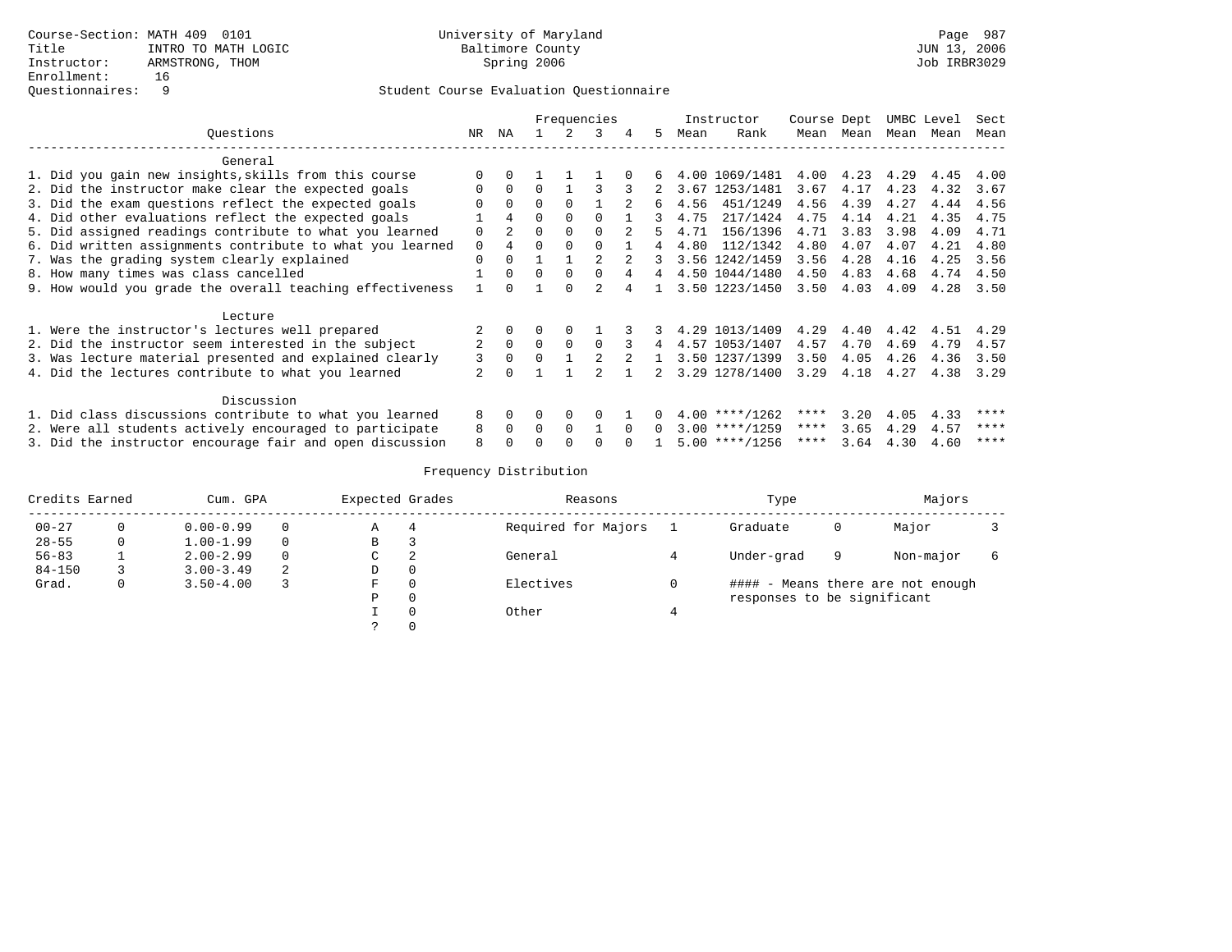Course-Section: MATH 409 0101
Title: INTRO TO MATH LOGIC
Instructor: ARMSTRONG, THOM
Enrollment: 16
Questionnaires: 9

University of Maryland
Baltimore County
Spring 2006

Page 987
JUN 13, 2006
Job IRBR3029

## Student Course Evaluation Questionnaire

| Questions | NR | NA | 1 | 2 | 3 | 4 | 5 | Instructor Mean | Instructor Rank | Course Mean | Dept Mean | UMBC Mean | Level Mean | Sect Mean |
|---|---|---|---|---|---|---|---|---|---|---|---|---|---|---|
| **General** | | | | | | | | | | | | | | |
| 1. Did you gain new insights,skills from this course | 0 | 0 | 1 | 1 | 1 | 0 | 6 | 4.00 | 1069/1481 | 4.00 | 4.23 | 4.29 | 4.45 | 4.00 |
| 2. Did the instructor make clear the expected goals | 0 | 0 | 0 | 1 | 3 | 3 | 2 | 3.67 | 1253/1481 | 3.67 | 4.17 | 4.23 | 4.32 | 3.67 |
| 3. Did the exam questions reflect the expected goals | 0 | 0 | 0 | 0 | 1 | 2 | 6 | 4.56 | 451/1249 | 4.56 | 4.39 | 4.27 | 4.44 | 4.56 |
| 4. Did other evaluations reflect the expected goals | 1 | 4 | 0 | 0 | 0 | 1 | 3 | 4.75 | 217/1424 | 4.75 | 4.14 | 4.21 | 4.35 | 4.75 |
| 5. Did assigned readings contribute to what you learned | 0 | 2 | 0 | 0 | 0 | 2 | 5 | 4.71 | 156/1396 | 4.71 | 3.83 | 3.98 | 4.09 | 4.71 |
| 6. Did written assignments contribute to what you learned | 0 | 4 | 0 | 0 | 0 | 1 | 4 | 4.80 | 112/1342 | 4.80 | 4.07 | 4.07 | 4.21 | 4.80 |
| 7. Was the grading system clearly explained | 0 | 0 | 1 | 1 | 2 | 2 | 3 | 3.56 | 1242/1459 | 3.56 | 4.28 | 4.16 | 4.25 | 3.56 |
| 8. How many times was class cancelled | 1 | 0 | 0 | 0 | 0 | 4 | 4 | 4.50 | 1044/1480 | 4.50 | 4.83 | 4.68 | 4.74 | 4.50 |
| 9. How would you grade the overall teaching effectiveness | 1 | 0 | 1 | 0 | 2 | 4 | 1 | 3.50 | 1223/1450 | 3.50 | 4.03 | 4.09 | 4.28 | 3.50 |
| **Lecture** | | | | | | | | | | | | | | |
| 1. Were the instructor's lectures well prepared | 2 | 0 | 0 | 0 | 1 | 3 | 3 | 4.29 | 1013/1409 | 4.29 | 4.40 | 4.42 | 4.51 | 4.29 |
| 2. Did the instructor seem interested in the subject | 2 | 0 | 0 | 0 | 0 | 3 | 4 | 4.57 | 1053/1407 | 4.57 | 4.70 | 4.69 | 4.79 | 4.57 |
| 3. Was lecture material presented and explained clearly | 3 | 0 | 0 | 1 | 2 | 2 | 1 | 3.50 | 1237/1399 | 3.50 | 4.05 | 4.26 | 4.36 | 3.50 |
| 4. Did the lectures contribute to what you learned | 2 | 0 | 1 | 1 | 2 | 1 | 2 | 3.29 | 1278/1400 | 3.29 | 4.18 | 4.27 | 4.38 | 3.29 |
| **Discussion** | | | | | | | | | | | | | | |
| 1. Did class discussions contribute to what you learned | 8 | 0 | 0 | 0 | 0 | 1 | 0 | 4.00 | ****/1262 | **** | 3.20 | 4.05 | 4.33 | **** |
| 2. Were all students actively encouraged to participate | 8 | 0 | 0 | 0 | 1 | 0 | 0 | 3.00 | ****/1259 | **** | 3.65 | 4.29 | 4.57 | **** |
| 3. Did the instructor encourage fair and open discussion | 8 | 0 | 0 | 0 | 0 | 0 | 1 | 5.00 | ****/1256 | **** | 3.64 | 4.30 | 4.60 | **** |

## Frequency Distribution

| Credits Earned | | Cum. GPA | | Expected Grades | | Reasons | | Type | | Majors | |
|---|---|---|---|---|---|---|---|---|---|---|---|
| 00-27 | 0 | 0.00-0.99 | 0 | A | 4 | Required for Majors | 1 | Graduate | 0 | Major | 3 |
| 28-55 | 0 | 1.00-1.99 | 0 | B | 3 | | | | | | |
| 56-83 | 1 | 2.00-2.99 | 0 | C | 2 | General | 4 | Under-grad | 9 | Non-major | 6 |
| 84-150 | 3 | 3.00-3.49 | 2 | D | 0 | | | | | | |
| Grad. | 0 | 3.50-4.00 | 3 | F | 0 | Electives | 0 | | | | |
| | | | | P | 0 | | | | | | |
| | | | | I | 0 | Other | 4 | | | | |
| | | | | ? | 0 | | | | | | |

#### - Means there are not enough responses to be significant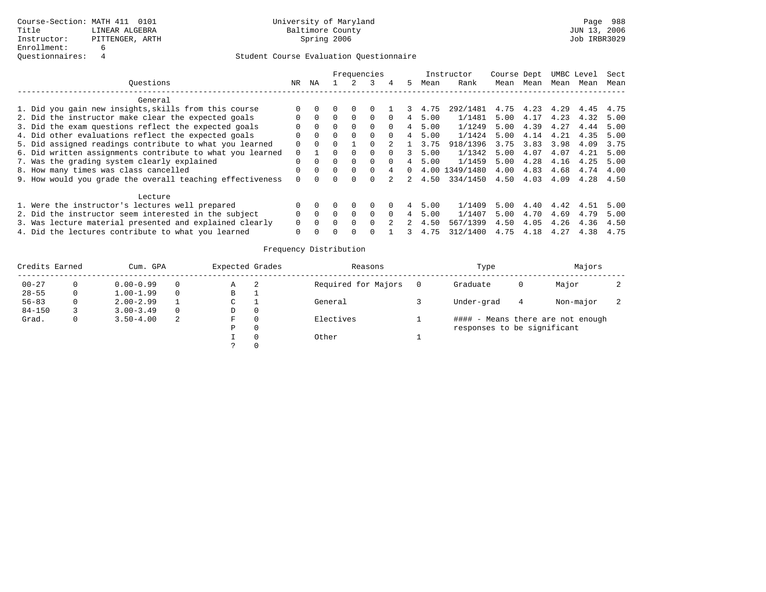Course-Section: MATH 411 0101
Title: LINEAR ALGEBRA
Instructor: PITTENGER, ARTH
Enrollment: 6
Questionnaires: 4

University of Maryland
Baltimore County
Spring 2006

Student Course Evaluation Questionnaire

Page 988
JUN 13, 2006
Job IRBR3029

| Questions | NR | NA | 1 | 2 | 3 | 4 | 5 | Instructor Mean | Instructor Rank | Course Mean | Dept Mean | UMBC Mean | Level Mean | Sect Mean |
|---|---|---|---|---|---|---|---|---|---|---|---|---|---|---|
| **General** | | | | | | | | | | | | | | |
| 1. Did you gain new insights,skills from this course | 0 | 0 | 0 | 0 | 0 | 1 | 3 | 4.75 | 292/1481 | 4.75 | 4.23 | 4.29 | 4.45 | 4.75 |
| 2. Did the instructor make clear the expected goals | 0 | 0 | 0 | 0 | 0 | 0 | 4 | 5.00 | 1/1481 | 5.00 | 4.17 | 4.23 | 4.32 | 5.00 |
| 3. Did the exam questions reflect the expected goals | 0 | 0 | 0 | 0 | 0 | 0 | 4 | 5.00 | 1/1249 | 5.00 | 4.39 | 4.27 | 4.44 | 5.00 |
| 4. Did other evaluations reflect the expected goals | 0 | 0 | 0 | 0 | 0 | 0 | 4 | 5.00 | 1/1424 | 5.00 | 4.14 | 4.21 | 4.35 | 5.00 |
| 5. Did assigned readings contribute to what you learned | 0 | 0 | 0 | 1 | 0 | 2 | 1 | 3.75 | 918/1396 | 3.75 | 3.83 | 3.98 | 4.09 | 3.75 |
| 6. Did written assignments contribute to what you learned | 0 | 1 | 0 | 0 | 0 | 0 | 3 | 5.00 | 1/1342 | 5.00 | 4.07 | 4.07 | 4.21 | 5.00 |
| 7. Was the grading system clearly explained | 0 | 0 | 0 | 0 | 0 | 0 | 4 | 5.00 | 1/1459 | 5.00 | 4.28 | 4.16 | 4.25 | 5.00 |
| 8. How many times was class cancelled | 0 | 0 | 0 | 0 | 0 | 4 | 0 | 4.00 | 1349/1480 | 4.00 | 4.83 | 4.68 | 4.74 | 4.00 |
| 9. How would you grade the overall teaching effectiveness | 0 | 0 | 0 | 0 | 0 | 2 | 2 | 4.50 | 334/1450 | 4.50 | 4.03 | 4.09 | 4.28 | 4.50 |
| **Lecture** | | | | | | | | | | | | | | |
| 1. Were the instructor's lectures well prepared | 0 | 0 | 0 | 0 | 0 | 0 | 4 | 5.00 | 1/1409 | 5.00 | 4.40 | 4.42 | 4.51 | 5.00 |
| 2. Did the instructor seem interested in the subject | 0 | 0 | 0 | 0 | 0 | 0 | 4 | 5.00 | 1/1407 | 5.00 | 4.70 | 4.69 | 4.79 | 5.00 |
| 3. Was lecture material presented and explained clearly | 0 | 0 | 0 | 0 | 0 | 2 | 2 | 4.50 | 567/1399 | 4.50 | 4.05 | 4.26 | 4.36 | 4.50 |
| 4. Did the lectures contribute to what you learned | 0 | 0 | 0 | 0 | 0 | 1 | 3 | 4.75 | 312/1400 | 4.75 | 4.18 | 4.27 | 4.38 | 4.75 |

## Frequency Distribution

| Credits Earned | | Cum. GPA | | Expected Grades | | Reasons | | Type | | Majors | |
|---|---|---|---|---|---|---|---|---|---|---|---|
| 00-27 | 0 | 0.00-0.99 | 0 | A | 2 | Required for Majors | 0 | Graduate | 0 | Major | 2 |
| 28-55 | 0 | 1.00-1.99 | 0 | B | 1 | | | | | | |
| 56-83 | 0 | 2.00-2.99 | 1 | C | 1 | General | 3 | Under-grad | 4 | Non-major | 2 |
| 84-150 | 3 | 3.00-3.49 | 0 | D | 0 | | | | | | |
| Grad. | 0 | 3.50-4.00 | 2 | F | 0 | Electives | 1 | #### - Means there are not enough responses to be significant | | | |
| | | | | P | 0 | | | | | | |
| | | | | I | 0 | Other | 1 | | | | |
| | | | | ? | 0 | | | | | | |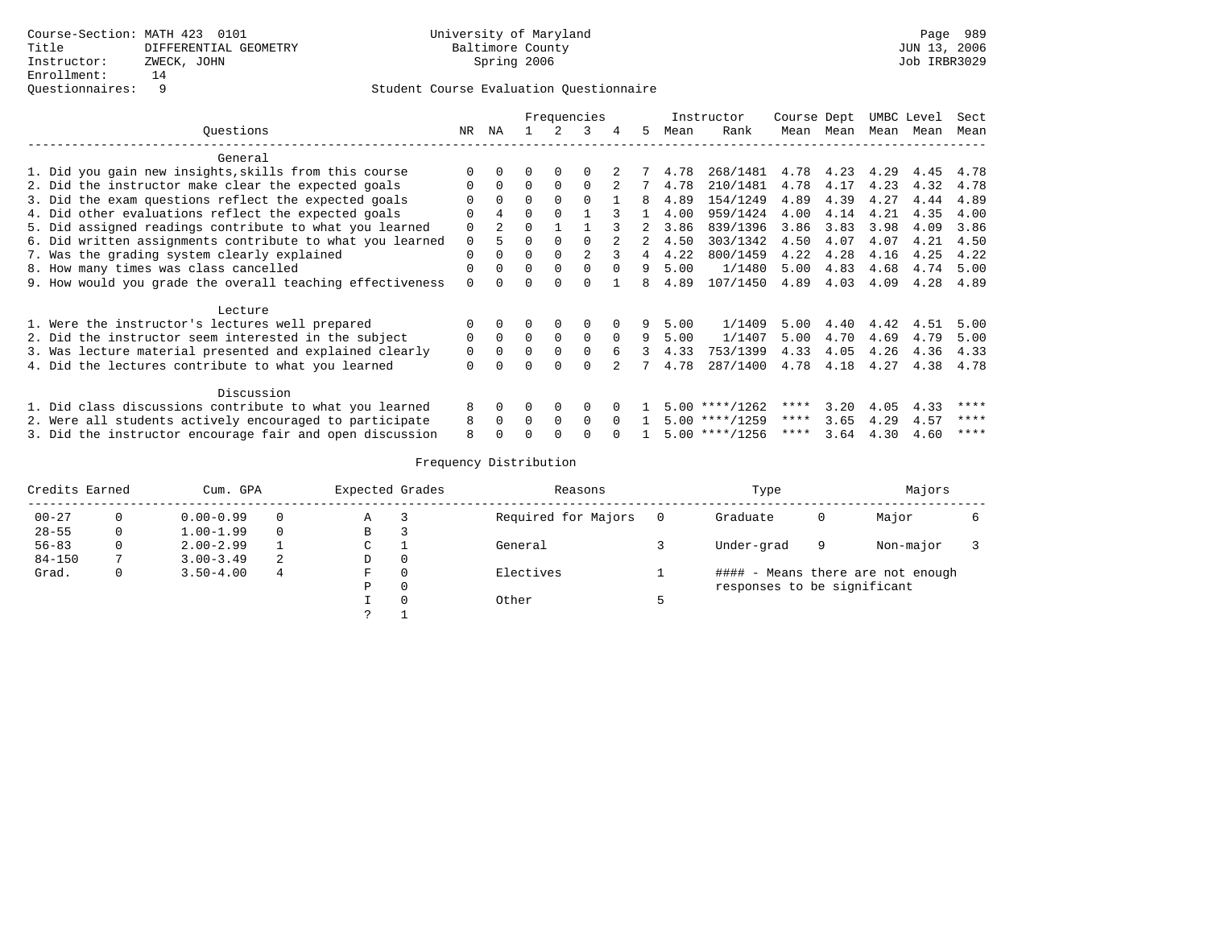Course-Section: MATH 423 0101
Title: DIFFERENTIAL GEOMETRY
Instructor: ZWECK, JOHN
Enrollment: 14
Questionnaires: 9

University of Maryland
Baltimore County
Spring 2006

JUN 13, 2006
Job IRBR3029

## Student Course Evaluation Questionnaire

| Questions | NR | NA | 1 | 2 | 3 | 4 | 5 | Instructor Mean | Instructor Rank | Course Mean | Dept Mean | UMBC Level Mean | Level Mean | Sect Mean |
|---|---|---|---|---|---|---|---|---|---|---|---|---|---|---|
| **General** | | | | | | | | | | | | | | |
| 1. Did you gain new insights,skills from this course | 0 | 0 | 0 | 0 | 0 | 2 | 7 | 4.78 | 268/1481 | 4.78 | 4.23 | 4.29 | 4.45 | 4.78 |
| 2. Did the instructor make clear the expected goals | 0 | 0 | 0 | 0 | 0 | 2 | 7 | 4.78 | 210/1481 | 4.78 | 4.17 | 4.23 | 4.32 | 4.78 |
| 3. Did the exam questions reflect the expected goals | 0 | 0 | 0 | 0 | 0 | 1 | 8 | 4.89 | 154/1249 | 4.89 | 4.39 | 4.27 | 4.44 | 4.89 |
| 4. Did other evaluations reflect the expected goals | 0 | 4 | 0 | 0 | 1 | 3 | 1 | 4.00 | 959/1424 | 4.00 | 4.14 | 4.21 | 4.35 | 4.00 |
| 5. Did assigned readings contribute to what you learned | 0 | 2 | 0 | 1 | 1 | 3 | 2 | 3.86 | 839/1396 | 3.86 | 3.83 | 3.98 | 4.09 | 3.86 |
| 6. Did written assignments contribute to what you learned | 0 | 5 | 0 | 0 | 0 | 2 | 2 | 4.50 | 303/1342 | 4.50 | 4.07 | 4.07 | 4.21 | 4.50 |
| 7. Was the grading system clearly explained | 0 | 0 | 0 | 0 | 2 | 3 | 4 | 4.22 | 800/1459 | 4.22 | 4.28 | 4.16 | 4.25 | 4.22 |
| 8. How many times was class cancelled | 0 | 0 | 0 | 0 | 0 | 0 | 9 | 5.00 | 1/1480 | 5.00 | 4.83 | 4.68 | 4.74 | 5.00 |
| 9. How would you grade the overall teaching effectiveness | 0 | 0 | 0 | 0 | 0 | 1 | 8 | 4.89 | 107/1450 | 4.89 | 4.03 | 4.09 | 4.28 | 4.89 |
| **Lecture** | | | | | | | | | | | | | | |
| 1. Were the instructor's lectures well prepared | 0 | 0 | 0 | 0 | 0 | 0 | 9 | 5.00 | 1/1409 | 5.00 | 4.40 | 4.42 | 4.51 | 5.00 |
| 2. Did the instructor seem interested in the subject | 0 | 0 | 0 | 0 | 0 | 0 | 9 | 5.00 | 1/1407 | 5.00 | 4.70 | 4.69 | 4.79 | 5.00 |
| 3. Was lecture material presented and explained clearly | 0 | 0 | 0 | 0 | 0 | 6 | 3 | 4.33 | 753/1399 | 4.33 | 4.05 | 4.26 | 4.36 | 4.33 |
| 4. Did the lectures contribute to what you learned | 0 | 0 | 0 | 0 | 0 | 2 | 7 | 4.78 | 287/1400 | 4.78 | 4.18 | 4.27 | 4.38 | 4.78 |
| **Discussion** | | | | | | | | | | | | | | |
| 1. Did class discussions contribute to what you learned | 8 | 0 | 0 | 0 | 0 | 0 | 1 | 5.00 | ****/1262 | **** | 3.20 | 4.05 | 4.33 | **** |
| 2. Were all students actively encouraged to participate | 8 | 0 | 0 | 0 | 0 | 0 | 1 | 5.00 | ****/1259 | **** | 3.65 | 4.29 | 4.57 | **** |
| 3. Did the instructor encourage fair and open discussion | 8 | 0 | 0 | 0 | 0 | 0 | 1 | 5.00 | ****/1256 | **** | 3.64 | 4.30 | 4.60 | **** |

## Frequency Distribution

| Credits Earned | | Cum. GPA | | Expected Grades | | Reasons | | Type | | Majors | |
|---|---|---|---|---|---|---|---|---|---|---|---|
| 00-27 | 0 | 0.00-0.99 | 0 | A | 3 | Required for Majors | 0 | Graduate | 0 | Major | 6 |
| 28-55 | 0 | 1.00-1.99 | 0 | B | 3 | | | | | | |
| 56-83 | 0 | 2.00-2.99 | 1 | C | 1 | General | 3 | Under-grad | 9 | Non-major | 3 |
| 84-150 | 7 | 3.00-3.49 | 2 | D | 0 | | | | | | |
| Grad. | 0 | 3.50-4.00 | 4 | F | 0 | Electives | 1 | | | | |
| | | | | P | 0 | | | | | | |
| | | | | I | 0 | Other | 5 | | | | |
| | | | | ? | 1 | | | | | | |

#### - Means there are not enough responses to be significant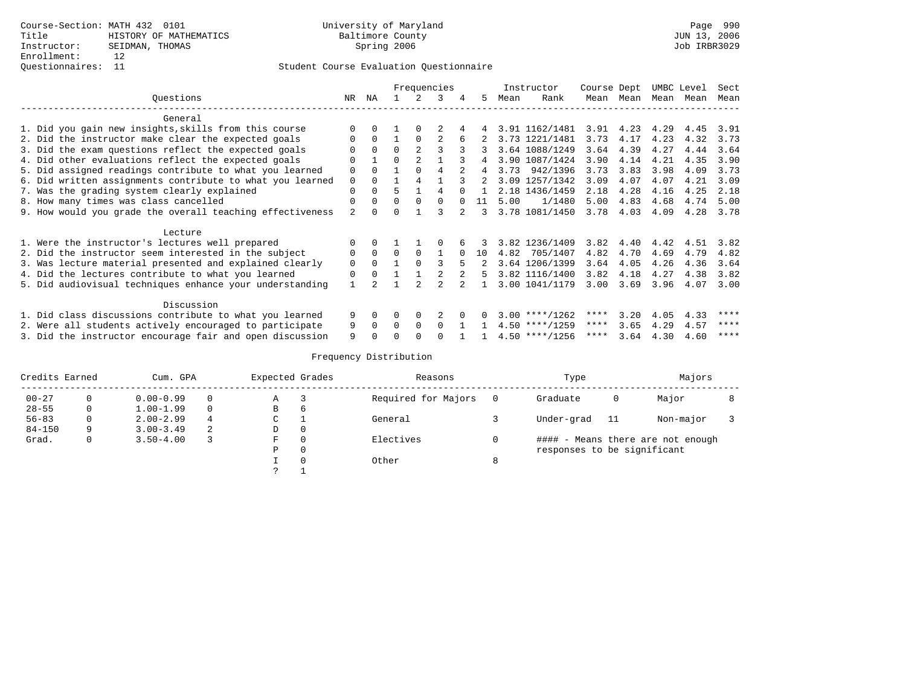Course-Section: MATH 432 0101
Title: HISTORY OF MATHEMATICS
Instructor: SEIDMAN, THOMAS
Enrollment: 12
Questionnaires: 11

University of Maryland
Baltimore County
Spring 2006

JUN 13, 2006
Job IRBR3029

## Student Course Evaluation Questionnaire

| Questions | NR | NA | 1 | 2 | 3 | 4 | 5 | Instructor Mean | Instructor Rank | Course Mean | Dept Mean | UMBC Mean | Level Mean | Sect Mean |
|---|---|---|---|---|---|---|---|---|---|---|---|---|---|---|
| **General** | | | | | | | | | | | | | | |
| 1. Did you gain new insights,skills from this course | 0 | 0 | 1 | 0 | 2 | 4 | 4 | 3.91 | 1162/1481 | 3.91 | 4.23 | 4.29 | 4.45 | 3.91 |
| 2. Did the instructor make clear the expected goals | 0 | 0 | 1 | 0 | 2 | 6 | 2 | 3.73 | 1221/1481 | 3.73 | 4.17 | 4.23 | 4.32 | 3.73 |
| 3. Did the exam questions reflect the expected goals | 0 | 0 | 0 | 2 | 3 | 3 | 3 | 3.64 | 1088/1249 | 3.64 | 4.39 | 4.27 | 4.44 | 3.64 |
| 4. Did other evaluations reflect the expected goals | 0 | 1 | 0 | 2 | 1 | 3 | 4 | 3.90 | 1087/1424 | 3.90 | 4.14 | 4.21 | 4.35 | 3.90 |
| 5. Did assigned readings contribute to what you learned | 0 | 0 | 1 | 0 | 4 | 2 | 4 | 3.73 | 942/1396 | 3.73 | 3.83 | 3.98 | 4.09 | 3.73 |
| 6. Did written assignments contribute to what you learned | 0 | 0 | 1 | 4 | 1 | 3 | 2 | 3.09 | 1257/1342 | 3.09 | 4.07 | 4.07 | 4.21 | 3.09 |
| 7. Was the grading system clearly explained | 0 | 0 | 5 | 1 | 4 | 0 | 1 | 2.18 | 1436/1459 | 2.18 | 4.28 | 4.16 | 4.25 | 2.18 |
| 8. How many times was class cancelled | 0 | 0 | 0 | 0 | 0 | 0 | 11 | 5.00 | 1/1480 | 5.00 | 4.83 | 4.68 | 4.74 | 5.00 |
| 9. How would you grade the overall teaching effectiveness | 2 | 0 | 0 | 1 | 3 | 2 | 3 | 3.78 | 1081/1450 | 3.78 | 4.03 | 4.09 | 4.28 | 3.78 |
| **Lecture** | | | | | | | | | | | | | | |
| 1. Were the instructor's lectures well prepared | 0 | 0 | 1 | 1 | 0 | 6 | 3 | 3.82 | 1236/1409 | 3.82 | 4.40 | 4.42 | 4.51 | 3.82 |
| 2. Did the instructor seem interested in the subject | 0 | 0 | 0 | 0 | 1 | 0 | 10 | 4.82 | 705/1407 | 4.82 | 4.70 | 4.69 | 4.79 | 4.82 |
| 3. Was lecture material presented and explained clearly | 0 | 0 | 1 | 0 | 3 | 5 | 2 | 3.64 | 1206/1399 | 3.64 | 4.05 | 4.26 | 4.36 | 3.64 |
| 4. Did the lectures contribute to what you learned | 0 | 0 | 1 | 1 | 2 | 2 | 5 | 3.82 | 1116/1400 | 3.82 | 4.18 | 4.27 | 4.38 | 3.82 |
| 5. Did audiovisual techniques enhance your understanding | 1 | 2 | 1 | 2 | 2 | 2 | 1 | 3.00 | 1041/1179 | 3.00 | 3.69 | 3.96 | 4.07 | 3.00 |
| **Discussion** | | | | | | | | | | | | | | |
| 1. Did class discussions contribute to what you learned | 9 | 0 | 0 | 0 | 2 | 0 | 0 | 3.00 | ****/1262 | **** | 3.20 | 4.05 | 4.33 | **** |
| 2. Were all students actively encouraged to participate | 9 | 0 | 0 | 0 | 0 | 1 | 1 | 4.50 | ****/1259 | **** | 3.65 | 4.29 | 4.57 | **** |
| 3. Did the instructor encourage fair and open discussion | 9 | 0 | 0 | 0 | 0 | 1 | 1 | 4.50 | ****/1256 | **** | 3.64 | 4.30 | 4.60 | **** |

## Frequency Distribution

| Credits Earned | | Cum. GPA | | Expected Grades | | Reasons | | Type | | Majors | |
|---|---|---|---|---|---|---|---|---|---|---|---|
| 00-27 | 0 | 0.00-0.99 | 0 | A | 3 | Required for Majors | 0 | Graduate | 0 | Major | 8 |
| 28-55 | 0 | 1.00-1.99 | 0 | B | 6 | | | | | | |
| 56-83 | 0 | 2.00-2.99 | 4 | C | 1 | General | 3 | Under-grad | 11 | Non-major | 3 |
| 84-150 | 9 | 3.00-3.49 | 2 | D | 0 | | | | | | |
| Grad. | 0 | 3.50-4.00 | 3 | F | 0 | Electives | 0 | #### - Means there are not enough responses to be significant | | | |
| | | | | P | 0 | | | | | | |
| | | | | I | 0 | Other | 8 | | | | |
| | | | | ? | 1 | | | | | | |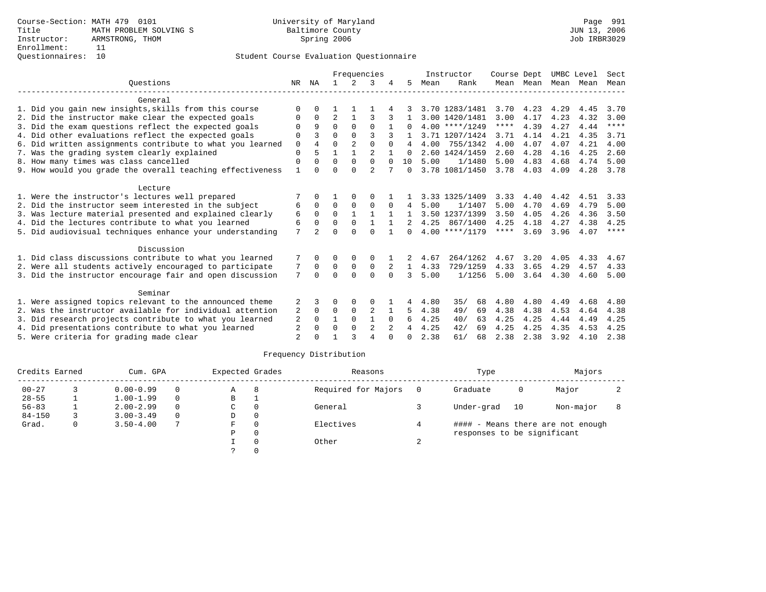Course-Section: MATH 479 0101
Title: MATH PROBLEM SOLVING S
Instructor: ARMSTRONG, THOM
Enrollment: 11
Questionnaires: 10

University of Maryland
Baltimore County
Spring 2006

JUN 13, 2006
Job IRBR3029

Student Course Evaluation Questionnaire

| Questions | NR | NA | 1 | 2 | 3 | 4 | 5 | Instructor Mean | Instructor Rank | Course Mean | Dept Mean | UMBC Level Mean | Level Mean | Sect Mean |
|---|---|---|---|---|---|---|---|---|---|---|---|---|---|---|
| **General** | | | | | | | | | | | | | | |
| 1. Did you gain new insights,skills from this course | 0 | 0 | 1 | 1 | 1 | 4 | 3 | 3.70 | 1283/1481 | 3.70 | 4.23 | 4.29 | 4.45 | 3.70 |
| 2. Did the instructor make clear the expected goals | 0 | 0 | 2 | 1 | 3 | 3 | 1 | 3.00 | 1420/1481 | 3.00 | 4.17 | 4.23 | 4.32 | 3.00 |
| 3. Did the exam questions reflect the expected goals | 0 | 9 | 0 | 0 | 0 | 1 | 0 | 4.00 | ****/1249 | **** | 4.39 | 4.27 | 4.44 | **** |
| 4. Did other evaluations reflect the expected goals | 0 | 3 | 0 | 0 | 3 | 3 | 1 | 3.71 | 1207/1424 | 3.71 | 4.14 | 4.21 | 4.35 | 3.71 |
| 6. Did written assignments contribute to what you learned | 0 | 4 | 0 | 2 | 0 | 0 | 4 | 4.00 | 755/1342 | 4.00 | 4.07 | 4.07 | 4.21 | 4.00 |
| 7. Was the grading system clearly explained | 0 | 5 | 1 | 1 | 2 | 1 | 0 | 2.60 | 1424/1459 | 2.60 | 4.28 | 4.16 | 4.25 | 2.60 |
| 8. How many times was class cancelled | 0 | 0 | 0 | 0 | 0 | 0 | 10 | 5.00 | 1/1480 | 5.00 | 4.83 | 4.68 | 4.74 | 5.00 |
| 9. How would you grade the overall teaching effectiveness | 1 | 0 | 0 | 0 | 2 | 7 | 0 | 3.78 | 1081/1450 | 3.78 | 4.03 | 4.09 | 4.28 | 3.78 |
| **Lecture** | | | | | | | | | | | | | | |
| 1. Were the instructor's lectures well prepared | 7 | 0 | 1 | 0 | 0 | 1 | 1 | 3.33 | 1325/1409 | 3.33 | 4.40 | 4.42 | 4.51 | 3.33 |
| 2. Did the instructor seem interested in the subject | 6 | 0 | 0 | 0 | 0 | 0 | 4 | 5.00 | 1/1407 | 5.00 | 4.70 | 4.69 | 4.79 | 5.00 |
| 3. Was lecture material presented and explained clearly | 6 | 0 | 0 | 1 | 1 | 1 | 1 | 3.50 | 1237/1399 | 3.50 | 4.05 | 4.26 | 4.36 | 3.50 |
| 4. Did the lectures contribute to what you learned | 6 | 0 | 0 | 0 | 1 | 1 | 2 | 4.25 | 867/1400 | 4.25 | 4.18 | 4.27 | 4.38 | 4.25 |
| 5. Did audiovisual techniques enhance your understanding | 7 | 2 | 0 | 0 | 0 | 1 | 0 | 4.00 | ****/1179 | **** | 3.69 | 3.96 | 4.07 | **** |
| **Discussion** | | | | | | | | | | | | | | |
| 1. Did class discussions contribute to what you learned | 7 | 0 | 0 | 0 | 0 | 1 | 2 | 4.67 | 264/1262 | 4.67 | 3.20 | 4.05 | 4.33 | 4.67 |
| 2. Were all students actively encouraged to participate | 7 | 0 | 0 | 0 | 0 | 2 | 1 | 4.33 | 729/1259 | 4.33 | 3.65 | 4.29 | 4.57 | 4.33 |
| 3. Did the instructor encourage fair and open discussion | 7 | 0 | 0 | 0 | 0 | 0 | 3 | 5.00 | 1/1256 | 5.00 | 3.64 | 4.30 | 4.60 | 5.00 |
| **Seminar** | | | | | | | | | | | | | | |
| 1. Were assigned topics relevant to the announced theme | 2 | 3 | 0 | 0 | 0 | 1 | 4 | 4.80 | 35/ 68 | 4.80 | 4.80 | 4.49 | 4.68 | 4.80 |
| 2. Was the instructor available for individual attention | 2 | 0 | 0 | 0 | 2 | 1 | 5 | 4.38 | 49/ 69 | 4.38 | 4.38 | 4.53 | 4.64 | 4.38 |
| 3. Did research projects contribute to what you learned | 2 | 0 | 1 | 0 | 1 | 0 | 6 | 4.25 | 40/ 63 | 4.25 | 4.25 | 4.44 | 4.49 | 4.25 |
| 4. Did presentations contribute to what you learned | 2 | 0 | 0 | 0 | 2 | 2 | 4 | 4.25 | 42/ 69 | 4.25 | 4.25 | 4.35 | 4.53 | 4.25 |
| 5. Were criteria for grading made clear | 2 | 0 | 1 | 3 | 4 | 0 | 0 | 2.38 | 61/ 68 | 2.38 | 2.38 | 3.92 | 4.10 | 2.38 |

Frequency Distribution

| Credits Earned | | Cum. GPA | | Expected Grades | | Reasons | | Type | | Majors | |
|---|---|---|---|---|---|---|---|---|---|---|---|
| 00-27 | 3 | 0.00-0.99 | 0 | A | 8 | Required for Majors | 0 | Graduate | 0 | Major | 2 |
| 28-55 | 1 | 1.00-1.99 | 0 | B | 1 | | | | | | |
| 56-83 | 1 | 2.00-2.99 | 0 | C | 0 | General | 3 | Under-grad | 10 | Non-major | 8 |
| 84-150 | 3 | 3.00-3.49 | 0 | D | 0 | | | | | | |
| Grad. | 0 | 3.50-4.00 | 7 | F | 0 | Electives | 4 | #### - Means there are not enough responses to be significant | | | |
| | | | | P | 0 | | | | | | |
| | | | | I | 0 | Other | 2 | | | | |
| | | | | ? | 0 | | | | | | |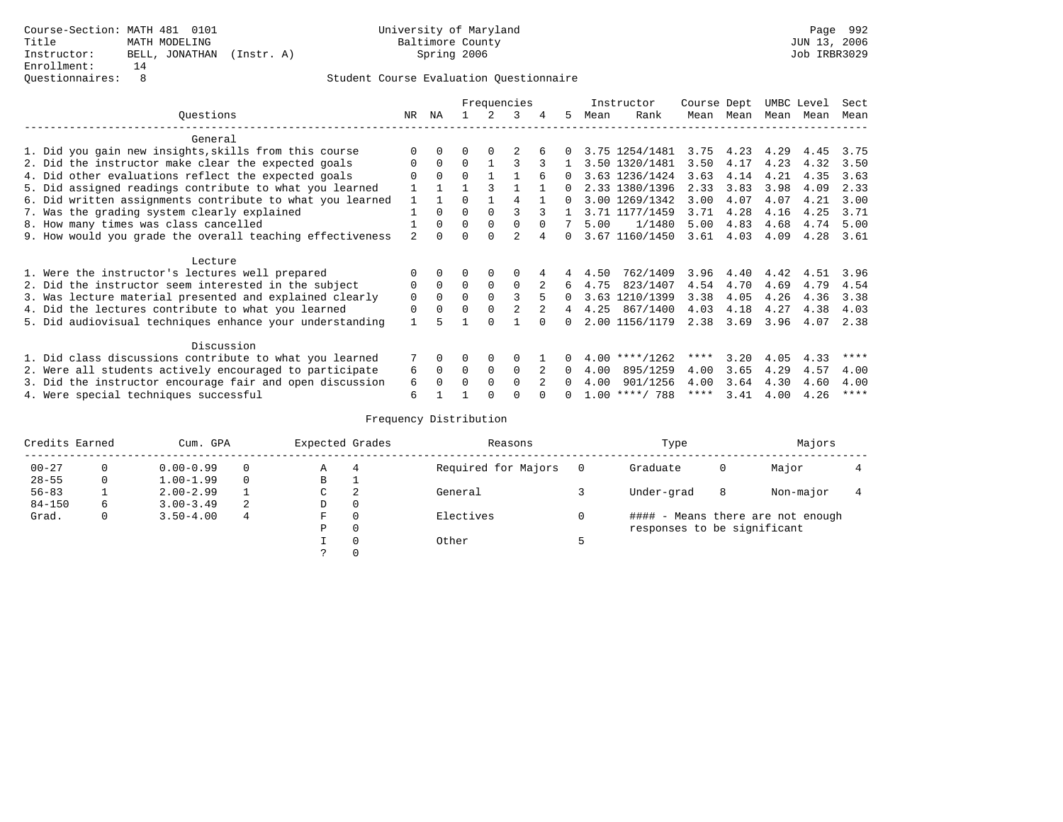Course-Section: MATH 481 0101
Title: MATH MODELING
Instructor: BELL, JONATHAN (Instr. A)
Enrollment: 14
Questionnaires: 8

University of Maryland
Baltimore County
Spring 2006

Page 992
JUN 13, 2006
Job IRBR3029

Student Course Evaluation Questionnaire

| Questions | NR | NA | 1 | 2 | 3 | 4 | 5 | Instructor Mean | Instructor Rank | Course Mean | Dept Mean | UMBC Mean | Level Mean | Sect Mean |
|---|---|---|---|---|---|---|---|---|---|---|---|---|---|---|
| **General** | | | | | | | | | | | | | | |
| 1. Did you gain new insights,skills from this course | 0 | 0 | 0 | 0 | 2 | 6 | 0 | 3.75 | 1254/1481 | 3.75 | 4.23 | 4.29 | 4.45 | 3.75 |
| 2. Did the instructor make clear the expected goals | 0 | 0 | 0 | 1 | 3 | 3 | 1 | 3.50 | 1320/1481 | 3.50 | 4.17 | 4.23 | 4.32 | 3.50 |
| 4. Did other evaluations reflect the expected goals | 0 | 0 | 0 | 1 | 1 | 6 | 0 | 3.63 | 1236/1424 | 3.63 | 4.14 | 4.21 | 4.35 | 3.63 |
| 5. Did assigned readings contribute to what you learned | 1 | 1 | 1 | 3 | 1 | 1 | 0 | 2.33 | 1380/1396 | 2.33 | 3.83 | 3.98 | 4.09 | 2.33 |
| 6. Did written assignments contribute to what you learned | 1 | 1 | 0 | 1 | 4 | 1 | 0 | 3.00 | 1269/1342 | 3.00 | 4.07 | 4.07 | 4.21 | 3.00 |
| 7. Was the grading system clearly explained | 1 | 0 | 0 | 0 | 3 | 3 | 1 | 3.71 | 1177/1459 | 3.71 | 4.28 | 4.16 | 4.25 | 3.71 |
| 8. How many times was class cancelled | 1 | 0 | 0 | 0 | 0 | 0 | 7 | 5.00 | 1/1480 | 5.00 | 4.83 | 4.68 | 4.74 | 5.00 |
| 9. How would you grade the overall teaching effectiveness | 2 | 0 | 0 | 0 | 2 | 4 | 0 | 3.67 | 1160/1450 | 3.61 | 4.03 | 4.09 | 4.28 | 3.61 |
| **Lecture** | | | | | | | | | | | | | | |
| 1. Were the instructor's lectures well prepared | 0 | 0 | 0 | 0 | 0 | 4 | 4 | 4.50 | 762/1409 | 3.96 | 4.40 | 4.42 | 4.51 | 3.96 |
| 2. Did the instructor seem interested in the subject | 0 | 0 | 0 | 0 | 0 | 2 | 6 | 4.75 | 823/1407 | 4.54 | 4.70 | 4.69 | 4.79 | 4.54 |
| 3. Was lecture material presented and explained clearly | 0 | 0 | 0 | 0 | 3 | 5 | 0 | 3.63 | 1210/1399 | 3.38 | 4.05 | 4.26 | 4.36 | 3.38 |
| 4. Did the lectures contribute to what you learned | 0 | 0 | 0 | 0 | 2 | 2 | 4 | 4.25 | 867/1400 | 4.03 | 4.18 | 4.27 | 4.38 | 4.03 |
| 5. Did audiovisual techniques enhance your understanding | 1 | 5 | 1 | 0 | 1 | 0 | 0 | 2.00 | 1156/1179 | 2.38 | 3.69 | 3.96 | 4.07 | 2.38 |
| **Discussion** | | | | | | | | | | | | | | |
| 1. Did class discussions contribute to what you learned | 7 | 0 | 0 | 0 | 0 | 1 | 0 | 4.00 | ****/1262 | **** | 3.20 | 4.05 | 4.33 | **** |
| 2. Were all students actively encouraged to participate | 6 | 0 | 0 | 0 | 0 | 2 | 0 | 4.00 | 895/1259 | 4.00 | 3.65 | 4.29 | 4.57 | 4.00 |
| 3. Did the instructor encourage fair and open discussion | 6 | 0 | 0 | 0 | 0 | 2 | 0 | 4.00 | 901/1256 | 4.00 | 3.64 | 4.30 | 4.60 | 4.00 |
| 4. Were special techniques successful | 6 | 1 | 1 | 0 | 0 | 0 | 0 | 1.00 | ****/ 788 | **** | 3.41 | 4.00 | 4.26 | **** |

Frequency Distribution

| Credits Earned | | Cum. GPA | | Expected Grades | | Reasons | | Type | | Majors | |
|---|---|---|---|---|---|---|---|---|---|---|---|
| 00-27 | 0 | 0.00-0.99 | 0 | A | 4 | Required for Majors | 0 | Graduate | 0 | Major | 4 |
| 28-55 | 0 | 1.00-1.99 | 0 | B | 1 | | | | | | |
| 56-83 | 1 | 2.00-2.99 | 1 | C | 2 | General | 3 | Under-grad | 8 | Non-major | 4 |
| 84-150 | 6 | 3.00-3.49 | 2 | D | 0 | | | | | | |
| Grad. | 0 | 3.50-4.00 | 4 | F | 0 | Electives | 0 | #### - Means there are not enough responses to be significant | | | |
| | | | | P | 0 | | | | | | |
| | | | | I | 0 | Other | 5 | | | | |
| | | | | ? | 0 | | | | | | |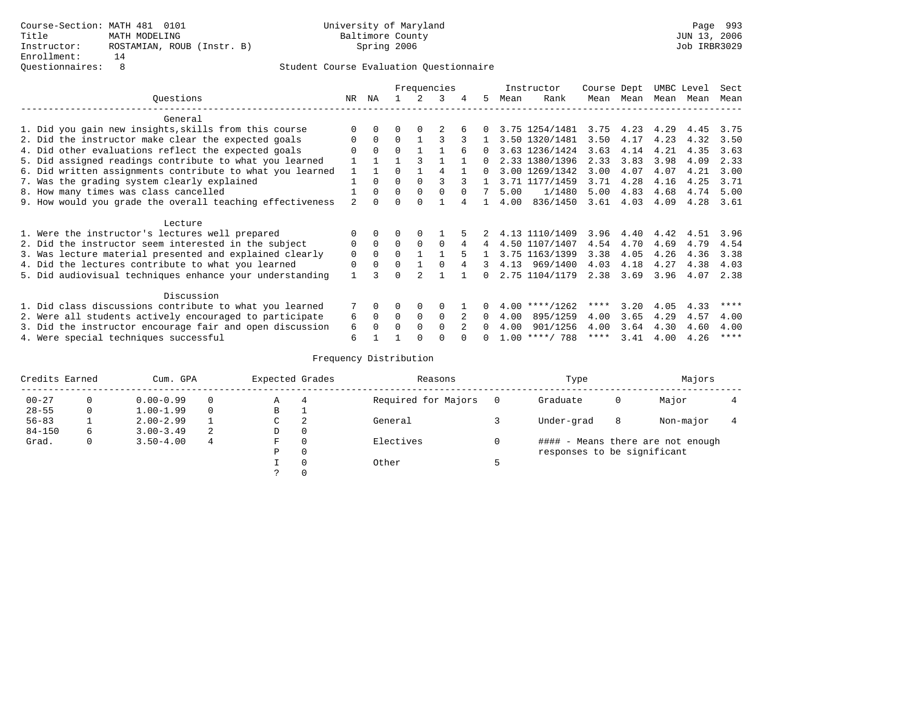Course-Section: MATH 481 0101
Title: MATH MODELING
Instructor: ROSTAMIAN, ROUB (Instr. B)
Enrollment: 14
Questionnaires: 8

University of Maryland
Baltimore County
Spring 2006

JUN 13, 2006
Job IRBR3029

Student Course Evaluation Questionnaire

| Questions | NR | NA | 1 | 2 | 3 | 4 | 5 | Instructor Mean | Instructor Rank | Course Mean | Dept Mean | UMBC Mean | Level Mean | Sect Mean |
|---|---|---|---|---|---|---|---|---|---|---|---|---|---|---|
| **General** | | | | | | | | | | | | | | |
| 1. Did you gain new insights,skills from this course | 0 | 0 | 0 | 0 | 2 | 6 | 0 | 3.75 | 1254/1481 | 3.75 | 4.23 | 4.29 | 4.45 | 3.75 |
| 2. Did the instructor make clear the expected goals | 0 | 0 | 0 | 1 | 3 | 3 | 1 | 3.50 | 1320/1481 | 3.50 | 4.17 | 4.23 | 4.32 | 3.50 |
| 4. Did other evaluations reflect the expected goals | 0 | 0 | 0 | 1 | 1 | 6 | 0 | 3.63 | 1236/1424 | 3.63 | 4.14 | 4.21 | 4.35 | 3.63 |
| 5. Did assigned readings contribute to what you learned | 1 | 1 | 1 | 3 | 1 | 1 | 0 | 2.33 | 1380/1396 | 2.33 | 3.83 | 3.98 | 4.09 | 2.33 |
| 6. Did written assignments contribute to what you learned | 1 | 1 | 0 | 1 | 4 | 1 | 0 | 3.00 | 1269/1342 | 3.00 | 4.07 | 4.07 | 4.21 | 3.00 |
| 7. Was the grading system clearly explained | 1 | 0 | 0 | 0 | 3 | 3 | 1 | 3.71 | 1177/1459 | 3.71 | 4.28 | 4.16 | 4.25 | 3.71 |
| 8. How many times was class cancelled | 1 | 0 | 0 | 0 | 0 | 0 | 7 | 5.00 | 1/1480 | 5.00 | 4.83 | 4.68 | 4.74 | 5.00 |
| 9. How would you grade the overall teaching effectiveness | 2 | 0 | 0 | 0 | 1 | 4 | 1 | 4.00 | 836/1450 | 3.61 | 4.03 | 4.09 | 4.28 | 3.61 |
| **Lecture** | | | | | | | | | | | | | | |
| 1. Were the instructor's lectures well prepared | 0 | 0 | 0 | 0 | 1 | 5 | 2 | 4.13 | 1110/1409 | 3.96 | 4.40 | 4.42 | 4.51 | 3.96 |
| 2. Did the instructor seem interested in the subject | 0 | 0 | 0 | 0 | 0 | 4 | 4 | 4.50 | 1107/1407 | 4.54 | 4.70 | 4.69 | 4.79 | 4.54 |
| 3. Was lecture material presented and explained clearly | 0 | 0 | 0 | 1 | 1 | 5 | 1 | 3.75 | 1163/1399 | 3.38 | 4.05 | 4.26 | 4.36 | 3.38 |
| 4. Did the lectures contribute to what you learned | 0 | 0 | 0 | 1 | 0 | 4 | 3 | 4.13 | 969/1400 | 4.03 | 4.18 | 4.27 | 4.38 | 4.03 |
| 5. Did audiovisual techniques enhance your understanding | 1 | 3 | 0 | 2 | 1 | 1 | 0 | 2.75 | 1104/1179 | 2.38 | 3.69 | 3.96 | 4.07 | 2.38 |
| **Discussion** | | | | | | | | | | | | | | |
| 1. Did class discussions contribute to what you learned | 7 | 0 | 0 | 0 | 0 | 1 | 0 | 4.00 | ****/1262 | **** | 3.20 | 4.05 | 4.33 | **** |
| 2. Were all students actively encouraged to participate | 6 | 0 | 0 | 0 | 0 | 2 | 0 | 4.00 | 895/1259 | 4.00 | 3.65 | 4.29 | 4.57 | 4.00 |
| 3. Did the instructor encourage fair and open discussion | 6 | 0 | 0 | 0 | 0 | 2 | 0 | 4.00 | 901/1256 | 4.00 | 3.64 | 4.30 | 4.60 | 4.00 |
| 4. Were special techniques successful | 6 | 1 | 1 | 0 | 0 | 0 | 0 | 1.00 | ****/ 788 | **** | 3.41 | 4.00 | 4.26 | **** |

Frequency Distribution

| Credits Earned | | Cum. GPA | | Expected Grades | | Reasons | | Type | | Majors | |
|---|---|---|---|---|---|---|---|---|---|---|---|
| 00-27 | 0 | 0.00-0.99 | 0 | A | 4 | Required for Majors | 0 | Graduate | 0 | Major | 4 |
| 28-55 | 0 | 1.00-1.99 | 0 | B | 1 | | | | | | |
| 56-83 | 1 | 2.00-2.99 | 1 | C | 2 | General | 3 | Under-grad | 8 | Non-major | 4 |
| 84-150 | 6 | 3.00-3.49 | 2 | D | 0 | | | | | | |
| Grad. | 0 | 3.50-4.00 | 4 | F | 0 | Electives | 0 | #### - Means there are not enough responses to be significant | | | |
| | | | | P | 0 | | | | | | |
| | | | | I | 0 | Other | 5 | | | | |
| | | | | ? | 0 | | | | | | |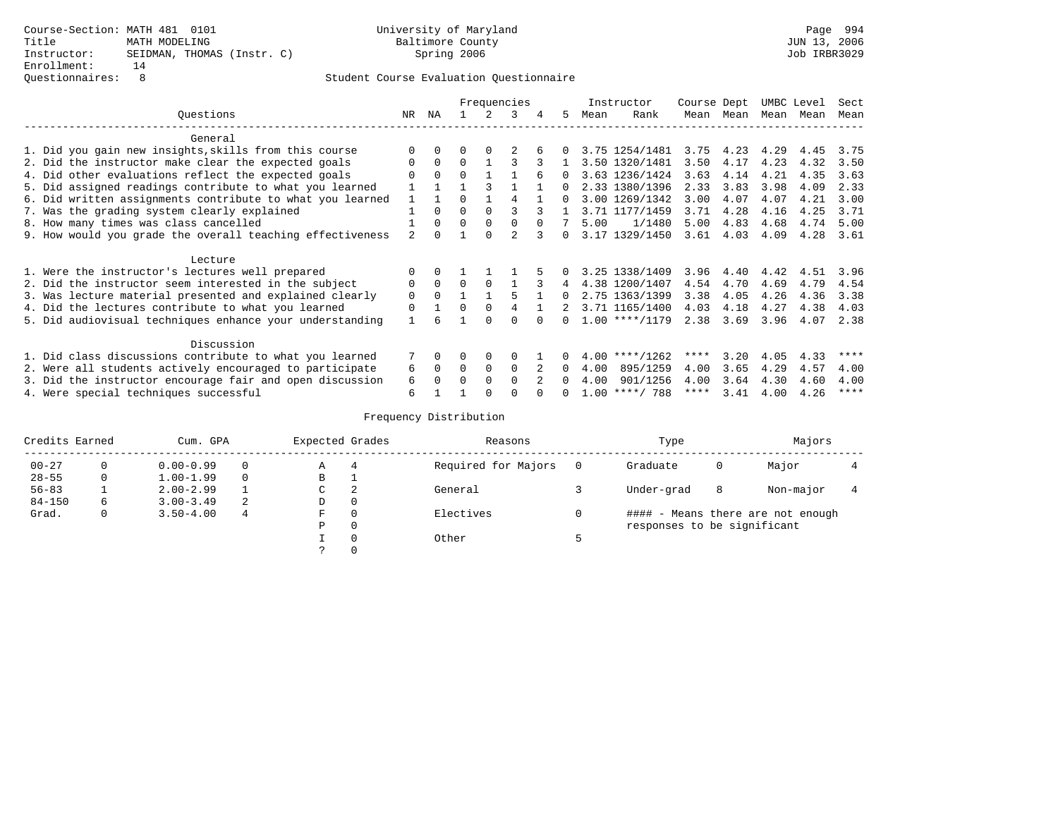Course-Section: MATH 481 0101
Title: MATH MODELING
Instructor: SEIDMAN, THOMAS (Instr. C)
Enrollment: 14
Questionnaires: 8

University of Maryland
Baltimore County
Spring 2006

Page 994
JUN 13, 2006
Job IRBR3029

Student Course Evaluation Questionnaire

| Questions | NR | NA | 1 | 2 | 3 | 4 | 5 | Instructor Mean | Instructor Rank | Course Mean | Dept Mean | UMBC Mean | Level Mean | Sect Mean |
|---|---|---|---|---|---|---|---|---|---|---|---|---|---|---|
| **General** | | | | | | | | | | | | | | |
| 1. Did you gain new insights,skills from this course | 0 | 0 | 0 | 0 | 2 | 6 | 0 | 3.75 | 1254/1481 | 3.75 | 4.23 | 4.29 | 4.45 | 3.75 |
| 2. Did the instructor make clear the expected goals | 0 | 0 | 0 | 1 | 3 | 3 | 1 | 3.50 | 1320/1481 | 3.50 | 4.17 | 4.23 | 4.32 | 3.50 |
| 4. Did other evaluations reflect the expected goals | 0 | 0 | 0 | 1 | 1 | 6 | 0 | 3.63 | 1236/1424 | 3.63 | 4.14 | 4.21 | 4.35 | 3.63 |
| 5. Did assigned readings contribute to what you learned | 1 | 1 | 1 | 3 | 1 | 1 | 0 | 2.33 | 1380/1396 | 2.33 | 3.83 | 3.98 | 4.09 | 2.33 |
| 6. Did written assignments contribute to what you learned | 1 | 1 | 0 | 1 | 4 | 1 | 0 | 3.00 | 1269/1342 | 3.00 | 4.07 | 4.07 | 4.21 | 3.00 |
| 7. Was the grading system clearly explained | 1 | 0 | 0 | 0 | 3 | 3 | 1 | 3.71 | 1177/1459 | 3.71 | 4.28 | 4.16 | 4.25 | 3.71 |
| 8. How many times was class cancelled | 1 | 0 | 0 | 0 | 0 | 0 | 7 | 5.00 | 1/1480 | 5.00 | 4.83 | 4.68 | 4.74 | 5.00 |
| 9. How would you grade the overall teaching effectiveness | 2 | 0 | 1 | 0 | 2 | 3 | 0 | 3.17 | 1329/1450 | 3.61 | 4.03 | 4.09 | 4.28 | 3.61 |
| **Lecture** | | | | | | | | | | | | | | |
| 1. Were the instructor's lectures well prepared | 0 | 0 | 1 | 1 | 1 | 5 | 0 | 3.25 | 1338/1409 | 3.96 | 4.40 | 4.42 | 4.51 | 3.96 |
| 2. Did the instructor seem interested in the subject | 0 | 0 | 0 | 0 | 1 | 3 | 4 | 4.38 | 1200/1407 | 4.54 | 4.70 | 4.69 | 4.79 | 4.54 |
| 3. Was lecture material presented and explained clearly | 0 | 0 | 1 | 1 | 5 | 1 | 0 | 2.75 | 1363/1399 | 3.38 | 4.05 | 4.26 | 4.36 | 3.38 |
| 4. Did the lectures contribute to what you learned | 0 | 1 | 0 | 0 | 4 | 1 | 2 | 3.71 | 1165/1400 | 4.03 | 4.18 | 4.27 | 4.38 | 4.03 |
| 5. Did audiovisual techniques enhance your understanding | 1 | 6 | 1 | 0 | 0 | 0 | 0 | 1.00 | ****/1179 | 2.38 | 3.69 | 3.96 | 4.07 | 2.38 |
| **Discussion** | | | | | | | | | | | | | | |
| 1. Did class discussions contribute to what you learned | 7 | 0 | 0 | 0 | 0 | 1 | 0 | 4.00 | ****/1262 | **** | 3.20 | 4.05 | 4.33 | **** |
| 2. Were all students actively encouraged to participate | 6 | 0 | 0 | 0 | 0 | 2 | 0 | 4.00 | 895/1259 | 4.00 | 3.65 | 4.29 | 4.57 | 4.00 |
| 3. Did the instructor encourage fair and open discussion | 6 | 0 | 0 | 0 | 0 | 2 | 0 | 4.00 | 901/1256 | 4.00 | 3.64 | 4.30 | 4.60 | 4.00 |
| 4. Were special techniques successful | 6 | 1 | 1 | 0 | 0 | 0 | 0 | 1.00 | ****/ 788 | **** | 3.41 | 4.00 | 4.26 | **** |

Frequency Distribution

| Credits Earned | | Cum. GPA | | Expected Grades | | Reasons | | Type | | Majors | |
|---|---|---|---|---|---|---|---|---|---|---|---|
| 00-27 | 0 | 0.00-0.99 | 0 | A | 4 | Required for Majors | 0 | Graduate | 0 | Major | 4 |
| 28-55 | 0 | 1.00-1.99 | 0 | B | 1 | | | | | | |
| 56-83 | 1 | 2.00-2.99 | 1 | C | 2 | General | 3 | Under-grad | 8 | Non-major | 4 |
| 84-150 | 6 | 3.00-3.49 | 2 | D | 0 | | | | | | |
| Grad. | 0 | 3.50-4.00 | 4 | F | 0 | Electives | 0 | #### - Means there are not enough responses to be significant | | | |
| | | | | P | 0 | | | | | | |
| | | | | I | 0 | Other | 5 | | | | |
| | | | | ? | 0 | | | | | | |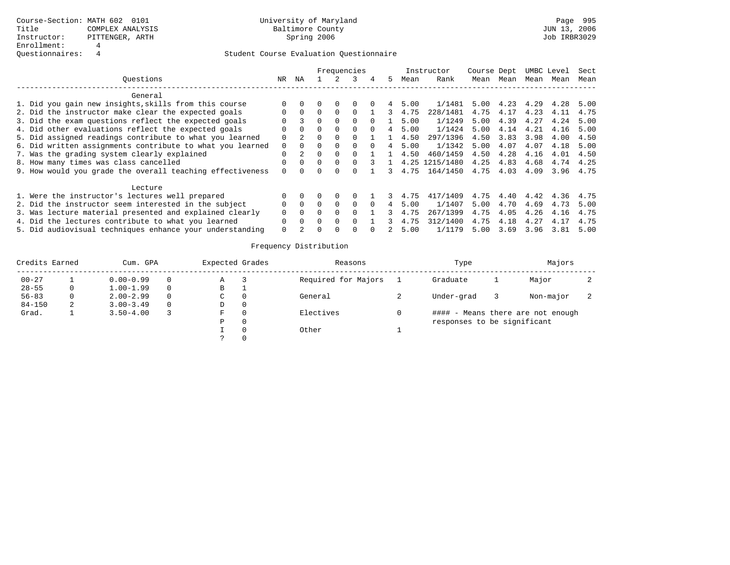Course-Section: MATH 602 0101
Title: COMPLEX ANALYSIS
Instructor: PITTENGER, ARTH
Enrollment: 4
Questionnaires: 4

University of Maryland
Baltimore County
Spring 2006

JUN 13, 2006
Job IRBR3029

## Student Course Evaluation Questionnaire

| Questions | NR | NA | 1 | 2 | 3 | 4 | 5 | Instructor Mean | Instructor Rank | Course Mean | Dept Mean | UMBC Mean | Level Mean | Sect Mean |
|---|---|---|---|---|---|---|---|---|---|---|---|---|---|---|
| **General** | | | | | | | | | | | | | | |
| 1. Did you gain new insights,skills from this course | 0 | 0 | 0 | 0 | 0 | 0 | 4 | 5.00 | 1/1481 | 5.00 | 4.23 | 4.29 | 4.28 | 5.00 |
| 2. Did the instructor make clear the expected goals | 0 | 0 | 0 | 0 | 0 | 1 | 3 | 4.75 | 228/1481 | 4.75 | 4.17 | 4.23 | 4.11 | 4.75 |
| 3. Did the exam questions reflect the expected goals | 0 | 3 | 0 | 0 | 0 | 0 | 1 | 5.00 | 1/1249 | 5.00 | 4.39 | 4.27 | 4.24 | 5.00 |
| 4. Did other evaluations reflect the expected goals | 0 | 0 | 0 | 0 | 0 | 0 | 4 | 5.00 | 1/1424 | 5.00 | 4.14 | 4.21 | 4.16 | 5.00 |
| 5. Did assigned readings contribute to what you learned | 0 | 2 | 0 | 0 | 0 | 1 | 1 | 4.50 | 297/1396 | 4.50 | 3.83 | 3.98 | 4.00 | 4.50 |
| 6. Did written assignments contribute to what you learned | 0 | 0 | 0 | 0 | 0 | 0 | 4 | 5.00 | 1/1342 | 5.00 | 4.07 | 4.07 | 4.18 | 5.00 |
| 7. Was the grading system clearly explained | 0 | 2 | 0 | 0 | 0 | 1 | 1 | 4.50 | 460/1459 | 4.50 | 4.28 | 4.16 | 4.01 | 4.50 |
| 8. How many times was class cancelled | 0 | 0 | 0 | 0 | 0 | 3 | 1 | 4.25 | 1215/1480 | 4.25 | 4.83 | 4.68 | 4.74 | 4.25 |
| 9. How would you grade the overall teaching effectiveness | 0 | 0 | 0 | 0 | 0 | 1 | 3 | 4.75 | 164/1450 | 4.75 | 4.03 | 4.09 | 3.96 | 4.75 |
| **Lecture** | | | | | | | | | | | | | | |
| 1. Were the instructor's lectures well prepared | 0 | 0 | 0 | 0 | 0 | 1 | 3 | 4.75 | 417/1409 | 4.75 | 4.40 | 4.42 | 4.36 | 4.75 |
| 2. Did the instructor seem interested in the subject | 0 | 0 | 0 | 0 | 0 | 0 | 4 | 5.00 | 1/1407 | 5.00 | 4.70 | 4.69 | 4.73 | 5.00 |
| 3. Was lecture material presented and explained clearly | 0 | 0 | 0 | 0 | 0 | 1 | 3 | 4.75 | 267/1399 | 4.75 | 4.05 | 4.26 | 4.16 | 4.75 |
| 4. Did the lectures contribute to what you learned | 0 | 0 | 0 | 0 | 0 | 1 | 3 | 4.75 | 312/1400 | 4.75 | 4.18 | 4.27 | 4.17 | 4.75 |
| 5. Did audiovisual techniques enhance your understanding | 0 | 2 | 0 | 0 | 0 | 0 | 2 | 5.00 | 1/1179 | 5.00 | 3.69 | 3.96 | 3.81 | 5.00 |

## Frequency Distribution

| Credits Earned | | Cum. GPA | | Expected Grades | | Reasons | | Type | | Majors | |
|---|---|---|---|---|---|---|---|---|---|---|---|
| 00-27 | 1 | 0.00-0.99 | 0 | A | 3 | Required for Majors | 1 | Graduate | 1 | Major | 2 |
| 28-55 | 0 | 1.00-1.99 | 0 | B | 1 | | | | | | |
| 56-83 | 0 | 2.00-2.99 | 0 | C | 0 | General | 2 | Under-grad | 3 | Non-major | 2 |
| 84-150 | 2 | 3.00-3.49 | 0 | D | 0 | | | | | | |
| Grad. | 1 | 3.50-4.00 | 3 | F | 0 | Electives | 0 | #### - Means there are not enough responses to be significant | | | |
| | | | | P | 0 | | | | | | |
| | | | | I | 0 | Other | 1 | | | | |
| | | | | ? | 0 | | | | | | |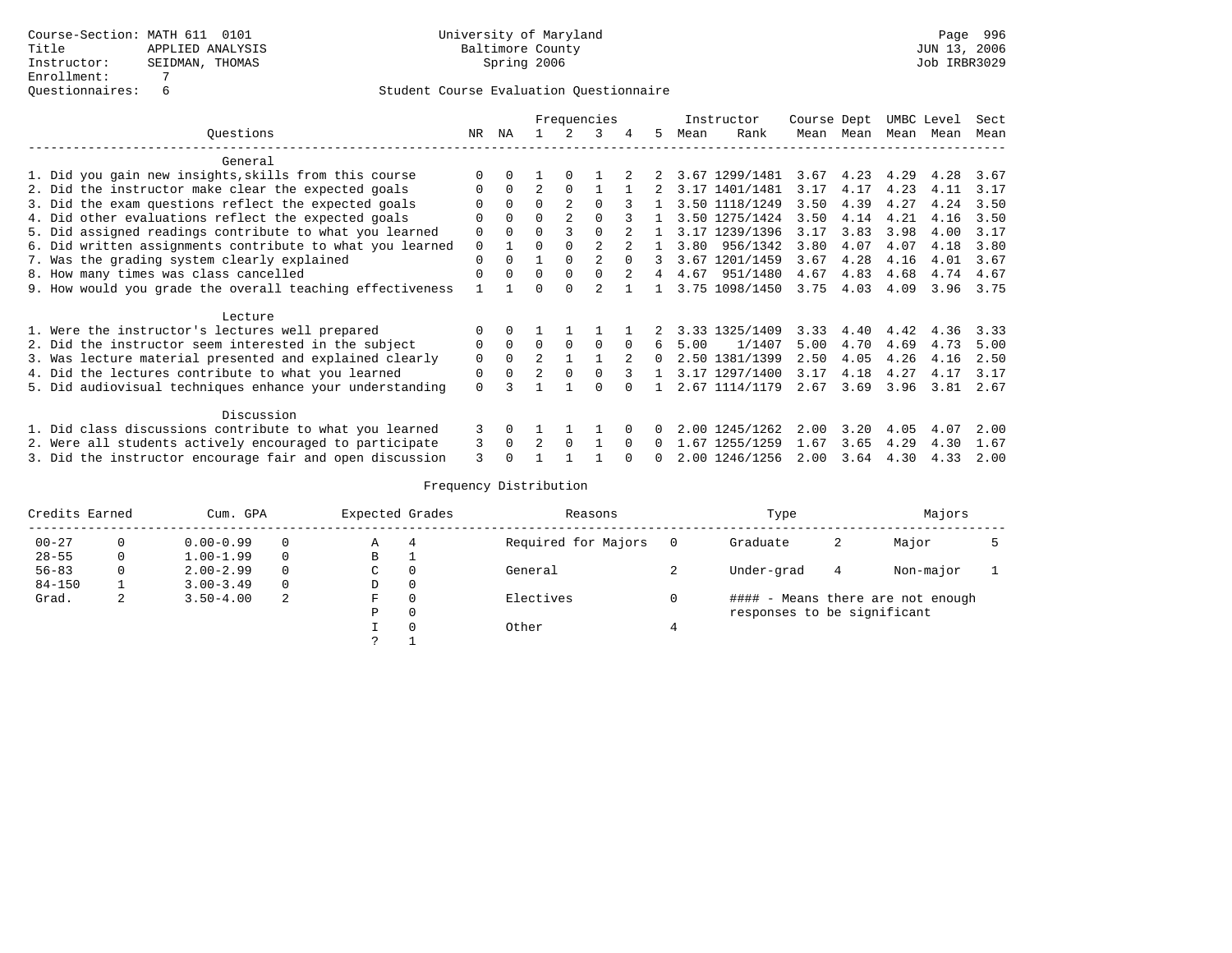Course-Section: MATH 611 0101
Title: APPLIED ANALYSIS
Instructor: SEIDMAN, THOMAS
Enrollment: 7
Questionnaires: 6

University of Maryland
Baltimore County
Spring 2006

JUN 13, 2006
Job IRBR3029

## Student Course Evaluation Questionnaire

| Questions | NR | NA | 1 | 2 | 3 | 4 | 5 | Instructor Mean | Instructor Rank | Course Mean | Dept Mean | UMBC Mean | Level Mean | Sect Mean |
|---|---|---|---|---|---|---|---|---|---|---|---|---|---|---|
| **General** | | | | | | | | | | | | | | |
| 1. Did you gain new insights,skills from this course | 0 | 0 | 1 | 0 | 1 | 2 | 2 | 3.67 | 1299/1481 | 3.67 | 4.23 | 4.29 | 4.28 | 3.67 |
| 2. Did the instructor make clear the expected goals | 0 | 0 | 2 | 0 | 1 | 1 | 2 | 3.17 | 1401/1481 | 3.17 | 4.17 | 4.23 | 4.11 | 3.17 |
| 3. Did the exam questions reflect the expected goals | 0 | 0 | 0 | 2 | 0 | 3 | 1 | 3.50 | 1118/1249 | 3.50 | 4.39 | 4.27 | 4.24 | 3.50 |
| 4. Did other evaluations reflect the expected goals | 0 | 0 | 0 | 2 | 0 | 3 | 1 | 3.50 | 1275/1424 | 3.50 | 4.14 | 4.21 | 4.16 | 3.50 |
| 5. Did assigned readings contribute to what you learned | 0 | 0 | 0 | 3 | 0 | 2 | 1 | 3.17 | 1239/1396 | 3.17 | 3.83 | 3.98 | 4.00 | 3.17 |
| 6. Did written assignments contribute to what you learned | 0 | 1 | 0 | 0 | 2 | 2 | 1 | 3.80 | 956/1342 | 3.80 | 4.07 | 4.07 | 4.18 | 3.80 |
| 7. Was the grading system clearly explained | 0 | 0 | 1 | 0 | 2 | 0 | 3 | 3.67 | 1201/1459 | 3.67 | 4.28 | 4.16 | 4.01 | 3.67 |
| 8. How many times was class cancelled | 0 | 0 | 0 | 0 | 0 | 2 | 4 | 4.67 | 951/1480 | 4.67 | 4.83 | 4.68 | 4.74 | 4.67 |
| 9. How would you grade the overall teaching effectiveness | 1 | 1 | 0 | 0 | 2 | 1 | 1 | 3.75 | 1098/1450 | 3.75 | 4.03 | 4.09 | 3.96 | 3.75 |
| **Lecture** | | | | | | | | | | | | | | |
| 1. Were the instructor's lectures well prepared | 0 | 0 | 1 | 1 | 1 | 1 | 2 | 3.33 | 1325/1409 | 3.33 | 4.40 | 4.42 | 4.36 | 3.33 |
| 2. Did the instructor seem interested in the subject | 0 | 0 | 0 | 0 | 0 | 0 | 6 | 5.00 | 1/1407 | 5.00 | 4.70 | 4.69 | 4.73 | 5.00 |
| 3. Was lecture material presented and explained clearly | 0 | 0 | 2 | 1 | 1 | 2 | 0 | 2.50 | 1381/1399 | 2.50 | 4.05 | 4.26 | 4.16 | 2.50 |
| 4. Did the lectures contribute to what you learned | 0 | 0 | 2 | 0 | 0 | 3 | 1 | 3.17 | 1297/1400 | 3.17 | 4.18 | 4.27 | 4.17 | 3.17 |
| 5. Did audiovisual techniques enhance your understanding | 0 | 3 | 1 | 1 | 0 | 0 | 1 | 2.67 | 1114/1179 | 2.67 | 3.69 | 3.96 | 3.81 | 2.67 |
| **Discussion** | | | | | | | | | | | | | | |
| 1. Did class discussions contribute to what you learned | 3 | 0 | 1 | 1 | 1 | 0 | 0 | 2.00 | 1245/1262 | 2.00 | 3.20 | 4.05 | 4.07 | 2.00 |
| 2. Were all students actively encouraged to participate | 3 | 0 | 2 | 0 | 1 | 0 | 0 | 1.67 | 1255/1259 | 1.67 | 3.65 | 4.29 | 4.30 | 1.67 |
| 3. Did the instructor encourage fair and open discussion | 3 | 0 | 1 | 1 | 1 | 0 | 0 | 2.00 | 1246/1256 | 2.00 | 3.64 | 4.30 | 4.33 | 2.00 |

## Frequency Distribution

| Credits Earned | | Cum. GPA | | Expected Grades | | Reasons | | Type | | Majors | |
|---|---|---|---|---|---|---|---|---|---|---|---|
| 00-27 | 0 | 0.00-0.99 | 0 | A | 4 | Required for Majors | 0 | Graduate | 2 | Major | 5 |
| 28-55 | 0 | 1.00-1.99 | 0 | B | 1 | | | | | | |
| 56-83 | 0 | 2.00-2.99 | 0 | C | 0 | General | 2 | Under-grad | 4 | Non-major | 1 |
| 84-150 | 1 | 3.00-3.49 | 0 | D | 0 | | | | | | |
| Grad. | 2 | 3.50-4.00 | 2 | F | 0 | Electives | 0 | #### - Means there are not enough responses to be significant | | | |
| | | | | P | 0 | | | | | | |
| | | | | I | 0 | Other | 4 | | | | |
| | | | | ? | 1 | | | | | | |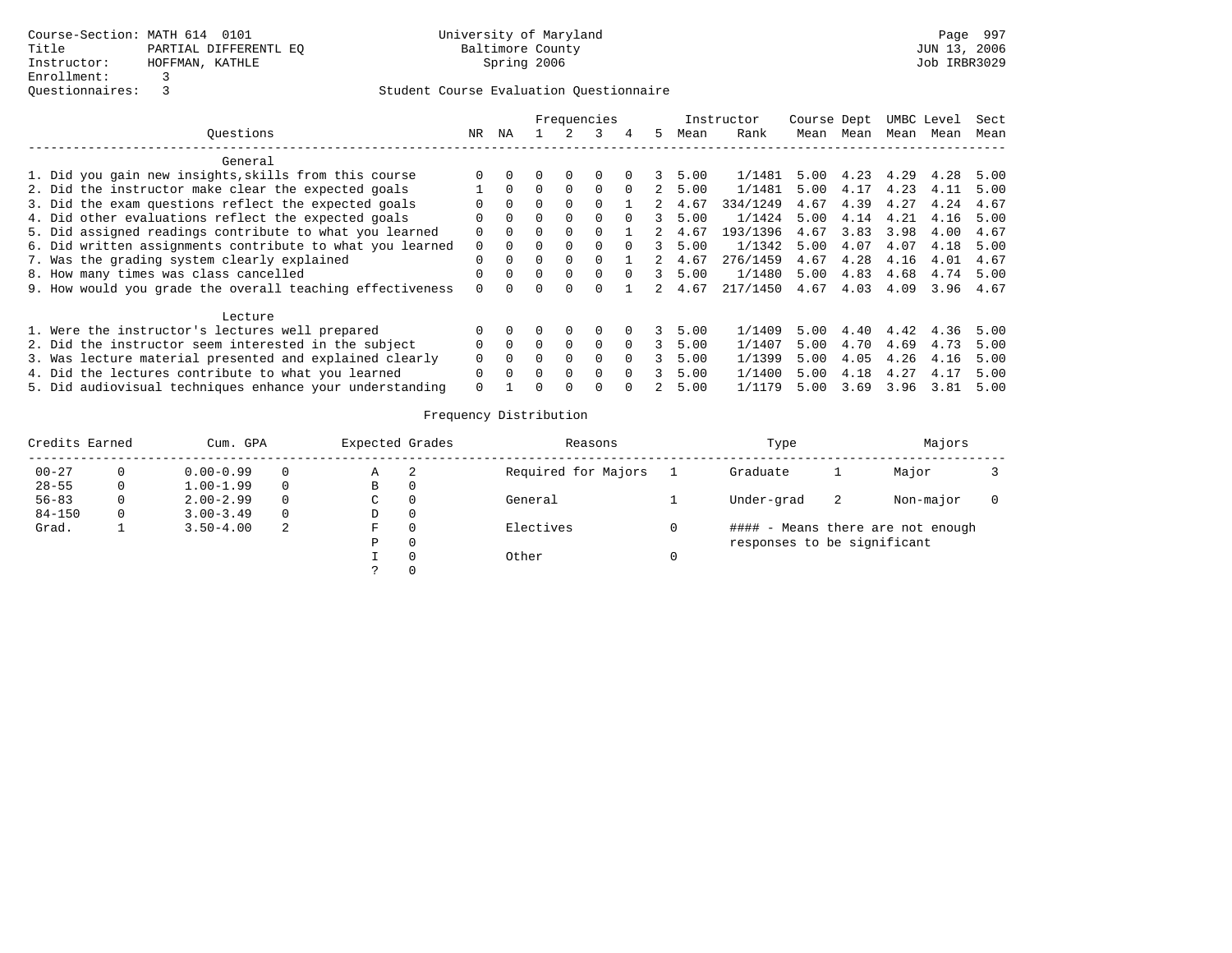Course-Section: MATH 614 0101
Title: PARTIAL DIFFERENTL EQ
Instructor: HOFFMAN, KATHLE
Enrollment: 3
Questionnaires: 3

University of Maryland
Baltimore County
Spring 2006

JUN 13, 2006
Job IRBR3029

Student Course Evaluation Questionnaire

| Questions | NR | NA | 1 | 2 | 3 | 4 | 5 | Instructor Mean | Instructor Rank | Course Mean | Dept Mean | UMBC Mean | Level Mean | Sect Mean |
|---|---|---|---|---|---|---|---|---|---|---|---|---|---|---|
| **General** | | | | | | | | | | | | | | |
| 1. Did you gain new insights,skills from this course | 0 | 0 | 0 | 0 | 0 | 0 | 3 | 5.00 | 1/1481 | 5.00 | 4.23 | 4.29 | 4.28 | 5.00 |
| 2. Did the instructor make clear the expected goals | 1 | 0 | 0 | 0 | 0 | 0 | 2 | 5.00 | 1/1481 | 5.00 | 4.17 | 4.23 | 4.11 | 5.00 |
| 3. Did the exam questions reflect the expected goals | 0 | 0 | 0 | 0 | 0 | 1 | 2 | 4.67 | 334/1249 | 4.67 | 4.39 | 4.27 | 4.24 | 4.67 |
| 4. Did other evaluations reflect the expected goals | 0 | 0 | 0 | 0 | 0 | 0 | 3 | 5.00 | 1/1424 | 5.00 | 4.14 | 4.21 | 4.16 | 5.00 |
| 5. Did assigned readings contribute to what you learned | 0 | 0 | 0 | 0 | 0 | 1 | 2 | 4.67 | 193/1396 | 4.67 | 3.83 | 3.98 | 4.00 | 4.67 |
| 6. Did written assignments contribute to what you learned | 0 | 0 | 0 | 0 | 0 | 0 | 3 | 5.00 | 1/1342 | 5.00 | 4.07 | 4.07 | 4.18 | 5.00 |
| 7. Was the grading system clearly explained | 0 | 0 | 0 | 0 | 0 | 1 | 2 | 4.67 | 276/1459 | 4.67 | 4.28 | 4.16 | 4.01 | 4.67 |
| 8. How many times was class cancelled | 0 | 0 | 0 | 0 | 0 | 0 | 3 | 5.00 | 1/1480 | 5.00 | 4.83 | 4.68 | 4.74 | 5.00 |
| 9. How would you grade the overall teaching effectiveness | 0 | 0 | 0 | 0 | 0 | 1 | 2 | 4.67 | 217/1450 | 4.67 | 4.03 | 4.09 | 3.96 | 4.67 |
| **Lecture** | | | | | | | | | | | | | | |
| 1. Were the instructor's lectures well prepared | 0 | 0 | 0 | 0 | 0 | 0 | 3 | 5.00 | 1/1409 | 5.00 | 4.40 | 4.42 | 4.36 | 5.00 |
| 2. Did the instructor seem interested in the subject | 0 | 0 | 0 | 0 | 0 | 0 | 3 | 5.00 | 1/1407 | 5.00 | 4.70 | 4.69 | 4.73 | 5.00 |
| 3. Was lecture material presented and explained clearly | 0 | 0 | 0 | 0 | 0 | 0 | 3 | 5.00 | 1/1399 | 5.00 | 4.05 | 4.26 | 4.16 | 5.00 |
| 4. Did the lectures contribute to what you learned | 0 | 0 | 0 | 0 | 0 | 0 | 3 | 5.00 | 1/1400 | 5.00 | 4.18 | 4.27 | 4.17 | 5.00 |
| 5. Did audiovisual techniques enhance your understanding | 0 | 1 | 0 | 0 | 0 | 0 | 2 | 5.00 | 1/1179 | 5.00 | 3.69 | 3.96 | 3.81 | 5.00 |

Frequency Distribution

| Credits Earned | | Cum. GPA | | Expected Grades | | Reasons | | Type | | Majors | |
|---|---|---|---|---|---|---|---|---|---|---|---|
| 00-27 | 0 | 0.00-0.99 | 0 | A | 2 | Required for Majors | 1 | Graduate | 1 | Major | 3 |
| 28-55 | 0 | 1.00-1.99 | 0 | B | 0 | | | | | | |
| 56-83 | 0 | 2.00-2.99 | 0 | C | 0 | General | 1 | Under-grad | 2 | Non-major | 0 |
| 84-150 | 0 | 3.00-3.49 | 0 | D | 0 | | | | | | |
| Grad. | 1 | 3.50-4.00 | 2 | F | 0 | Electives | 0 | | | | |
| | | | | P | 0 | | | | | | |
| | | | | I | 0 | Other | 0 | | | | |
| | | | | ? | 0 | | | | | | |

#### - Means there are not enough responses to be significant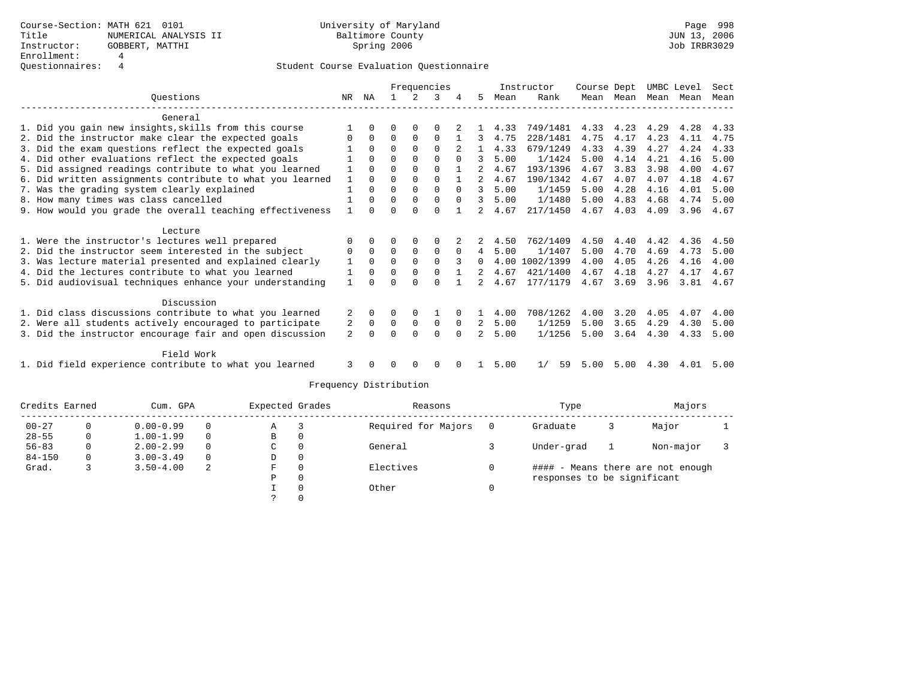Course-Section: MATH 621 0101
Title: NUMERICAL ANALYSIS II
Instructor: GOBBERT, MATTHI
Enrollment: 4
Questionnaires: 4

University of Maryland
Baltimore County
Spring 2006

Student Course Evaluation Questionnaire

| Questions | NR | NA | 1 | 2 | 3 | 4 | 5 | Instructor Mean | Instructor Rank | Course Mean | Dept Mean | UMBC Mean | Level Mean | Sect Mean |
|---|---|---|---|---|---|---|---|---|---|---|---|---|---|---|
| **General** | | | | | | | | | | | | | | |
| 1. Did you gain new insights,skills from this course | 1 | 0 | 0 | 0 | 0 | 2 | 1 | 4.33 | 749/1481 | 4.33 | 4.23 | 4.29 | 4.28 | 4.33 |
| 2. Did the instructor make clear the expected goals | 0 | 0 | 0 | 0 | 0 | 1 | 3 | 4.75 | 228/1481 | 4.75 | 4.17 | 4.23 | 4.11 | 4.75 |
| 3. Did the exam questions reflect the expected goals | 1 | 0 | 0 | 0 | 0 | 2 | 1 | 4.33 | 679/1249 | 4.33 | 4.39 | 4.27 | 4.24 | 4.33 |
| 4. Did other evaluations reflect the expected goals | 1 | 0 | 0 | 0 | 0 | 0 | 3 | 5.00 | 1/1424 | 5.00 | 4.14 | 4.21 | 4.16 | 5.00 |
| 5. Did assigned readings contribute to what you learned | 1 | 0 | 0 | 0 | 0 | 1 | 2 | 4.67 | 193/1396 | 4.67 | 3.83 | 3.98 | 4.00 | 4.67 |
| 6. Did written assignments contribute to what you learned | 1 | 0 | 0 | 0 | 0 | 1 | 2 | 4.67 | 190/1342 | 4.67 | 4.07 | 4.07 | 4.18 | 4.67 |
| 7. Was the grading system clearly explained | 1 | 0 | 0 | 0 | 0 | 0 | 3 | 5.00 | 1/1459 | 5.00 | 4.28 | 4.16 | 4.01 | 5.00 |
| 8. How many times was class cancelled | 1 | 0 | 0 | 0 | 0 | 0 | 3 | 5.00 | 1/1480 | 5.00 | 4.83 | 4.68 | 4.74 | 5.00 |
| 9. How would you grade the overall teaching effectiveness | 1 | 0 | 0 | 0 | 0 | 1 | 2 | 4.67 | 217/1450 | 4.67 | 4.03 | 4.09 | 3.96 | 4.67 |
| **Lecture** | | | | | | | | | | | | | | |
| 1. Were the instructor's lectures well prepared | 0 | 0 | 0 | 0 | 0 | 2 | 2 | 4.50 | 762/1409 | 4.50 | 4.40 | 4.42 | 4.36 | 4.50 |
| 2. Did the instructor seem interested in the subject | 0 | 0 | 0 | 0 | 0 | 0 | 4 | 5.00 | 1/1407 | 5.00 | 4.70 | 4.69 | 4.73 | 5.00 |
| 3. Was lecture material presented and explained clearly | 1 | 0 | 0 | 0 | 0 | 3 | 0 | 4.00 | 1002/1399 | 4.00 | 4.05 | 4.26 | 4.16 | 4.00 |
| 4. Did the lectures contribute to what you learned | 1 | 0 | 0 | 0 | 0 | 1 | 2 | 4.67 | 421/1400 | 4.67 | 4.18 | 4.27 | 4.17 | 4.67 |
| 5. Did audiovisual techniques enhance your understanding | 1 | 0 | 0 | 0 | 0 | 1 | 2 | 4.67 | 177/1179 | 4.67 | 3.69 | 3.96 | 3.81 | 4.67 |
| **Discussion** | | | | | | | | | | | | | | |
| 1. Did class discussions contribute to what you learned | 2 | 0 | 0 | 0 | 1 | 0 | 1 | 4.00 | 708/1262 | 4.00 | 3.20 | 4.05 | 4.07 | 4.00 |
| 2. Were all students actively encouraged to participate | 2 | 0 | 0 | 0 | 0 | 0 | 2 | 5.00 | 1/1259 | 5.00 | 3.65 | 4.29 | 4.30 | 5.00 |
| 3. Did the instructor encourage fair and open discussion | 2 | 0 | 0 | 0 | 0 | 0 | 2 | 5.00 | 1/1256 | 5.00 | 3.64 | 4.30 | 4.33 | 5.00 |
| **Field Work** | | | | | | | | | | | | | | |
| 1. Did field experience contribute to what you learned | 3 | 0 | 0 | 0 | 0 | 0 | 1 | 5.00 | 1/ 59 | 5.00 | 5.00 | 4.30 | 4.01 | 5.00 |

Frequency Distribution

| Credits Earned | | Cum. GPA | | Expected Grades | | Reasons | | Type | | Majors | |
|---|---|---|---|---|---|---|---|---|---|---|---|
| 00-27 | 0 | 0.00-0.99 | 0 | A | 3 | Required for Majors | 0 | Graduate | 3 | Major | 1 |
| 28-55 | 0 | 1.00-1.99 | 0 | B | 0 | | | | | | |
| 56-83 | 0 | 2.00-2.99 | 0 | C | 0 | General | 3 | Under-grad | 1 | Non-major | 3 |
| 84-150 | 0 | 3.00-3.49 | 0 | D | 0 | | | | | | |
| Grad. | 3 | 3.50-4.00 | 2 | F | 0 | Electives | 0 | #### - Means there are not enough responses to be significant | | | |
| | | | | P | 0 | | | | | | |
| | | | | I | 0 | Other | 0 | | | | |
| | | | | ? | 0 | | | | | | |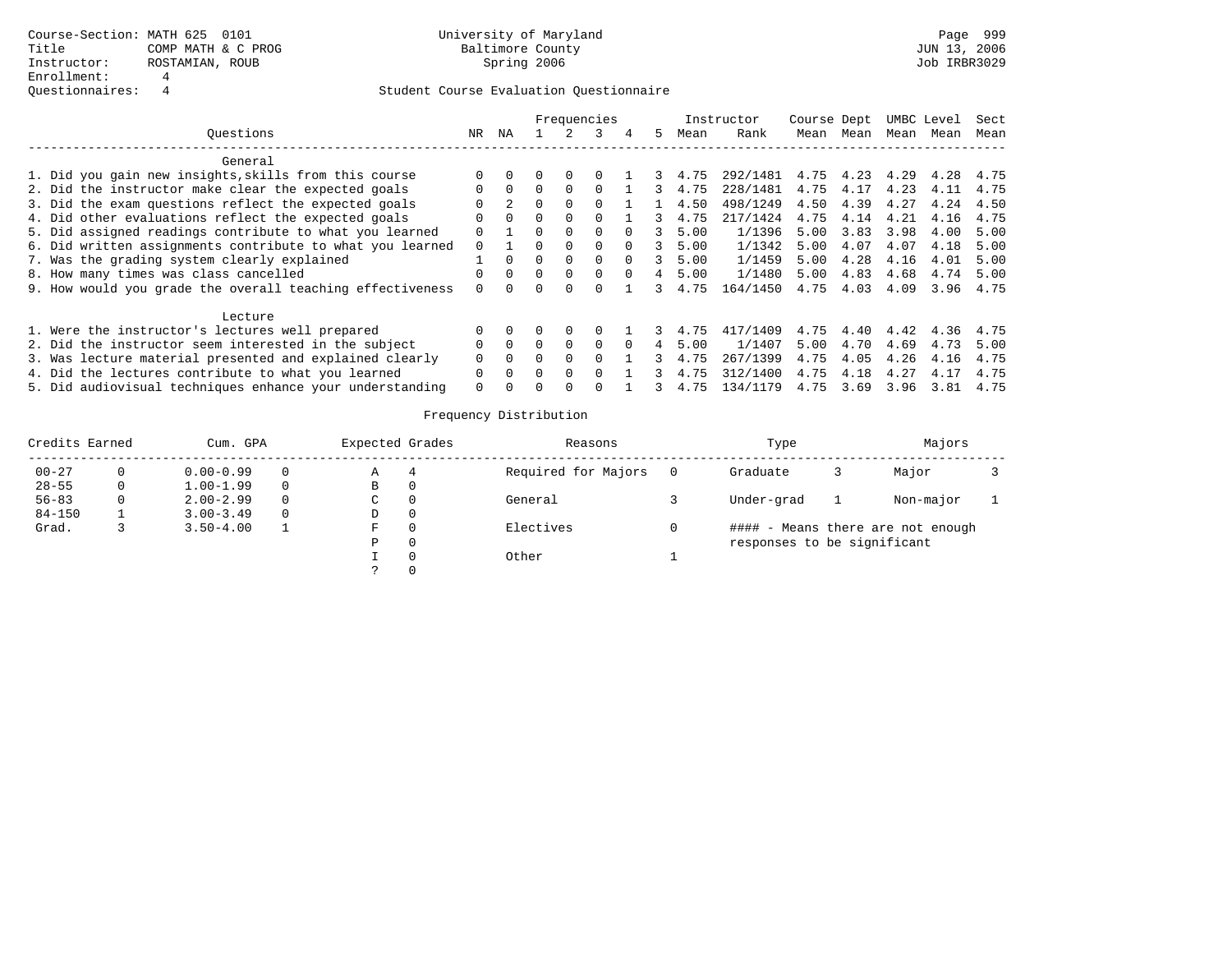Course-Section: MATH 625 0101
Title: COMP MATH & C PROG
Instructor: ROSTAMIAN, ROUB
Enrollment: 4
Questionnaires: 4

University of Maryland
Baltimore County
Spring 2006

JUN 13, 2006
Job IRBR3029

## Student Course Evaluation Questionnaire

| Questions | NR | NA | 1 | 2 | 3 | 4 | 5 | Instructor Mean | Instructor Rank | Course Mean | Dept Mean | UMBC Mean | Level Mean | Sect Mean |
|---|---|---|---|---|---|---|---|---|---|---|---|---|---|---|
| **General** | | | | | | | | | | | | | | |
| 1. Did you gain new insights,skills from this course | 0 | 0 | 0 | 0 | 0 | 1 | 3 | 4.75 | 292/1481 | 4.75 | 4.23 | 4.29 | 4.28 | 4.75 |
| 2. Did the instructor make clear the expected goals | 0 | 0 | 0 | 0 | 0 | 1 | 3 | 4.75 | 228/1481 | 4.75 | 4.17 | 4.23 | 4.11 | 4.75 |
| 3. Did the exam questions reflect the expected goals | 0 | 2 | 0 | 0 | 0 | 1 | 1 | 4.50 | 498/1249 | 4.50 | 4.39 | 4.27 | 4.24 | 4.50 |
| 4. Did other evaluations reflect the expected goals | 0 | 0 | 0 | 0 | 0 | 1 | 3 | 4.75 | 217/1424 | 4.75 | 4.14 | 4.21 | 4.16 | 4.75 |
| 5. Did assigned readings contribute to what you learned | 0 | 1 | 0 | 0 | 0 | 0 | 3 | 5.00 | 1/1396 | 5.00 | 3.83 | 3.98 | 4.00 | 5.00 |
| 6. Did written assignments contribute to what you learned | 0 | 1 | 0 | 0 | 0 | 0 | 3 | 5.00 | 1/1342 | 5.00 | 4.07 | 4.07 | 4.18 | 5.00 |
| 7. Was the grading system clearly explained | 1 | 0 | 0 | 0 | 0 | 0 | 3 | 5.00 | 1/1459 | 5.00 | 4.28 | 4.16 | 4.01 | 5.00 |
| 8. How many times was class cancelled | 0 | 0 | 0 | 0 | 0 | 0 | 4 | 5.00 | 1/1480 | 5.00 | 4.83 | 4.68 | 4.74 | 5.00 |
| 9. How would you grade the overall teaching effectiveness | 0 | 0 | 0 | 0 | 0 | 1 | 3 | 4.75 | 164/1450 | 4.75 | 4.03 | 4.09 | 3.96 | 4.75 |
| **Lecture** | | | | | | | | | | | | | | |
| 1. Were the instructor's lectures well prepared | 0 | 0 | 0 | 0 | 0 | 1 | 3 | 4.75 | 417/1409 | 4.75 | 4.40 | 4.42 | 4.36 | 4.75 |
| 2. Did the instructor seem interested in the subject | 0 | 0 | 0 | 0 | 0 | 0 | 4 | 5.00 | 1/1407 | 5.00 | 4.70 | 4.69 | 4.73 | 5.00 |
| 3. Was lecture material presented and explained clearly | 0 | 0 | 0 | 0 | 0 | 1 | 3 | 4.75 | 267/1399 | 4.75 | 4.05 | 4.26 | 4.16 | 4.75 |
| 4. Did the lectures contribute to what you learned | 0 | 0 | 0 | 0 | 0 | 1 | 3 | 4.75 | 312/1400 | 4.75 | 4.18 | 4.27 | 4.17 | 4.75 |
| 5. Did audiovisual techniques enhance your understanding | 0 | 0 | 0 | 0 | 0 | 1 | 3 | 4.75 | 134/1179 | 4.75 | 3.69 | 3.96 | 3.81 | 4.75 |

## Frequency Distribution

| Credits Earned | | Cum. GPA | | Expected Grades | | Reasons | | Type | | Majors | |
|---|---|---|---|---|---|---|---|---|---|---|---|
| 00-27 | 0 | 0.00-0.99 | 0 | A | 4 | Required for Majors | 0 | Graduate | 3 | Major | 3 |
| 28-55 | 0 | 1.00-1.99 | 0 | B | 0 | | | | | | |
| 56-83 | 0 | 2.00-2.99 | 0 | C | 0 | General | 3 | Under-grad | 1 | Non-major | 1 |
| 84-150 | 1 | 3.00-3.49 | 0 | D | 0 | | | | | | |
| Grad. | 3 | 3.50-4.00 | 1 | F | 0 | Electives | 0 | | | | |
| | | | | P | 0 | | | | | | |
| | | | | I | 0 | Other | 1 | | | | |
| | | | | ? | 0 | | | | | | |

#### - Means there are not enough responses to be significant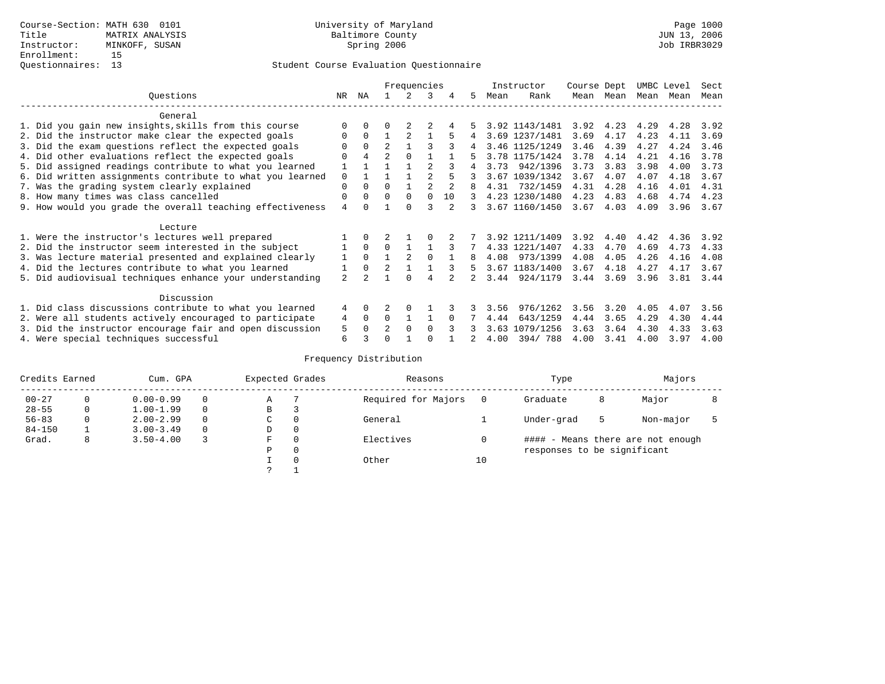Course-Section: MATH 630 0101
Title: MATRIX ANALYSIS
Instructor: MINKOFF, SUSAN
Enrollment: 15
Questionnaires: 13

University of Maryland
Baltimore County
Spring 2006

Page 1000
JUN 13, 2006
Job IRBR3029

## Student Course Evaluation Questionnaire

| Questions | NR | NA | 1 | 2 | 3 | 4 | 5 | Instructor Mean | Instructor Rank | Course Mean | Dept Mean | UMBC Mean | Level Mean | Sect Mean |
|---|---|---|---|---|---|---|---|---|---|---|---|---|---|---|
| **General** | | | | | | | | | | | | | | |
| 1. Did you gain new insights,skills from this course | 0 | 0 | 0 | 2 | 2 | 4 | 5 | 3.92 | 1143/1481 | 3.92 | 4.23 | 4.29 | 4.28 | 3.92 |
| 2. Did the instructor make clear the expected goals | 0 | 0 | 1 | 2 | 1 | 5 | 4 | 3.69 | 1237/1481 | 3.69 | 4.17 | 4.23 | 4.11 | 3.69 |
| 3. Did the exam questions reflect the expected goals | 0 | 0 | 2 | 1 | 3 | 3 | 4 | 3.46 | 1125/1249 | 3.46 | 4.39 | 4.27 | 4.24 | 3.46 |
| 4. Did other evaluations reflect the expected goals | 0 | 4 | 2 | 0 | 1 | 1 | 5 | 3.78 | 1175/1424 | 3.78 | 4.14 | 4.21 | 4.16 | 3.78 |
| 5. Did assigned readings contribute to what you learned | 1 | 1 | 1 | 1 | 2 | 3 | 4 | 3.73 | 942/1396 | 3.73 | 3.83 | 3.98 | 4.00 | 3.73 |
| 6. Did written assignments contribute to what you learned | 0 | 1 | 1 | 1 | 2 | 5 | 3 | 3.67 | 1039/1342 | 3.67 | 4.07 | 4.07 | 4.18 | 3.67 |
| 7. Was the grading system clearly explained | 0 | 0 | 0 | 1 | 2 | 2 | 8 | 4.31 | 732/1459 | 4.31 | 4.28 | 4.16 | 4.01 | 4.31 |
| 8. How many times was class cancelled | 0 | 0 | 0 | 0 | 0 | 10 | 3 | 4.23 | 1230/1480 | 4.23 | 4.83 | 4.68 | 4.74 | 4.23 |
| 9. How would you grade the overall teaching effectiveness | 4 | 0 | 1 | 0 | 3 | 2 | 3 | 3.67 | 1160/1450 | 3.67 | 4.03 | 4.09 | 3.96 | 3.67 |
| **Lecture** | | | | | | | | | | | | | | |
| 1. Were the instructor's lectures well prepared | 1 | 0 | 2 | 1 | 0 | 2 | 7 | 3.92 | 1211/1409 | 3.92 | 4.40 | 4.42 | 4.36 | 3.92 |
| 2. Did the instructor seem interested in the subject | 1 | 0 | 0 | 1 | 1 | 3 | 7 | 4.33 | 1221/1407 | 4.33 | 4.70 | 4.69 | 4.73 | 4.33 |
| 3. Was lecture material presented and explained clearly | 1 | 0 | 1 | 2 | 0 | 1 | 8 | 4.08 | 973/1399 | 4.08 | 4.05 | 4.26 | 4.16 | 4.08 |
| 4. Did the lectures contribute to what you learned | 1 | 0 | 2 | 1 | 1 | 3 | 5 | 3.67 | 1183/1400 | 3.67 | 4.18 | 4.27 | 4.17 | 3.67 |
| 5. Did audiovisual techniques enhance your understanding | 2 | 2 | 1 | 0 | 4 | 2 | 2 | 3.44 | 924/1179 | 3.44 | 3.69 | 3.96 | 3.81 | 3.44 |
| **Discussion** | | | | | | | | | | | | | | |
| 1. Did class discussions contribute to what you learned | 4 | 0 | 2 | 0 | 1 | 3 | 3 | 3.56 | 976/1262 | 3.56 | 3.20 | 4.05 | 4.07 | 3.56 |
| 2. Were all students actively encouraged to participate | 4 | 0 | 0 | 1 | 1 | 0 | 7 | 4.44 | 643/1259 | 4.44 | 3.65 | 4.29 | 4.30 | 4.44 |
| 3. Did the instructor encourage fair and open discussion | 5 | 0 | 2 | 0 | 0 | 3 | 3 | 3.63 | 1079/1256 | 3.63 | 3.64 | 4.30 | 4.33 | 3.63 |
| 4. Were special techniques successful | 6 | 3 | 0 | 1 | 0 | 1 | 2 | 4.00 | 394/ 788 | 4.00 | 3.41 | 4.00 | 3.97 | 4.00 |

### Frequency Distribution

| Credits Earned | | Cum. GPA | | Expected Grades | | Reasons | | Type | | Majors | |
|---|---|---|---|---|---|---|---|---|---|---|---|
| 00-27 | 0 | 0.00-0.99 | 0 | A | 7 | Required for Majors | 0 | Graduate | 8 | Major | 8 |
| 28-55 | 0 | 1.00-1.99 | 0 | B | 3 | | | | | | |
| 56-83 | 0 | 2.00-2.99 | 0 | C | 0 | General | 1 | Under-grad | 5 | Non-major | 5 |
| 84-150 | 1 | 3.00-3.49 | 0 | D | 0 | | | | | | |
| Grad. | 8 | 3.50-4.00 | 3 | F | 0 | Electives | 0 | #### - Means there are not enough responses to be significant | | | |
| | | | | P | 0 | | | | | | |
| | | | | I | 0 | Other | 10 | | | | |
| | | | | ? | 1 | | | | | | |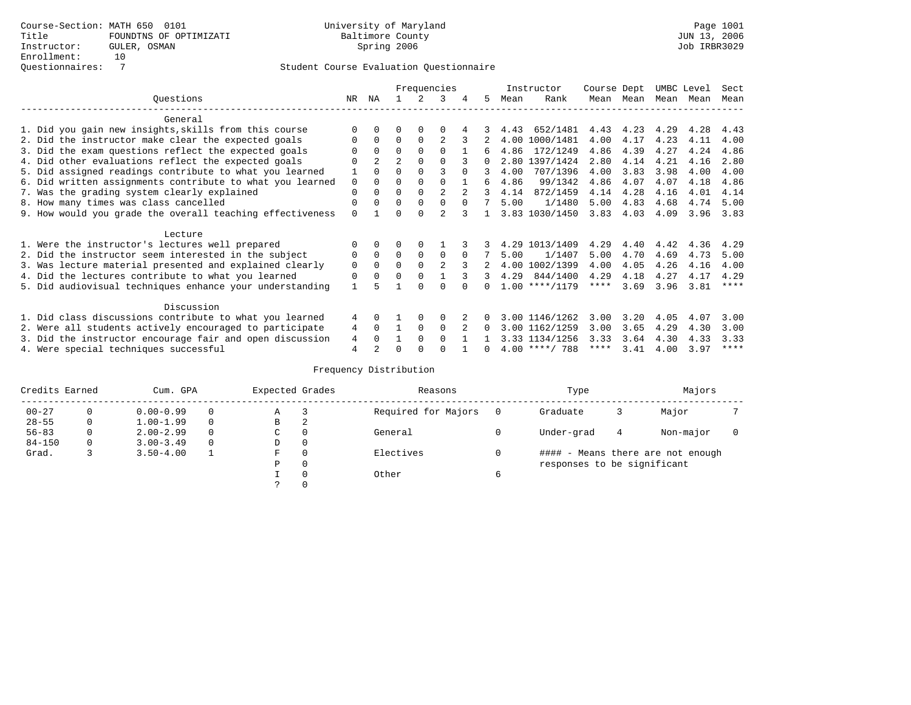Course-Section: MATH 650 0101
Title: FOUNDTNS OF OPTIMIZATI
Instructor: GULER, OSMAN
Enrollment: 10
Questionnaires: 7

University of Maryland
Baltimore County
Spring 2006

Page 1001
JUN 13, 2006
Job IRBR3029

## Student Course Evaluation Questionnaire

| Questions | NR | NA | 1 | 2 | 3 | 4 | 5 | Instructor Mean | Instructor Rank | Course Mean | Dept Mean | UMBC Mean | Level Mean | Sect Mean |
|---|---|---|---|---|---|---|---|---|---|---|---|---|---|---|
| **General** | | | | | | | | | | | | | | |
| 1. Did you gain new insights,skills from this course | 0 | 0 | 0 | 0 | 0 | 4 | 3 | 4.43 | 652/1481 | 4.43 | 4.23 | 4.29 | 4.28 | 4.43 |
| 2. Did the instructor make clear the expected goals | 0 | 0 | 0 | 0 | 2 | 3 | 2 | 4.00 | 1000/1481 | 4.00 | 4.17 | 4.23 | 4.11 | 4.00 |
| 3. Did the exam questions reflect the expected goals | 0 | 0 | 0 | 0 | 0 | 1 | 6 | 4.86 | 172/1249 | 4.86 | 4.39 | 4.27 | 4.24 | 4.86 |
| 4. Did other evaluations reflect the expected goals | 0 | 2 | 2 | 0 | 0 | 3 | 0 | 2.80 | 1397/1424 | 2.80 | 4.14 | 4.21 | 4.16 | 2.80 |
| 5. Did assigned readings contribute to what you learned | 1 | 0 | 0 | 0 | 3 | 0 | 3 | 4.00 | 707/1396 | 4.00 | 3.83 | 3.98 | 4.00 | 4.00 |
| 6. Did written assignments contribute to what you learned | 0 | 0 | 0 | 0 | 0 | 1 | 6 | 4.86 | 99/1342 | 4.86 | 4.07 | 4.07 | 4.18 | 4.86 |
| 7. Was the grading system clearly explained | 0 | 0 | 0 | 0 | 2 | 2 | 3 | 4.14 | 872/1459 | 4.14 | 4.28 | 4.16 | 4.01 | 4.14 |
| 8. How many times was class cancelled | 0 | 0 | 0 | 0 | 0 | 0 | 7 | 5.00 | 1/1480 | 5.00 | 4.83 | 4.68 | 4.74 | 5.00 |
| 9. How would you grade the overall teaching effectiveness | 0 | 1 | 0 | 0 | 2 | 3 | 1 | 3.83 | 1030/1450 | 3.83 | 4.03 | 4.09 | 3.96 | 3.83 |
| **Lecture** | | | | | | | | | | | | | | |
| 1. Were the instructor's lectures well prepared | 0 | 0 | 0 | 0 | 1 | 3 | 3 | 4.29 | 1013/1409 | 4.29 | 4.40 | 4.42 | 4.36 | 4.29 |
| 2. Did the instructor seem interested in the subject | 0 | 0 | 0 | 0 | 0 | 0 | 7 | 5.00 | 1/1407 | 5.00 | 4.70 | 4.69 | 4.73 | 5.00 |
| 3. Was lecture material presented and explained clearly | 0 | 0 | 0 | 0 | 2 | 3 | 2 | 4.00 | 1002/1399 | 4.00 | 4.05 | 4.26 | 4.16 | 4.00 |
| 4. Did the lectures contribute to what you learned | 0 | 0 | 0 | 0 | 1 | 3 | 3 | 4.29 | 844/1400 | 4.29 | 4.18 | 4.27 | 4.17 | 4.29 |
| 5. Did audiovisual techniques enhance your understanding | 1 | 5 | 1 | 0 | 0 | 0 | 0 | 1.00 | ****/1179 | **** | 3.69 | 3.96 | 3.81 | **** |
| **Discussion** | | | | | | | | | | | | | | |
| 1. Did class discussions contribute to what you learned | 4 | 0 | 1 | 0 | 0 | 2 | 0 | 3.00 | 1146/1262 | 3.00 | 3.20 | 4.05 | 4.07 | 3.00 |
| 2. Were all students actively encouraged to participate | 4 | 0 | 1 | 0 | 0 | 2 | 0 | 3.00 | 1162/1259 | 3.00 | 3.65 | 4.29 | 4.30 | 3.00 |
| 3. Did the instructor encourage fair and open discussion | 4 | 0 | 1 | 0 | 0 | 1 | 1 | 3.33 | 1134/1256 | 3.33 | 3.64 | 4.30 | 4.33 | 3.33 |
| 4. Were special techniques successful | 4 | 2 | 0 | 0 | 0 | 1 | 0 | 4.00 | ****/ 788 | **** | 3.41 | 4.00 | 3.97 | **** |

## Frequency Distribution

| Credits Earned | | Cum. GPA | | Expected Grades | | Reasons | | Type | | Majors | |
|---|---|---|---|---|---|---|---|---|---|---|---|
| 00-27 | 0 | 0.00-0.99 | 0 | A | 3 | Required for Majors | 0 | Graduate | 3 | Major | 7 |
| 28-55 | 0 | 1.00-1.99 | 0 | B | 2 | | | | | | |
| 56-83 | 0 | 2.00-2.99 | 0 | C | 0 | General | 0 | Under-grad | 4 | Non-major | 0 |
| 84-150 | 0 | 3.00-3.49 | 0 | D | 0 | | | | | | |
| Grad. | 3 | 3.50-4.00 | 1 | F | 0 | Electives | 0 | #### - Means there are not enough responses to be significant | | | |
| | | | | P | 0 | | | | | | |
| | | | | I | 0 | Other | 6 | | | | |
| | | | | ? | 0 | | | | | | |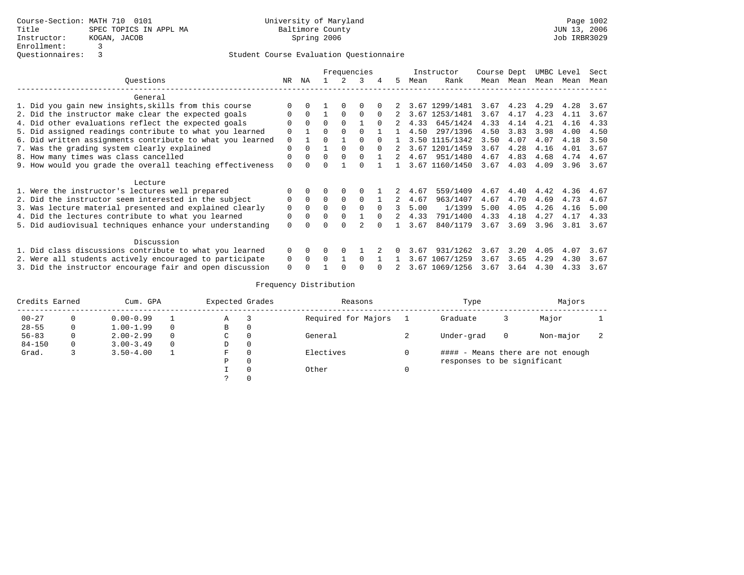Course-Section: MATH 710 0101
Title: SPEC TOPICS IN APPL MA
Instructor: KOGAN, JACOB
Enrollment: 3
Questionnaires: 3

University of Maryland
Baltimore County
Spring 2006

Page 1002
JUN 13, 2006
Job IRBR3029

## Student Course Evaluation Questionnaire

| Questions | NR | NA | 1 | 2 | 3 | 4 | 5 | Instructor Mean | Instructor Rank | Course Mean | Dept Mean | UMBC Mean | Level Mean | Sect Mean |
|---|---|---|---|---|---|---|---|---|---|---|---|---|---|---|
| **General** | | | | | | | | | | | | | | |
| 1. Did you gain new insights,skills from this course | 0 | 0 | 1 | 0 | 0 | 0 | 2 | 3.67 | 1299/1481 | 3.67 | 4.23 | 4.29 | 4.28 | 3.67 |
| 2. Did the instructor make clear the expected goals | 0 | 0 | 1 | 0 | 0 | 0 | 2 | 3.67 | 1253/1481 | 3.67 | 4.17 | 4.23 | 4.11 | 3.67 |
| 4. Did other evaluations reflect the expected goals | 0 | 0 | 0 | 0 | 1 | 0 | 2 | 4.33 | 645/1424 | 4.33 | 4.14 | 4.21 | 4.16 | 4.33 |
| 5. Did assigned readings contribute to what you learned | 0 | 1 | 0 | 0 | 0 | 1 | 1 | 4.50 | 297/1396 | 4.50 | 3.83 | 3.98 | 4.00 | 4.50 |
| 6. Did written assignments contribute to what you learned | 0 | 1 | 0 | 1 | 0 | 0 | 1 | 3.50 | 1115/1342 | 3.50 | 4.07 | 4.07 | 4.18 | 3.50 |
| 7. Was the grading system clearly explained | 0 | 0 | 1 | 0 | 0 | 0 | 2 | 3.67 | 1201/1459 | 3.67 | 4.28 | 4.16 | 4.01 | 3.67 |
| 8. How many times was class cancelled | 0 | 0 | 0 | 0 | 0 | 1 | 2 | 4.67 | 951/1480 | 4.67 | 4.83 | 4.68 | 4.74 | 4.67 |
| 9. How would you grade the overall teaching effectiveness | 0 | 0 | 0 | 1 | 0 | 1 | 1 | 3.67 | 1160/1450 | 3.67 | 4.03 | 4.09 | 3.96 | 3.67 |
| **Lecture** | | | | | | | | | | | | | | |
| 1. Were the instructor's lectures well prepared | 0 | 0 | 0 | 0 | 0 | 1 | 2 | 4.67 | 559/1409 | 4.67 | 4.40 | 4.42 | 4.36 | 4.67 |
| 2. Did the instructor seem interested in the subject | 0 | 0 | 0 | 0 | 0 | 1 | 2 | 4.67 | 963/1407 | 4.67 | 4.70 | 4.69 | 4.73 | 4.67 |
| 3. Was lecture material presented and explained clearly | 0 | 0 | 0 | 0 | 0 | 0 | 3 | 5.00 | 1/1399 | 5.00 | 4.05 | 4.26 | 4.16 | 5.00 |
| 4. Did the lectures contribute to what you learned | 0 | 0 | 0 | 0 | 1 | 0 | 2 | 4.33 | 791/1400 | 4.33 | 4.18 | 4.27 | 4.17 | 4.33 |
| 5. Did audiovisual techniques enhance your understanding | 0 | 0 | 0 | 0 | 2 | 0 | 1 | 3.67 | 840/1179 | 3.67 | 3.69 | 3.96 | 3.81 | 3.67 |
| **Discussion** | | | | | | | | | | | | | | |
| 1. Did class discussions contribute to what you learned | 0 | 0 | 0 | 0 | 1 | 2 | 0 | 3.67 | 931/1262 | 3.67 | 3.20 | 4.05 | 4.07 | 3.67 |
| 2. Were all students actively encouraged to participate | 0 | 0 | 0 | 1 | 0 | 1 | 1 | 3.67 | 1067/1259 | 3.67 | 3.65 | 4.29 | 4.30 | 3.67 |
| 3. Did the instructor encourage fair and open discussion | 0 | 0 | 1 | 0 | 0 | 0 | 2 | 3.67 | 1069/1256 | 3.67 | 3.64 | 4.30 | 4.33 | 3.67 |

## Frequency Distribution

| Credits Earned | | Cum. GPA | | Expected Grades | | Reasons | | Type | | Majors | |
|---|---|---|---|---|---|---|---|---|---|---|---|
| 00-27 | 0 | 0.00-0.99 | 1 | A | 3 | Required for Majors | 1 | Graduate | 3 | Major | 1 |
| 28-55 | 0 | 1.00-1.99 | 0 | B | 0 | | | | | | |
| 56-83 | 0 | 2.00-2.99 | 0 | C | 0 | General | 2 | Under-grad | 0 | Non-major | 2 |
| 84-150 | 0 | 3.00-3.49 | 0 | D | 0 | | | | | | |
| Grad. | 3 | 3.50-4.00 | 1 | F | 0 | Electives | 0 | | | | |
| | | | | P | 0 | | | | | | |
| | | | | I | 0 | Other | 0 | | | | |
| | | | | ? | 0 | | | | | | |

#### - Means there are not enough responses to be significant